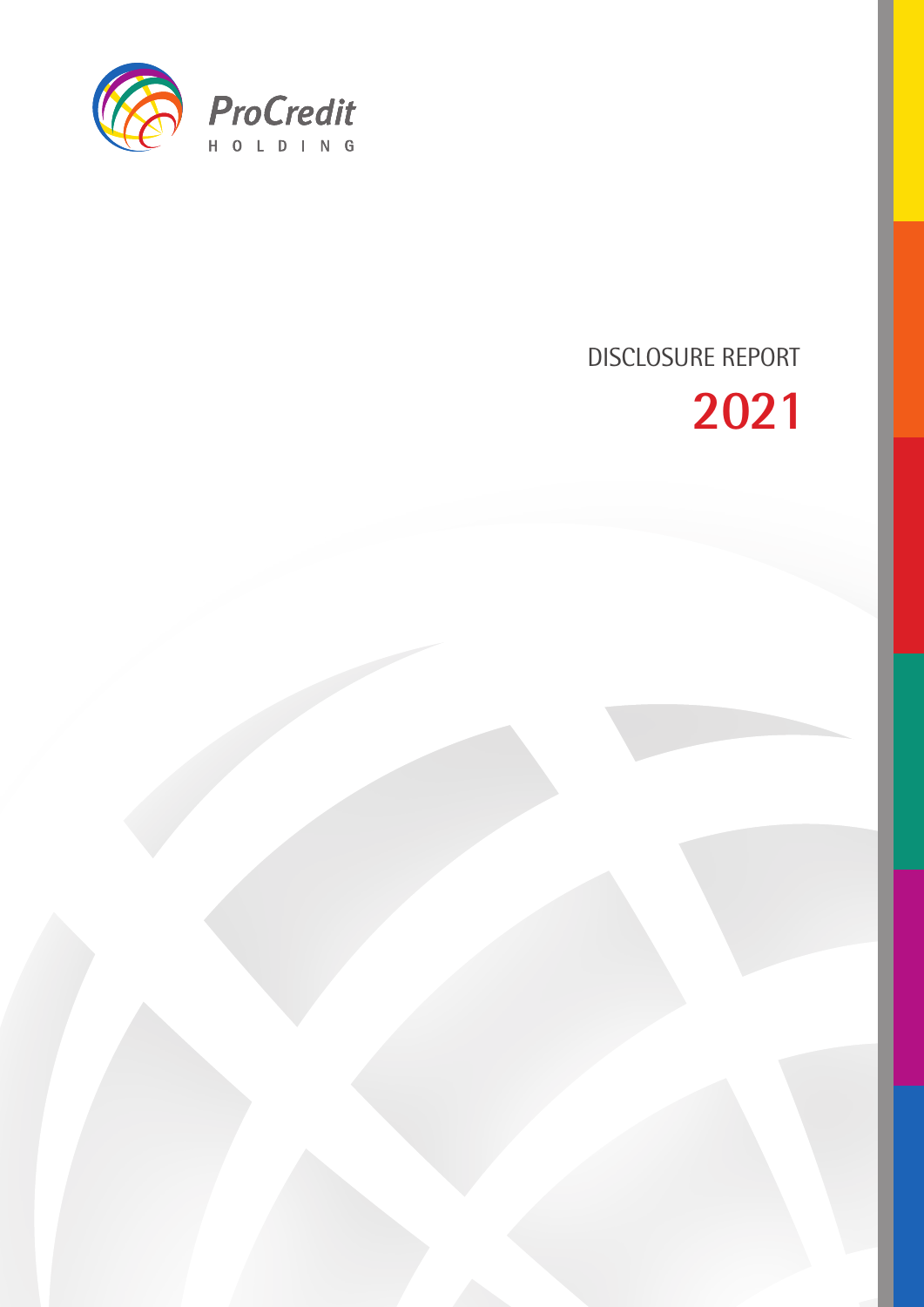ProCredit

HOLDING

# DISCLOSURE REPORT

# 2021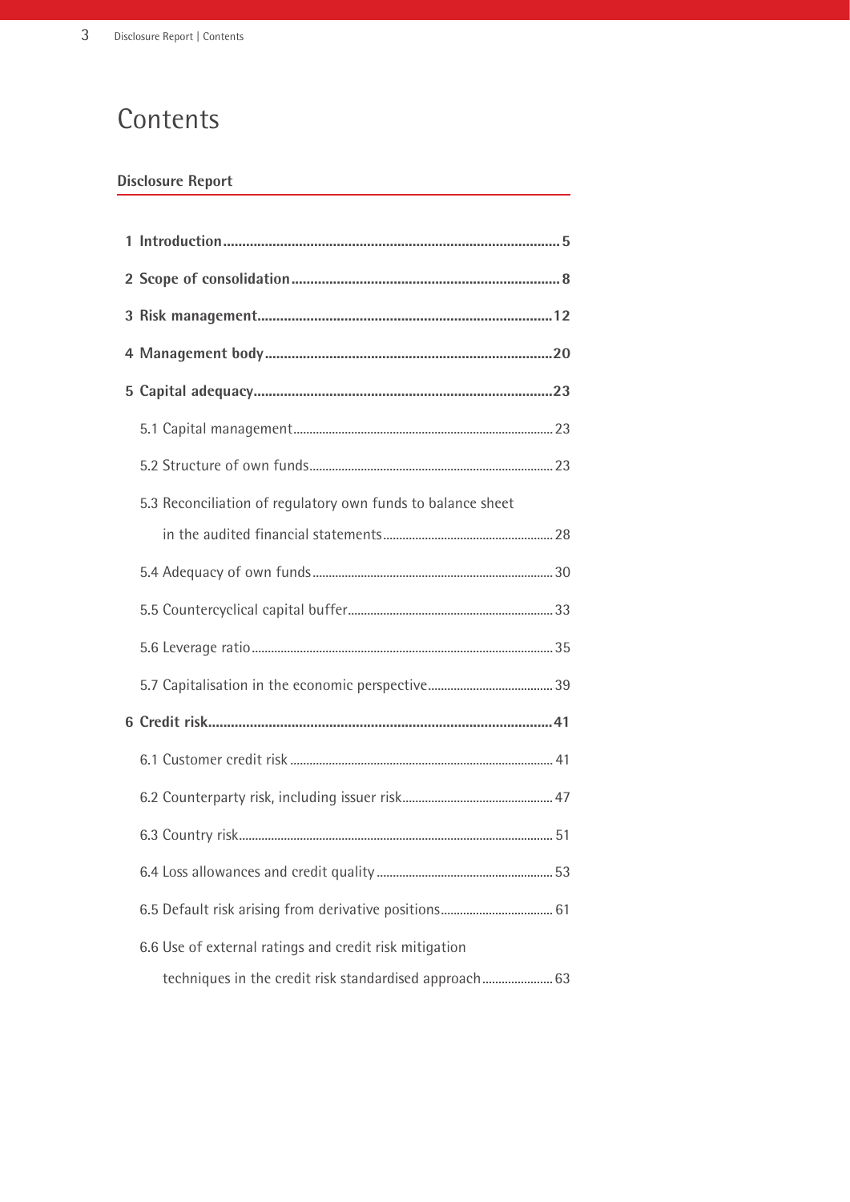# Contents

## Disclosure Report

**1 Introduction** ........ **5**

**2 Scope of consolidation** ........ **8**

**3 Risk management** ........ **12**

**4 Management body** ........ **20**

**5 Capital adequacy** ........ **23**

- 5.1 Capital management ........ 23
- 5.2 Structure of own funds ........ 23
- 5.3 Reconciliation of regulatory own funds to balance sheet in the audited financial statements ........ 28
- 5.4 Adequacy of own funds ........ 30
- 5.5 Countercyclical capital buffer ........ 33
- 5.6 Leverage ratio ........ 35
- 5.7 Capitalisation in the economic perspective ........ 39

**6 Credit risk** ........ **41**

- 6.1 Customer credit risk ........ 41
- 6.2 Counterparty risk, including issuer risk ........ 47
- 6.3 Country risk ........ 51
- 6.4 Loss allowances and credit quality ........ 53
- 6.5 Default risk arising from derivative positions ........ 61
- 6.6 Use of external ratings and credit risk mitigation techniques in the credit risk standardised approach ........ 63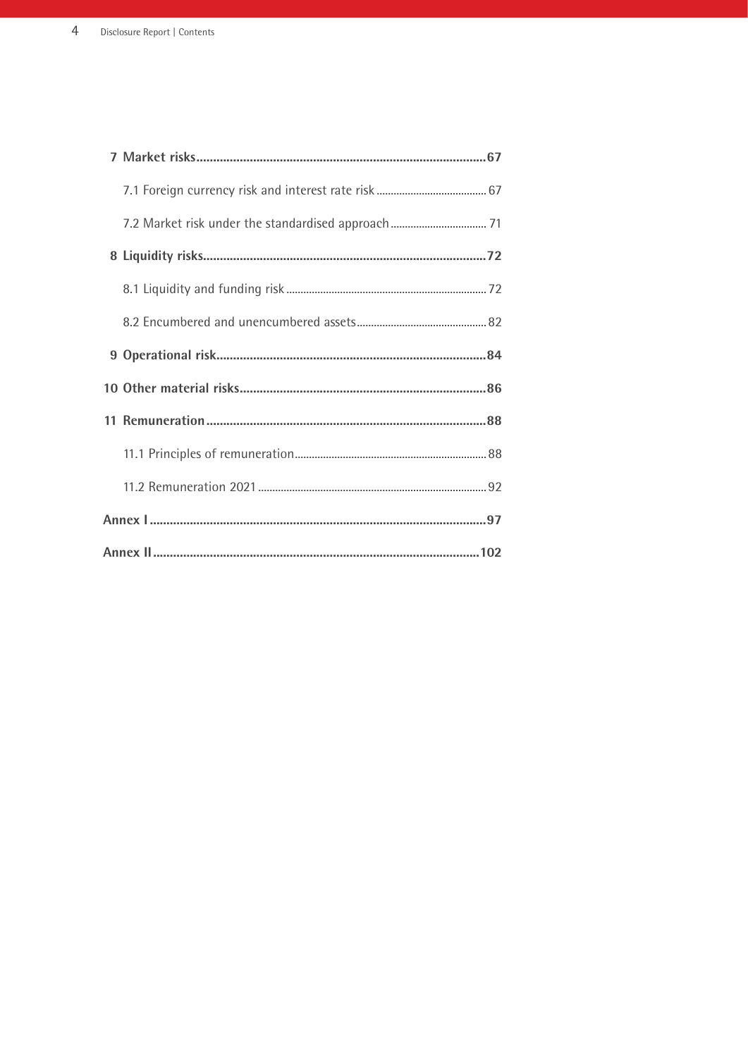**7 Market risks** 67

7.1 Foreign currency risk and interest rate risk 67

7.2 Market risk under the standardised approach 71

**8 Liquidity risks** 72

8.1 Liquidity and funding risk 72

8.2 Encumbered and unencumbered assets 82

**9 Operational risk** 84

**10 Other material risks** 86

**11 Remuneration** 88

11.1 Principles of remuneration 88

11.2 Remuneration 2021 92

**Annex I** 97

**Annex II** 102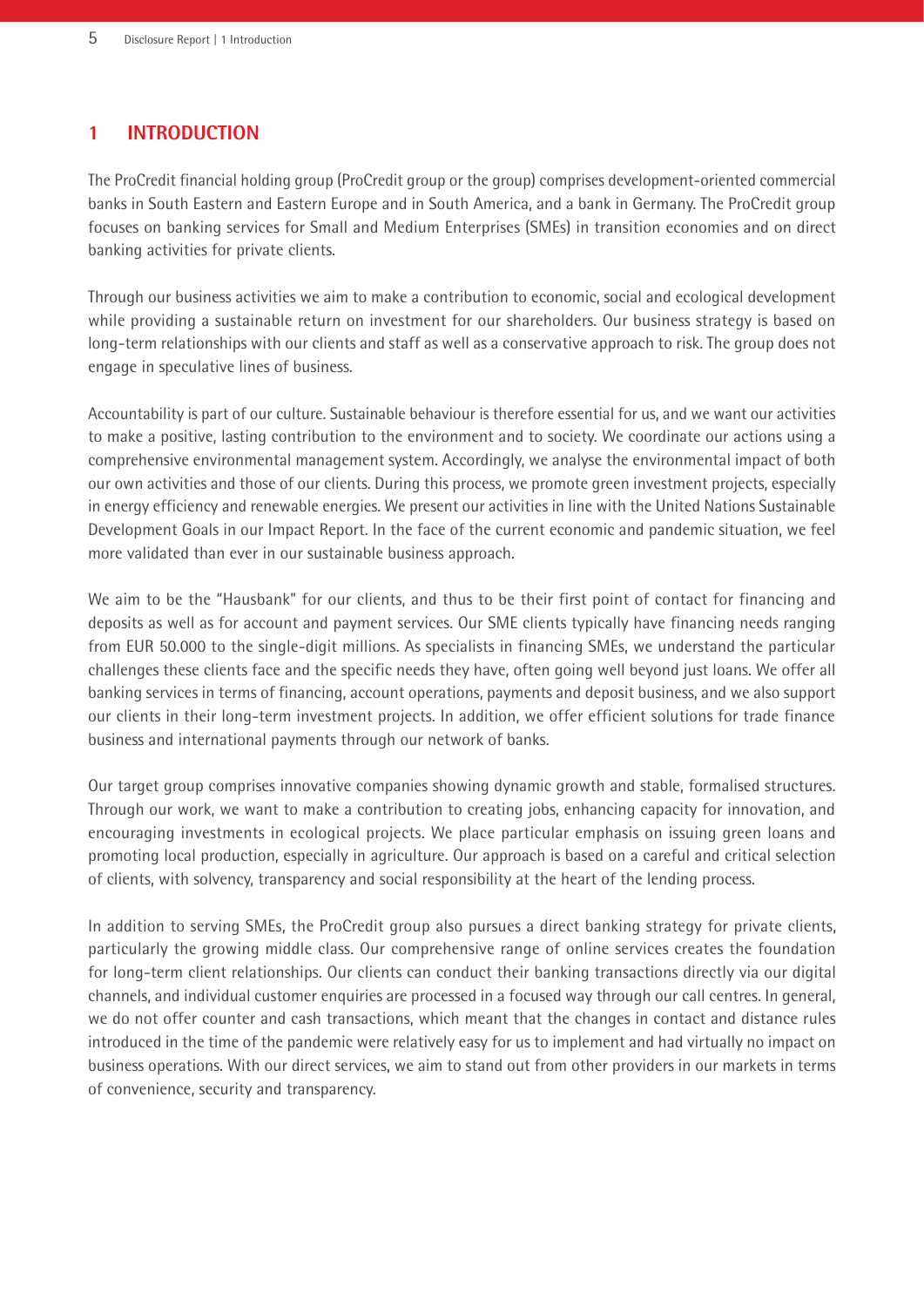# 1 INTRODUCTION

The ProCredit financial holding group (ProCredit group or the group) comprises development-oriented commercial banks in South Eastern and Eastern Europe and in South America, and a bank in Germany. The ProCredit group focuses on banking services for Small and Medium Enterprises (SMEs) in transition economies and on direct banking activities for private clients.

Through our business activities we aim to make a contribution to economic, social and ecological development while providing a sustainable return on investment for our shareholders. Our business strategy is based on long-term relationships with our clients and staff as well as a conservative approach to risk. The group does not engage in speculative lines of business.

Accountability is part of our culture. Sustainable behaviour is therefore essential for us, and we want our activities to make a positive, lasting contribution to the environment and to society. We coordinate our actions using a comprehensive environmental management system. Accordingly, we analyse the environmental impact of both our own activities and those of our clients. During this process, we promote green investment projects, especially in energy efficiency and renewable energies. We present our activities in line with the United Nations Sustainable Development Goals in our Impact Report. In the face of the current economic and pandemic situation, we feel more validated than ever in our sustainable business approach.

We aim to be the "Hausbank" for our clients, and thus to be their first point of contact for financing and deposits as well as for account and payment services. Our SME clients typically have financing needs ranging from EUR 50.000 to the single-digit millions. As specialists in financing SMEs, we understand the particular challenges these clients face and the specific needs they have, often going well beyond just loans. We offer all banking services in terms of financing, account operations, payments and deposit business, and we also support our clients in their long-term investment projects. In addition, we offer efficient solutions for trade finance business and international payments through our network of banks.

Our target group comprises innovative companies showing dynamic growth and stable, formalised structures. Through our work, we want to make a contribution to creating jobs, enhancing capacity for innovation, and encouraging investments in ecological projects. We place particular emphasis on issuing green loans and promoting local production, especially in agriculture. Our approach is based on a careful and critical selection of clients, with solvency, transparency and social responsibility at the heart of the lending process.

In addition to serving SMEs, the ProCredit group also pursues a direct banking strategy for private clients, particularly the growing middle class. Our comprehensive range of online services creates the foundation for long-term client relationships. Our clients can conduct their banking transactions directly via our digital channels, and individual customer enquiries are processed in a focused way through our call centres. In general, we do not offer counter and cash transactions, which meant that the changes in contact and distance rules introduced in the time of the pandemic were relatively easy for us to implement and had virtually no impact on business operations. With our direct services, we aim to stand out from other providers in our markets in terms of convenience, security and transparency.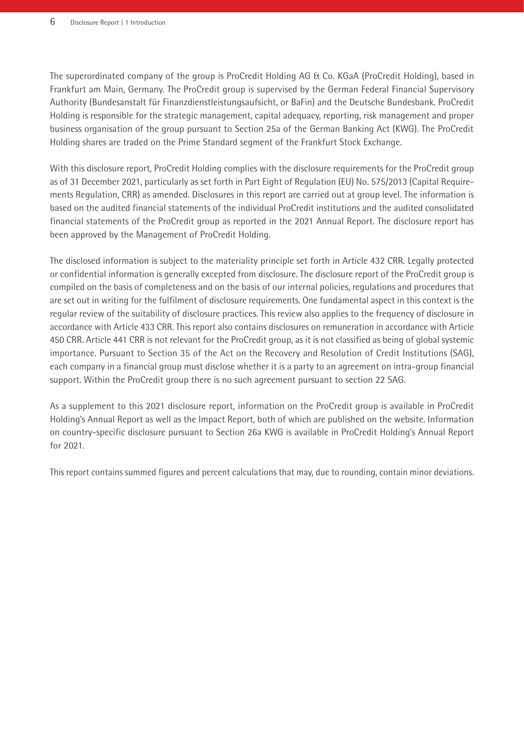The superordinated company of the group is ProCredit Holding AG & Co. KGaA (ProCredit Holding), based in Frankfurt am Main, Germany. The ProCredit group is supervised by the German Federal Financial Supervisory Authority (Bundesanstalt für Finanzdienstleistungsaufsicht, or BaFin) and the Deutsche Bundesbank. ProCredit Holding is responsible for the strategic management, capital adequacy, reporting, risk management and proper business organisation of the group pursuant to Section 25a of the German Banking Act (KWG). The ProCredit Holding shares are traded on the Prime Standard segment of the Frankfurt Stock Exchange.

With this disclosure report, ProCredit Holding complies with the disclosure requirements for the ProCredit group as of 31 December 2021, particularly as set forth in Part Eight of Regulation (EU) No. 575/2013 (Capital Requirements Regulation, CRR) as amended. Disclosures in this report are carried out at group level. The information is based on the audited financial statements of the individual ProCredit institutions and the audited consolidated financial statements of the ProCredit group as reported in the 2021 Annual Report. The disclosure report has been approved by the Management of ProCredit Holding.

The disclosed information is subject to the materiality principle set forth in Article 432 CRR. Legally protected or confidential information is generally excepted from disclosure. The disclosure report of the ProCredit group is compiled on the basis of completeness and on the basis of our internal policies, regulations and procedures that are set out in writing for the fulfilment of disclosure requirements. One fundamental aspect in this context is the regular review of the suitability of disclosure practices. This review also applies to the frequency of disclosure in accordance with Article 433 CRR. This report also contains disclosures on remuneration in accordance with Article 450 CRR. Article 441 CRR is not relevant for the ProCredit group, as it is not classified as being of global systemic importance. Pursuant to Section 35 of the Act on the Recovery and Resolution of Credit Institutions (SAG), each company in a financial group must disclose whether it is a party to an agreement on intra-group financial support. Within the ProCredit group there is no such agreement pursuant to section 22 SAG.

As a supplement to this 2021 disclosure report, information on the ProCredit group is available in ProCredit Holding's Annual Report as well as the Impact Report, both of which are published on the website. Information on country-specific disclosure pursuant to Section 26a KWG is available in ProCredit Holding's Annual Report for 2021.

This report contains summed figures and percent calculations that may, due to rounding, contain minor deviations.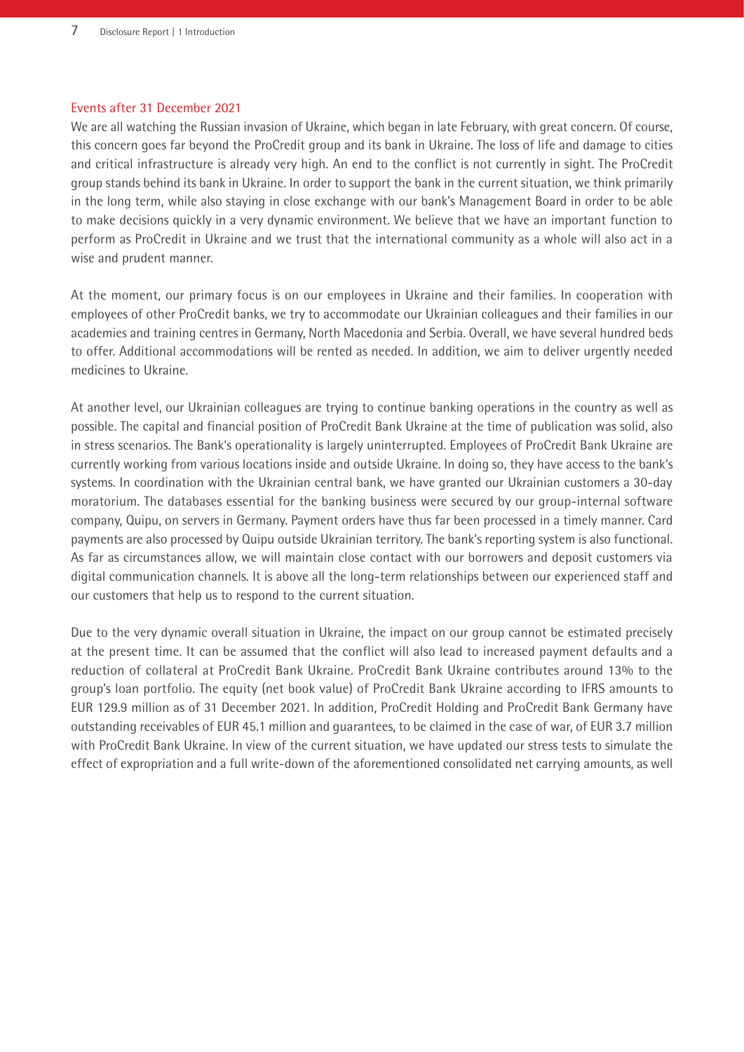## Events after 31 December 2021

We are all watching the Russian invasion of Ukraine, which began in late February, with great concern. Of course, this concern goes far beyond the ProCredit group and its bank in Ukraine. The loss of life and damage to cities and critical infrastructure is already very high. An end to the conflict is not currently in sight. The ProCredit group stands behind its bank in Ukraine. In order to support the bank in the current situation, we think primarily in the long term, while also staying in close exchange with our bank's Management Board in order to be able to make decisions quickly in a very dynamic environment. We believe that we have an important function to perform as ProCredit in Ukraine and we trust that the international community as a whole will also act in a wise and prudent manner.

At the moment, our primary focus is on our employees in Ukraine and their families. In cooperation with employees of other ProCredit banks, we try to accommodate our Ukrainian colleagues and their families in our academies and training centres in Germany, North Macedonia and Serbia. Overall, we have several hundred beds to offer. Additional accommodations will be rented as needed. In addition, we aim to deliver urgently needed medicines to Ukraine.

At another level, our Ukrainian colleagues are trying to continue banking operations in the country as well as possible. The capital and financial position of ProCredit Bank Ukraine at the time of publication was solid, also in stress scenarios. The Bank's operationality is largely uninterrupted. Employees of ProCredit Bank Ukraine are currently working from various locations inside and outside Ukraine. In doing so, they have access to the bank's systems. In coordination with the Ukrainian central bank, we have granted our Ukrainian customers a 30-day moratorium. The databases essential for the banking business were secured by our group-internal software company, Quipu, on servers in Germany. Payment orders have thus far been processed in a timely manner. Card payments are also processed by Quipu outside Ukrainian territory. The bank's reporting system is also functional. As far as circumstances allow, we will maintain close contact with our borrowers and deposit customers via digital communication channels. It is above all the long-term relationships between our experienced staff and our customers that help us to respond to the current situation.

Due to the very dynamic overall situation in Ukraine, the impact on our group cannot be estimated precisely at the present time. It can be assumed that the conflict will also lead to increased payment defaults and a reduction of collateral at ProCredit Bank Ukraine. ProCredit Bank Ukraine contributes around 13% to the group's loan portfolio. The equity (net book value) of ProCredit Bank Ukraine according to IFRS amounts to EUR 129.9 million as of 31 December 2021. In addition, ProCredit Holding and ProCredit Bank Germany have outstanding receivables of EUR 45.1 million and guarantees, to be claimed in the case of war, of EUR 3.7 million with ProCredit Bank Ukraine. In view of the current situation, we have updated our stress tests to simulate the effect of expropriation and a full write-down of the aforementioned consolidated net carrying amounts, as well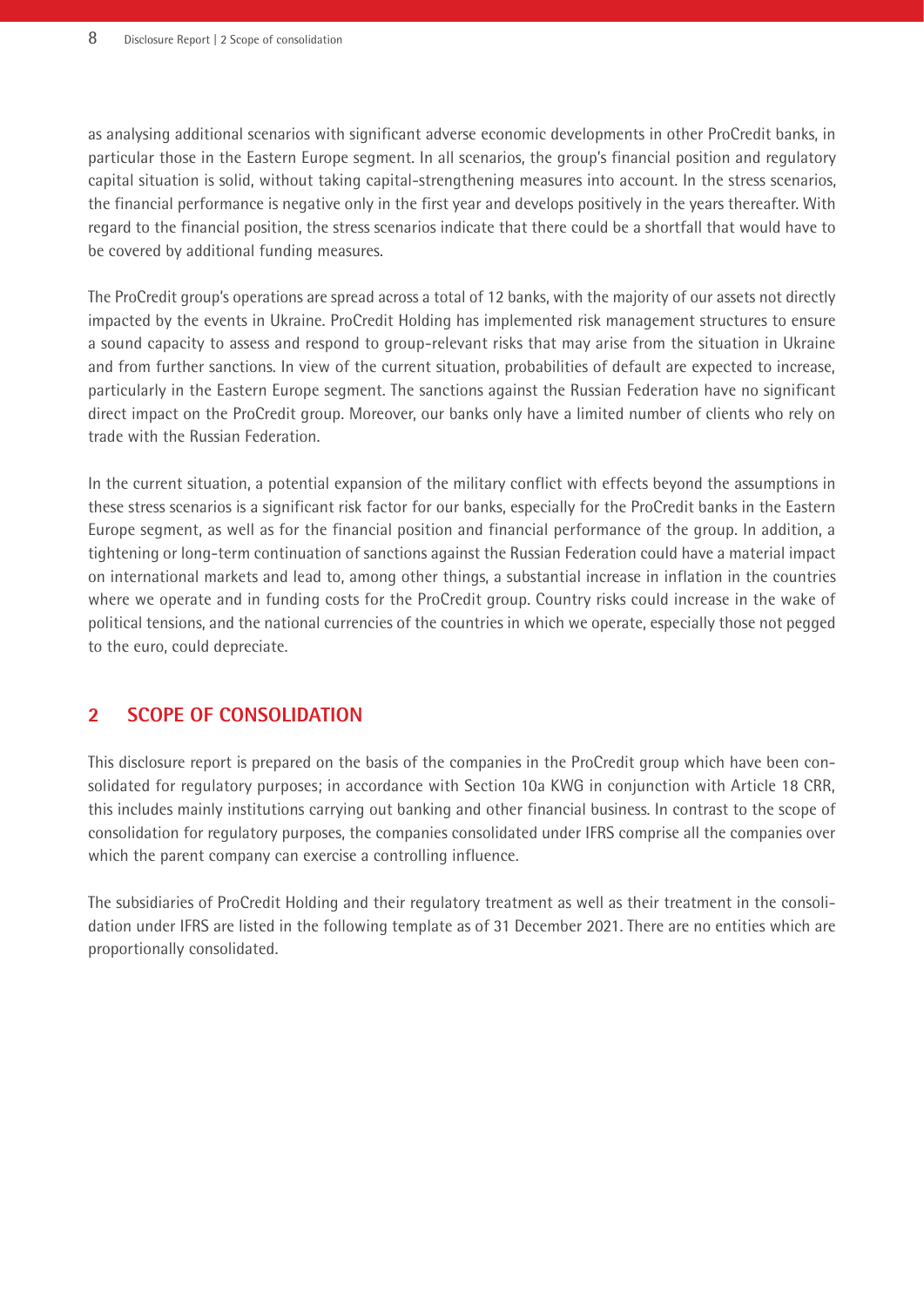as analysing additional scenarios with significant adverse economic developments in other ProCredit banks, in particular those in the Eastern Europe segment. In all scenarios, the group's financial position and regulatory capital situation is solid, without taking capital-strengthening measures into account. In the stress scenarios, the financial performance is negative only in the first year and develops positively in the years thereafter. With regard to the financial position, the stress scenarios indicate that there could be a shortfall that would have to be covered by additional funding measures.

The ProCredit group's operations are spread across a total of 12 banks, with the majority of our assets not directly impacted by the events in Ukraine. ProCredit Holding has implemented risk management structures to ensure a sound capacity to assess and respond to group-relevant risks that may arise from the situation in Ukraine and from further sanctions. In view of the current situation, probabilities of default are expected to increase, particularly in the Eastern Europe segment. The sanctions against the Russian Federation have no significant direct impact on the ProCredit group. Moreover, our banks only have a limited number of clients who rely on trade with the Russian Federation.

In the current situation, a potential expansion of the military conflict with effects beyond the assumptions in these stress scenarios is a significant risk factor for our banks, especially for the ProCredit banks in the Eastern Europe segment, as well as for the financial position and financial performance of the group. In addition, a tightening or long-term continuation of sanctions against the Russian Federation could have a material impact on international markets and lead to, among other things, a substantial increase in inflation in the countries where we operate and in funding costs for the ProCredit group. Country risks could increase in the wake of political tensions, and the national currencies of the countries in which we operate, especially those not pegged to the euro, could depreciate.

## 2 SCOPE OF CONSOLIDATION

This disclosure report is prepared on the basis of the companies in the ProCredit group which have been consolidated for regulatory purposes; in accordance with Section 10a KWG in conjunction with Article 18 CRR, this includes mainly institutions carrying out banking and other financial business. In contrast to the scope of consolidation for regulatory purposes, the companies consolidated under IFRS comprise all the companies over which the parent company can exercise a controlling influence.

The subsidiaries of ProCredit Holding and their regulatory treatment as well as their treatment in the consolidation under IFRS are listed in the following template as of 31 December 2021. There are no entities which are proportionally consolidated.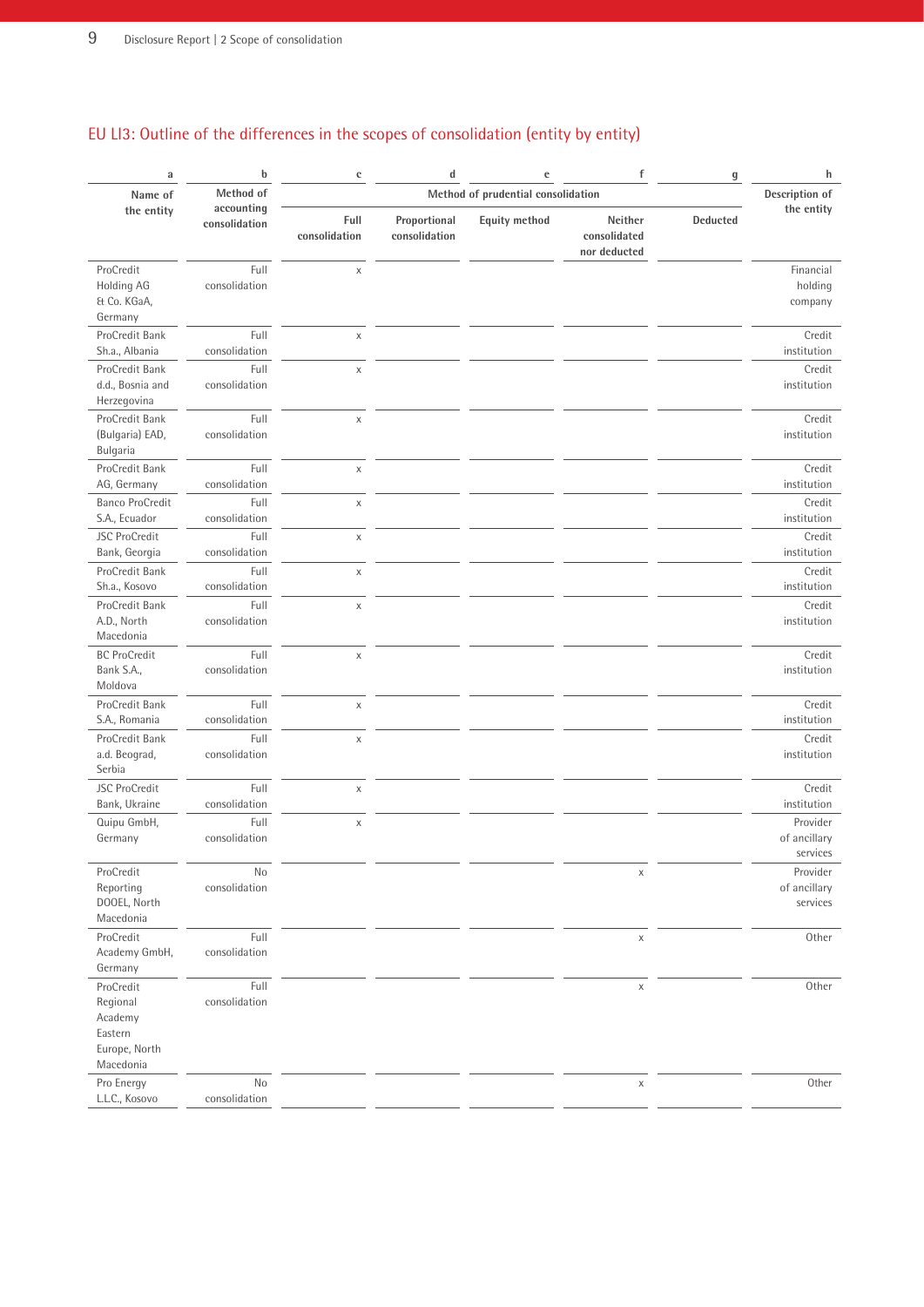## EU LI3: Outline of the differences in the scopes of consolidation (entity by entity)

| a | b | c | d | e | f | g | h |
|---|---|---|---|---|---|---|---|
| Name of the entity | Method of accounting consolidation | Method of prudential consolidation | | | | | Description of the entity |
| | | Full consolidation | Proportional consolidation | Equity method | Neither consolidated nor deducted | Deducted | |
| ProCredit Holding AG & Co. KGaA, Germany | Full consolidation | x | | | | | Financial holding company |
| ProCredit Bank Sh.a., Albania | Full consolidation | x | | | | | Credit institution |
| ProCredit Bank d.d., Bosnia and Herzegovina | Full consolidation | x | | | | | Credit institution |
| ProCredit Bank (Bulgaria) EAD, Bulgaria | Full consolidation | x | | | | | Credit institution |
| ProCredit Bank AG, Germany | Full consolidation | x | | | | | Credit institution |
| Banco ProCredit S.A., Ecuador | Full consolidation | x | | | | | Credit institution |
| JSC ProCredit Bank, Georgia | Full consolidation | x | | | | | Credit institution |
| ProCredit Bank Sh.a., Kosovo | Full consolidation | x | | | | | Credit institution |
| ProCredit Bank A.D., North Macedonia | Full consolidation | x | | | | | Credit institution |
| BC ProCredit Bank S.A., Moldova | Full consolidation | x | | | | | Credit institution |
| ProCredit Bank S.A., Romania | Full consolidation | x | | | | | Credit institution |
| ProCredit Bank a.d. Beograd, Serbia | Full consolidation | x | | | | | Credit institution |
| JSC ProCredit Bank, Ukraine | Full consolidation | x | | | | | Credit institution |
| Quipu GmbH, Germany | Full consolidation | x | | | | | Provider of ancillary services |
| ProCredit Reporting DOOEL, North Macedonia | No consolidation | | | | x | | Provider of ancillary services |
| ProCredit Academy GmbH, Germany | Full consolidation | | | | x | | Other |
| ProCredit Regional Academy Eastern Europe, North Macedonia | Full consolidation | | | | x | | Other |
| Pro Energy L.L.C., Kosovo | No consolidation | | | | x | | Other |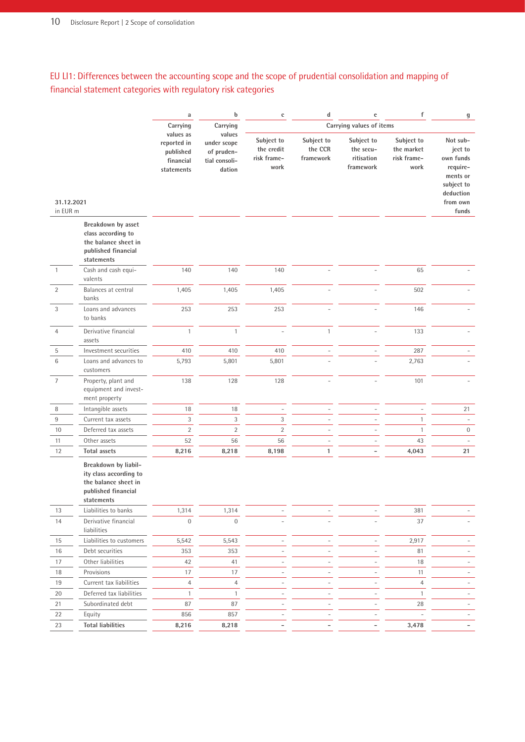## EU LI1: Differences between the accounting scope and the scope of prudential consolidation and mapping of financial statement categories with regulatory risk categories

| 31.12.2021<br>in EUR m | | a | b | c | d | e | f | g |
|---|---|---|---|---|---|---|---|---|
| | | Carrying values as reported in published financial statements | Carrying values under scope of prudential consolidation | Carrying values of items | | | | |
| | | | | Subject to the credit risk framework | Subject to the CCR framework | Subject to the securitisation framework | Subject to the market risk framework | Not subject to own funds requirements or subject to deduction from own funds |
| | **Breakdown by asset class according to the balance sheet in published financial statements** | | | | | | | |
| 1 | Cash and cash equivalents | 140 | 140 | 140 | – | – | 65 | – |
| 2 | Balances at central banks | 1,405 | 1,405 | 1,405 | – | – | 502 | – |
| 3 | Loans and advances to banks | 253 | 253 | 253 | – | – | 146 | – |
| 4 | Derivative financial assets | 1 | 1 | – | 1 | – | 133 | – |
| 5 | Investment securities | 410 | 410 | 410 | – | – | 287 | – |
| 6 | Loans and advances to customers | 5,793 | 5,801 | 5,801 | – | – | 2,763 | – |
| 7 | Property, plant and equipment and investment property | 138 | 128 | 128 | – | – | 101 | – |
| 8 | Intangible assets | 18 | 18 | – | – | – | – | 21 |
| 9 | Current tax assets | 3 | 3 | 3 | – | – | 1 | – |
| 10 | Deferred tax assets | 2 | 2 | 2 | – | – | 1 | 0 |
| 11 | Other assets | 52 | 56 | 56 | – | – | 43 | – |
| 12 | **Total assets** | **8,216** | **8,218** | **8,198** | **1** | **–** | **4,043** | **21** |
| | **Breakdown by liability class according to the balance sheet in published financial statements** | | | | | | | |
| 13 | Liabilities to banks | 1,314 | 1,314 | – | – | – | 381 | – |
| 14 | Derivative financial liabilities | 0 | 0 | – | – | – | 37 | – |
| 15 | Liabilities to customers | 5,542 | 5,543 | – | – | – | 2,917 | – |
| 16 | Debt securities | 353 | 353 | – | – | – | 81 | – |
| 17 | Other liabilities | 42 | 41 | – | – | – | 18 | – |
| 18 | Provisions | 17 | 17 | – | – | – | 11 | – |
| 19 | Current tax liabilities | 4 | 4 | – | – | – | 4 | – |
| 20 | Deferred tax liabilities | 1 | 1 | – | – | – | 1 | – |
| 21 | Subordinated debt | 87 | 87 | – | – | – | 28 | – |
| 22 | Equity | 856 | 857 | – | – | – | – | – |
| 23 | **Total liabilities** | **8,216** | **8,218** | **–** | **–** | **–** | **3,478** | **–** |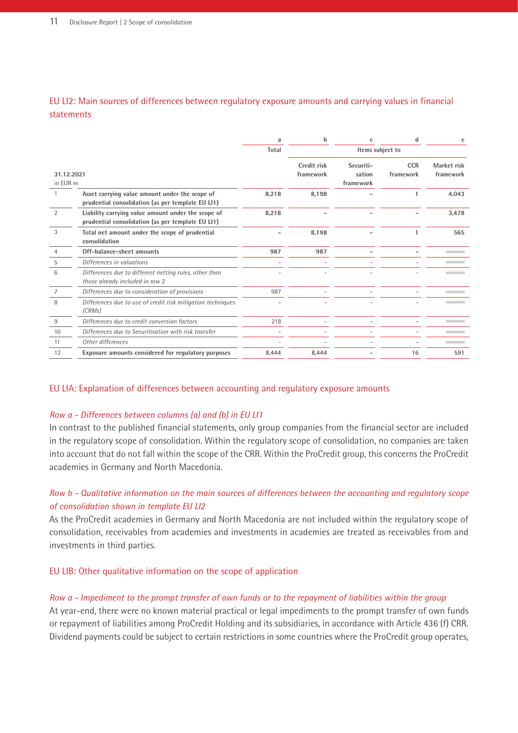## EU LI2: Main sources of differences between regulatory exposure amounts and carrying values in financial statements

| | | a | b | c | d | e |
|---|---|---|---|---|---|---|
| | | Total | Items subject to | | | |
| 31.12.2021<br>in EUR m | | | Credit risk framework | Securitisation framework | CCR framework | Market risk framework |
| 1 | **Asset carrying value amount under the scope of prudential consolidation (as per template EU LI1)** | **8,218** | **8,198** | **-** | **1** | **4,043** |
| 2 | **Liability carrying value amount under the scope of prudential consolidation (as per template EU LI1)** | **8,218** | **-** | **-** | **-** | **3,478** |
| 3 | **Total net amount under the scope of prudential consolidation** | **-** | **8,198** | **-** | **1** | **565** |
| 4 | **Off-balance-sheet amounts** | **987** | **987** | **-** | **-** | |
| 5 | *Differences in valuations* | - | - | - | - | |
| 6 | *Differences due to different netting rules, other than those already included in row 2* | - | - | - | - | |
| 7 | *Differences due to consideration of provisions* | 987 | - | - | - | |
| 8 | *Differences due to use of credit risk mitigation techniques (CRMs)* | - | - | - | - | |
| 9 | *Differences due to credit conversion factors* | 218 | - | - | - | |
| 10 | *Differences due to Securitisation with risk transfer* | - | - | - | - | |
| 11 | *Other differences* | - | - | - | - | |
| 12 | **Exposure amounts considered for regulatory purposes** | 8,444 | 8,444 | - | 16 | 591 |

## EU LIA: Explanation of differences between accounting and regulatory exposure amounts

### *Row a - Differences between columns (a) and (b) in EU LI1*

In contrast to the published financial statements, only group companies from the financial sector are included in the regulatory scope of consolidation. Within the regulatory scope of consolidation, no companies are taken into account that do not fall within the scope of the CRR. Within the ProCredit group, this concerns the ProCredit academies in Germany and North Macedonia.

### *Row b - Qualitative information on the main sources of differences between the accounting and regulatory scope of consolidation shown in template EU LI2*

As the ProCredit academies in Germany and North Macedonia are not included within the regulatory scope of consolidation, receivables from academies and investments in academies are treated as receivables from and investments in third parties.

## EU LIB: Other qualitative information on the scope of application

### *Row a - Impediment to the prompt transfer of own funds or to the repayment of liabilities within the group*

At year-end, there were no known material practical or legal impediments to the prompt transfer of own funds or repayment of liabilities among ProCredit Holding and its subsidiaries, in accordance with Article 436 (f) CRR. Dividend payments could be subject to certain restrictions in some countries where the ProCredit group operates,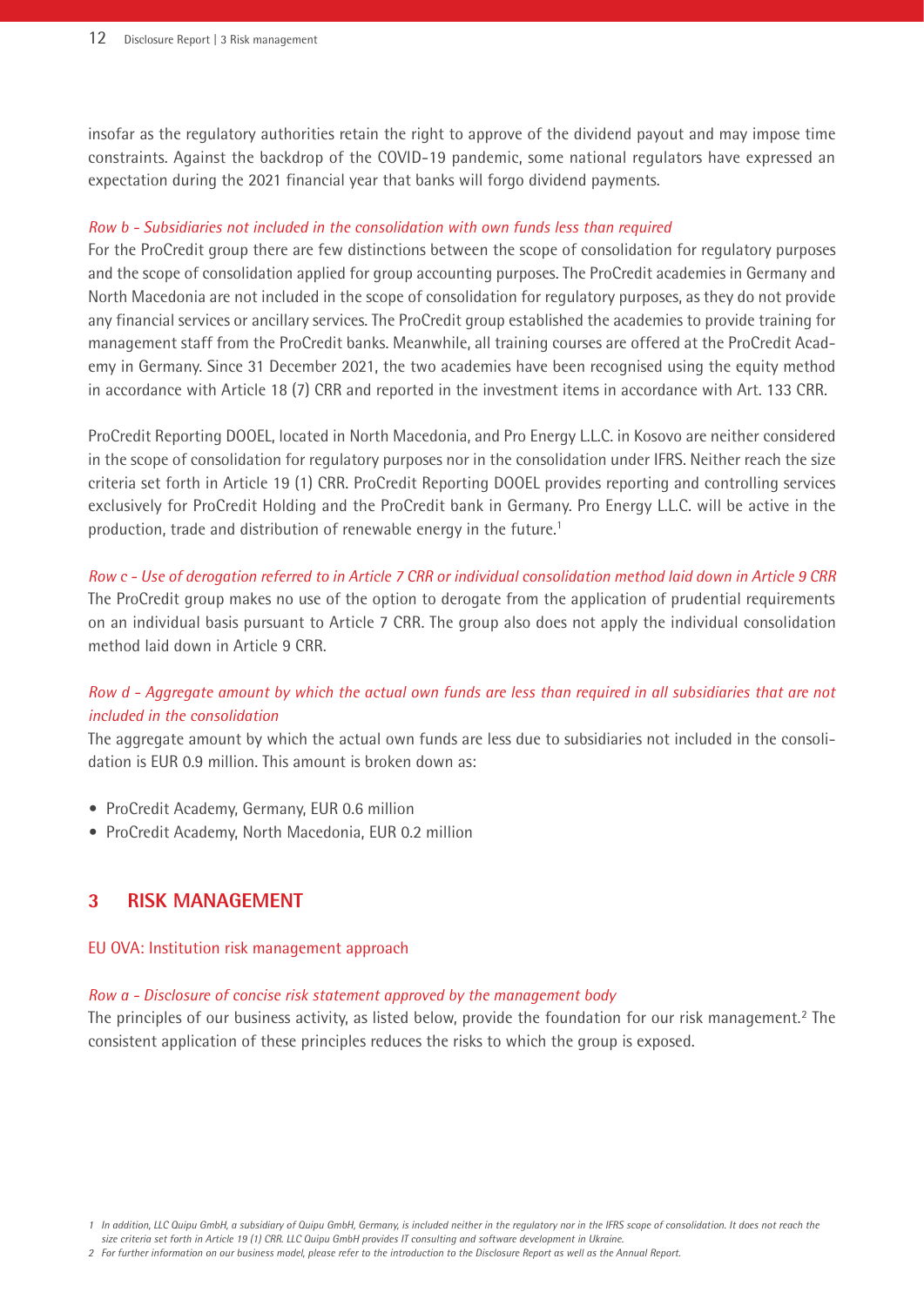insofar as the regulatory authorities retain the right to approve of the dividend payout and may impose time constraints. Against the backdrop of the COVID-19 pandemic, some national regulators have expressed an expectation during the 2021 financial year that banks will forgo dividend payments.

*Row b - Subsidiaries not included in the consolidation with own funds less than required*

For the ProCredit group there are few distinctions between the scope of consolidation for regulatory purposes and the scope of consolidation applied for group accounting purposes. The ProCredit academies in Germany and North Macedonia are not included in the scope of consolidation for regulatory purposes, as they do not provide any financial services or ancillary services. The ProCredit group established the academies to provide training for management staff from the ProCredit banks. Meanwhile, all training courses are offered at the ProCredit Academy in Germany. Since 31 December 2021, the two academies have been recognised using the equity method in accordance with Article 18 (7) CRR and reported in the investment items in accordance with Art. 133 CRR.

ProCredit Reporting DOOEL, located in North Macedonia, and Pro Energy L.L.C. in Kosovo are neither considered in the scope of consolidation for regulatory purposes nor in the consolidation under IFRS. Neither reach the size criteria set forth in Article 19 (1) CRR. ProCredit Reporting DOOEL provides reporting and controlling services exclusively for ProCredit Holding and the ProCredit bank in Germany. Pro Energy L.L.C. will be active in the production, trade and distribution of renewable energy in the future.[1]

*Row c - Use of derogation referred to in Article 7 CRR or individual consolidation method laid down in Article 9 CRR*

The ProCredit group makes no use of the option to derogate from the application of prudential requirements on an individual basis pursuant to Article 7 CRR. The group also does not apply the individual consolidation method laid down in Article 9 CRR.

*Row d - Aggregate amount by which the actual own funds are less than required in all subsidiaries that are not included in the consolidation*

The aggregate amount by which the actual own funds are less due to subsidiaries not included in the consolidation is EUR 0.9 million. This amount is broken down as:

- ProCredit Academy, Germany, EUR 0.6 million
- ProCredit Academy, North Macedonia, EUR 0.2 million

# 3 RISK MANAGEMENT

## EU OVA: Institution risk management approach

*Row a - Disclosure of concise risk statement approved by the management body*

The principles of our business activity, as listed below, provide the foundation for our risk management.[2] The consistent application of these principles reduces the risks to which the group is exposed.

---

*1 In addition, LLC Quipu GmbH, a subsidiary of Quipu GmbH, Germany, is included neither in the regulatory nor in the IFRS scope of consolidation. It does not reach the size criteria set forth in Article 19 (1) CRR. LLC Quipu GmbH provides IT consulting and software development in Ukraine.*

*2 For further information on our business model, please refer to the introduction to the Disclosure Report as well as the Annual Report.*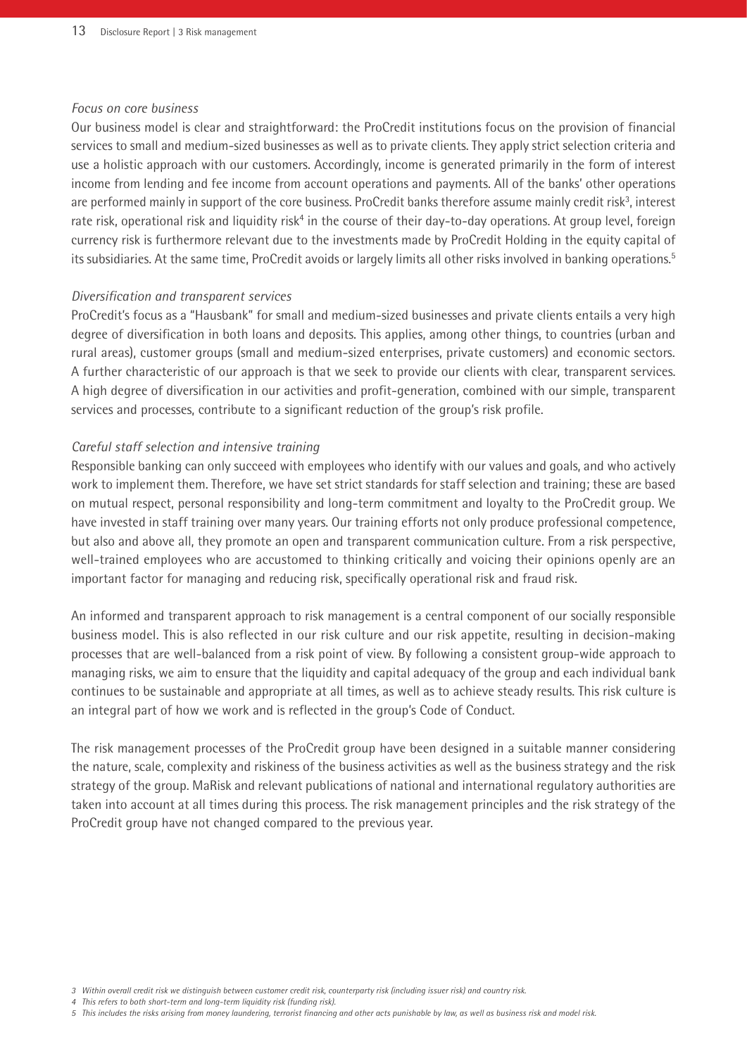*Focus on core business*

Our business model is clear and straightforward: the ProCredit institutions focus on the provision of financial services to small and medium-sized businesses as well as to private clients. They apply strict selection criteria and use a holistic approach with our customers. Accordingly, income is generated primarily in the form of interest income from lending and fee income from account operations and payments. All of the banks' other operations are performed mainly in support of the core business. ProCredit banks therefore assume mainly credit risk[3], interest rate risk, operational risk and liquidity risk[4] in the course of their day-to-day operations. At group level, foreign currency risk is furthermore relevant due to the investments made by ProCredit Holding in the equity capital of its subsidiaries. At the same time, ProCredit avoids or largely limits all other risks involved in banking operations.[5]

*Diversification and transparent services*

ProCredit's focus as a "Hausbank" for small and medium-sized businesses and private clients entails a very high degree of diversification in both loans and deposits. This applies, among other things, to countries (urban and rural areas), customer groups (small and medium-sized enterprises, private customers) and economic sectors. A further characteristic of our approach is that we seek to provide our clients with clear, transparent services. A high degree of diversification in our activities and profit-generation, combined with our simple, transparent services and processes, contribute to a significant reduction of the group's risk profile.

*Careful staff selection and intensive training*

Responsible banking can only succeed with employees who identify with our values and goals, and who actively work to implement them. Therefore, we have set strict standards for staff selection and training; these are based on mutual respect, personal responsibility and long-term commitment and loyalty to the ProCredit group. We have invested in staff training over many years. Our training efforts not only produce professional competence, but also and above all, they promote an open and transparent communication culture. From a risk perspective, well-trained employees who are accustomed to thinking critically and voicing their opinions openly are an important factor for managing and reducing risk, specifically operational risk and fraud risk.

An informed and transparent approach to risk management is a central component of our socially responsible business model. This is also reflected in our risk culture and our risk appetite, resulting in decision-making processes that are well-balanced from a risk point of view. By following a consistent group-wide approach to managing risks, we aim to ensure that the liquidity and capital adequacy of the group and each individual bank continues to be sustainable and appropriate at all times, as well as to achieve steady results. This risk culture is an integral part of how we work and is reflected in the group's Code of Conduct.

The risk management processes of the ProCredit group have been designed in a suitable manner considering the nature, scale, complexity and riskiness of the business activities as well as the business strategy and the risk strategy of the group. MaRisk and relevant publications of national and international regulatory authorities are taken into account at all times during this process. The risk management principles and the risk strategy of the ProCredit group have not changed compared to the previous year.

*3 Within overall credit risk we distinguish between customer credit risk, counterparty risk (including issuer risk) and country risk.*

*4 This refers to both short-term and long-term liquidity risk (funding risk).*

*5 This includes the risks arising from money laundering, terrorist financing and other acts punishable by law, as well as business risk and model risk.*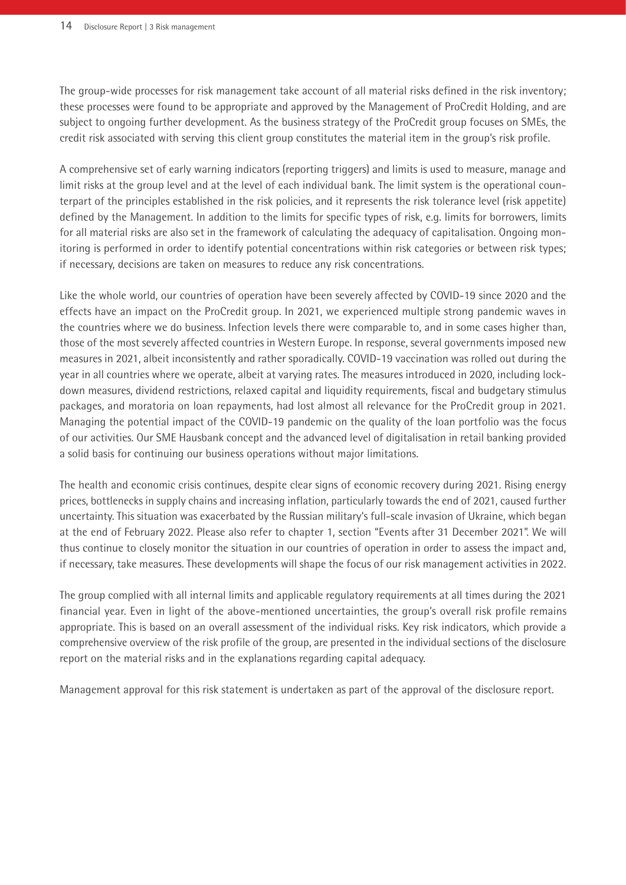The group-wide processes for risk management take account of all material risks defined in the risk inventory; these processes were found to be appropriate and approved by the Management of ProCredit Holding, and are subject to ongoing further development. As the business strategy of the ProCredit group focuses on SMEs, the credit risk associated with serving this client group constitutes the material item in the group's risk profile.

A comprehensive set of early warning indicators (reporting triggers) and limits is used to measure, manage and limit risks at the group level and at the level of each individual bank. The limit system is the operational counterpart of the principles established in the risk policies, and it represents the risk tolerance level (risk appetite) defined by the Management. In addition to the limits for specific types of risk, e.g. limits for borrowers, limits for all material risks are also set in the framework of calculating the adequacy of capitalisation. Ongoing monitoring is performed in order to identify potential concentrations within risk categories or between risk types; if necessary, decisions are taken on measures to reduce any risk concentrations.

Like the whole world, our countries of operation have been severely affected by COVID-19 since 2020 and the effects have an impact on the ProCredit group. In 2021, we experienced multiple strong pandemic waves in the countries where we do business. Infection levels there were comparable to, and in some cases higher than, those of the most severely affected countries in Western Europe. In response, several governments imposed new measures in 2021, albeit inconsistently and rather sporadically. COVID-19 vaccination was rolled out during the year in all countries where we operate, albeit at varying rates. The measures introduced in 2020, including lockdown measures, dividend restrictions, relaxed capital and liquidity requirements, fiscal and budgetary stimulus packages, and moratoria on loan repayments, had lost almost all relevance for the ProCredit group in 2021. Managing the potential impact of the COVID-19 pandemic on the quality of the loan portfolio was the focus of our activities. Our SME Hausbank concept and the advanced level of digitalisation in retail banking provided a solid basis for continuing our business operations without major limitations.

The health and economic crisis continues, despite clear signs of economic recovery during 2021. Rising energy prices, bottlenecks in supply chains and increasing inflation, particularly towards the end of 2021, caused further uncertainty. This situation was exacerbated by the Russian military's full-scale invasion of Ukraine, which began at the end of February 2022. Please also refer to chapter 1, section "Events after 31 December 2021". We will thus continue to closely monitor the situation in our countries of operation in order to assess the impact and, if necessary, take measures. These developments will shape the focus of our risk management activities in 2022.

The group complied with all internal limits and applicable regulatory requirements at all times during the 2021 financial year. Even in light of the above-mentioned uncertainties, the group's overall risk profile remains appropriate. This is based on an overall assessment of the individual risks. Key risk indicators, which provide a comprehensive overview of the risk profile of the group, are presented in the individual sections of the disclosure report on the material risks and in the explanations regarding capital adequacy.

Management approval for this risk statement is undertaken as part of the approval of the disclosure report.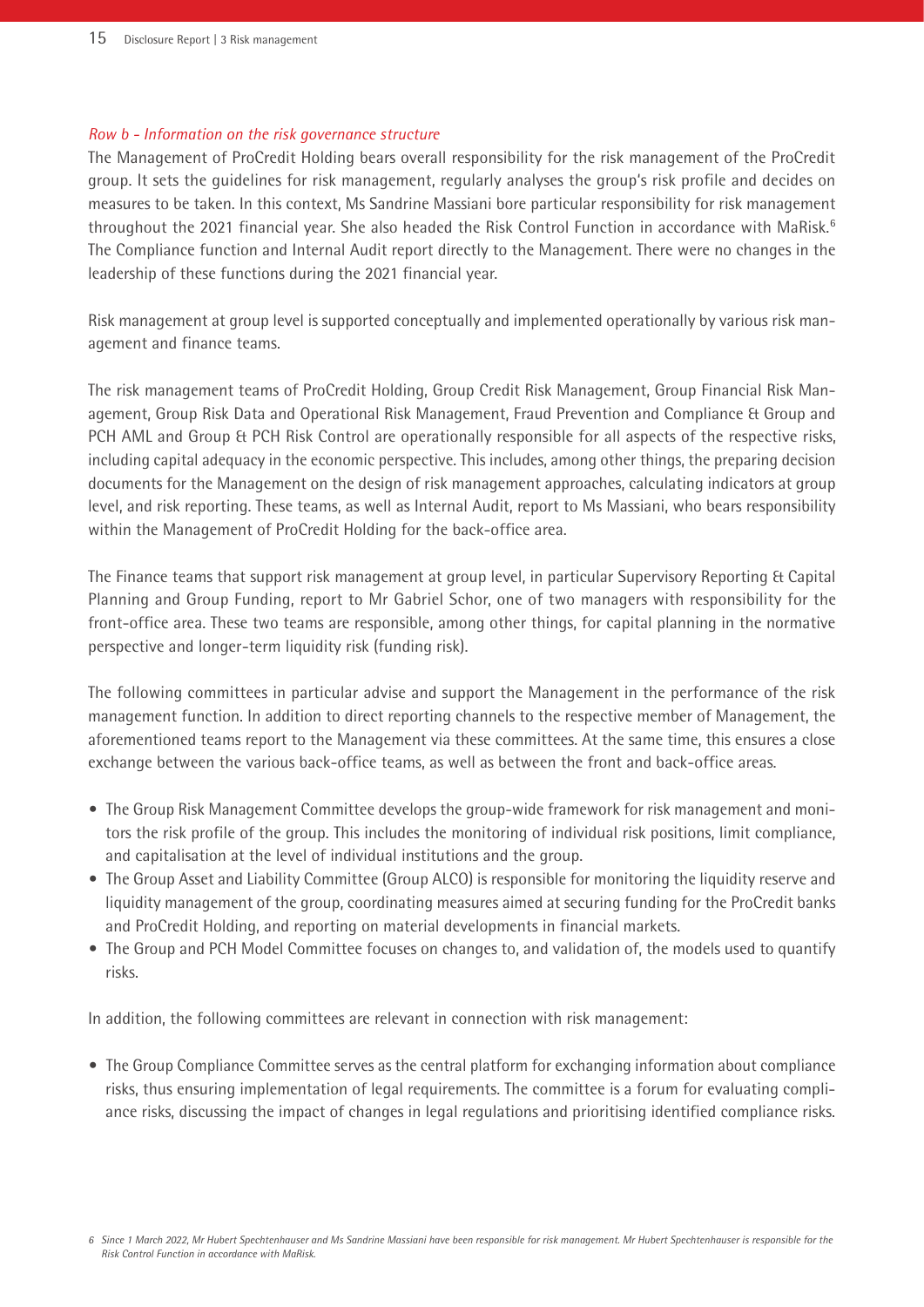*Row b - Information on the risk governance structure*

The Management of ProCredit Holding bears overall responsibility for the risk management of the ProCredit group. It sets the guidelines for risk management, regularly analyses the group's risk profile and decides on measures to be taken. In this context, Ms Sandrine Massiani bore particular responsibility for risk management throughout the 2021 financial year. She also headed the Risk Control Function in accordance with MaRisk.[6] The Compliance function and Internal Audit report directly to the Management. There were no changes in the leadership of these functions during the 2021 financial year.

Risk management at group level is supported conceptually and implemented operationally by various risk management and finance teams.

The risk management teams of ProCredit Holding, Group Credit Risk Management, Group Financial Risk Management, Group Risk Data and Operational Risk Management, Fraud Prevention and Compliance & Group and PCH AML and Group & PCH Risk Control are operationally responsible for all aspects of the respective risks, including capital adequacy in the economic perspective. This includes, among other things, the preparing decision documents for the Management on the design of risk management approaches, calculating indicators at group level, and risk reporting. These teams, as well as Internal Audit, report to Ms Massiani, who bears responsibility within the Management of ProCredit Holding for the back-office area.

The Finance teams that support risk management at group level, in particular Supervisory Reporting & Capital Planning and Group Funding, report to Mr Gabriel Schor, one of two managers with responsibility for the front-office area. These two teams are responsible, among other things, for capital planning in the normative perspective and longer-term liquidity risk (funding risk).

The following committees in particular advise and support the Management in the performance of the risk management function. In addition to direct reporting channels to the respective member of Management, the aforementioned teams report to the Management via these committees. At the same time, this ensures a close exchange between the various back-office teams, as well as between the front and back-office areas.

- The Group Risk Management Committee develops the group-wide framework for risk management and monitors the risk profile of the group. This includes the monitoring of individual risk positions, limit compliance, and capitalisation at the level of individual institutions and the group.
- The Group Asset and Liability Committee (Group ALCO) is responsible for monitoring the liquidity reserve and liquidity management of the group, coordinating measures aimed at securing funding for the ProCredit banks and ProCredit Holding, and reporting on material developments in financial markets.
- The Group and PCH Model Committee focuses on changes to, and validation of, the models used to quantify risks.

In addition, the following committees are relevant in connection with risk management:

- The Group Compliance Committee serves as the central platform for exchanging information about compliance risks, thus ensuring implementation of legal requirements. The committee is a forum for evaluating compliance risks, discussing the impact of changes in legal regulations and prioritising identified compliance risks.

*[6] Since 1 March 2022, Mr Hubert Spechtenhauser and Ms Sandrine Massiani have been responsible for risk management. Mr Hubert Spechtenhauser is responsible for the Risk Control Function in accordance with MaRisk.*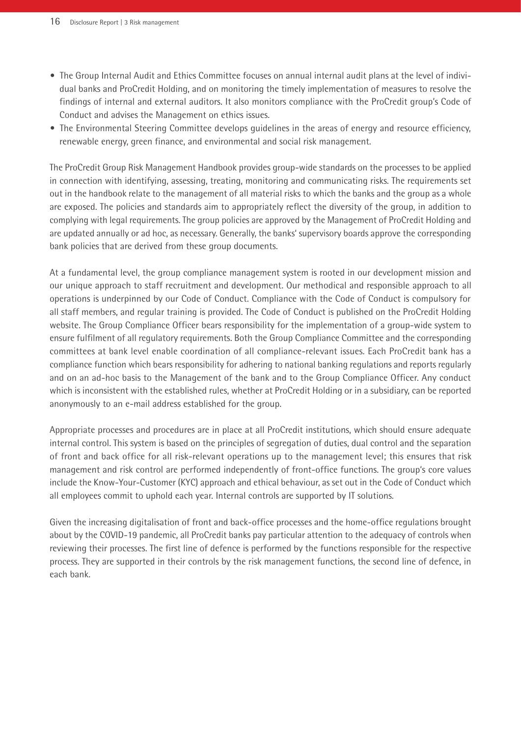- The Group Internal Audit and Ethics Committee focuses on annual internal audit plans at the level of individual banks and ProCredit Holding, and on monitoring the timely implementation of measures to resolve the findings of internal and external auditors. It also monitors compliance with the ProCredit group's Code of Conduct and advises the Management on ethics issues.
- The Environmental Steering Committee develops guidelines in the areas of energy and resource efficiency, renewable energy, green finance, and environmental and social risk management.

The ProCredit Group Risk Management Handbook provides group-wide standards on the processes to be applied in connection with identifying, assessing, treating, monitoring and communicating risks. The requirements set out in the handbook relate to the management of all material risks to which the banks and the group as a whole are exposed. The policies and standards aim to appropriately reflect the diversity of the group, in addition to complying with legal requirements. The group policies are approved by the Management of ProCredit Holding and are updated annually or ad hoc, as necessary. Generally, the banks' supervisory boards approve the corresponding bank policies that are derived from these group documents.

At a fundamental level, the group compliance management system is rooted in our development mission and our unique approach to staff recruitment and development. Our methodical and responsible approach to all operations is underpinned by our Code of Conduct. Compliance with the Code of Conduct is compulsory for all staff members, and regular training is provided. The Code of Conduct is published on the ProCredit Holding website. The Group Compliance Officer bears responsibility for the implementation of a group-wide system to ensure fulfilment of all regulatory requirements. Both the Group Compliance Committee and the corresponding committees at bank level enable coordination of all compliance-relevant issues. Each ProCredit bank has a compliance function which bears responsibility for adhering to national banking regulations and reports regularly and on an ad-hoc basis to the Management of the bank and to the Group Compliance Officer. Any conduct which is inconsistent with the established rules, whether at ProCredit Holding or in a subsidiary, can be reported anonymously to an e-mail address established for the group.

Appropriate processes and procedures are in place at all ProCredit institutions, which should ensure adequate internal control. This system is based on the principles of segregation of duties, dual control and the separation of front and back office for all risk-relevant operations up to the management level; this ensures that risk management and risk control are performed independently of front-office functions. The group's core values include the Know-Your-Customer (KYC) approach and ethical behaviour, as set out in the Code of Conduct which all employees commit to uphold each year. Internal controls are supported by IT solutions.

Given the increasing digitalisation of front and back-office processes and the home-office regulations brought about by the COVID-19 pandemic, all ProCredit banks pay particular attention to the adequacy of controls when reviewing their processes. The first line of defence is performed by the functions responsible for the respective process. They are supported in their controls by the risk management functions, the second line of defence, in each bank.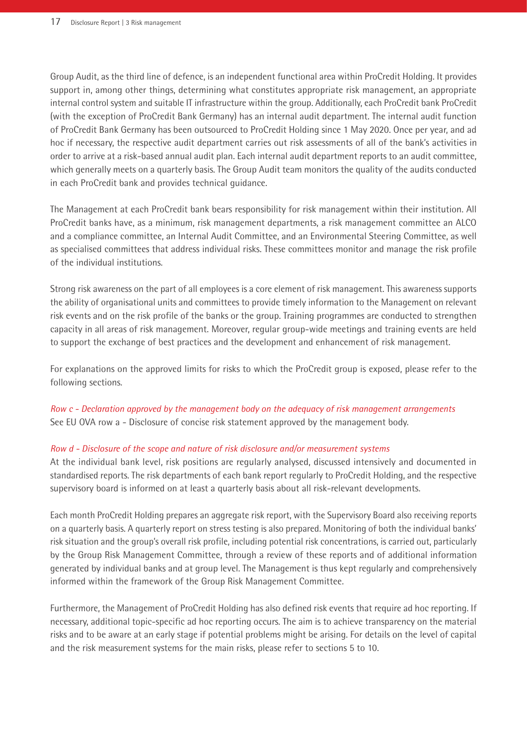Group Audit, as the third line of defence, is an independent functional area within ProCredit Holding. It provides support in, among other things, determining what constitutes appropriate risk management, an appropriate internal control system and suitable IT infrastructure within the group. Additionally, each ProCredit bank ProCredit (with the exception of ProCredit Bank Germany) has an internal audit department. The internal audit function of ProCredit Bank Germany has been outsourced to ProCredit Holding since 1 May 2020. Once per year, and ad hoc if necessary, the respective audit department carries out risk assessments of all of the bank's activities in order to arrive at a risk-based annual audit plan. Each internal audit department reports to an audit committee, which generally meets on a quarterly basis. The Group Audit team monitors the quality of the audits conducted in each ProCredit bank and provides technical guidance.

The Management at each ProCredit bank bears responsibility for risk management within their institution. All ProCredit banks have, as a minimum, risk management departments, a risk management committee an ALCO and a compliance committee, an Internal Audit Committee, and an Environmental Steering Committee, as well as specialised committees that address individual risks. These committees monitor and manage the risk profile of the individual institutions.

Strong risk awareness on the part of all employees is a core element of risk management. This awareness supports the ability of organisational units and committees to provide timely information to the Management on relevant risk events and on the risk profile of the banks or the group. Training programmes are conducted to strengthen capacity in all areas of risk management. Moreover, regular group-wide meetings and training events are held to support the exchange of best practices and the development and enhancement of risk management.

For explanations on the approved limits for risks to which the ProCredit group is exposed, please refer to the following sections.

*Row c - Declaration approved by the management body on the adequacy of risk management arrangements*
See EU OVA row a - Disclosure of concise risk statement approved by the management body.

*Row d - Disclosure of the scope and nature of risk disclosure and/or measurement systems*
At the individual bank level, risk positions are regularly analysed, discussed intensively and documented in standardised reports. The risk departments of each bank report regularly to ProCredit Holding, and the respective supervisory board is informed on at least a quarterly basis about all risk-relevant developments.

Each month ProCredit Holding prepares an aggregate risk report, with the Supervisory Board also receiving reports on a quarterly basis. A quarterly report on stress testing is also prepared. Monitoring of both the individual banks' risk situation and the group's overall risk profile, including potential risk concentrations, is carried out, particularly by the Group Risk Management Committee, through a review of these reports and of additional information generated by individual banks and at group level. The Management is thus kept regularly and comprehensively informed within the framework of the Group Risk Management Committee.

Furthermore, the Management of ProCredit Holding has also defined risk events that require ad hoc reporting. If necessary, additional topic-specific ad hoc reporting occurs. The aim is to achieve transparency on the material risks and to be aware at an early stage if potential problems might be arising. For details on the level of capital and the risk measurement systems for the main risks, please refer to sections 5 to 10.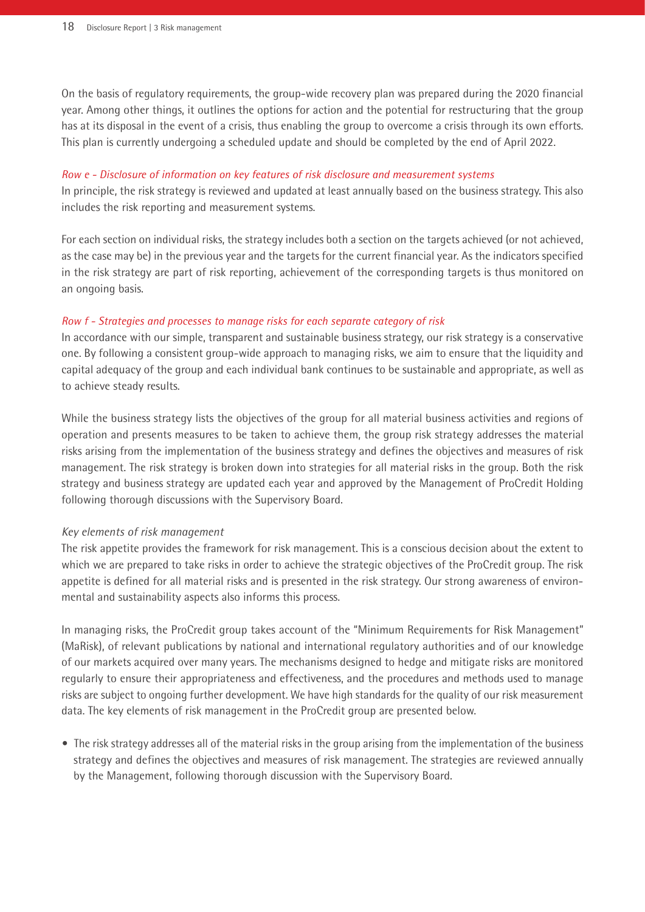On the basis of regulatory requirements, the group-wide recovery plan was prepared during the 2020 financial year. Among other things, it outlines the options for action and the potential for restructuring that the group has at its disposal in the event of a crisis, thus enabling the group to overcome a crisis through its own efforts. This plan is currently undergoing a scheduled update and should be completed by the end of April 2022.

*Row e - Disclosure of information on key features of risk disclosure and measurement systems*

In principle, the risk strategy is reviewed and updated at least annually based on the business strategy. This also includes the risk reporting and measurement systems.

For each section on individual risks, the strategy includes both a section on the targets achieved (or not achieved, as the case may be) in the previous year and the targets for the current financial year. As the indicators specified in the risk strategy are part of risk reporting, achievement of the corresponding targets is thus monitored on an ongoing basis.

*Row f - Strategies and processes to manage risks for each separate category of risk*

In accordance with our simple, transparent and sustainable business strategy, our risk strategy is a conservative one. By following a consistent group-wide approach to managing risks, we aim to ensure that the liquidity and capital adequacy of the group and each individual bank continues to be sustainable and appropriate, as well as to achieve steady results.

While the business strategy lists the objectives of the group for all material business activities and regions of operation and presents measures to be taken to achieve them, the group risk strategy addresses the material risks arising from the implementation of the business strategy and defines the objectives and measures of risk management. The risk strategy is broken down into strategies for all material risks in the group. Both the risk strategy and business strategy are updated each year and approved by the Management of ProCredit Holding following thorough discussions with the Supervisory Board.

*Key elements of risk management*

The risk appetite provides the framework for risk management. This is a conscious decision about the extent to which we are prepared to take risks in order to achieve the strategic objectives of the ProCredit group. The risk appetite is defined for all material risks and is presented in the risk strategy. Our strong awareness of environmental and sustainability aspects also informs this process.

In managing risks, the ProCredit group takes account of the "Minimum Requirements for Risk Management" (MaRisk), of relevant publications by national and international regulatory authorities and of our knowledge of our markets acquired over many years. The mechanisms designed to hedge and mitigate risks are monitored regularly to ensure their appropriateness and effectiveness, and the procedures and methods used to manage risks are subject to ongoing further development. We have high standards for the quality of our risk measurement data. The key elements of risk management in the ProCredit group are presented below.

- The risk strategy addresses all of the material risks in the group arising from the implementation of the business strategy and defines the objectives and measures of risk management. The strategies are reviewed annually by the Management, following thorough discussion with the Supervisory Board.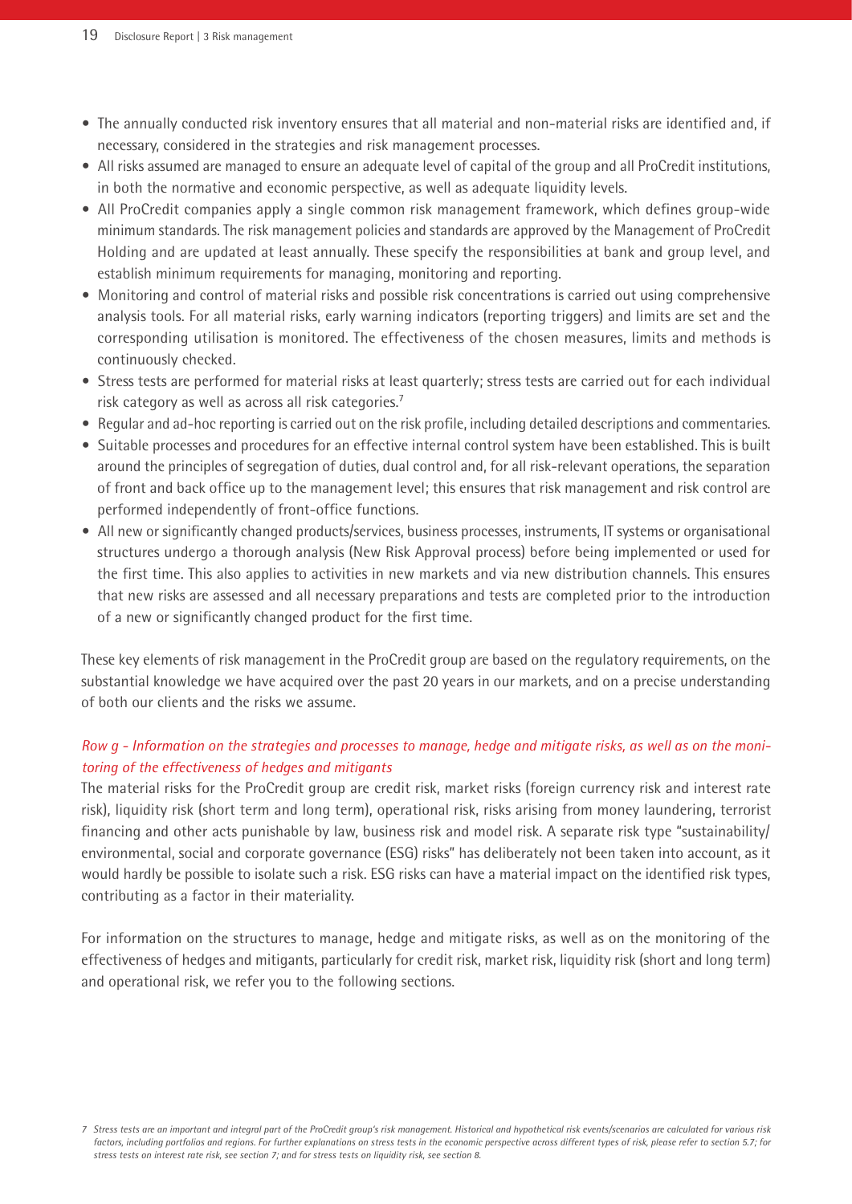- The annually conducted risk inventory ensures that all material and non-material risks are identified and, if necessary, considered in the strategies and risk management processes.
- All risks assumed are managed to ensure an adequate level of capital of the group and all ProCredit institutions, in both the normative and economic perspective, as well as adequate liquidity levels.
- All ProCredit companies apply a single common risk management framework, which defines group-wide minimum standards. The risk management policies and standards are approved by the Management of ProCredit Holding and are updated at least annually. These specify the responsibilities at bank and group level, and establish minimum requirements for managing, monitoring and reporting.
- Monitoring and control of material risks and possible risk concentrations is carried out using comprehensive analysis tools. For all material risks, early warning indicators (reporting triggers) and limits are set and the corresponding utilisation is monitored. The effectiveness of the chosen measures, limits and methods is continuously checked.
- Stress tests are performed for material risks at least quarterly; stress tests are carried out for each individual risk category as well as across all risk categories.[7]
- Regular and ad-hoc reporting is carried out on the risk profile, including detailed descriptions and commentaries.
- Suitable processes and procedures for an effective internal control system have been established. This is built around the principles of segregation of duties, dual control and, for all risk-relevant operations, the separation of front and back office up to the management level; this ensures that risk management and risk control are performed independently of front-office functions.
- All new or significantly changed products/services, business processes, instruments, IT systems or organisational structures undergo a thorough analysis (New Risk Approval process) before being implemented or used for the first time. This also applies to activities in new markets and via new distribution channels. This ensures that new risks are assessed and all necessary preparations and tests are completed prior to the introduction of a new or significantly changed product for the first time.

These key elements of risk management in the ProCredit group are based on the regulatory requirements, on the substantial knowledge we have acquired over the past 20 years in our markets, and on a precise understanding of both our clients and the risks we assume.

*Row g - Information on the strategies and processes to manage, hedge and mitigate risks, as well as on the monitoring of the effectiveness of hedges and mitigants*

The material risks for the ProCredit group are credit risk, market risks (foreign currency risk and interest rate risk), liquidity risk (short term and long term), operational risk, risks arising from money laundering, terrorist financing and other acts punishable by law, business risk and model risk. A separate risk type "sustainability/environmental, social and corporate governance (ESG) risks" has deliberately not been taken into account, as it would hardly be possible to isolate such a risk. ESG risks can have a material impact on the identified risk types, contributing as a factor in their materiality.

For information on the structures to manage, hedge and mitigate risks, as well as on the monitoring of the effectiveness of hedges and mitigants, particularly for credit risk, market risk, liquidity risk (short and long term) and operational risk, we refer you to the following sections.

*7 Stress tests are an important and integral part of the ProCredit group's risk management. Historical and hypothetical risk events/scenarios are calculated for various risk factors, including portfolios and regions. For further explanations on stress tests in the economic perspective across different types of risk, please refer to section 5.7; for stress tests on interest rate risk, see section 7; and for stress tests on liquidity risk, see section 8.*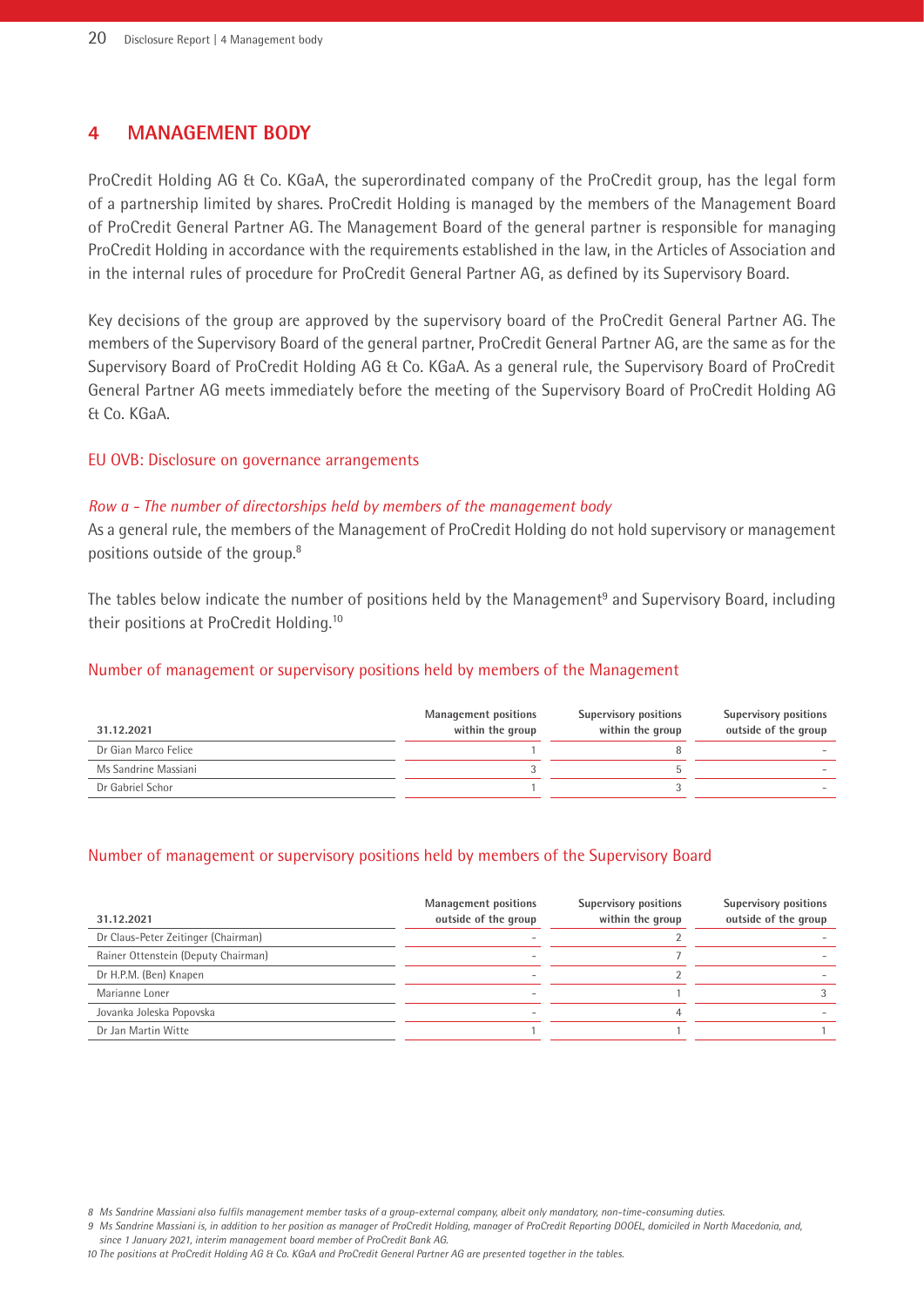# 4 MANAGEMENT BODY

ProCredit Holding AG & Co. KGaA, the superordinated company of the ProCredit group, has the legal form of a partnership limited by shares. ProCredit Holding is managed by the members of the Management Board of ProCredit General Partner AG. The Management Board of the general partner is responsible for managing ProCredit Holding in accordance with the requirements established in the law, in the Articles of Association and in the internal rules of procedure for ProCredit General Partner AG, as defined by its Supervisory Board.

Key decisions of the group are approved by the supervisory board of the ProCredit General Partner AG. The members of the Supervisory Board of the general partner, ProCredit General Partner AG, are the same as for the Supervisory Board of ProCredit Holding AG & Co. KGaA. As a general rule, the Supervisory Board of ProCredit General Partner AG meets immediately before the meeting of the Supervisory Board of ProCredit Holding AG & Co. KGaA.

## EU OVB: Disclosure on governance arrangements

*Row a - The number of directorships held by members of the management body*

As a general rule, the members of the Management of ProCredit Holding do not hold supervisory or management positions outside of the group.[8]

The tables below indicate the number of positions held by the Management[9] and Supervisory Board, including their positions at ProCredit Holding.[10]

### Number of management or supervisory positions held by members of the Management

| 31.12.2021 | Management positions within the group | Supervisory positions within the group | Supervisory positions outside of the group |
|---|---|---|---|
| Dr Gian Marco Felice | 1 | 8 | - |
| Ms Sandrine Massiani | 3 | 5 | - |
| Dr Gabriel Schor | 1 | 3 | - |

### Number of management or supervisory positions held by members of the Supervisory Board

| 31.12.2021 | Management positions outside of the group | Supervisory positions within the group | Supervisory positions outside of the group |
|---|---|---|---|
| Dr Claus-Peter Zeitinger (Chairman) | - | 2 | - |
| Rainer Ottenstein (Deputy Chairman) | - | 7 | - |
| Dr H.P.M. (Ben) Knapen | - | 2 | - |
| Marianne Loner | - | 1 | 3 |
| Jovanka Joleska Popovska | - | 4 | - |
| Dr Jan Martin Witte | 1 | 1 | 1 |

*8 Ms Sandrine Massiani also fulfils management member tasks of a group-external company, albeit only mandatory, non-time-consuming duties.*

*9 Ms Sandrine Massiani is, in addition to her position as manager of ProCredit Holding, manager of ProCredit Reporting DOOEL, domiciled in North Macedonia, and, since 1 January 2021, interim management board member of ProCredit Bank AG.*

*10 The positions at ProCredit Holding AG & Co. KGaA and ProCredit General Partner AG are presented together in the tables.*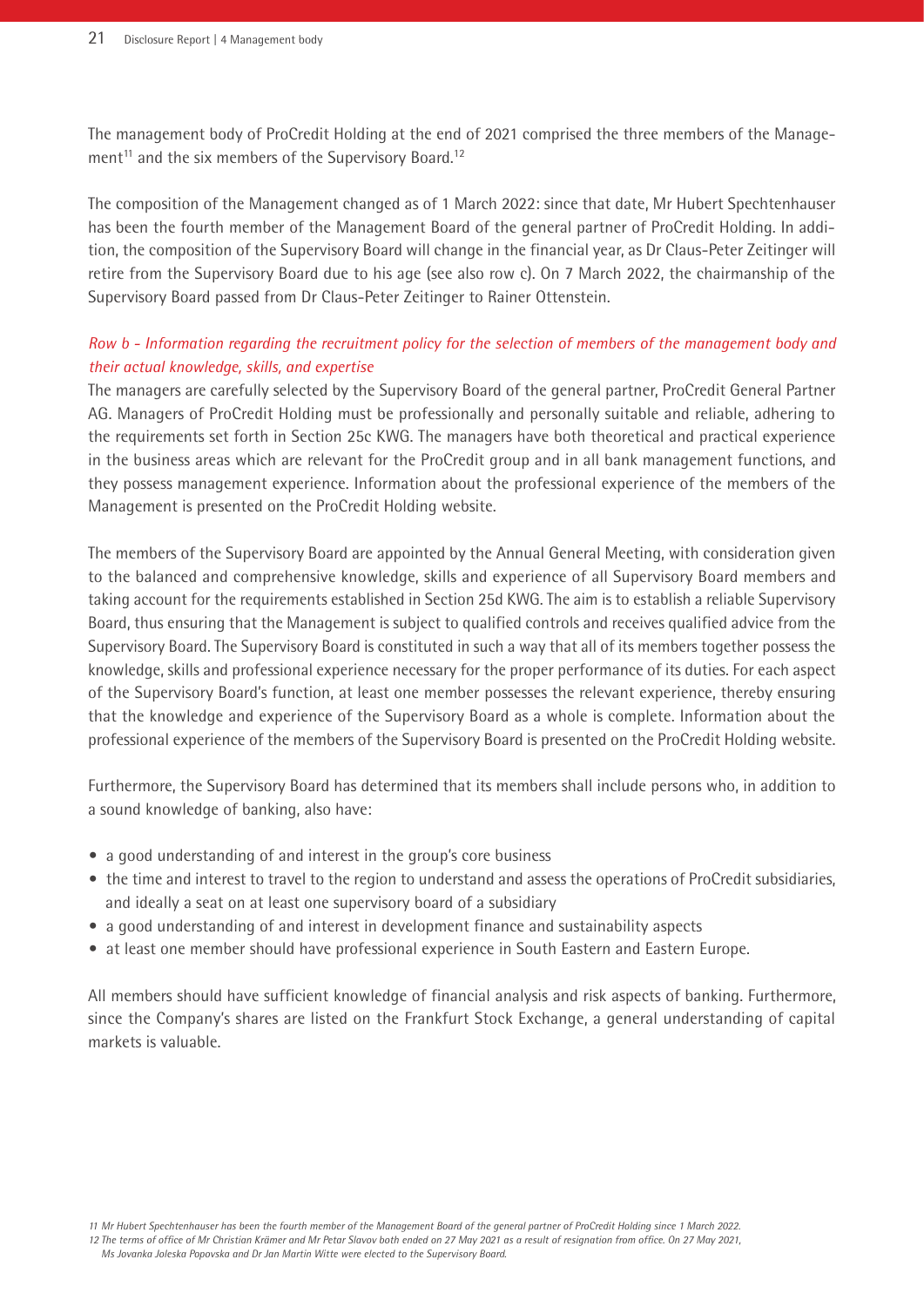The management body of ProCredit Holding at the end of 2021 comprised the three members of the Management[11] and the six members of the Supervisory Board.[12]

The composition of the Management changed as of 1 March 2022: since that date, Mr Hubert Spechtenhauser has been the fourth member of the Management Board of the general partner of ProCredit Holding. In addition, the composition of the Supervisory Board will change in the financial year, as Dr Claus-Peter Zeitinger will retire from the Supervisory Board due to his age (see also row c). On 7 March 2022, the chairmanship of the Supervisory Board passed from Dr Claus-Peter Zeitinger to Rainer Ottenstein.

*Row b - Information regarding the recruitment policy for the selection of members of the management body and their actual knowledge, skills, and expertise*

The managers are carefully selected by the Supervisory Board of the general partner, ProCredit General Partner AG. Managers of ProCredit Holding must be professionally and personally suitable and reliable, adhering to the requirements set forth in Section 25c KWG. The managers have both theoretical and practical experience in the business areas which are relevant for the ProCredit group and in all bank management functions, and they possess management experience. Information about the professional experience of the members of the Management is presented on the ProCredit Holding website.

The members of the Supervisory Board are appointed by the Annual General Meeting, with consideration given to the balanced and comprehensive knowledge, skills and experience of all Supervisory Board members and taking account for the requirements established in Section 25d KWG. The aim is to establish a reliable Supervisory Board, thus ensuring that the Management is subject to qualified controls and receives qualified advice from the Supervisory Board. The Supervisory Board is constituted in such a way that all of its members together possess the knowledge, skills and professional experience necessary for the proper performance of its duties. For each aspect of the Supervisory Board's function, at least one member possesses the relevant experience, thereby ensuring that the knowledge and experience of the Supervisory Board as a whole is complete. Information about the professional experience of the members of the Supervisory Board is presented on the ProCredit Holding website.

Furthermore, the Supervisory Board has determined that its members shall include persons who, in addition to a sound knowledge of banking, also have:

- a good understanding of and interest in the group's core business
- the time and interest to travel to the region to understand and assess the operations of ProCredit subsidiaries, and ideally a seat on at least one supervisory board of a subsidiary
- a good understanding of and interest in development finance and sustainability aspects
- at least one member should have professional experience in South Eastern and Eastern Europe.

All members should have sufficient knowledge of financial analysis and risk aspects of banking. Furthermore, since the Company's shares are listed on the Frankfurt Stock Exchange, a general understanding of capital markets is valuable.

*11 Mr Hubert Spechtenhauser has been the fourth member of the Management Board of the general partner of ProCredit Holding since 1 March 2022.*

*12 The terms of office of Mr Christian Krämer and Mr Petar Slavov both ended on 27 May 2021 as a result of resignation from office. On 27 May 2021, Ms Jovanka Joleska Popovska and Dr Jan Martin Witte were elected to the Supervisory Board.*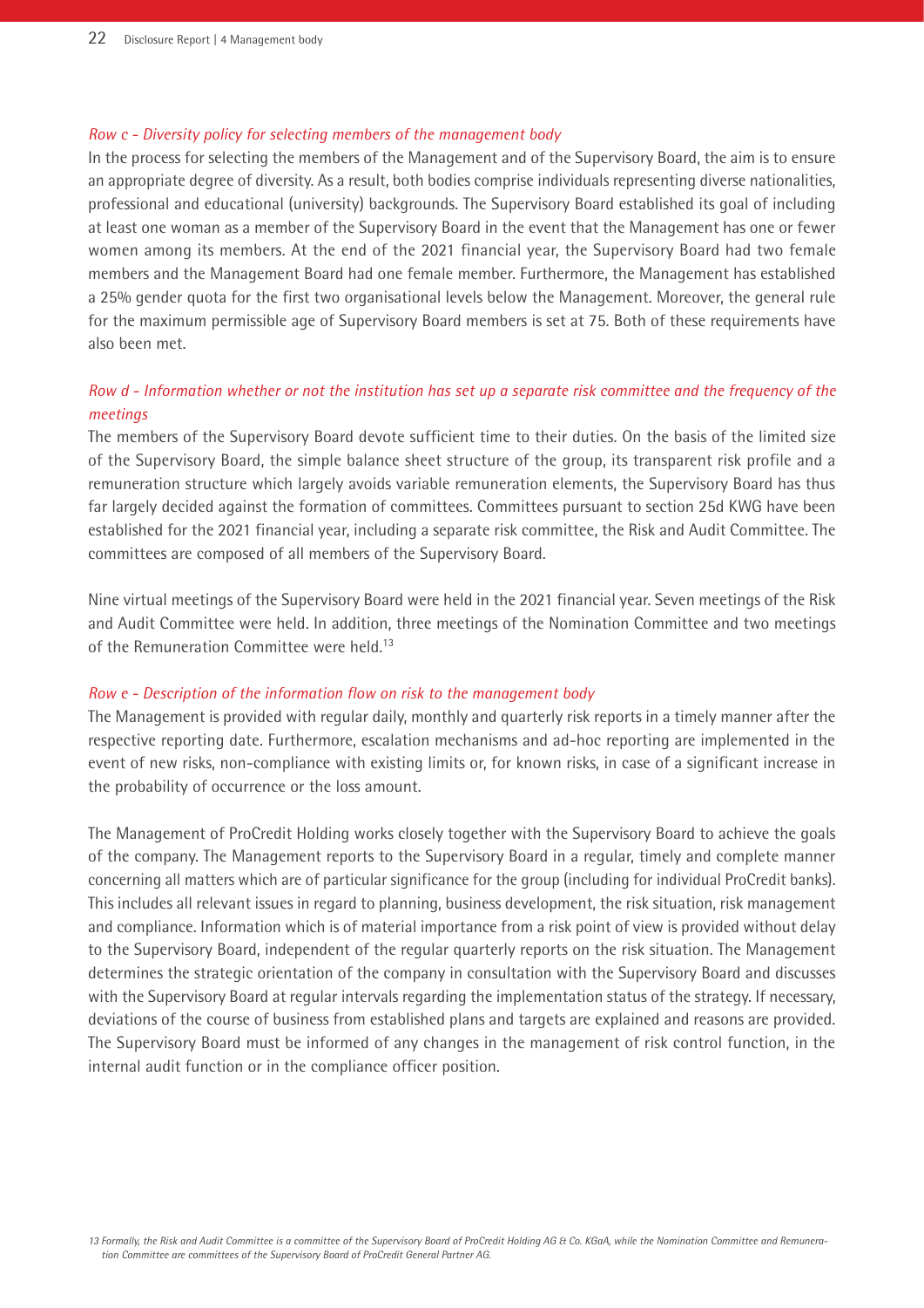*Row c - Diversity policy for selecting members of the management body*

In the process for selecting the members of the Management and of the Supervisory Board, the aim is to ensure an appropriate degree of diversity. As a result, both bodies comprise individuals representing diverse nationalities, professional and educational (university) backgrounds. The Supervisory Board established its goal of including at least one woman as a member of the Supervisory Board in the event that the Management has one or fewer women among its members. At the end of the 2021 financial year, the Supervisory Board had two female members and the Management Board had one female member. Furthermore, the Management has established a 25% gender quota for the first two organisational levels below the Management. Moreover, the general rule for the maximum permissible age of Supervisory Board members is set at 75. Both of these requirements have also been met.

*Row d - Information whether or not the institution has set up a separate risk committee and the frequency of the meetings*

The members of the Supervisory Board devote sufficient time to their duties. On the basis of the limited size of the Supervisory Board, the simple balance sheet structure of the group, its transparent risk profile and a remuneration structure which largely avoids variable remuneration elements, the Supervisory Board has thus far largely decided against the formation of committees. Committees pursuant to section 25d KWG have been established for the 2021 financial year, including a separate risk committee, the Risk and Audit Committee. The committees are composed of all members of the Supervisory Board.

Nine virtual meetings of the Supervisory Board were held in the 2021 financial year. Seven meetings of the Risk and Audit Committee were held. In addition, three meetings of the Nomination Committee and two meetings of the Remuneration Committee were held.[13]

*Row e - Description of the information flow on risk to the management body*

The Management is provided with regular daily, monthly and quarterly risk reports in a timely manner after the respective reporting date. Furthermore, escalation mechanisms and ad-hoc reporting are implemented in the event of new risks, non-compliance with existing limits or, for known risks, in case of a significant increase in the probability of occurrence or the loss amount.

The Management of ProCredit Holding works closely together with the Supervisory Board to achieve the goals of the company. The Management reports to the Supervisory Board in a regular, timely and complete manner concerning all matters which are of particular significance for the group (including for individual ProCredit banks). This includes all relevant issues in regard to planning, business development, the risk situation, risk management and compliance. Information which is of material importance from a risk point of view is provided without delay to the Supervisory Board, independent of the regular quarterly reports on the risk situation. The Management determines the strategic orientation of the company in consultation with the Supervisory Board and discusses with the Supervisory Board at regular intervals regarding the implementation status of the strategy. If necessary, deviations of the course of business from established plans and targets are explained and reasons are provided. The Supervisory Board must be informed of any changes in the management of risk control function, in the internal audit function or in the compliance officer position.

*13 Formally, the Risk and Audit Committee is a committee of the Supervisory Board of ProCredit Holding AG & Co. KGaA, while the Nomination Committee and Remuneration Committee are committees of the Supervisory Board of ProCredit General Partner AG.*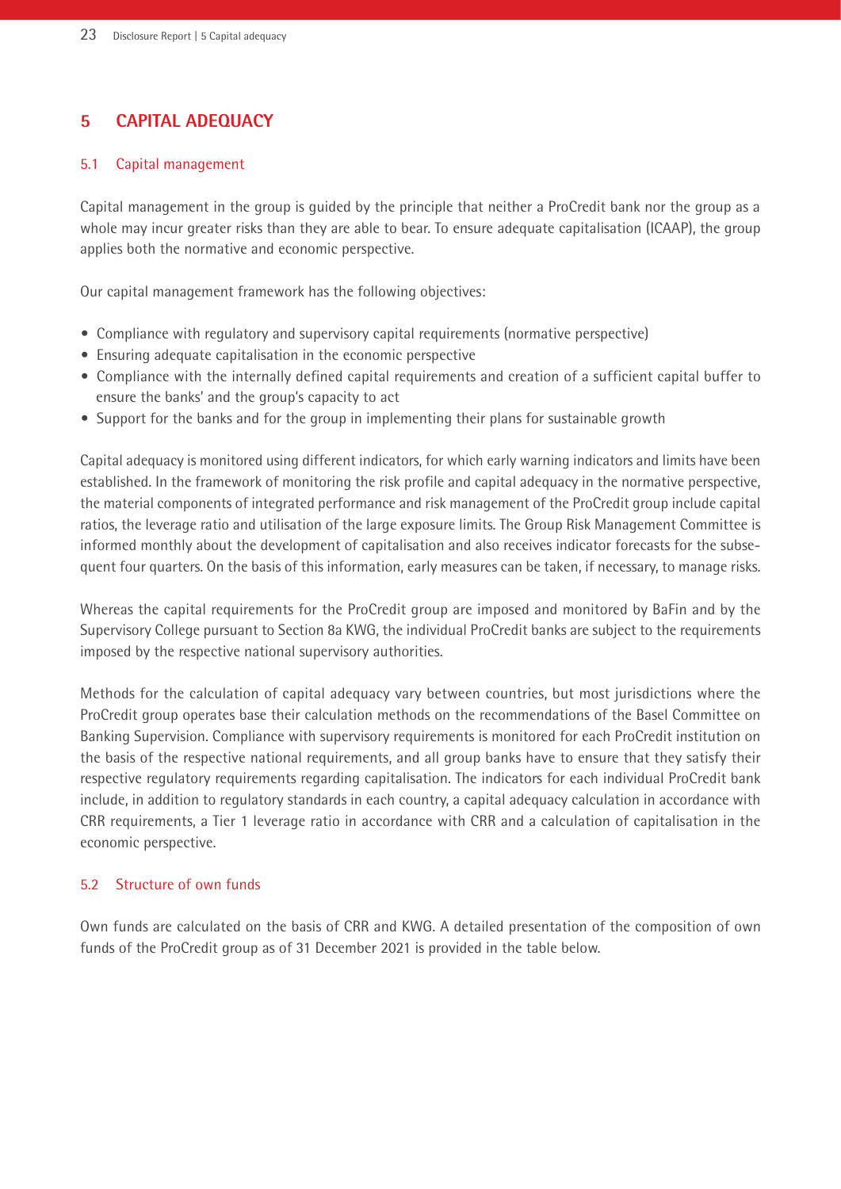# 5 CAPITAL ADEQUACY

## 5.1 Capital management

Capital management in the group is guided by the principle that neither a ProCredit bank nor the group as a whole may incur greater risks than they are able to bear. To ensure adequate capitalisation (ICAAP), the group applies both the normative and economic perspective.

Our capital management framework has the following objectives:

- Compliance with regulatory and supervisory capital requirements (normative perspective)
- Ensuring adequate capitalisation in the economic perspective
- Compliance with the internally defined capital requirements and creation of a sufficient capital buffer to ensure the banks' and the group's capacity to act
- Support for the banks and for the group in implementing their plans for sustainable growth

Capital adequacy is monitored using different indicators, for which early warning indicators and limits have been established. In the framework of monitoring the risk profile and capital adequacy in the normative perspective, the material components of integrated performance and risk management of the ProCredit group include capital ratios, the leverage ratio and utilisation of the large exposure limits. The Group Risk Management Committee is informed monthly about the development of capitalisation and also receives indicator forecasts for the subsequent four quarters. On the basis of this information, early measures can be taken, if necessary, to manage risks.

Whereas the capital requirements for the ProCredit group are imposed and monitored by BaFin and by the Supervisory College pursuant to Section 8a KWG, the individual ProCredit banks are subject to the requirements imposed by the respective national supervisory authorities.

Methods for the calculation of capital adequacy vary between countries, but most jurisdictions where the ProCredit group operates base their calculation methods on the recommendations of the Basel Committee on Banking Supervision. Compliance with supervisory requirements is monitored for each ProCredit institution on the basis of the respective national requirements, and all group banks have to ensure that they satisfy their respective regulatory requirements regarding capitalisation. The indicators for each individual ProCredit bank include, in addition to regulatory standards in each country, a capital adequacy calculation in accordance with CRR requirements, a Tier 1 leverage ratio in accordance with CRR and a calculation of capitalisation in the economic perspective.

## 5.2 Structure of own funds

Own funds are calculated on the basis of CRR and KWG. A detailed presentation of the composition of own funds of the ProCredit group as of 31 December 2021 is provided in the table below.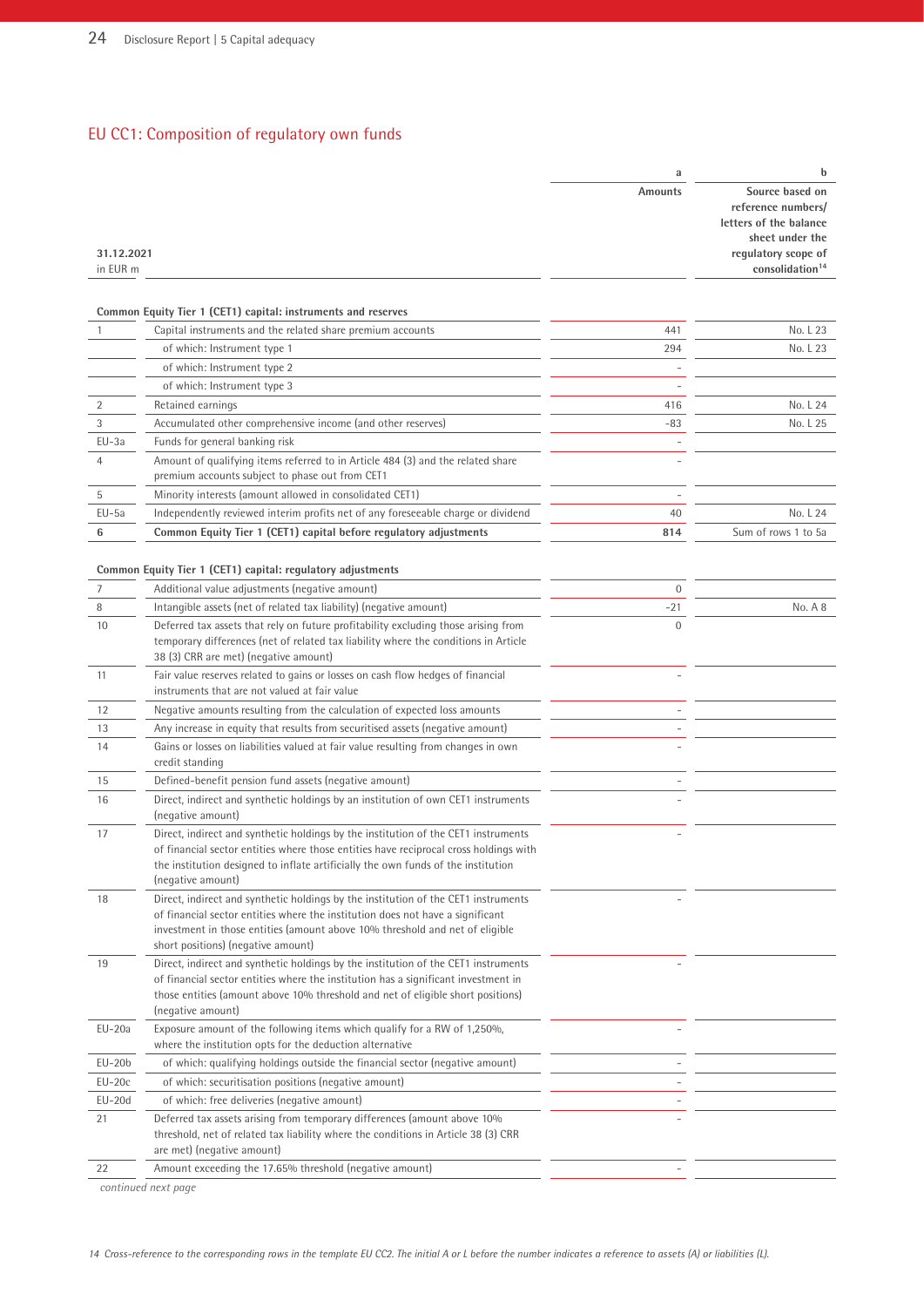## EU CC1: Composition of regulatory own funds

| 31.12.2021<br>in EUR m | | a<br>Amounts | b<br>Source based on reference numbers/ letters of the balance sheet under the regulatory scope of consolidation[14] |
|---|---|---|---|
| | **Common Equity Tier 1 (CET1) capital: instruments and reserves** | | |
| 1 | Capital instruments and the related share premium accounts | 441 | No. L 23 |
| | of which: Instrument type 1 | 294 | No. L 23 |
| | of which: Instrument type 2 | – | |
| | of which: Instrument type 3 | – | |
| 2 | Retained earnings | 416 | No. L 24 |
| 3 | Accumulated other comprehensive income (and other reserves) | -83 | No. L 25 |
| EU-3a | Funds for general banking risk | – | |
| 4 | Amount of qualifying items referred to in Article 484 (3) and the related share premium accounts subject to phase out from CET1 | – | |
| 5 | Minority interests (amount allowed in consolidated CET1) | – | |
| EU-5a | Independently reviewed interim profits net of any foreseeable charge or dividend | 40 | No. L 24 |
| **6** | **Common Equity Tier 1 (CET1) capital before regulatory adjustments** | **814** | Sum of rows 1 to 5a |
| | **Common Equity Tier 1 (CET1) capital: regulatory adjustments** | | |
| 7 | Additional value adjustments (negative amount) | 0 | |
| 8 | Intangible assets (net of related tax liability) (negative amount) | -21 | No. A 8 |
| 10 | Deferred tax assets that rely on future profitability excluding those arising from temporary differences (net of related tax liability where the conditions in Article 38 (3) CRR are met) (negative amount) | 0 | |
| 11 | Fair value reserves related to gains or losses on cash flow hedges of financial instruments that are not valued at fair value | – | |
| 12 | Negative amounts resulting from the calculation of expected loss amounts | – | |
| 13 | Any increase in equity that results from securitised assets (negative amount) | – | |
| 14 | Gains or losses on liabilities valued at fair value resulting from changes in own credit standing | – | |
| 15 | Defined-benefit pension fund assets (negative amount) | – | |
| 16 | Direct, indirect and synthetic holdings by an institution of own CET1 instruments (negative amount) | – | |
| 17 | Direct, indirect and synthetic holdings by the institution of the CET1 instruments of financial sector entities where those entities have reciprocal cross holdings with the institution designed to inflate artificially the own funds of the institution (negative amount) | – | |
| 18 | Direct, indirect and synthetic holdings by the institution of the CET1 instruments of financial sector entities where the institution does not have a significant investment in those entities (amount above 10% threshold and net of eligible short positions) (negative amount) | – | |
| 19 | Direct, indirect and synthetic holdings by the institution of the CET1 instruments of financial sector entities where the institution has a significant investment in those entities (amount above 10% threshold and net of eligible short positions) (negative amount) | – | |
| EU-20a | Exposure amount of the following items which qualify for a RW of 1,250%, where the institution opts for the deduction alternative | – | |
| EU-20b | of which: qualifying holdings outside the financial sector (negative amount) | – | |
| EU-20c | of which: securitisation positions (negative amount) | – | |
| EU-20d | of which: free deliveries (negative amount) | – | |
| 21 | Deferred tax assets arising from temporary differences (amount above 10% threshold, net of related tax liability where the conditions in Article 38 (3) CRR are met) (negative amount) | – | |
| 22 | Amount exceeding the 17.65% threshold (negative amount) | – | |

*continued next page*

*14 Cross-reference to the corresponding rows in the template EU CC2. The initial A or L before the number indicates a reference to assets (A) or liabilities (L).*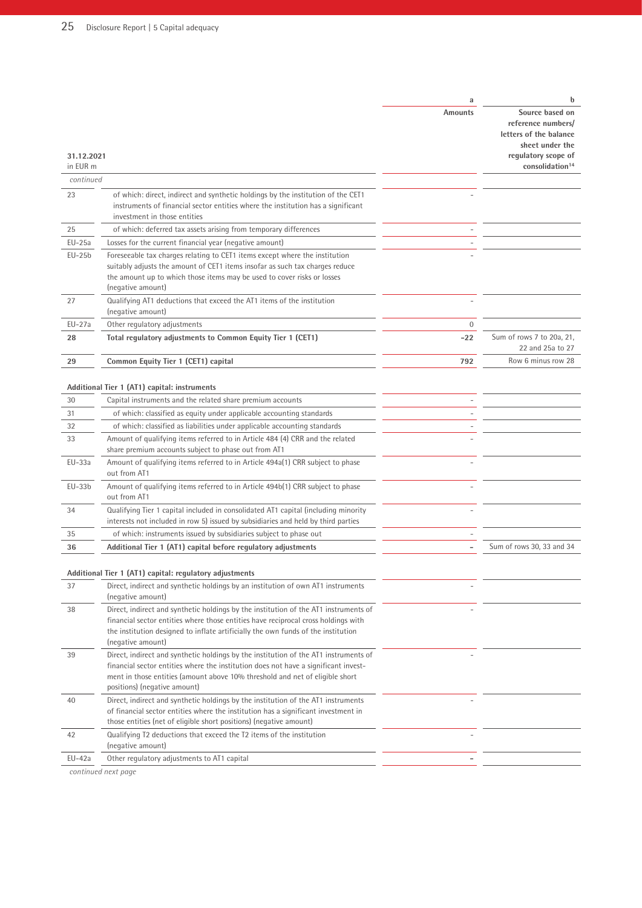| 31.12.2021 in EUR m | | a Amounts | b Source based on reference numbers/ letters of the balance sheet under the regulatory scope of consolidation[14] |
|---|---|---|---|
| *continued* | | | |
| 23 | of which: direct, indirect and synthetic holdings by the institution of the CET1 instruments of financial sector entities where the institution has a significant investment in those entities | – | |
| 25 | of which: deferred tax assets arising from temporary differences | – | |
| EU-25a | Losses for the current financial year (negative amount) | – | |
| EU-25b | Foreseeable tax charges relating to CET1 items except where the institution suitably adjusts the amount of CET1 items insofar as such tax charges reduce the amount up to which those items may be used to cover risks or losses (negative amount) | – | |
| 27 | Qualifying AT1 deductions that exceed the AT1 items of the institution (negative amount) | – | |
| EU-27a | Other regulatory adjustments | 0 | |
| **28** | **Total regulatory adjustments to Common Equity Tier 1 (CET1)** | **–22** | Sum of rows 7 to 20a, 21, 22 and 25a to 27 |
| **29** | **Common Equity Tier 1 (CET1) capital** | **792** | Row 6 minus row 28 |
| | **Additional Tier 1 (AT1) capital: instruments** | | |
| 30 | Capital instruments and the related share premium accounts | – | |
| 31 | of which: classified as equity under applicable accounting standards | – | |
| 32 | of which: classified as liabilities under applicable accounting standards | – | |
| 33 | Amount of qualifying items referred to in Article 484 (4) CRR and the related share premium accounts subject to phase out from AT1 | – | |
| EU-33a | Amount of qualifying items referred to in Article 494a(1) CRR subject to phase out from AT1 | – | |
| EU-33b | Amount of qualifying items referred to in Article 494b(1) CRR subject to phase out from AT1 | – | |
| 34 | Qualifying Tier 1 capital included in consolidated AT1 capital (including minority interests not included in row 5) issued by subsidiaries and held by third parties | – | |
| 35 | of which: instruments issued by subsidiaries subject to phase out | – | |
| **36** | **Additional Tier 1 (AT1) capital before regulatory adjustments** | **–** | Sum of rows 30, 33 and 34 |
| | **Additional Tier 1 (AT1) capital: regulatory adjustments** | | |
| 37 | Direct, indirect and synthetic holdings by an institution of own AT1 instruments (negative amount) | – | |
| 38 | Direct, indirect and synthetic holdings by the institution of the AT1 instruments of financial sector entities where those entities have reciprocal cross holdings with the institution designed to inflate artificially the own funds of the institution (negative amount) | – | |
| 39 | Direct, indirect and synthetic holdings by the institution of the AT1 instruments of financial sector entities where the institution does not have a significant investment in those entities (amount above 10% threshold and net of eligible short positions) (negative amount) | – | |
| 40 | Direct, indirect and synthetic holdings by the institution of the AT1 instruments of financial sector entities where the institution has a significant investment in those entities (net of eligible short positions) (negative amount) | – | |
| 42 | Qualifying T2 deductions that exceed the T2 items of the institution (negative amount) | – | |
| EU-42a | Other regulatory adjustments to AT1 capital | – | |

*continued next page*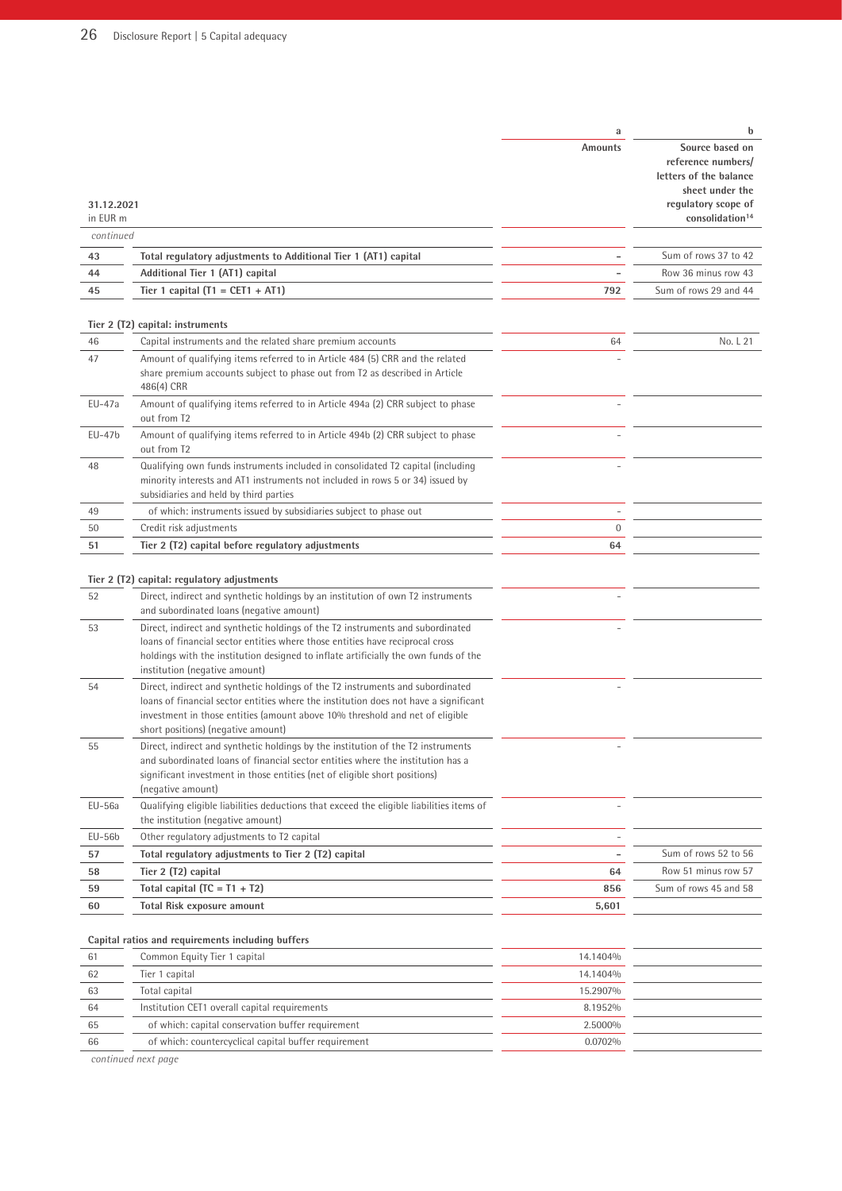| 31.12.2021<br>in EUR m | | a<br>Amounts | b<br>Source based on reference numbers/ letters of the balance sheet under the regulatory scope of consolidation[14] |
|---|---|---|---|
| *continued* | | | |
| **43** | **Total regulatory adjustments to Additional Tier 1 (AT1) capital** | **–** | Sum of rows 37 to 42 |
| **44** | **Additional Tier 1 (AT1) capital** | **–** | Row 36 minus row 43 |
| **45** | **Tier 1 capital (T1 = CET1 + AT1)** | **792** | Sum of rows 29 and 44 |
| | **Tier 2 (T2) capital: instruments** | | |
| 46 | Capital instruments and the related share premium accounts | 64 | No. L 21 |
| 47 | Amount of qualifying items referred to in Article 484 (5) CRR and the related share premium accounts subject to phase out from T2 as described in Article 486(4) CRR | – | |
| EU-47a | Amount of qualifying items referred to in Article 494a (2) CRR subject to phase out from T2 | – | |
| EU-47b | Amount of qualifying items referred to in Article 494b (2) CRR subject to phase out from T2 | – | |
| 48 | Qualifying own funds instruments included in consolidated T2 capital (including minority interests and AT1 instruments not included in rows 5 or 34) issued by subsidiaries and held by third parties | – | |
| 49 | of which: instruments issued by subsidiaries subject to phase out | – | |
| 50 | Credit risk adjustments | 0 | |
| **51** | **Tier 2 (T2) capital before regulatory adjustments** | **64** | |
| | **Tier 2 (T2) capital: regulatory adjustments** | | |
| 52 | Direct, indirect and synthetic holdings by an institution of own T2 instruments and subordinated loans (negative amount) | – | |
| 53 | Direct, indirect and synthetic holdings of the T2 instruments and subordinated loans of financial sector entities where those entities have reciprocal cross holdings with the institution designed to inflate artificially the own funds of the institution (negative amount) | – | |
| 54 | Direct, indirect and synthetic holdings of the T2 instruments and subordinated loans of financial sector entities where the institution does not have a significant investment in those entities (amount above 10% threshold and net of eligible short positions) (negative amount) | – | |
| 55 | Direct, indirect and synthetic holdings by the institution of the T2 instruments and subordinated loans of financial sector entities where the institution has a significant investment in those entities (net of eligible short positions) (negative amount) | – | |
| EU-56a | Qualifying eligible liabilities deductions that exceed the eligible liabilities items of the institution (negative amount) | – | |
| EU-56b | Other regulatory adjustments to T2 capital | – | |
| **57** | **Total regulatory adjustments to Tier 2 (T2) capital** | **–** | Sum of rows 52 to 56 |
| **58** | **Tier 2 (T2) capital** | **64** | Row 51 minus row 57 |
| **59** | **Total capital (TC = T1 + T2)** | **856** | Sum of rows 45 and 58 |
| **60** | **Total Risk exposure amount** | **5,601** | |
| | **Capital ratios and requirements including buffers** | | |
| 61 | Common Equity Tier 1 capital | 14.1404% | |
| 62 | Tier 1 capital | 14.1404% | |
| 63 | Total capital | 15.2907% | |
| 64 | Institution CET1 overall capital requirements | 8.1952% | |
| 65 | of which: capital conservation buffer requirement | 2.5000% | |
| 66 | of which: countercyclical capital buffer requirement | 0.0702% | |

*continued next page*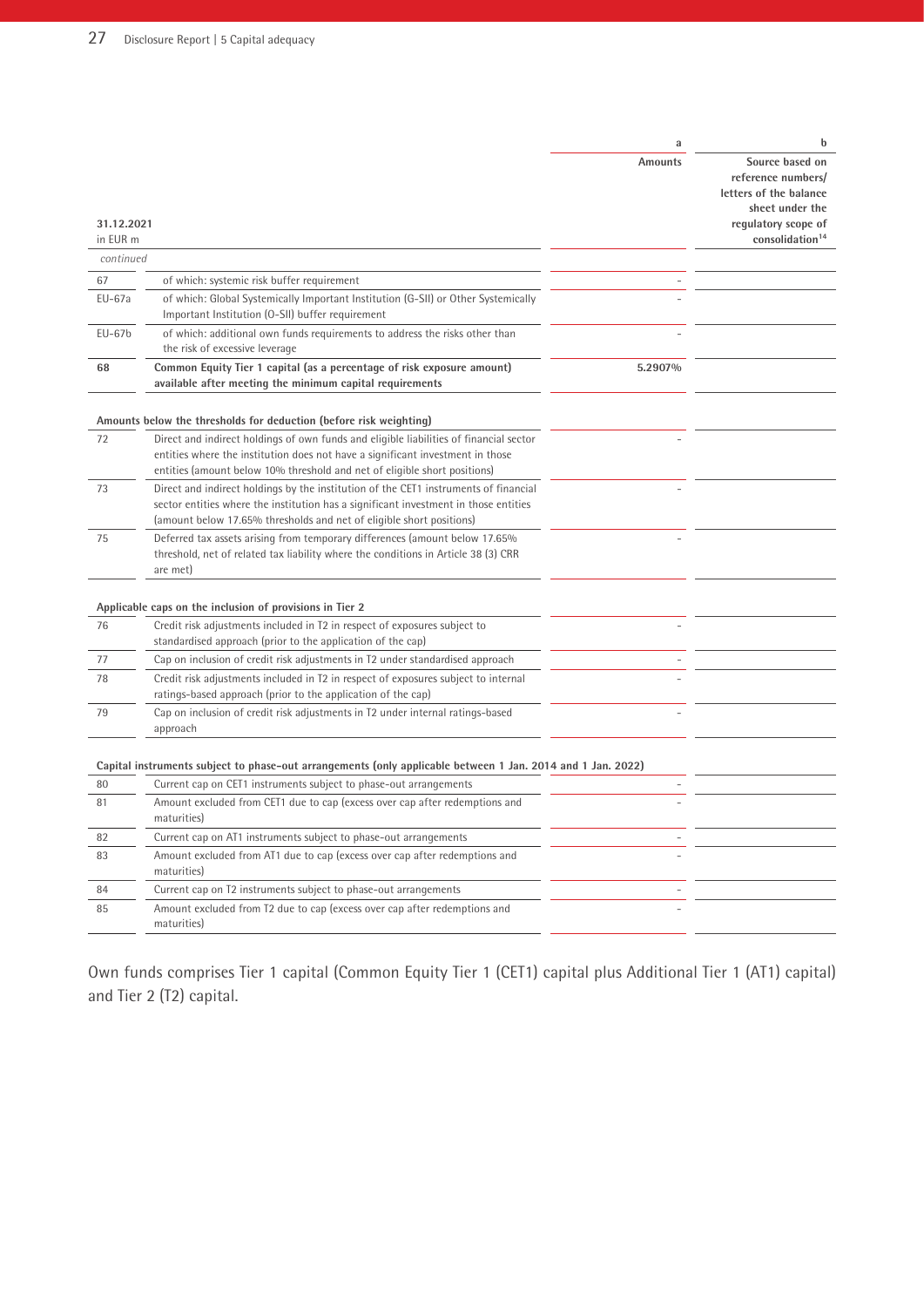| 31.12.2021<br>in EUR m | | a<br>Amounts | b<br>Source based on reference numbers/ letters of the balance sheet under the regulatory scope of consolidation[14] |
|---|---|---|---|
| *continued* | | | |
| 67 | of which: systemic risk buffer requirement | – | |
| EU-67a | of which: Global Systemically Important Institution (G-SII) or Other Systemically Important Institution (O-SII) buffer requirement | – | |
| EU-67b | of which: additional own funds requirements to address the risks other than the risk of excessive leverage | – | |
| **68** | **Common Equity Tier 1 capital (as a percentage of risk exposure amount) available after meeting the minimum capital requirements** | **5.2907%** | |
| | **Amounts below the thresholds for deduction (before risk weighting)** | | |
| 72 | Direct and indirect holdings of own funds and eligible liabilities of financial sector entities where the institution does not have a significant investment in those entities (amount below 10% threshold and net of eligible short positions) | – | |
| 73 | Direct and indirect holdings by the institution of the CET1 instruments of financial sector entities where the institution has a significant investment in those entities (amount below 17.65% thresholds and net of eligible short positions) | – | |
| 75 | Deferred tax assets arising from temporary differences (amount below 17.65% threshold, net of related tax liability where the conditions in Article 38 (3) CRR are met) | – | |
| | **Applicable caps on the inclusion of provisions in Tier 2** | | |
| 76 | Credit risk adjustments included in T2 in respect of exposures subject to standardised approach (prior to the application of the cap) | – | |
| 77 | Cap on inclusion of credit risk adjustments in T2 under standardised approach | – | |
| 78 | Credit risk adjustments included in T2 in respect of exposures subject to internal ratings-based approach (prior to the application of the cap) | – | |
| 79 | Cap on inclusion of credit risk adjustments in T2 under internal ratings-based approach | – | |
| | **Capital instruments subject to phase-out arrangements (only applicable between 1 Jan. 2014 and 1 Jan. 2022)** | | |
| 80 | Current cap on CET1 instruments subject to phase-out arrangements | – | |
| 81 | Amount excluded from CET1 due to cap (excess over cap after redemptions and maturities) | – | |
| 82 | Current cap on AT1 instruments subject to phase-out arrangements | – | |
| 83 | Amount excluded from AT1 due to cap (excess over cap after redemptions and maturities) | – | |
| 84 | Current cap on T2 instruments subject to phase-out arrangements | – | |
| 85 | Amount excluded from T2 due to cap (excess over cap after redemptions and maturities) | – | |

Own funds comprises Tier 1 capital (Common Equity Tier 1 (CET1) capital plus Additional Tier 1 (AT1) capital) and Tier 2 (T2) capital.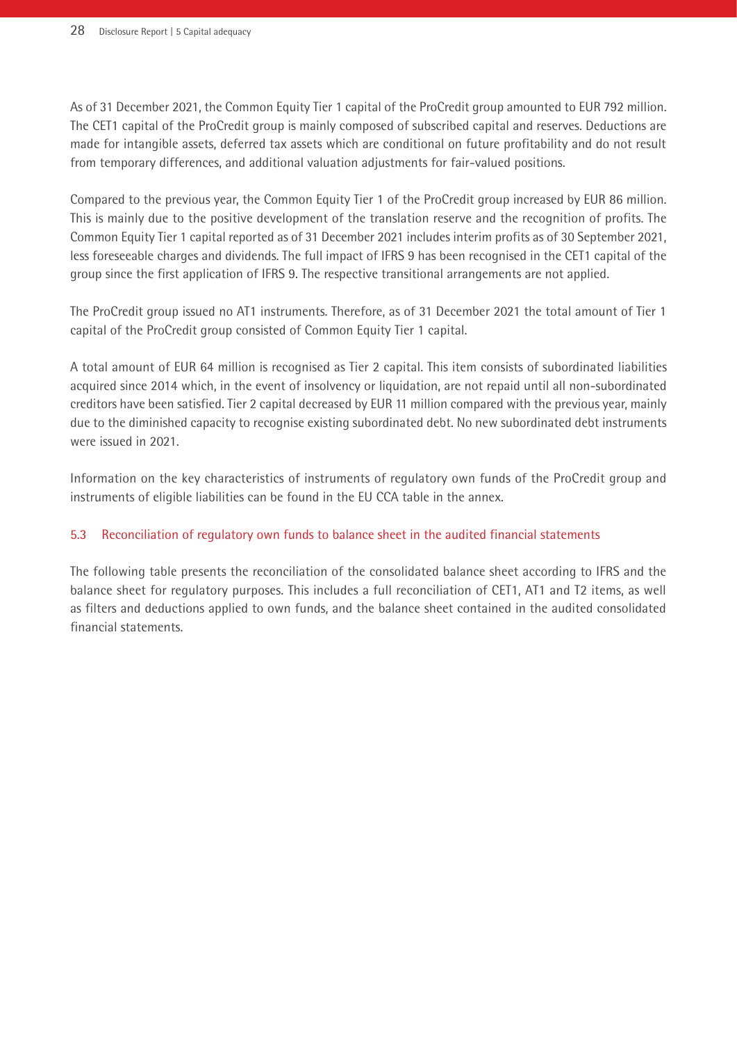As of 31 December 2021, the Common Equity Tier 1 capital of the ProCredit group amounted to EUR 792 million. The CET1 capital of the ProCredit group is mainly composed of subscribed capital and reserves. Deductions are made for intangible assets, deferred tax assets which are conditional on future profitability and do not result from temporary differences, and additional valuation adjustments for fair-valued positions.

Compared to the previous year, the Common Equity Tier 1 of the ProCredit group increased by EUR 86 million. This is mainly due to the positive development of the translation reserve and the recognition of profits. The Common Equity Tier 1 capital reported as of 31 December 2021 includes interim profits as of 30 September 2021, less foreseeable charges and dividends. The full impact of IFRS 9 has been recognised in the CET1 capital of the group since the first application of IFRS 9. The respective transitional arrangements are not applied.

The ProCredit group issued no AT1 instruments. Therefore, as of 31 December 2021 the total amount of Tier 1 capital of the ProCredit group consisted of Common Equity Tier 1 capital.

A total amount of EUR 64 million is recognised as Tier 2 capital. This item consists of subordinated liabilities acquired since 2014 which, in the event of insolvency or liquidation, are not repaid until all non-subordinated creditors have been satisfied. Tier 2 capital decreased by EUR 11 million compared with the previous year, mainly due to the diminished capacity to recognise existing subordinated debt. No new subordinated debt instruments were issued in 2021.

Information on the key characteristics of instruments of regulatory own funds of the ProCredit group and instruments of eligible liabilities can be found in the EU CCA table in the annex.

## 5.3 Reconciliation of regulatory own funds to balance sheet in the audited financial statements

The following table presents the reconciliation of the consolidated balance sheet according to IFRS and the balance sheet for regulatory purposes. This includes a full reconciliation of CET1, AT1 and T2 items, as well as filters and deductions applied to own funds, and the balance sheet contained in the audited consolidated financial statements.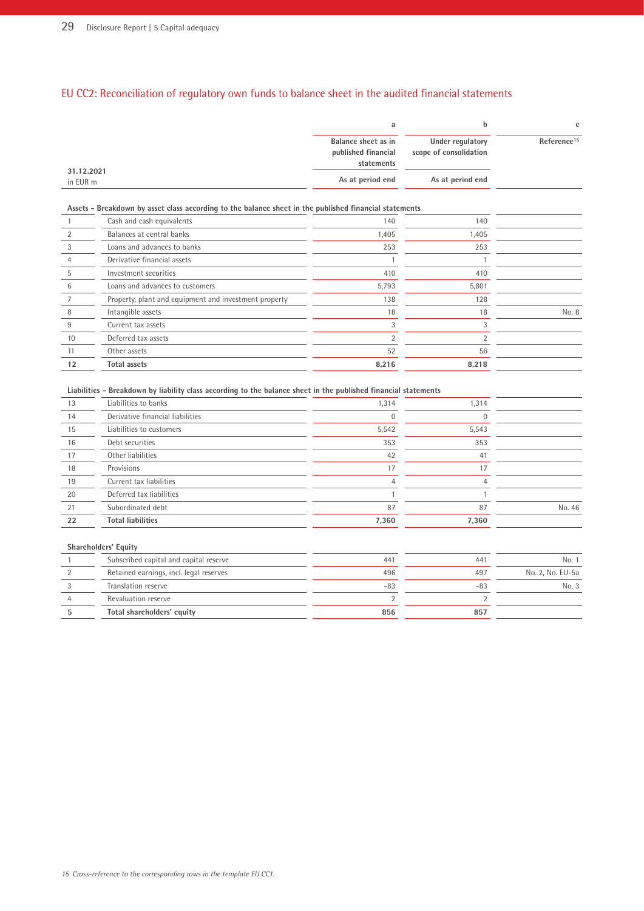## EU CC2: Reconciliation of regulatory own funds to balance sheet in the audited financial statements

| 31.12.2021<br>in EUR m | | a<br>Balance sheet as in published financial statements<br>As at period end | b<br>Under regulatory scope of consolidation<br>As at period end | c<br>Reference[15] |
|---|---|---|---|---|
| **Assets – Breakdown by asset class according to the balance sheet in the published financial statements** | | | | |
| 1 | Cash and cash equivalents | 140 | 140 | |
| 2 | Balances at central banks | 1,405 | 1,405 | |
| 3 | Loans and advances to banks | 253 | 253 | |
| 4 | Derivative financial assets | 1 | 1 | |
| 5 | Investment securities | 410 | 410 | |
| 6 | Loans and advances to customers | 5,793 | 5,801 | |
| 7 | Property, plant and equipment and investment property | 138 | 128 | |
| 8 | Intangible assets | 18 | 18 | No. 8 |
| 9 | Current tax assets | 3 | 3 | |
| 10 | Deferred tax assets | 2 | 2 | |
| 11 | Other assets | 52 | 56 | |
| **12** | **Total assets** | **8,216** | **8,218** | |
| **Liabilities – Breakdown by liability class according to the balance sheet in the published financial statements** | | | | |
| 13 | Liabilities to banks | 1,314 | 1,314 | |
| 14 | Derivative financial liabilities | 0 | 0 | |
| 15 | Liabilities to customers | 5,542 | 5,543 | |
| 16 | Debt securities | 353 | 353 | |
| 17 | Other liabilities | 42 | 41 | |
| 18 | Provisions | 17 | 17 | |
| 19 | Current tax liabilities | 4 | 4 | |
| 20 | Deferred tax liabilities | 1 | 1 | |
| 21 | Subordinated debt | 87 | 87 | No. 46 |
| **22** | **Total liabilities** | **7,360** | **7,360** | |
| **Shareholders' Equity** | | | | |
| 1 | Subscribed capital and capital reserve | 441 | 441 | No. 1 |
| 2 | Retained earnings, incl. legal reserves | 496 | 497 | No. 2, No. EU-5a |
| 3 | Translation reserve | -83 | -83 | No. 3 |
| 4 | Revaluation reserve | 2 | 2 | |
| **5** | **Total shareholders' equity** | **856** | **857** | |

*15 Cross-reference to the corresponding rows in the template EU CC1.*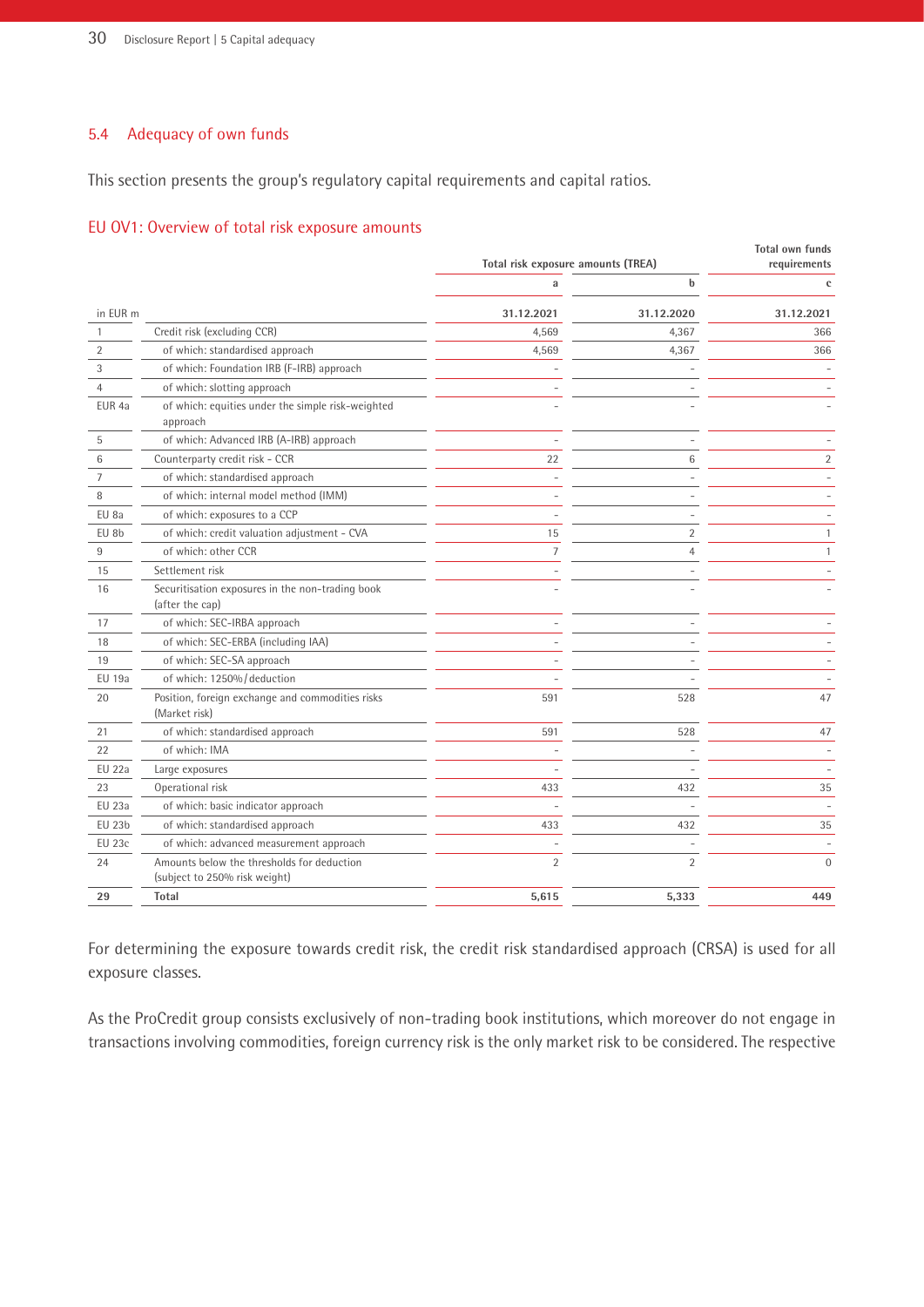## 5.4 Adequacy of own funds

This section presents the group's regulatory capital requirements and capital ratios.

### EU OV1: Overview of total risk exposure amounts

| | | Total risk exposure amounts (TREA) | | Total own funds requirements |
|---|---|---|---|---|
| | | a | b | c |
| in EUR m | | 31.12.2021 | 31.12.2020 | 31.12.2021 |
| 1 | Credit risk (excluding CCR) | 4,569 | 4,367 | 366 |
| 2 | of which: standardised approach | 4,569 | 4,367 | 366 |
| 3 | of which: Foundation IRB (F-IRB) approach | - | - | - |
| 4 | of which: slotting approach | - | - | - |
| EUR 4a | of which: equities under the simple risk-weighted approach | - | - | - |
| 5 | of which: Advanced IRB (A-IRB) approach | - | - | - |
| 6 | Counterparty credit risk - CCR | 22 | 6 | 2 |
| 7 | of which: standardised approach | - | - | - |
| 8 | of which: internal model method (IMM) | - | - | - |
| EU 8a | of which: exposures to a CCP | - | - | - |
| EU 8b | of which: credit valuation adjustment - CVA | 15 | 2 | 1 |
| 9 | of which: other CCR | 7 | 4 | 1 |
| 15 | Settlement risk | - | - | - |
| 16 | Securitisation exposures in the non-trading book (after the cap) | - | - | - |
| 17 | of which: SEC-IRBA approach | - | - | - |
| 18 | of which: SEC-ERBA (including IAA) | - | - | - |
| 19 | of which: SEC-SA approach | - | - | - |
| EU 19a | of which: 1250%/deduction | - | - | - |
| 20 | Position, foreign exchange and commodities risks (Market risk) | 591 | 528 | 47 |
| 21 | of which: standardised approach | 591 | 528 | 47 |
| 22 | of which: IMA | - | - | - |
| EU 22a | Large exposures | - | - | - |
| 23 | Operational risk | 433 | 432 | 35 |
| EU 23a | of which: basic indicator approach | - | - | - |
| EU 23b | of which: standardised approach | 433 | 432 | 35 |
| EU 23c | of which: advanced measurement approach | - | - | - |
| 24 | Amounts below the thresholds for deduction (subject to 250% risk weight) | 2 | 2 | 0 |
| **29** | **Total** | **5,615** | **5,333** | **449** |

For determining the exposure towards credit risk, the credit risk standardised approach (CRSA) is used for all exposure classes.

As the ProCredit group consists exclusively of non-trading book institutions, which moreover do not engage in transactions involving commodities, foreign currency risk is the only market risk to be considered. The respective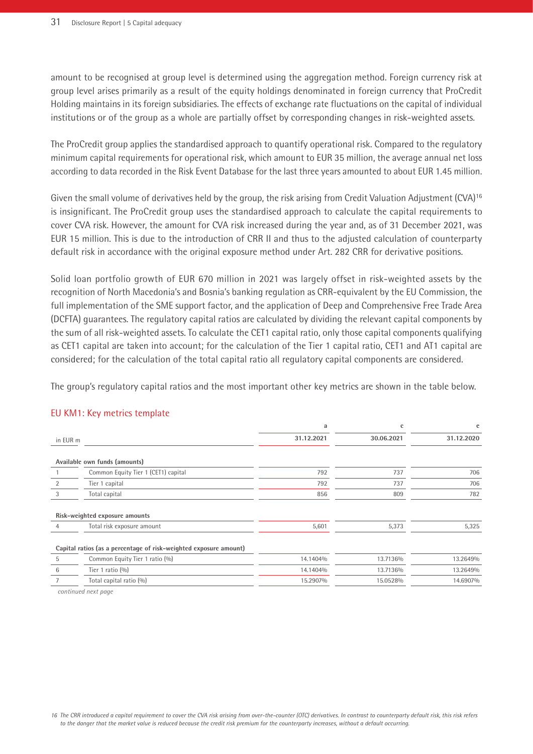amount to be recognised at group level is determined using the aggregation method. Foreign currency risk at group level arises primarily as a result of the equity holdings denominated in foreign currency that ProCredit Holding maintains in its foreign subsidiaries. The effects of exchange rate fluctuations on the capital of individual institutions or of the group as a whole are partially offset by corresponding changes in risk-weighted assets.

The ProCredit group applies the standardised approach to quantify operational risk. Compared to the regulatory minimum capital requirements for operational risk, which amount to EUR 35 million, the average annual net loss according to data recorded in the Risk Event Database for the last three years amounted to about EUR 1.45 million.

Given the small volume of derivatives held by the group, the risk arising from Credit Valuation Adjustment (CVA)[16] is insignificant. The ProCredit group uses the standardised approach to calculate the capital requirements to cover CVA risk. However, the amount for CVA risk increased during the year and, as of 31 December 2021, was EUR 15 million. This is due to the introduction of CRR II and thus to the adjusted calculation of counterparty default risk in accordance with the original exposure method under Art. 282 CRR for derivative positions.

Solid loan portfolio growth of EUR 670 million in 2021 was largely offset in risk-weighted assets by the recognition of North Macedonia's and Bosnia's banking regulation as CRR-equivalent by the EU Commission, the full implementation of the SME support factor, and the application of Deep and Comprehensive Free Trade Area (DCFTA) guarantees. The regulatory capital ratios are calculated by dividing the relevant capital components by the sum of all risk-weighted assets. To calculate the CET1 capital ratio, only those capital components qualifying as CET1 capital are taken into account; for the calculation of the Tier 1 capital ratio, CET1 and AT1 capital are considered; for the calculation of the total capital ratio all regulatory capital components are considered.

The group's regulatory capital ratios and the most important other key metrics are shown in the table below.

## EU KM1: Key metrics template

| in EUR m | | a | c | e |
|---|---|---|---|---|
| | | 31.12.2021 | 30.06.2021 | 31.12.2020 |
| **Available own funds (amounts)** | | | | |
| 1 | Common Equity Tier 1 (CET1) capital | 792 | 737 | 706 |
| 2 | Tier 1 capital | 792 | 737 | 706 |
| 3 | Total capital | 856 | 809 | 782 |
| **Risk-weighted exposure amounts** | | | | |
| 4 | Total risk exposure amount | 5,601 | 5,373 | 5,325 |
| **Capital ratios (as a percentage of risk-weighted exposure amount)** | | | | |
| 5 | Common Equity Tier 1 ratio (%) | 14.1404% | 13.7136% | 13.2649% |
| 6 | Tier 1 ratio (%) | 14.1404% | 13.7136% | 13.2649% |
| 7 | Total capital ratio (%) | 15.2907% | 15.0528% | 14.6907% |

*continued next page*

*16 The CRR introduced a capital requirement to cover the CVA risk arising from over-the-counter (OTC) derivatives. In contrast to counterparty default risk, this risk refers to the danger that the market value is reduced because the credit risk premium for the counterparty increases, without a default occurring.*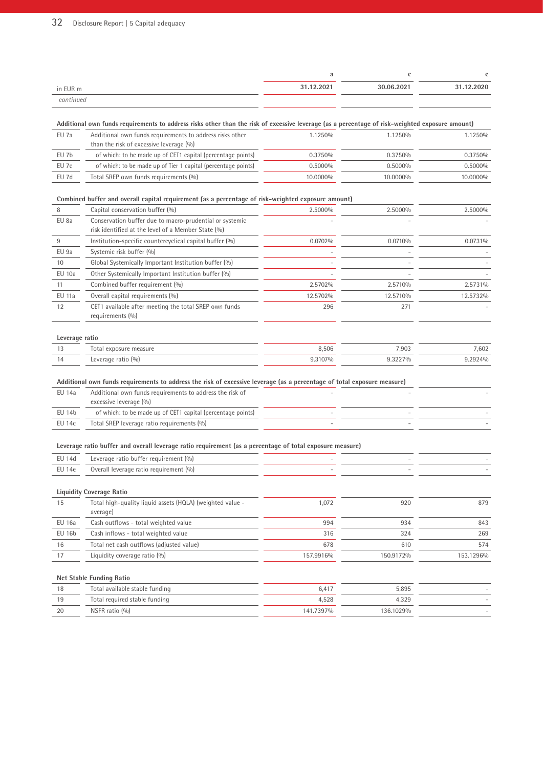| in EUR m | | a<br>31.12.2021 | c<br>30.06.2021 | e<br>31.12.2020 |
|---|---|---|---|---|
| *continued* | | | | |
| **Additional own funds requirements to address risks other than the risk of excessive leverage (as a percentage of risk-weighted exposure amount)** | | | | |
| EU 7a | Additional own funds requirements to address risks other than the risk of excessive leverage (%) | 1.1250% | 1.1250% | 1.1250% |
| EU 7b | of which: to be made up of CET1 capital (percentage points) | 0.3750% | 0.3750% | 0.3750% |
| EU 7c | of which: to be made up of Tier 1 capital (percentage points) | 0.5000% | 0.5000% | 0.5000% |
| EU 7d | Total SREP own funds requirements (%) | 10.0000% | 10.0000% | 10.0000% |
| **Combined buffer and overall capital requirement (as a percentage of risk-weighted exposure amount)** | | | | |
| 8 | Capital conservation buffer (%) | 2.5000% | 2.5000% | 2.5000% |
| EU 8a | Conservation buffer due to macro-prudential or systemic risk identified at the level of a Member State (%) | – | – | – |
| 9 | Institution-specific countercyclical capital buffer (%) | 0.0702% | 0.0710% | 0.0731% |
| EU 9a | Systemic risk buffer (%) | – | – | – |
| 10 | Global Systemically Important Institution buffer (%) | – | – | – |
| EU 10a | Other Systemically Important Institution buffer (%) | – | – | – |
| 11 | Combined buffer requirement (%) | 2.5702% | 2.5710% | 2.5731% |
| EU 11a | Overall capital requirements (%) | 12.5702% | 12.5710% | 12.5732% |
| 12 | CET1 available after meeting the total SREP own funds requirements (%) | 296 | 271 | – |
| **Leverage ratio** | | | | |
| 13 | Total exposure measure | 8,506 | 7,903 | 7,602 |
| 14 | Leverage ratio (%) | 9.3107% | 9.3227% | 9.2924% |
| **Additional own funds requirements to address the risk of excessive leverage (as a percentage of total exposure measure)** | | | | |
| EU 14a | Additional own funds requirements to address the risk of excessive leverage (%) | – | – | – |
| EU 14b | of which: to be made up of CET1 capital (percentage points) | – | – | – |
| EU 14c | Total SREP leverage ratio requirements (%) | – | – | – |
| **Leverage ratio buffer and overall leverage ratio requirement (as a percentage of total exposure measure)** | | | | |
| EU 14d | Leverage ratio buffer requirement (%) | – | – | – |
| EU 14e | Overall leverage ratio requirement (%) | – | – | – |
| **Liquidity Coverage Ratio** | | | | |
| 15 | Total high-quality liquid assets (HQLA) (weighted value - average) | 1,072 | 920 | 879 |
| EU 16a | Cash outflows - total weighted value | 994 | 934 | 843 |
| EU 16b | Cash inflows - total weighted value | 316 | 324 | 269 |
| 16 | Total net cash outflows (adjusted value) | 678 | 610 | 574 |
| 17 | Liquidity coverage ratio (%) | 157.9916% | 150.9172% | 153.1296% |
| **Net Stable Funding Ratio** | | | | |
| 18 | Total available stable funding | 6,417 | 5,895 | – |
| 19 | Total required stable funding | 4,528 | 4,329 | – |
| 20 | NSFR ratio (%) | 141.7397% | 136.1029% | – |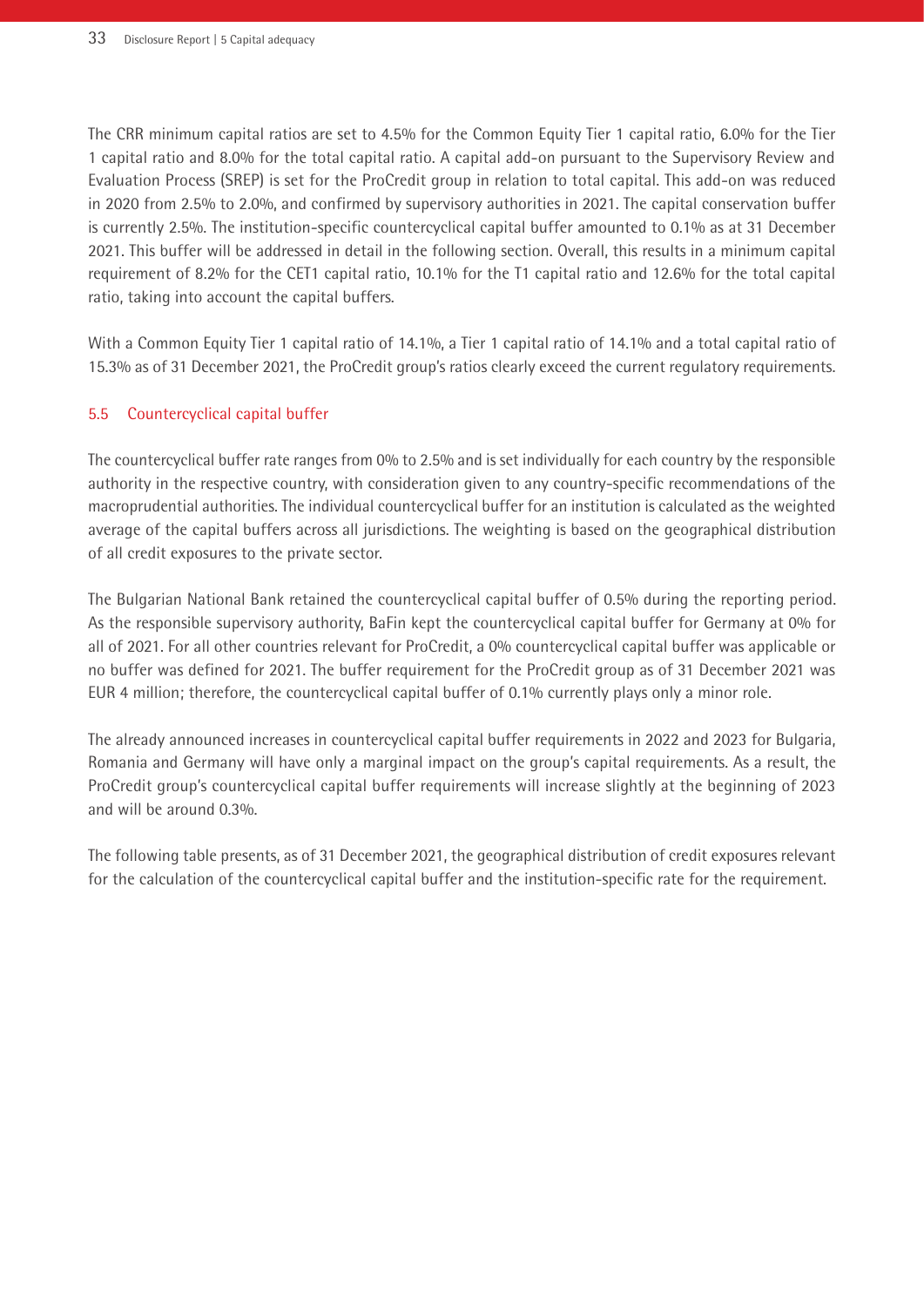The CRR minimum capital ratios are set to 4.5% for the Common Equity Tier 1 capital ratio, 6.0% for the Tier 1 capital ratio and 8.0% for the total capital ratio. A capital add-on pursuant to the Supervisory Review and Evaluation Process (SREP) is set for the ProCredit group in relation to total capital. This add-on was reduced in 2020 from 2.5% to 2.0%, and confirmed by supervisory authorities in 2021. The capital conservation buffer is currently 2.5%. The institution-specific countercyclical capital buffer amounted to 0.1% as at 31 December 2021. This buffer will be addressed in detail in the following section. Overall, this results in a minimum capital requirement of 8.2% for the CET1 capital ratio, 10.1% for the T1 capital ratio and 12.6% for the total capital ratio, taking into account the capital buffers.

With a Common Equity Tier 1 capital ratio of 14.1%, a Tier 1 capital ratio of 14.1% and a total capital ratio of 15.3% as of 31 December 2021, the ProCredit group's ratios clearly exceed the current regulatory requirements.

## 5.5 Countercyclical capital buffer

The countercyclical buffer rate ranges from 0% to 2.5% and is set individually for each country by the responsible authority in the respective country, with consideration given to any country-specific recommendations of the macroprudential authorities. The individual countercyclical buffer for an institution is calculated as the weighted average of the capital buffers across all jurisdictions. The weighting is based on the geographical distribution of all credit exposures to the private sector.

The Bulgarian National Bank retained the countercyclical capital buffer of 0.5% during the reporting period. As the responsible supervisory authority, BaFin kept the countercyclical capital buffer for Germany at 0% for all of 2021. For all other countries relevant for ProCredit, a 0% countercyclical capital buffer was applicable or no buffer was defined for 2021. The buffer requirement for the ProCredit group as of 31 December 2021 was EUR 4 million; therefore, the countercyclical capital buffer of 0.1% currently plays only a minor role.

The already announced increases in countercyclical capital buffer requirements in 2022 and 2023 for Bulgaria, Romania and Germany will have only a marginal impact on the group's capital requirements. As a result, the ProCredit group's countercyclical capital buffer requirements will increase slightly at the beginning of 2023 and will be around 0.3%.

The following table presents, as of 31 December 2021, the geographical distribution of credit exposures relevant for the calculation of the countercyclical capital buffer and the institution-specific rate for the requirement.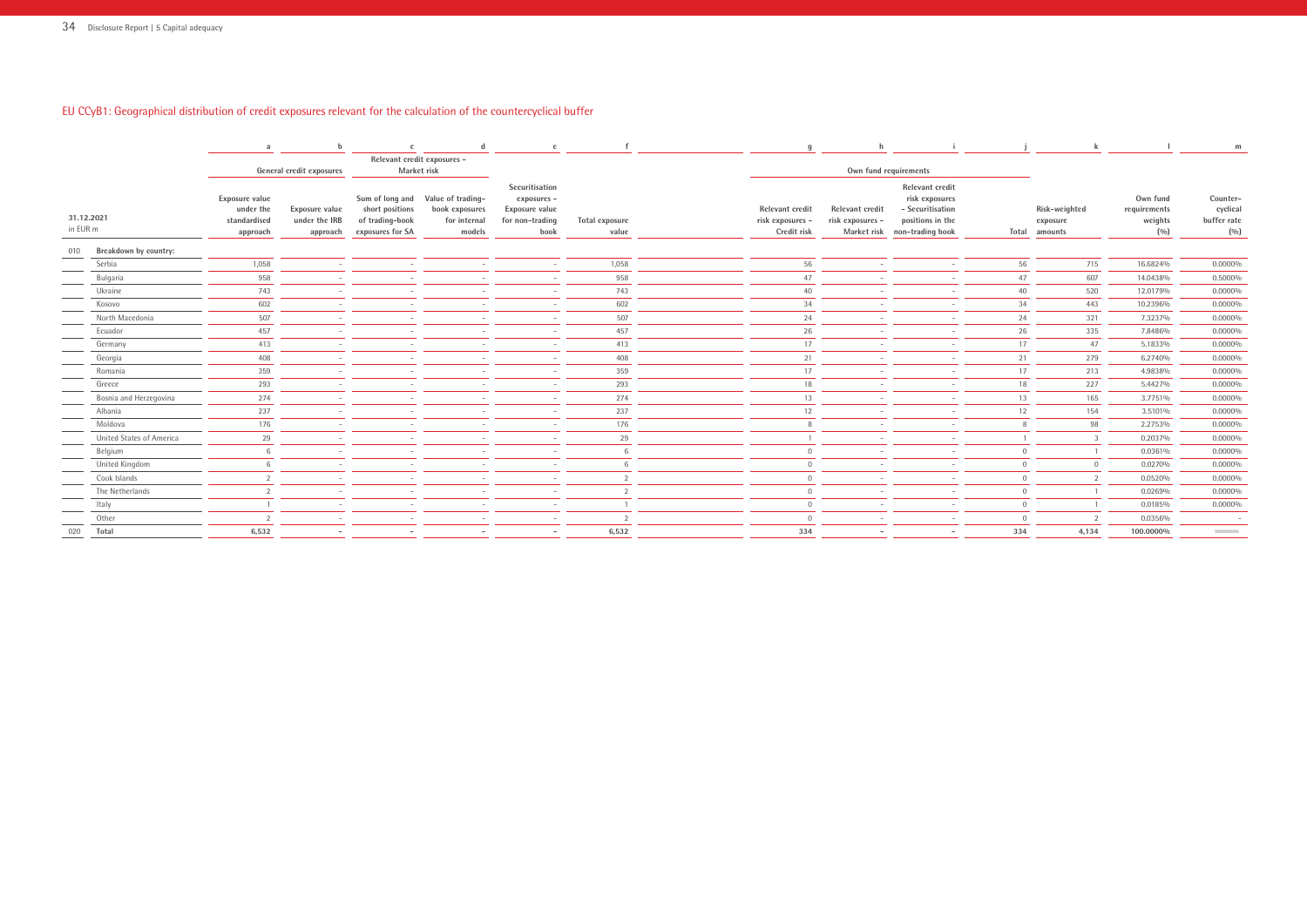## EU CCyB1: Geographical distribution of credit exposures relevant for the calculation of the countercyclical buffer

| | | a | b | c | d | e | f | g | h | i | j | k | l | m |
|---|---|---|---|---|---|---|---|---|---|---|---|---|---|---|
| | | General credit exposures | | Relevant credit exposures – Market risk | | | | Own fund requirements | | | | | | |
| 31.12.2021 in EUR m | | Exposure value under the standardised approach | Exposure value under the IRB approach | Sum of long and short positions of trading-book exposures for SA | Value of trading-book exposures for internal models | Securitisation exposures – Exposure value for non-trading book | Total exposure value | Relevant credit risk exposures – Credit risk | Relevant credit risk exposures – Market risk | Relevant credit risk exposures – Securitisation positions in the non-trading book | Total | Risk-weighted exposure amounts | Own fund requirements weights (%) | Counter-cyclical buffer rate (%) |
| 010 | Breakdown by country: | | | | | | | | | | | | | |
| | Serbia | 1,058 | - | - | - | - | 1,058 | 56 | - | - | 56 | 715 | 16.6824% | 0.0000% |
| | Bulgaria | 958 | - | - | - | - | 958 | 47 | - | - | 47 | 607 | 14.0438% | 0.5000% |
| | Ukraine | 743 | - | - | - | - | 743 | 40 | - | - | 40 | 520 | 12.0179% | 0.0000% |
| | Kosovo | 602 | - | - | - | - | 602 | 34 | - | - | 34 | 443 | 10.2396% | 0.0000% |
| | North Macedonia | 507 | - | - | - | - | 507 | 24 | - | - | 24 | 321 | 7.3237% | 0.0000% |
| | Ecuador | 457 | - | - | - | - | 457 | 26 | - | - | 26 | 335 | 7.8486% | 0.0000% |
| | Germany | 413 | - | - | - | - | 413 | 17 | - | - | 17 | 47 | 5.1833% | 0.0000% |
| | Georgia | 408 | - | - | - | - | 408 | 21 | - | - | 21 | 279 | 6.2740% | 0.0000% |
| | Romania | 359 | - | - | - | - | 359 | 17 | - | - | 17 | 213 | 4.9838% | 0.0000% |
| | Greece | 293 | - | - | - | - | 293 | 18 | - | - | 18 | 227 | 5.4427% | 0.0000% |
| | Bosnia and Herzegovina | 274 | - | - | - | - | 274 | 13 | - | - | 13 | 165 | 3.7751% | 0.0000% |
| | Albania | 237 | - | - | - | - | 237 | 12 | - | - | 12 | 154 | 3.5101% | 0.0000% |
| | Moldova | 176 | - | - | - | - | 176 | 8 | - | - | 8 | 98 | 2.2753% | 0.0000% |
| | United States of America | 29 | - | - | - | - | 29 | 1 | - | - | 1 | 3 | 0.2037% | 0.0000% |
| | Belgium | 6 | - | - | - | - | 6 | 0 | - | - | 0 | 1 | 0.0361% | 0.0000% |
| | United Kingdom | 6 | - | - | - | - | 6 | 0 | - | - | 0 | 0 | 0.0270% | 0.0000% |
| | Cook Islands | 2 | - | - | - | - | 2 | 0 | - | - | 0 | 2 | 0.0520% | 0.0000% |
| | The Netherlands | 2 | - | - | - | - | 2 | 0 | - | - | 0 | 1 | 0.0269% | 0.0000% |
| | Italy | 1 | - | - | - | - | 1 | 0 | - | - | 0 | 1 | 0.0185% | 0.0000% |
| | Other | 2 | - | - | - | - | 2 | 0 | - | - | 0 | 2 | 0.0356% | - |
| 020 | Total | 6,532 | - | - | - | - | 6,532 | 334 | - | - | 334 | 4,134 | 100.0000% | |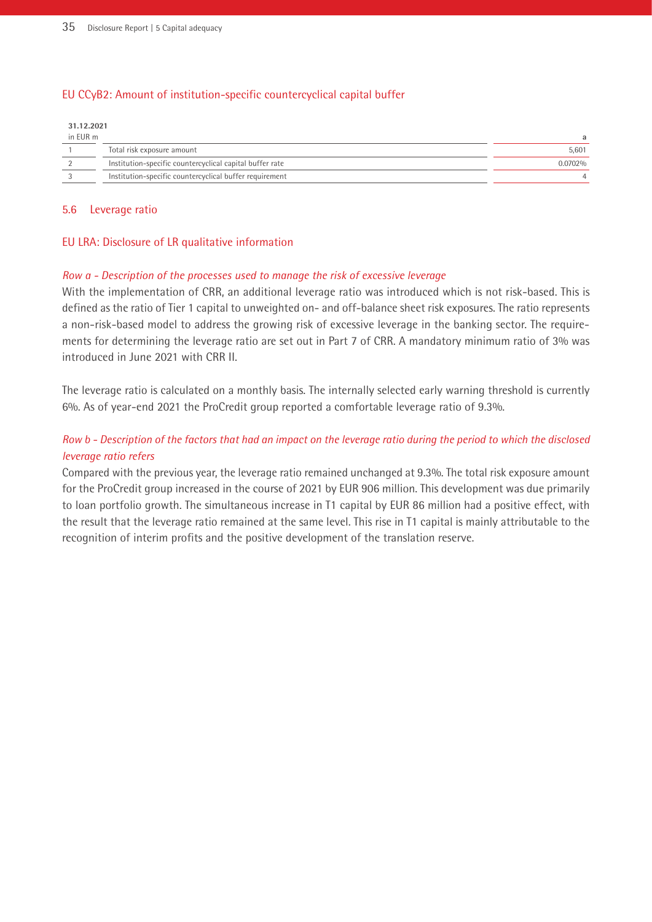## EU CCyB2: Amount of institution-specific countercyclical capital buffer

| 31.12.2021<br>in EUR m | | a |
|---|---|---|
| 1 | Total risk exposure amount | 5,601 |
| 2 | Institution-specific countercyclical capital buffer rate | 0.0702% |
| 3 | Institution-specific countercyclical buffer requirement | 4 |

## 5.6 Leverage ratio

### EU LRA: Disclosure of LR qualitative information

*Row a - Description of the processes used to manage the risk of excessive leverage*

With the implementation of CRR, an additional leverage ratio was introduced which is not risk-based. This is defined as the ratio of Tier 1 capital to unweighted on- and off-balance sheet risk exposures. The ratio represents a non-risk-based model to address the growing risk of excessive leverage in the banking sector. The requirements for determining the leverage ratio are set out in Part 7 of CRR. A mandatory minimum ratio of 3% was introduced in June 2021 with CRR II.

The leverage ratio is calculated on a monthly basis. The internally selected early warning threshold is currently 6%. As of year-end 2021 the ProCredit group reported a comfortable leverage ratio of 9.3%.

*Row b - Description of the factors that had an impact on the leverage ratio during the period to which the disclosed leverage ratio refers*

Compared with the previous year, the leverage ratio remained unchanged at 9.3%. The total risk exposure amount for the ProCredit group increased in the course of 2021 by EUR 906 million. This development was due primarily to loan portfolio growth. The simultaneous increase in T1 capital by EUR 86 million had a positive effect, with the result that the leverage ratio remained at the same level. This rise in T1 capital is mainly attributable to the recognition of interim profits and the positive development of the translation reserve.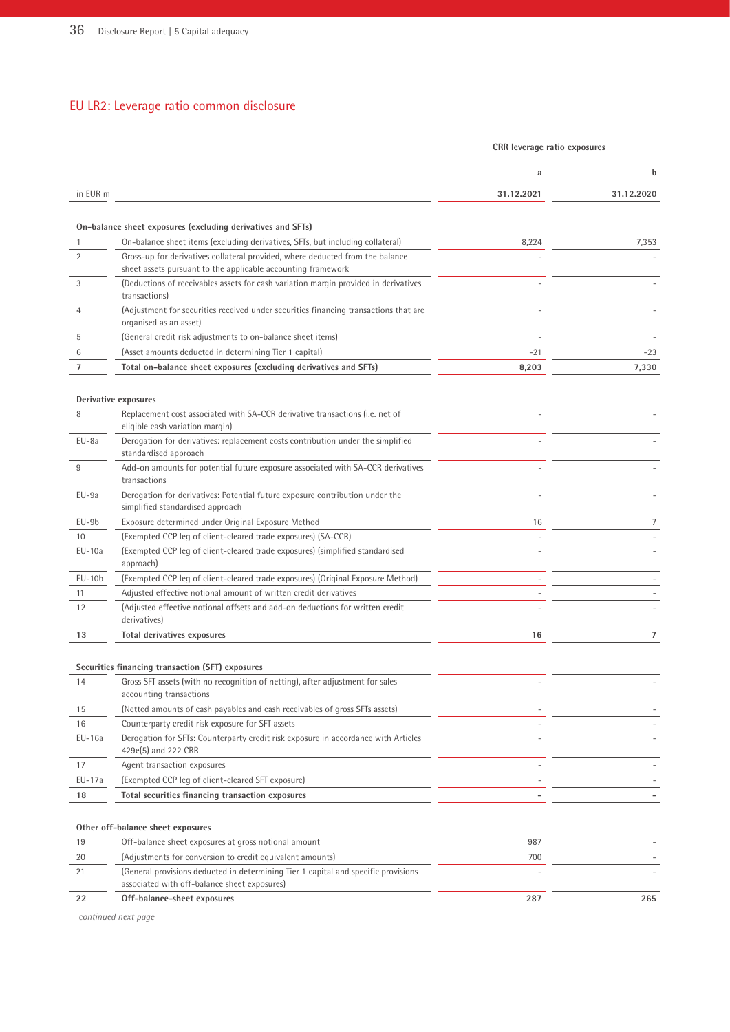## EU LR2: Leverage ratio common disclosure

| | | CRR leverage ratio exposures | |
|---|---|---|---|
| | | a | b |
| in EUR m | | 31.12.2021 | 31.12.2020 |
| **On-balance sheet exposures (excluding derivatives and SFTs)** | | | |
| 1 | On-balance sheet items (excluding derivatives, SFTs, but including collateral) | 8,224 | 7,353 |
| 2 | Gross-up for derivatives collateral provided, where deducted from the balance sheet assets pursuant to the applicable accounting framework | – | – |
| 3 | (Deductions of receivables assets for cash variation margin provided in derivatives transactions) | – | – |
| 4 | (Adjustment for securities received under securities financing transactions that are organised as an asset) | – | – |
| 5 | (General credit risk adjustments to on-balance sheet items) | – | – |
| 6 | (Asset amounts deducted in determining Tier 1 capital) | -21 | -23 |
| **7** | **Total on-balance sheet exposures (excluding derivatives and SFTs)** | **8,203** | **7,330** |
| **Derivative exposures** | | | |
| 8 | Replacement cost associated with SA-CCR derivative transactions (i.e. net of eligible cash variation margin) | – | – |
| EU-8a | Derogation for derivatives: replacement costs contribution under the simplified standardised approach | – | – |
| 9 | Add-on amounts for potential future exposure associated with SA-CCR derivatives transactions | – | – |
| EU-9a | Derogation for derivatives: Potential future exposure contribution under the simplified standardised approach | – | – |
| EU-9b | Exposure determined under Original Exposure Method | 16 | 7 |
| 10 | (Exempted CCP leg of client-cleared trade exposures) (SA-CCR) | – | – |
| EU-10a | (Exempted CCP leg of client-cleared trade exposures) (simplified standardised approach) | – | – |
| EU-10b | (Exempted CCP leg of client-cleared trade exposures) (Original Exposure Method) | – | – |
| 11 | Adjusted effective notional amount of written credit derivatives | – | – |
| 12 | (Adjusted effective notional offsets and add-on deductions for written credit derivatives) | – | – |
| **13** | **Total derivatives exposures** | **16** | **7** |
| **Securities financing transaction (SFT) exposures** | | | |
| 14 | Gross SFT assets (with no recognition of netting), after adjustment for sales accounting transactions | – | – |
| 15 | (Netted amounts of cash payables and cash receivables of gross SFTs assets) | – | – |
| 16 | Counterparty credit risk exposure for SFT assets | – | – |
| EU-16a | Derogation for SFTs: Counterparty credit risk exposure in accordance with Articles 429e(5) and 222 CRR | – | – |
| 17 | Agent transaction exposures | – | – |
| EU-17a | (Exempted CCP leg of client-cleared SFT exposure) | – | – |
| **18** | **Total securities financing transaction exposures** | **–** | **–** |
| **Other off-balance sheet exposures** | | | |
| 19 | Off-balance sheet exposures at gross notional amount | 987 | – |
| 20 | (Adjustments for conversion to credit equivalent amounts) | 700 | – |
| 21 | (General provisions deducted in determining Tier 1 capital and specific provisions associated with off-balance sheet exposures) | – | – |
| **22** | **Off-balance-sheet exposures** | **287** | **265** |

*continued next page*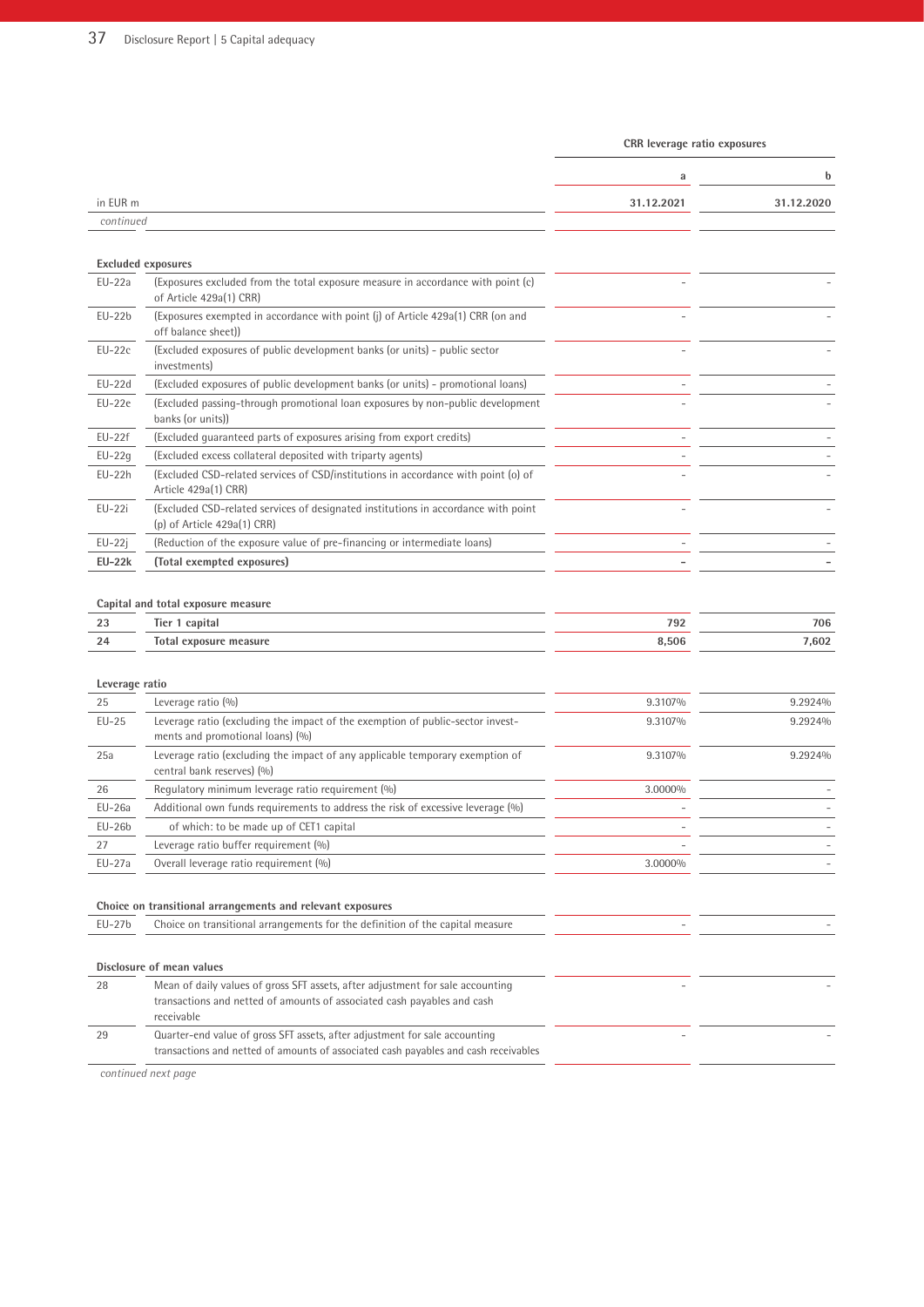| in EUR m | | CRR leverage ratio exposures | |
|---|---|---|---|
| | | a | b |
| | | 31.12.2021 | 31.12.2020 |
| *continued* | | | |
| **Excluded exposures** | | | |
| EU-22a | (Exposures excluded from the total exposure measure in accordance with point (c) of Article 429a(1) CRR) | – | – |
| EU-22b | (Exposures exempted in accordance with point (j) of Article 429a(1) CRR (on and off balance sheet)) | – | – |
| EU-22c | (Excluded exposures of public development banks (or units) - public sector investments) | – | – |
| EU-22d | (Excluded exposures of public development banks (or units) - promotional loans) | – | – |
| EU-22e | (Excluded passing-through promotional loan exposures by non-public development banks (or units)) | – | – |
| EU-22f | (Excluded guaranteed parts of exposures arising from export credits) | – | – |
| EU-22g | (Excluded excess collateral deposited with triparty agents) | – | – |
| EU-22h | (Excluded CSD-related services of CSD/institutions in accordance with point (o) of Article 429a(1) CRR) | – | – |
| EU-22i | (Excluded CSD-related services of designated institutions in accordance with point (p) of Article 429a(1) CRR) | – | – |
| EU-22j | (Reduction of the exposure value of pre-financing or intermediate loans) | – | – |
| **EU-22k** | **(Total exempted exposures)** | **–** | **–** |
| **Capital and total exposure measure** | | | |
| **23** | **Tier 1 capital** | **792** | **706** |
| **24** | **Total exposure measure** | **8,506** | **7,602** |
| **Leverage ratio** | | | |
| 25 | Leverage ratio (%) | 9.3107% | 9.2924% |
| EU-25 | Leverage ratio (excluding the impact of the exemption of public-sector investments and promotional loans) (%) | 9.3107% | 9.2924% |
| 25a | Leverage ratio (excluding the impact of any applicable temporary exemption of central bank reserves) (%) | 9.3107% | 9.2924% |
| 26 | Regulatory minimum leverage ratio requirement (%) | 3.0000% | – |
| EU-26a | Additional own funds requirements to address the risk of excessive leverage (%) | – | – |
| EU-26b | of which: to be made up of CET1 capital | – | – |
| 27 | Leverage ratio buffer requirement (%) | – | – |
| EU-27a | Overall leverage ratio requirement (%) | 3.0000% | – |
| **Choice on transitional arrangements and relevant exposures** | | | |
| EU-27b | Choice on transitional arrangements for the definition of the capital measure | – | – |
| **Disclosure of mean values** | | | |
| 28 | Mean of daily values of gross SFT assets, after adjustment for sale accounting transactions and netted of amounts of associated cash payables and cash receivable | – | – |
| 29 | Quarter-end value of gross SFT assets, after adjustment for sale accounting transactions and netted of amounts of associated cash payables and cash receivables | – | – |

*continued next page*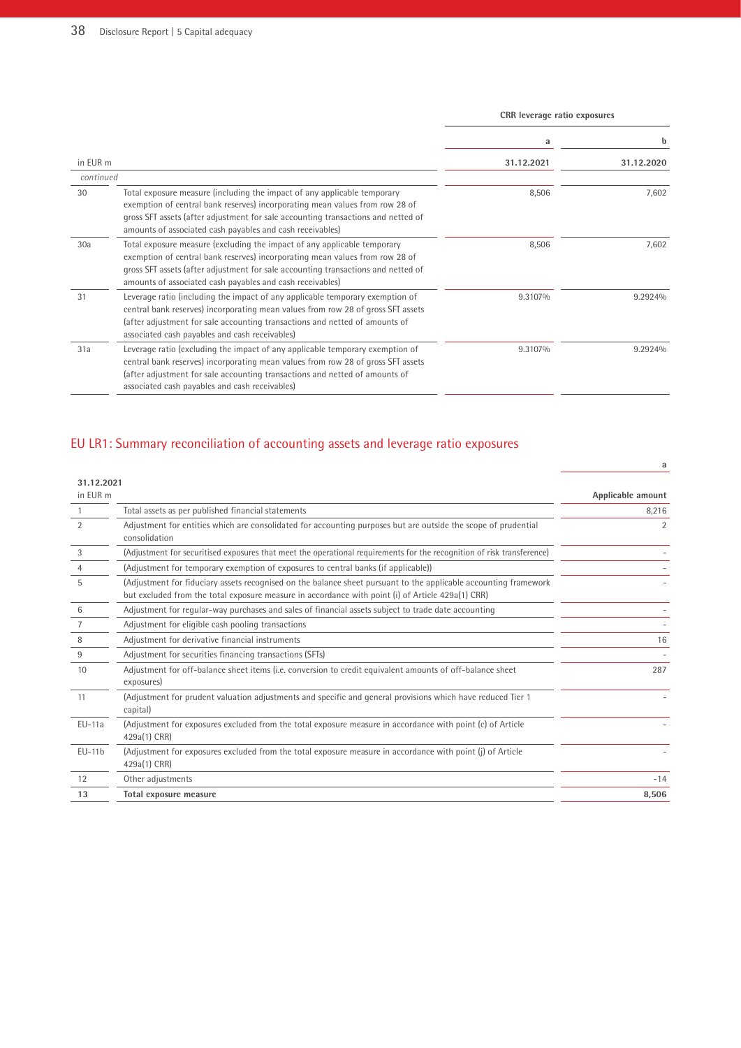| in EUR m | | CRR leverage ratio exposures | |
|---|---|---|---|
| | | a | b |
| | | 31.12.2021 | 31.12.2020 |
| *continued* | | | |
| 30 | Total exposure measure (including the impact of any applicable temporary exemption of central bank reserves) incorporating mean values from row 28 of gross SFT assets (after adjustment for sale accounting transactions and netted of amounts of associated cash payables and cash receivables) | 8,506 | 7,602 |
| 30a | Total exposure measure (excluding the impact of any applicable temporary exemption of central bank reserves) incorporating mean values from row 28 of gross SFT assets (after adjustment for sale accounting transactions and netted of amounts of associated cash payables and cash receivables) | 8,506 | 7,602 |
| 31 | Leverage ratio (including the impact of any applicable temporary exemption of central bank reserves) incorporating mean values from row 28 of gross SFT assets (after adjustment for sale accounting transactions and netted of amounts of associated cash payables and cash receivables) | 9.3107% | 9.2924% |
| 31a | Leverage ratio (excluding the impact of any applicable temporary exemption of central bank reserves) incorporating mean values from row 28 of gross SFT assets (after adjustment for sale accounting transactions and netted of amounts of associated cash payables and cash receivables) | 9.3107% | 9.2924% |

## EU LR1: Summary reconciliation of accounting assets and leverage ratio exposures

| 31.12.2021<br>in EUR m | | a<br>Applicable amount |
|---|---|---|
| 1 | Total assets as per published financial statements | 8,216 |
| 2 | Adjustment for entities which are consolidated for accounting purposes but are outside the scope of prudential consolidation | 2 |
| 3 | (Adjustment for securitised exposures that meet the operational requirements for the recognition of risk transference) | - |
| 4 | (Adjustment for temporary exemption of exposures to central banks (if applicable)) | - |
| 5 | (Adjustment for fiduciary assets recognised on the balance sheet pursuant to the applicable accounting framework but excluded from the total exposure measure in accordance with point (i) of Article 429a(1) CRR) | - |
| 6 | Adjustment for regular-way purchases and sales of financial assets subject to trade date accounting | - |
| 7 | Adjustment for eligible cash pooling transactions | - |
| 8 | Adjustment for derivative financial instruments | 16 |
| 9 | Adjustment for securities financing transactions (SFTs) | - |
| 10 | Adjustment for off-balance sheet items (i.e. conversion to credit equivalent amounts of off-balance sheet exposures) | 287 |
| 11 | (Adjustment for prudent valuation adjustments and specific and general provisions which have reduced Tier 1 capital) | - |
| EU-11a | (Adjustment for exposures excluded from the total exposure measure in accordance with point (c) of Article 429a(1) CRR) | - |
| EU-11b | (Adjustment for exposures excluded from the total exposure measure in accordance with point (j) of Article 429a(1) CRR) | - |
| 12 | Other adjustments | -14 |
| **13** | **Total exposure measure** | **8,506** |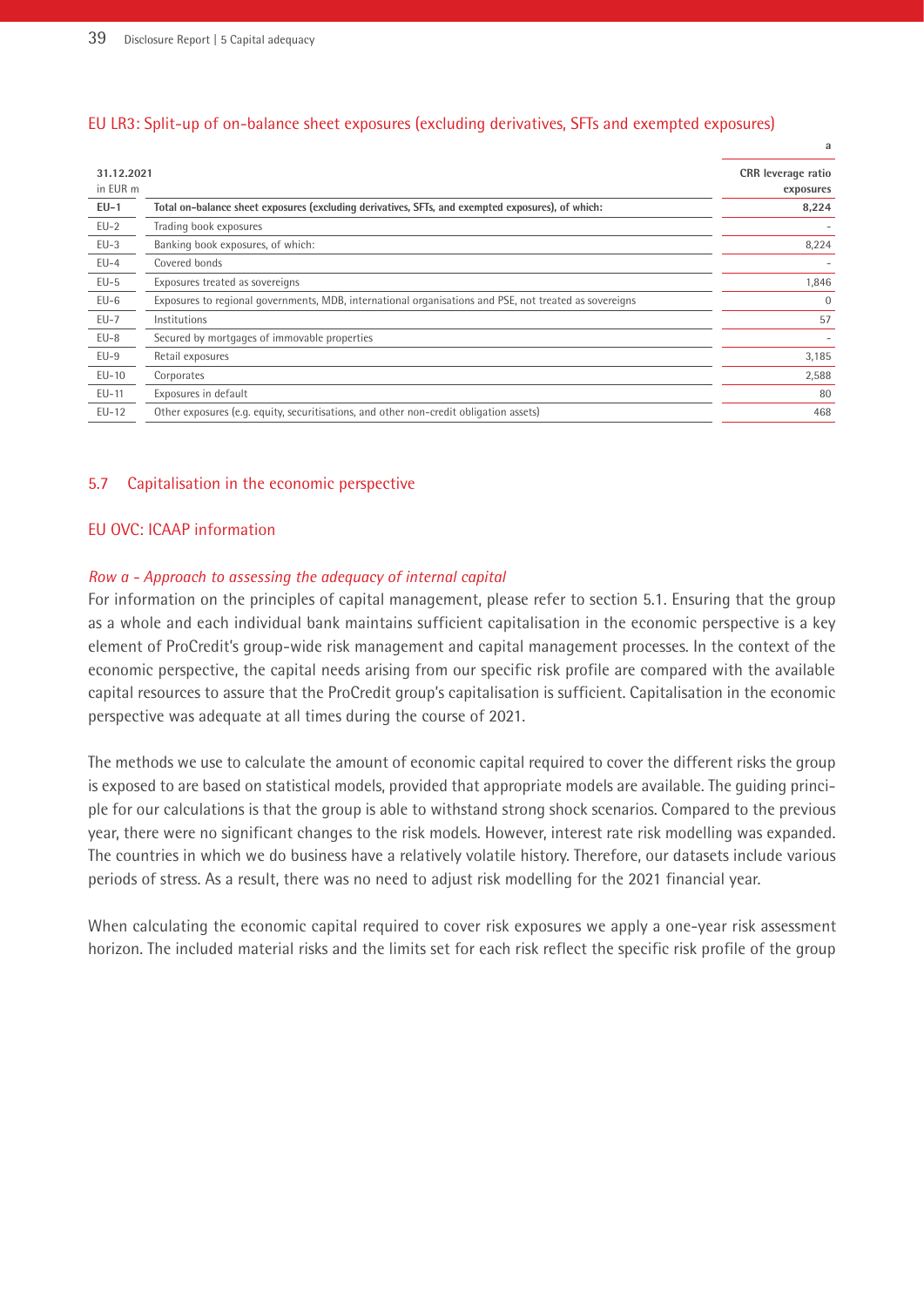## EU LR3: Split-up of on-balance sheet exposures (excluding derivatives, SFTs and exempted exposures)

| 31.12.2021<br>in EUR m | | a<br>CRR leverage ratio exposures |
|---|---|---|
| **EU-1** | **Total on-balance sheet exposures (excluding derivatives, SFTs, and exempted exposures), of which:** | **8,224** |
| EU-2 | Trading book exposures | - |
| EU-3 | Banking book exposures, of which: | 8,224 |
| EU-4 | Covered bonds | - |
| EU-5 | Exposures treated as sovereigns | 1,846 |
| EU-6 | Exposures to regional governments, MDB, international organisations and PSE, not treated as sovereigns | 0 |
| EU-7 | Institutions | 57 |
| EU-8 | Secured by mortgages of immovable properties | - |
| EU-9 | Retail exposures | 3,185 |
| EU-10 | Corporates | 2,588 |
| EU-11 | Exposures in default | 80 |
| EU-12 | Other exposures (e.g. equity, securitisations, and other non-credit obligation assets) | 468 |

## 5.7 Capitalisation in the economic perspective

### EU OVC: ICAAP information

*Row a - Approach to assessing the adequacy of internal capital*

For information on the principles of capital management, please refer to section 5.1. Ensuring that the group as a whole and each individual bank maintains sufficient capitalisation in the economic perspective is a key element of ProCredit's group-wide risk management and capital management processes. In the context of the economic perspective, the capital needs arising from our specific risk profile are compared with the available capital resources to assure that the ProCredit group's capitalisation is sufficient. Capitalisation in the economic perspective was adequate at all times during the course of 2021.

The methods we use to calculate the amount of economic capital required to cover the different risks the group is exposed to are based on statistical models, provided that appropriate models are available. The guiding principle for our calculations is that the group is able to withstand strong shock scenarios. Compared to the previous year, there were no significant changes to the risk models. However, interest rate risk modelling was expanded. The countries in which we do business have a relatively volatile history. Therefore, our datasets include various periods of stress. As a result, there was no need to adjust risk modelling for the 2021 financial year.

When calculating the economic capital required to cover risk exposures we apply a one-year risk assessment horizon. The included material risks and the limits set for each risk reflect the specific risk profile of the group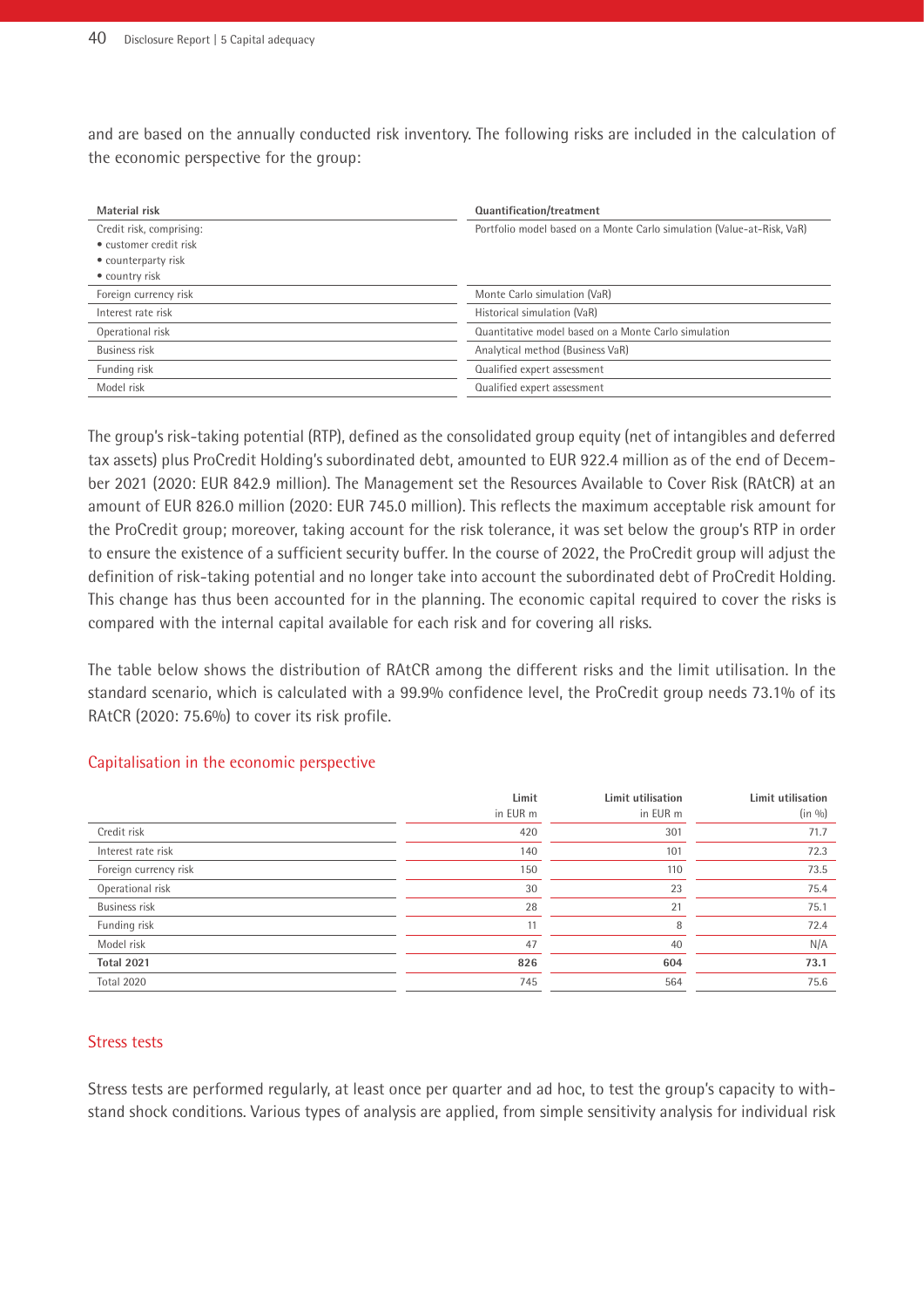and are based on the annually conducted risk inventory. The following risks are included in the calculation of the economic perspective for the group:

| Material risk | Quantification/treatment |
|---|---|
| Credit risk, comprising:<br>• customer credit risk<br>• counterparty risk<br>• country risk | Portfolio model based on a Monte Carlo simulation (Value-at-Risk, VaR) |
| Foreign currency risk | Monte Carlo simulation (VaR) |
| Interest rate risk | Historical simulation (VaR) |
| Operational risk | Quantitative model based on a Monte Carlo simulation |
| Business risk | Analytical method (Business VaR) |
| Funding risk | Qualified expert assessment |
| Model risk | Qualified expert assessment |

The group's risk-taking potential (RTP), defined as the consolidated group equity (net of intangibles and deferred tax assets) plus ProCredit Holding's subordinated debt, amounted to EUR 922.4 million as of the end of December 2021 (2020: EUR 842.9 million). The Management set the Resources Available to Cover Risk (RAtCR) at an amount of EUR 826.0 million (2020: EUR 745.0 million). This reflects the maximum acceptable risk amount for the ProCredit group; moreover, taking account for the risk tolerance, it was set below the group's RTP in order to ensure the existence of a sufficient security buffer. In the course of 2022, the ProCredit group will adjust the definition of risk-taking potential and no longer take into account the subordinated debt of ProCredit Holding. This change has thus been accounted for in the planning. The economic capital required to cover the risks is compared with the internal capital available for each risk and for covering all risks.

The table below shows the distribution of RAtCR among the different risks and the limit utilisation. In the standard scenario, which is calculated with a 99.9% confidence level, the ProCredit group needs 73.1% of its RAtCR (2020: 75.6%) to cover its risk profile.

## Capitalisation in the economic perspective

| | Limit in EUR m | Limit utilisation in EUR m | Limit utilisation (in %) |
|---|---|---|---|
| Credit risk | 420 | 301 | 71.7 |
| Interest rate risk | 140 | 101 | 72.3 |
| Foreign currency risk | 150 | 110 | 73.5 |
| Operational risk | 30 | 23 | 75.4 |
| Business risk | 28 | 21 | 75.1 |
| Funding risk | 11 | 8 | 72.4 |
| Model risk | 47 | 40 | N/A |
| **Total 2021** | **826** | **604** | **73.1** |
| Total 2020 | 745 | 564 | 75.6 |

## Stress tests

Stress tests are performed regularly, at least once per quarter and ad hoc, to test the group's capacity to withstand shock conditions. Various types of analysis are applied, from simple sensitivity analysis for individual risk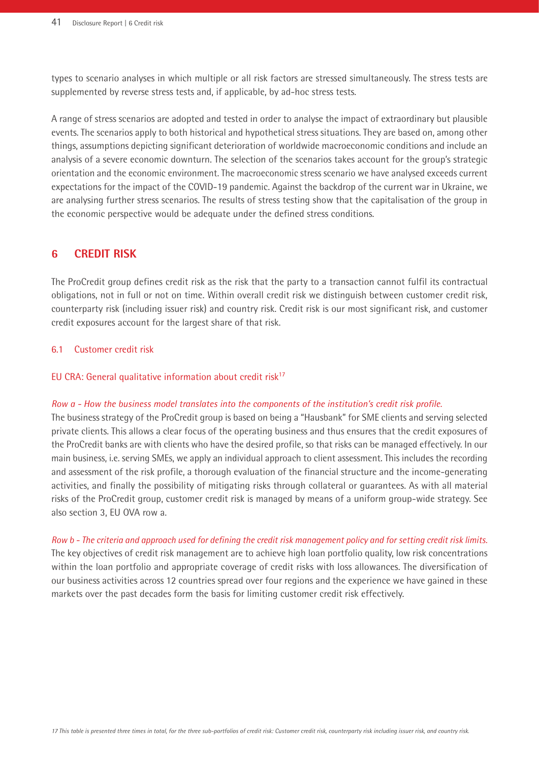types to scenario analyses in which multiple or all risk factors are stressed simultaneously. The stress tests are supplemented by reverse stress tests and, if applicable, by ad-hoc stress tests.

A range of stress scenarios are adopted and tested in order to analyse the impact of extraordinary but plausible events. The scenarios apply to both historical and hypothetical stress situations. They are based on, among other things, assumptions depicting significant deterioration of worldwide macroeconomic conditions and include an analysis of a severe economic downturn. The selection of the scenarios takes account for the group's strategic orientation and the economic environment. The macroeconomic stress scenario we have analysed exceeds current expectations for the impact of the COVID-19 pandemic. Against the backdrop of the current war in Ukraine, we are analysing further stress scenarios. The results of stress testing show that the capitalisation of the group in the economic perspective would be adequate under the defined stress conditions.

# 6 CREDIT RISK

The ProCredit group defines credit risk as the risk that the party to a transaction cannot fulfil its contractual obligations, not in full or not on time. Within overall credit risk we distinguish between customer credit risk, counterparty risk (including issuer risk) and country risk. Credit risk is our most significant risk, and customer credit exposures account for the largest share of that risk.

## 6.1 Customer credit risk

### EU CRA: General qualitative information about credit risk[17]

*Row a - How the business model translates into the components of the institution's credit risk profile.*

The business strategy of the ProCredit group is based on being a "Hausbank" for SME clients and serving selected private clients. This allows a clear focus of the operating business and thus ensures that the credit exposures of the ProCredit banks are with clients who have the desired profile, so that risks can be managed effectively. In our main business, i.e. serving SMEs, we apply an individual approach to client assessment. This includes the recording and assessment of the risk profile, a thorough evaluation of the financial structure and the income-generating activities, and finally the possibility of mitigating risks through collateral or guarantees. As with all material risks of the ProCredit group, customer credit risk is managed by means of a uniform group-wide strategy. See also section 3, EU OVA row a.

*Row b - The criteria and approach used for defining the credit risk management policy and for setting credit risk limits.*

The key objectives of credit risk management are to achieve high loan portfolio quality, low risk concentrations within the loan portfolio and appropriate coverage of credit risks with loss allowances. The diversification of our business activities across 12 countries spread over four regions and the experience we have gained in these markets over the past decades form the basis for limiting customer credit risk effectively.

*17 This table is presented three times in total, for the three sub-portfolios of credit risk: Customer credit risk, counterparty risk including issuer risk, and country risk.*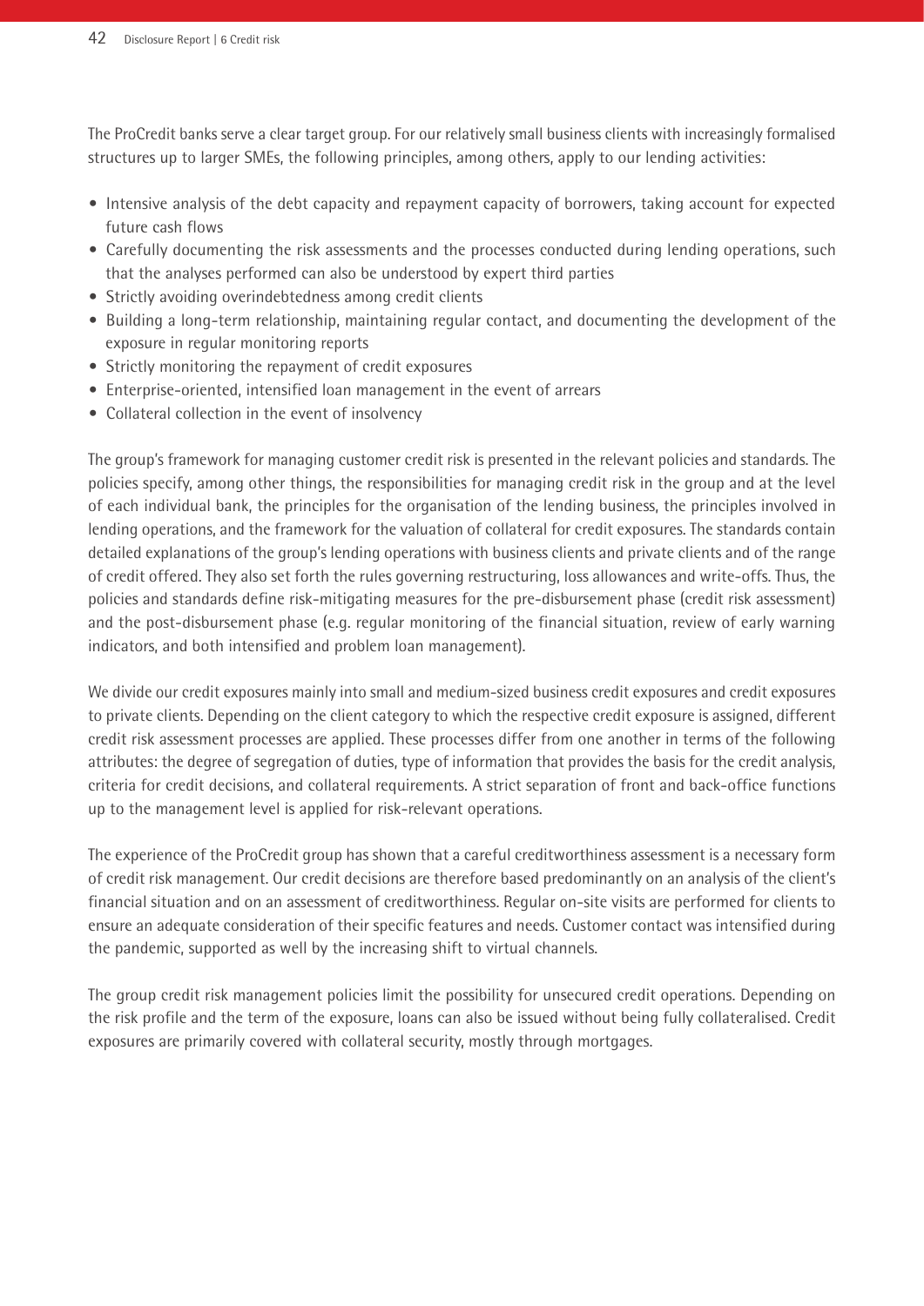The ProCredit banks serve a clear target group. For our relatively small business clients with increasingly formalised structures up to larger SMEs, the following principles, among others, apply to our lending activities:

- Intensive analysis of the debt capacity and repayment capacity of borrowers, taking account for expected future cash flows
- Carefully documenting the risk assessments and the processes conducted during lending operations, such that the analyses performed can also be understood by expert third parties
- Strictly avoiding overindebtedness among credit clients
- Building a long-term relationship, maintaining regular contact, and documenting the development of the exposure in regular monitoring reports
- Strictly monitoring the repayment of credit exposures
- Enterprise-oriented, intensified loan management in the event of arrears
- Collateral collection in the event of insolvency

The group's framework for managing customer credit risk is presented in the relevant policies and standards. The policies specify, among other things, the responsibilities for managing credit risk in the group and at the level of each individual bank, the principles for the organisation of the lending business, the principles involved in lending operations, and the framework for the valuation of collateral for credit exposures. The standards contain detailed explanations of the group's lending operations with business clients and private clients and of the range of credit offered. They also set forth the rules governing restructuring, loss allowances and write-offs. Thus, the policies and standards define risk-mitigating measures for the pre-disbursement phase (credit risk assessment) and the post-disbursement phase (e.g. regular monitoring of the financial situation, review of early warning indicators, and both intensified and problem loan management).

We divide our credit exposures mainly into small and medium-sized business credit exposures and credit exposures to private clients. Depending on the client category to which the respective credit exposure is assigned, different credit risk assessment processes are applied. These processes differ from one another in terms of the following attributes: the degree of segregation of duties, type of information that provides the basis for the credit analysis, criteria for credit decisions, and collateral requirements. A strict separation of front and back-office functions up to the management level is applied for risk-relevant operations.

The experience of the ProCredit group has shown that a careful creditworthiness assessment is a necessary form of credit risk management. Our credit decisions are therefore based predominantly on an analysis of the client's financial situation and on an assessment of creditworthiness. Regular on-site visits are performed for clients to ensure an adequate consideration of their specific features and needs. Customer contact was intensified during the pandemic, supported as well by the increasing shift to virtual channels.

The group credit risk management policies limit the possibility for unsecured credit operations. Depending on the risk profile and the term of the exposure, loans can also be issued without being fully collateralised. Credit exposures are primarily covered with collateral security, mostly through mortgages.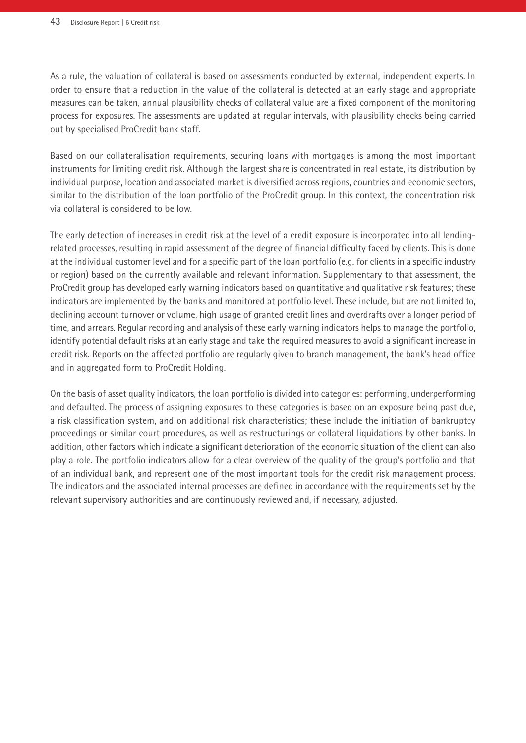As a rule, the valuation of collateral is based on assessments conducted by external, independent experts. In order to ensure that a reduction in the value of the collateral is detected at an early stage and appropriate measures can be taken, annual plausibility checks of collateral value are a fixed component of the monitoring process for exposures. The assessments are updated at regular intervals, with plausibility checks being carried out by specialised ProCredit bank staff.

Based on our collateralisation requirements, securing loans with mortgages is among the most important instruments for limiting credit risk. Although the largest share is concentrated in real estate, its distribution by individual purpose, location and associated market is diversified across regions, countries and economic sectors, similar to the distribution of the loan portfolio of the ProCredit group. In this context, the concentration risk via collateral is considered to be low.

The early detection of increases in credit risk at the level of a credit exposure is incorporated into all lending-related processes, resulting in rapid assessment of the degree of financial difficulty faced by clients. This is done at the individual customer level and for a specific part of the loan portfolio (e.g. for clients in a specific industry or region) based on the currently available and relevant information. Supplementary to that assessment, the ProCredit group has developed early warning indicators based on quantitative and qualitative risk features; these indicators are implemented by the banks and monitored at portfolio level. These include, but are not limited to, declining account turnover or volume, high usage of granted credit lines and overdrafts over a longer period of time, and arrears. Regular recording and analysis of these early warning indicators helps to manage the portfolio, identify potential default risks at an early stage and take the required measures to avoid a significant increase in credit risk. Reports on the affected portfolio are regularly given to branch management, the bank's head office and in aggregated form to ProCredit Holding.

On the basis of asset quality indicators, the loan portfolio is divided into categories: performing, underperforming and defaulted. The process of assigning exposures to these categories is based on an exposure being past due, a risk classification system, and on additional risk characteristics; these include the initiation of bankruptcy proceedings or similar court procedures, as well as restructurings or collateral liquidations by other banks. In addition, other factors which indicate a significant deterioration of the economic situation of the client can also play a role. The portfolio indicators allow for a clear overview of the quality of the group's portfolio and that of an individual bank, and represent one of the most important tools for the credit risk management process. The indicators and the associated internal processes are defined in accordance with the requirements set by the relevant supervisory authorities and are continuously reviewed and, if necessary, adjusted.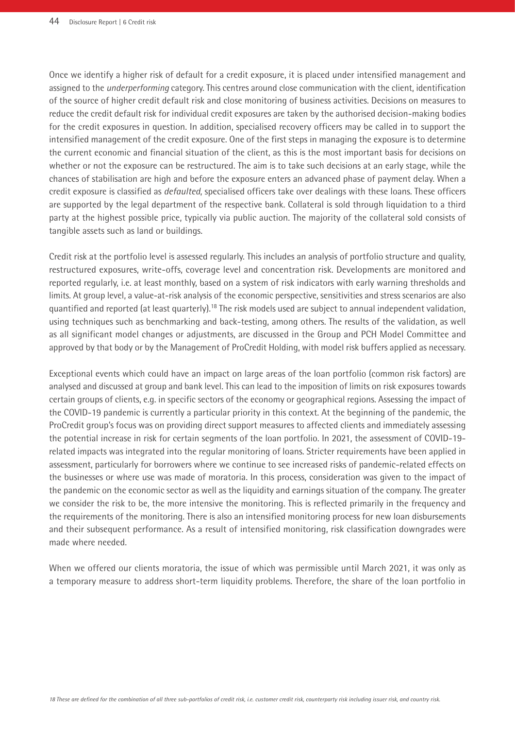Once we identify a higher risk of default for a credit exposure, it is placed under intensified management and assigned to the *underperforming* category. This centres around close communication with the client, identification of the source of higher credit default risk and close monitoring of business activities. Decisions on measures to reduce the credit default risk for individual credit exposures are taken by the authorised decision-making bodies for the credit exposures in question. In addition, specialised recovery officers may be called in to support the intensified management of the credit exposure. One of the first steps in managing the exposure is to determine the current economic and financial situation of the client, as this is the most important basis for decisions on whether or not the exposure can be restructured. The aim is to take such decisions at an early stage, while the chances of stabilisation are high and before the exposure enters an advanced phase of payment delay. When a credit exposure is classified as *defaulted*, specialised officers take over dealings with these loans. These officers are supported by the legal department of the respective bank. Collateral is sold through liquidation to a third party at the highest possible price, typically via public auction. The majority of the collateral sold consists of tangible assets such as land or buildings.

Credit risk at the portfolio level is assessed regularly. This includes an analysis of portfolio structure and quality, restructured exposures, write-offs, coverage level and concentration risk. Developments are monitored and reported regularly, i.e. at least monthly, based on a system of risk indicators with early warning thresholds and limits. At group level, a value-at-risk analysis of the economic perspective, sensitivities and stress scenarios are also quantified and reported (at least quarterly).[18] The risk models used are subject to annual independent validation, using techniques such as benchmarking and back-testing, among others. The results of the validation, as well as all significant model changes or adjustments, are discussed in the Group and PCH Model Committee and approved by that body or by the Management of ProCredit Holding, with model risk buffers applied as necessary.

Exceptional events which could have an impact on large areas of the loan portfolio (common risk factors) are analysed and discussed at group and bank level. This can lead to the imposition of limits on risk exposures towards certain groups of clients, e.g. in specific sectors of the economy or geographical regions. Assessing the impact of the COVID-19 pandemic is currently a particular priority in this context. At the beginning of the pandemic, the ProCredit group's focus was on providing direct support measures to affected clients and immediately assessing the potential increase in risk for certain segments of the loan portfolio. In 2021, the assessment of COVID-19-related impacts was integrated into the regular monitoring of loans. Stricter requirements have been applied in assessment, particularly for borrowers where we continue to see increased risks of pandemic-related effects on the businesses or where use was made of moratoria. In this process, consideration was given to the impact of the pandemic on the economic sector as well as the liquidity and earnings situation of the company. The greater we consider the risk to be, the more intensive the monitoring. This is reflected primarily in the frequency and the requirements of the monitoring. There is also an intensified monitoring process for new loan disbursements and their subsequent performance. As a result of intensified monitoring, risk classification downgrades were made where needed.

When we offered our clients moratoria, the issue of which was permissible until March 2021, it was only as a temporary measure to address short-term liquidity problems. Therefore, the share of the loan portfolio in

*18 These are defined for the combination of all three sub-portfolios of credit risk, i.e. customer credit risk, counterparty risk including issuer risk, and country risk.*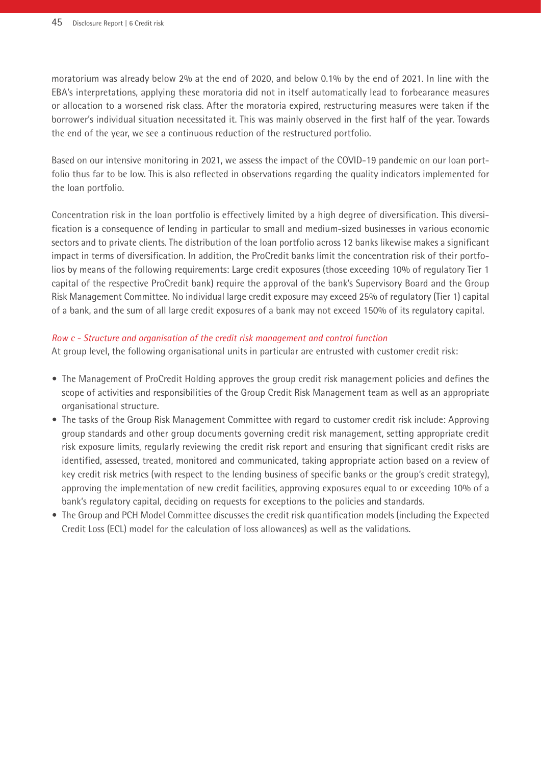moratorium was already below 2% at the end of 2020, and below 0.1% by the end of 2021. In line with the EBA's interpretations, applying these moratoria did not in itself automatically lead to forbearance measures or allocation to a worsened risk class. After the moratoria expired, restructuring measures were taken if the borrower's individual situation necessitated it. This was mainly observed in the first half of the year. Towards the end of the year, we see a continuous reduction of the restructured portfolio.

Based on our intensive monitoring in 2021, we assess the impact of the COVID-19 pandemic on our loan portfolio thus far to be low. This is also reflected in observations regarding the quality indicators implemented for the loan portfolio.

Concentration risk in the loan portfolio is effectively limited by a high degree of diversification. This diversification is a consequence of lending in particular to small and medium-sized businesses in various economic sectors and to private clients. The distribution of the loan portfolio across 12 banks likewise makes a significant impact in terms of diversification. In addition, the ProCredit banks limit the concentration risk of their portfolios by means of the following requirements: Large credit exposures (those exceeding 10% of regulatory Tier 1 capital of the respective ProCredit bank) require the approval of the bank's Supervisory Board and the Group Risk Management Committee. No individual large credit exposure may exceed 25% of regulatory (Tier 1) capital of a bank, and the sum of all large credit exposures of a bank may not exceed 150% of its regulatory capital.

*Row c - Structure and organisation of the credit risk management and control function*

At group level, the following organisational units in particular are entrusted with customer credit risk:

- The Management of ProCredit Holding approves the group credit risk management policies and defines the scope of activities and responsibilities of the Group Credit Risk Management team as well as an appropriate organisational structure.
- The tasks of the Group Risk Management Committee with regard to customer credit risk include: Approving group standards and other group documents governing credit risk management, setting appropriate credit risk exposure limits, regularly reviewing the credit risk report and ensuring that significant credit risks are identified, assessed, treated, monitored and communicated, taking appropriate action based on a review of key credit risk metrics (with respect to the lending business of specific banks or the group's credit strategy), approving the implementation of new credit facilities, approving exposures equal to or exceeding 10% of a bank's regulatory capital, deciding on requests for exceptions to the policies and standards.
- The Group and PCH Model Committee discusses the credit risk quantification models (including the Expected Credit Loss (ECL) model for the calculation of loss allowances) as well as the validations.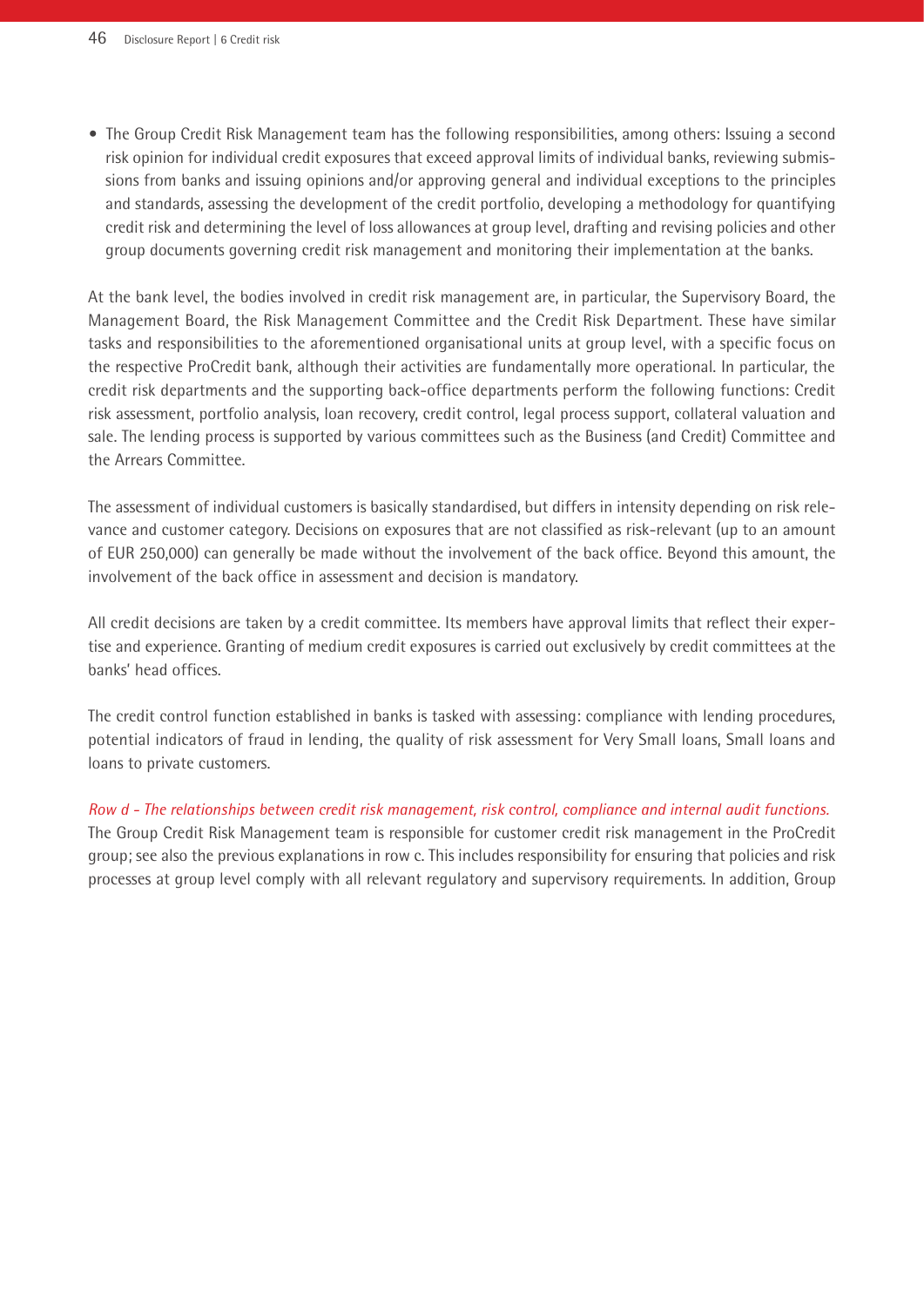- The Group Credit Risk Management team has the following responsibilities, among others: Issuing a second risk opinion for individual credit exposures that exceed approval limits of individual banks, reviewing submissions from banks and issuing opinions and/or approving general and individual exceptions to the principles and standards, assessing the development of the credit portfolio, developing a methodology for quantifying credit risk and determining the level of loss allowances at group level, drafting and revising policies and other group documents governing credit risk management and monitoring their implementation at the banks.

At the bank level, the bodies involved in credit risk management are, in particular, the Supervisory Board, the Management Board, the Risk Management Committee and the Credit Risk Department. These have similar tasks and responsibilities to the aforementioned organisational units at group level, with a specific focus on the respective ProCredit bank, although their activities are fundamentally more operational. In particular, the credit risk departments and the supporting back-office departments perform the following functions: Credit risk assessment, portfolio analysis, loan recovery, credit control, legal process support, collateral valuation and sale. The lending process is supported by various committees such as the Business (and Credit) Committee and the Arrears Committee.

The assessment of individual customers is basically standardised, but differs in intensity depending on risk relevance and customer category. Decisions on exposures that are not classified as risk-relevant (up to an amount of EUR 250,000) can generally be made without the involvement of the back office. Beyond this amount, the involvement of the back office in assessment and decision is mandatory.

All credit decisions are taken by a credit committee. Its members have approval limits that reflect their expertise and experience. Granting of medium credit exposures is carried out exclusively by credit committees at the banks' head offices.

The credit control function established in banks is tasked with assessing: compliance with lending procedures, potential indicators of fraud in lending, the quality of risk assessment for Very Small loans, Small loans and loans to private customers.

*Row d - The relationships between credit risk management, risk control, compliance and internal audit functions.*
The Group Credit Risk Management team is responsible for customer credit risk management in the ProCredit group; see also the previous explanations in row c. This includes responsibility for ensuring that policies and risk processes at group level comply with all relevant regulatory and supervisory requirements. In addition, Group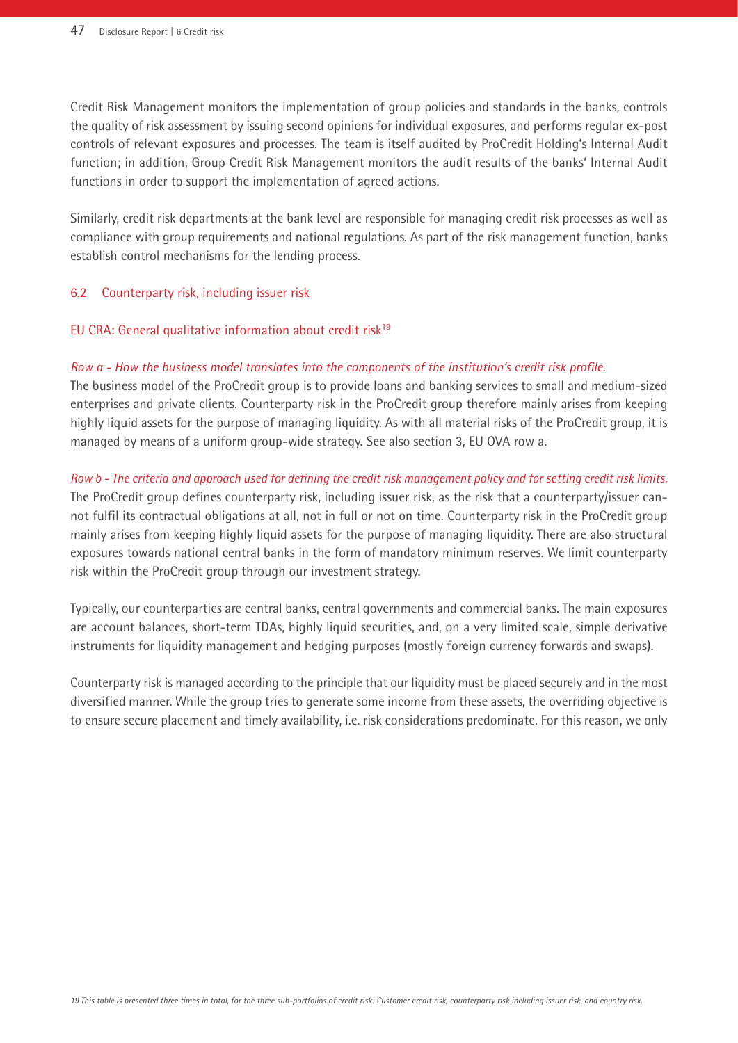Credit Risk Management monitors the implementation of group policies and standards in the banks, controls the quality of risk assessment by issuing second opinions for individual exposures, and performs regular ex-post controls of relevant exposures and processes. The team is itself audited by ProCredit Holding's Internal Audit function; in addition, Group Credit Risk Management monitors the audit results of the banks' Internal Audit functions in order to support the implementation of agreed actions.

Similarly, credit risk departments at the bank level are responsible for managing credit risk processes as well as compliance with group requirements and national regulations. As part of the risk management function, banks establish control mechanisms for the lending process.

## 6.2 Counterparty risk, including issuer risk

### EU CRA: General qualitative information about credit risk[19]

*Row a - How the business model translates into the components of the institution's credit risk profile.*
The business model of the ProCredit group is to provide loans and banking services to small and medium-sized enterprises and private clients. Counterparty risk in the ProCredit group therefore mainly arises from keeping highly liquid assets for the purpose of managing liquidity. As with all material risks of the ProCredit group, it is managed by means of a uniform group-wide strategy. See also section 3, EU OVA row a.

*Row b - The criteria and approach used for defining the credit risk management policy and for setting credit risk limits.*
The ProCredit group defines counterparty risk, including issuer risk, as the risk that a counterparty/issuer cannot fulfil its contractual obligations at all, not in full or not on time. Counterparty risk in the ProCredit group mainly arises from keeping highly liquid assets for the purpose of managing liquidity. There are also structural exposures towards national central banks in the form of mandatory minimum reserves. We limit counterparty risk within the ProCredit group through our investment strategy.

Typically, our counterparties are central banks, central governments and commercial banks. The main exposures are account balances, short-term TDAs, highly liquid securities, and, on a very limited scale, simple derivative instruments for liquidity management and hedging purposes (mostly foreign currency forwards and swaps).

Counterparty risk is managed according to the principle that our liquidity must be placed securely and in the most diversified manner. While the group tries to generate some income from these assets, the overriding objective is to ensure secure placement and timely availability, i.e. risk considerations predominate. For this reason, we only

19 This table is presented three times in total, for the three sub-portfolios of credit risk: Customer credit risk, counterparty risk including issuer risk, and country risk.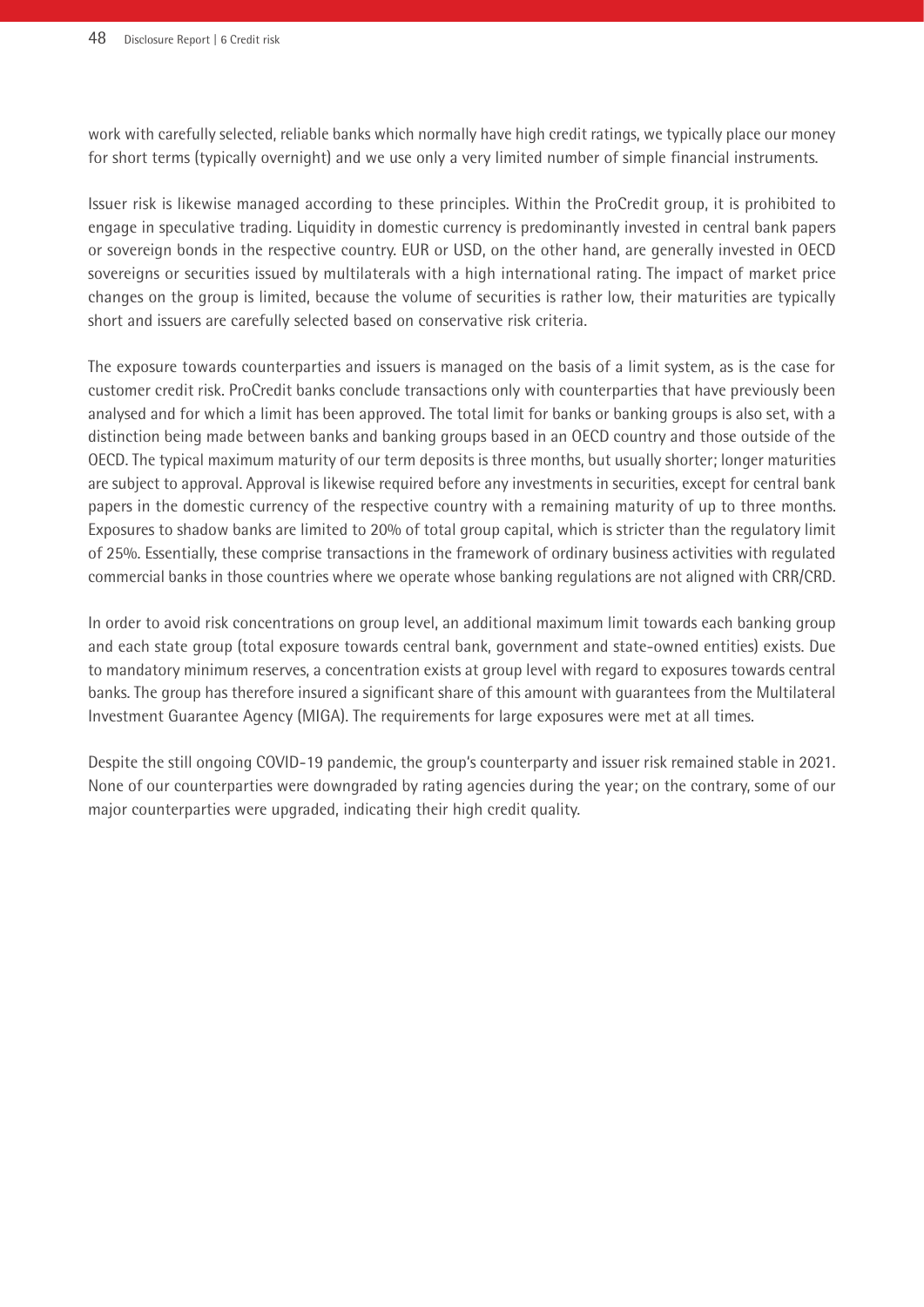work with carefully selected, reliable banks which normally have high credit ratings, we typically place our money for short terms (typically overnight) and we use only a very limited number of simple financial instruments.

Issuer risk is likewise managed according to these principles. Within the ProCredit group, it is prohibited to engage in speculative trading. Liquidity in domestic currency is predominantly invested in central bank papers or sovereign bonds in the respective country. EUR or USD, on the other hand, are generally invested in OECD sovereigns or securities issued by multilaterals with a high international rating. The impact of market price changes on the group is limited, because the volume of securities is rather low, their maturities are typically short and issuers are carefully selected based on conservative risk criteria.

The exposure towards counterparties and issuers is managed on the basis of a limit system, as is the case for customer credit risk. ProCredit banks conclude transactions only with counterparties that have previously been analysed and for which a limit has been approved. The total limit for banks or banking groups is also set, with a distinction being made between banks and banking groups based in an OECD country and those outside of the OECD. The typical maximum maturity of our term deposits is three months, but usually shorter; longer maturities are subject to approval. Approval is likewise required before any investments in securities, except for central bank papers in the domestic currency of the respective country with a remaining maturity of up to three months. Exposures to shadow banks are limited to 20% of total group capital, which is stricter than the regulatory limit of 25%. Essentially, these comprise transactions in the framework of ordinary business activities with regulated commercial banks in those countries where we operate whose banking regulations are not aligned with CRR/CRD.

In order to avoid risk concentrations on group level, an additional maximum limit towards each banking group and each state group (total exposure towards central bank, government and state-owned entities) exists. Due to mandatory minimum reserves, a concentration exists at group level with regard to exposures towards central banks. The group has therefore insured a significant share of this amount with guarantees from the Multilateral Investment Guarantee Agency (MIGA). The requirements for large exposures were met at all times.

Despite the still ongoing COVID-19 pandemic, the group's counterparty and issuer risk remained stable in 2021. None of our counterparties were downgraded by rating agencies during the year; on the contrary, some of our major counterparties were upgraded, indicating their high credit quality.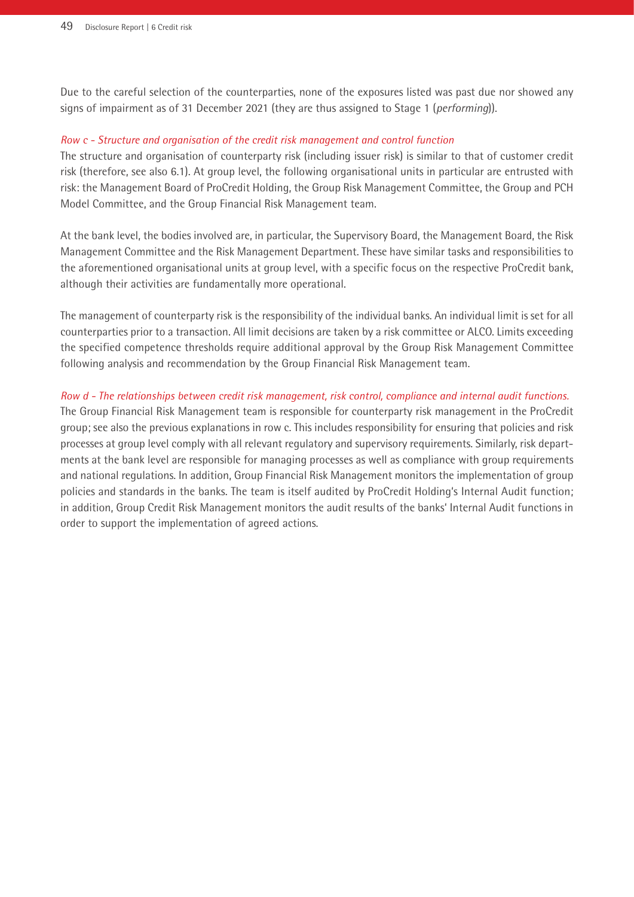Due to the careful selection of the counterparties, none of the exposures listed was past due nor showed any signs of impairment as of 31 December 2021 (they are thus assigned to Stage 1 (*performing*)).

*Row c - Structure and organisation of the credit risk management and control function*

The structure and organisation of counterparty risk (including issuer risk) is similar to that of customer credit risk (therefore, see also 6.1). At group level, the following organisational units in particular are entrusted with risk: the Management Board of ProCredit Holding, the Group Risk Management Committee, the Group and PCH Model Committee, and the Group Financial Risk Management team.

At the bank level, the bodies involved are, in particular, the Supervisory Board, the Management Board, the Risk Management Committee and the Risk Management Department. These have similar tasks and responsibilities to the aforementioned organisational units at group level, with a specific focus on the respective ProCredit bank, although their activities are fundamentally more operational.

The management of counterparty risk is the responsibility of the individual banks. An individual limit is set for all counterparties prior to a transaction. All limit decisions are taken by a risk committee or ALCO. Limits exceeding the specified competence thresholds require additional approval by the Group Risk Management Committee following analysis and recommendation by the Group Financial Risk Management team.

*Row d - The relationships between credit risk management, risk control, compliance and internal audit functions.*

The Group Financial Risk Management team is responsible for counterparty risk management in the ProCredit group; see also the previous explanations in row c. This includes responsibility for ensuring that policies and risk processes at group level comply with all relevant regulatory and supervisory requirements. Similarly, risk departments at the bank level are responsible for managing processes as well as compliance with group requirements and national regulations. In addition, Group Financial Risk Management monitors the implementation of group policies and standards in the banks. The team is itself audited by ProCredit Holding's Internal Audit function; in addition, Group Credit Risk Management monitors the audit results of the banks' Internal Audit functions in order to support the implementation of agreed actions.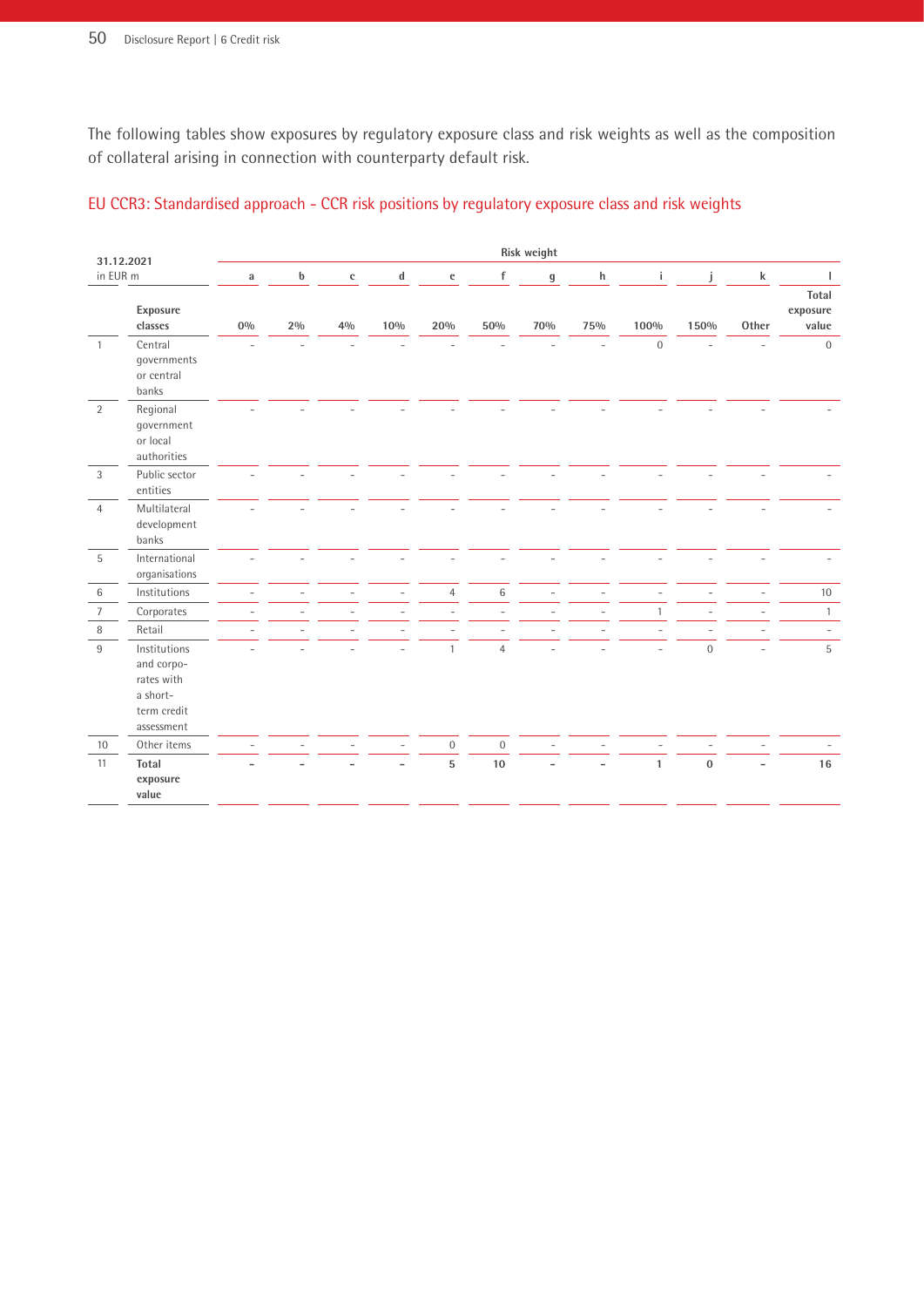The following tables show exposures by regulatory exposure class and risk weights as well as the composition of collateral arising in connection with counterparty default risk.

## EU CCR3: Standardised approach - CCR risk positions by regulatory exposure class and risk weights

| 31.12.2021 in EUR m | | Risk weight | | | | | | | | | | | |
|---|---|---|---|---|---|---|---|---|---|---|---|---|---|
| | | a | b | c | d | e | f | g | h | i | j | k | l |
| | **Exposure classes** | **0%** | **2%** | **4%** | **10%** | **20%** | **50%** | **70%** | **75%** | **100%** | **150%** | **Other** | **Total exposure value** |
| 1 | Central governments or central banks | – | – | – | – | – | – | – | – | 0 | – | – | 0 |
| 2 | Regional government or local authorities | – | – | – | – | – | – | – | – | – | – | – | – |
| 3 | Public sector entities | – | – | – | – | – | – | – | – | – | – | – | – |
| 4 | Multilateral development banks | – | – | – | – | – | – | – | – | – | – | – | – |
| 5 | International organisations | – | – | – | – | – | – | – | – | – | – | – | – |
| 6 | Institutions | – | – | – | – | 4 | 6 | – | – | – | – | – | 10 |
| 7 | Corporates | – | – | – | – | – | – | – | – | 1 | – | – | 1 |
| 8 | Retail | – | – | – | – | – | – | – | – | – | – | – | – |
| 9 | Institutions and corporates with a short-term credit assessment | – | – | – | – | 1 | 4 | – | – | – | 0 | – | 5 |
| 10 | Other items | – | – | – | – | 0 | 0 | – | – | – | – | – | – |
| 11 | **Total exposure value** | **–** | **–** | **–** | **–** | **5** | **10** | **–** | **–** | **1** | **0** | **–** | **16** |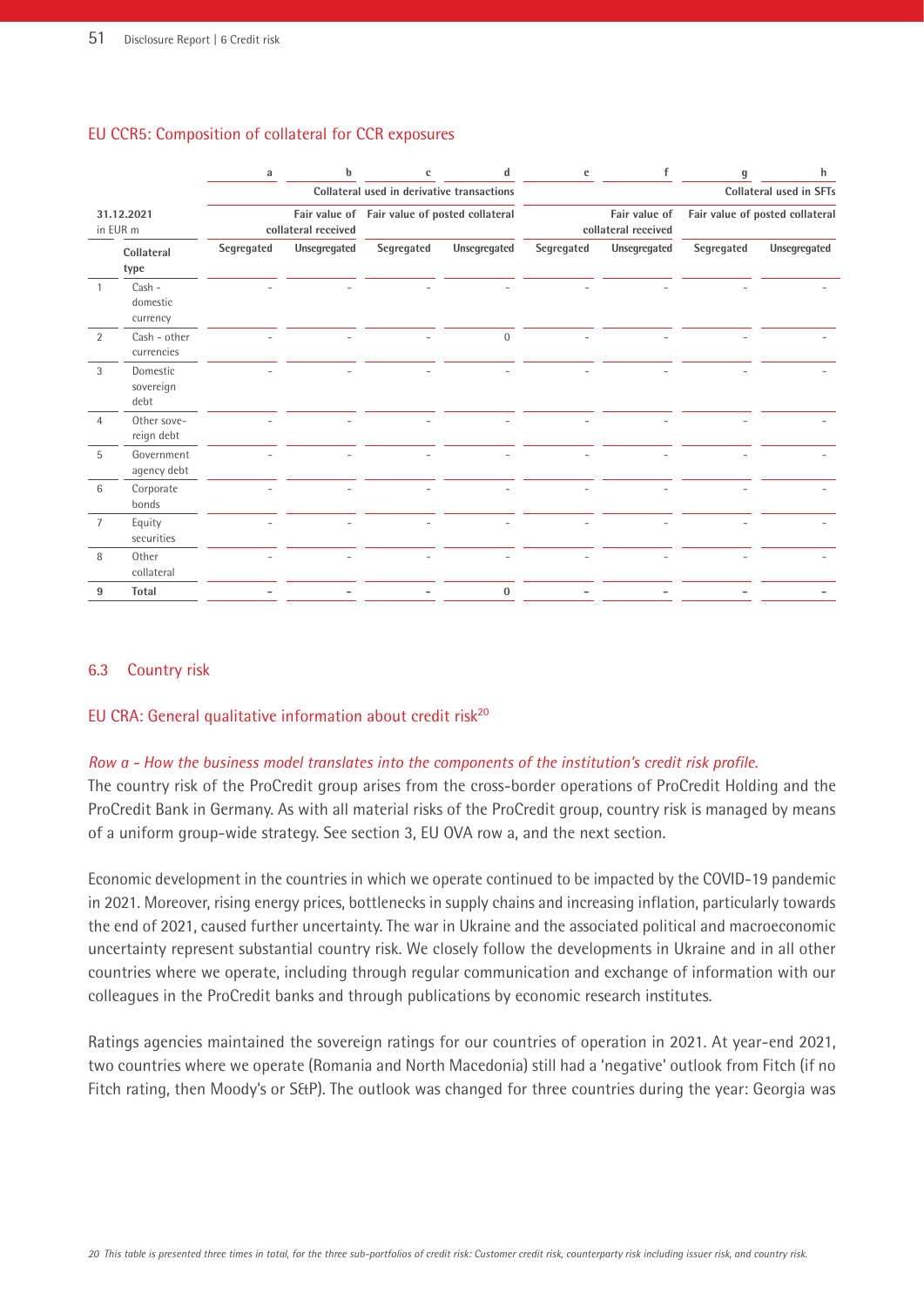### EU CCR5: Composition of collateral for CCR exposures

| 31.12.2021 in EUR m | | a | b | c | d | e | f | g | h |
|---|---|---|---|---|---|---|---|---|---|
| | | Collateral used in derivative transactions | | | | Collateral used in SFTs | | | |
| | | Fair value of collateral received | | Fair value of posted collateral | | Fair value of collateral received | | Fair value of posted collateral | |
| | Collateral type | Segregated | Unsegregated | Segregated | Unsegregated | Segregated | Unsegregated | Segregated | Unsegregated |
| 1 | Cash - domestic currency | - | - | - | - | - | - | - | - |
| 2 | Cash - other currencies | - | - | - | 0 | - | - | - | - |
| 3 | Domestic sovereign debt | - | - | - | - | - | - | - | - |
| 4 | Other sovereign debt | - | - | - | - | - | - | - | - |
| 5 | Government agency debt | - | - | - | - | - | - | - | - |
| 6 | Corporate bonds | - | - | - | - | - | - | - | - |
| 7 | Equity securities | - | - | - | - | - | - | - | - |
| 8 | Other collateral | - | - | - | - | - | - | - | - |
| **9** | **Total** | **-** | **-** | **-** | **0** | **-** | **-** | **-** | **-** |

## 6.3 Country risk

### EU CRA: General qualitative information about credit risk[20]

*Row a - How the business model translates into the components of the institution's credit risk profile.*
The country risk of the ProCredit group arises from the cross-border operations of ProCredit Holding and the ProCredit Bank in Germany. As with all material risks of the ProCredit group, country risk is managed by means of a uniform group-wide strategy. See section 3, EU OVA row a, and the next section.

Economic development in the countries in which we operate continued to be impacted by the COVID-19 pandemic in 2021. Moreover, rising energy prices, bottlenecks in supply chains and increasing inflation, particularly towards the end of 2021, caused further uncertainty. The war in Ukraine and the associated political and macroeconomic uncertainty represent substantial country risk. We closely follow the developments in Ukraine and in all other countries where we operate, including through regular communication and exchange of information with our colleagues in the ProCredit banks and through publications by economic research institutes.

Ratings agencies maintained the sovereign ratings for our countries of operation in 2021. At year-end 2021, two countries where we operate (Romania and North Macedonia) still had a 'negative' outlook from Fitch (if no Fitch rating, then Moody's or S&P). The outlook was changed for three countries during the year: Georgia was

*20 This table is presented three times in total, for the three sub-portfolios of credit risk: Customer credit risk, counterparty risk including issuer risk, and country risk.*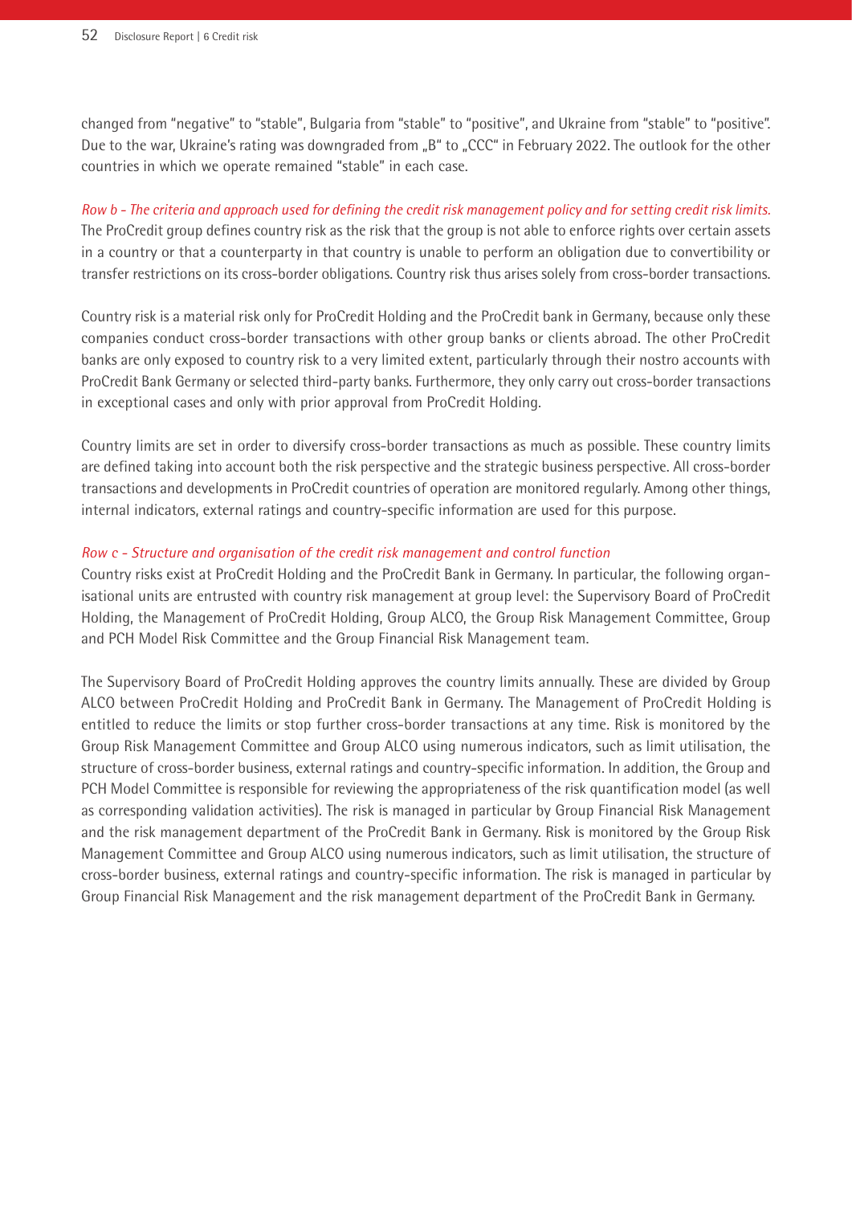changed from "negative" to "stable", Bulgaria from "stable" to "positive", and Ukraine from "stable" to "positive". Due to the war, Ukraine's rating was downgraded from „B" to „CCC" in February 2022. The outlook for the other countries in which we operate remained "stable" in each case.

*Row b - The criteria and approach used for defining the credit risk management policy and for setting credit risk limits.*
The ProCredit group defines country risk as the risk that the group is not able to enforce rights over certain assets in a country or that a counterparty in that country is unable to perform an obligation due to convertibility or transfer restrictions on its cross-border obligations. Country risk thus arises solely from cross-border transactions.

Country risk is a material risk only for ProCredit Holding and the ProCredit bank in Germany, because only these companies conduct cross-border transactions with other group banks or clients abroad. The other ProCredit banks are only exposed to country risk to a very limited extent, particularly through their nostro accounts with ProCredit Bank Germany or selected third-party banks. Furthermore, they only carry out cross-border transactions in exceptional cases and only with prior approval from ProCredit Holding.

Country limits are set in order to diversify cross-border transactions as much as possible. These country limits are defined taking into account both the risk perspective and the strategic business perspective. All cross-border transactions and developments in ProCredit countries of operation are monitored regularly. Among other things, internal indicators, external ratings and country-specific information are used for this purpose.

*Row c - Structure and organisation of the credit risk management and control function*
Country risks exist at ProCredit Holding and the ProCredit Bank in Germany. In particular, the following organisational units are entrusted with country risk management at group level: the Supervisory Board of ProCredit Holding, the Management of ProCredit Holding, Group ALCO, the Group Risk Management Committee, Group and PCH Model Risk Committee and the Group Financial Risk Management team.

The Supervisory Board of ProCredit Holding approves the country limits annually. These are divided by Group ALCO between ProCredit Holding and ProCredit Bank in Germany. The Management of ProCredit Holding is entitled to reduce the limits or stop further cross-border transactions at any time. Risk is monitored by the Group Risk Management Committee and Group ALCO using numerous indicators, such as limit utilisation, the structure of cross-border business, external ratings and country-specific information. In addition, the Group and PCH Model Committee is responsible for reviewing the appropriateness of the risk quantification model (as well as corresponding validation activities). The risk is managed in particular by Group Financial Risk Management and the risk management department of the ProCredit Bank in Germany. Risk is monitored by the Group Risk Management Committee and Group ALCO using numerous indicators, such as limit utilisation, the structure of cross-border business, external ratings and country-specific information. The risk is managed in particular by Group Financial Risk Management and the risk management department of the ProCredit Bank in Germany.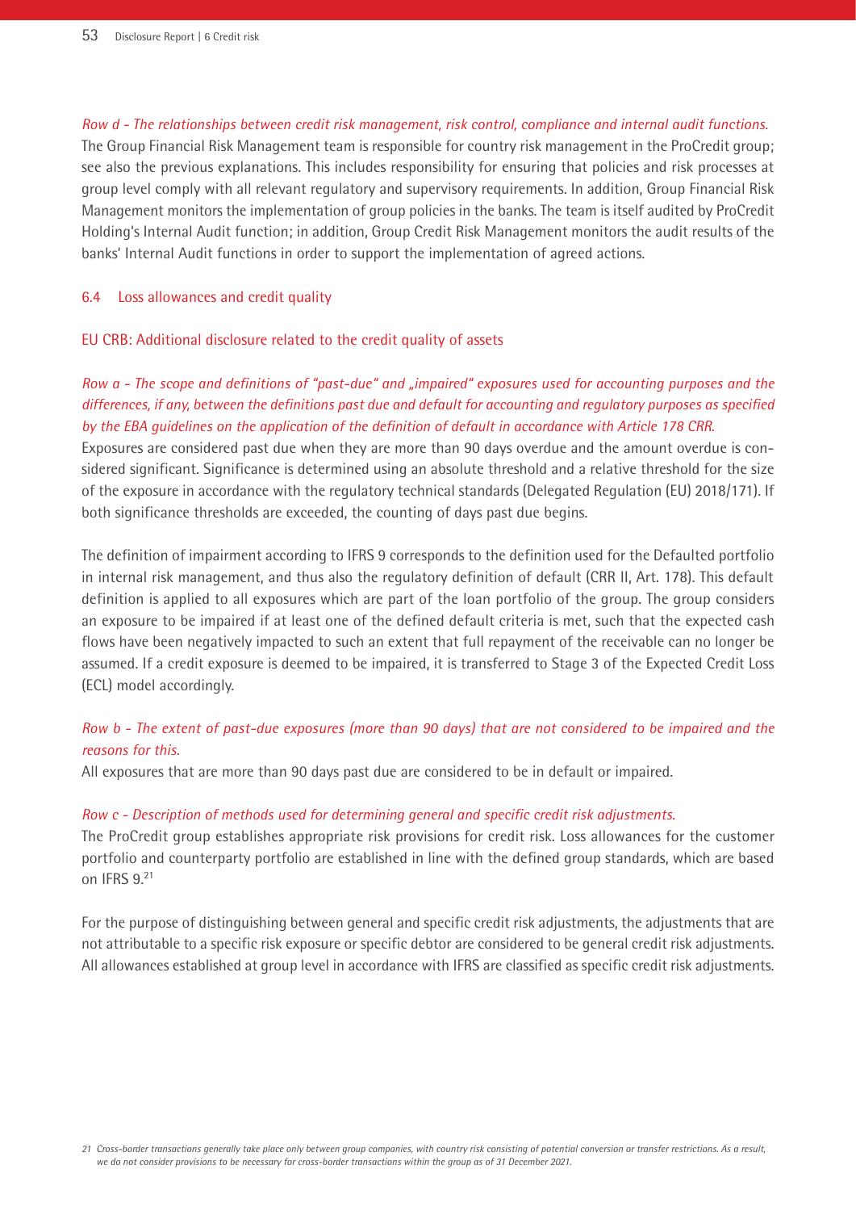*Row d - The relationships between credit risk management, risk control, compliance and internal audit functions.*
The Group Financial Risk Management team is responsible for country risk management in the ProCredit group; see also the previous explanations. This includes responsibility for ensuring that policies and risk processes at group level comply with all relevant regulatory and supervisory requirements. In addition, Group Financial Risk Management monitors the implementation of group policies in the banks. The team is itself audited by ProCredit Holding's Internal Audit function; in addition, Group Credit Risk Management monitors the audit results of the banks' Internal Audit functions in order to support the implementation of agreed actions.

## 6.4 Loss allowances and credit quality

### EU CRB: Additional disclosure related to the credit quality of assets

*Row a - The scope and definitions of "past-due" and „impaired" exposures used for accounting purposes and the differences, if any, between the definitions past due and default for accounting and regulatory purposes as specified by the EBA guidelines on the application of the definition of default in accordance with Article 178 CRR.*
Exposures are considered past due when they are more than 90 days overdue and the amount overdue is considered significant. Significance is determined using an absolute threshold and a relative threshold for the size of the exposure in accordance with the regulatory technical standards (Delegated Regulation (EU) 2018/171). If both significance thresholds are exceeded, the counting of days past due begins.

The definition of impairment according to IFRS 9 corresponds to the definition used for the Defaulted portfolio in internal risk management, and thus also the regulatory definition of default (CRR II, Art. 178). This default definition is applied to all exposures which are part of the loan portfolio of the group. The group considers an exposure to be impaired if at least one of the defined default criteria is met, such that the expected cash flows have been negatively impacted to such an extent that full repayment of the receivable can no longer be assumed. If a credit exposure is deemed to be impaired, it is transferred to Stage 3 of the Expected Credit Loss (ECL) model accordingly.

*Row b - The extent of past-due exposures (more than 90 days) that are not considered to be impaired and the reasons for this.*
All exposures that are more than 90 days past due are considered to be in default or impaired.

*Row c - Description of methods used for determining general and specific credit risk adjustments.*
The ProCredit group establishes appropriate risk provisions for credit risk. Loss allowances for the customer portfolio and counterparty portfolio are established in line with the defined group standards, which are based on IFRS 9.[21]

For the purpose of distinguishing between general and specific credit risk adjustments, the adjustments that are not attributable to a specific risk exposure or specific debtor are considered to be general credit risk adjustments. All allowances established at group level in accordance with IFRS are classified as specific credit risk adjustments.

*21 Cross-border transactions generally take place only between group companies, with country risk consisting of potential conversion or transfer restrictions. As a result, we do not consider provisions to be necessary for cross-border transactions within the group as of 31 December 2021.*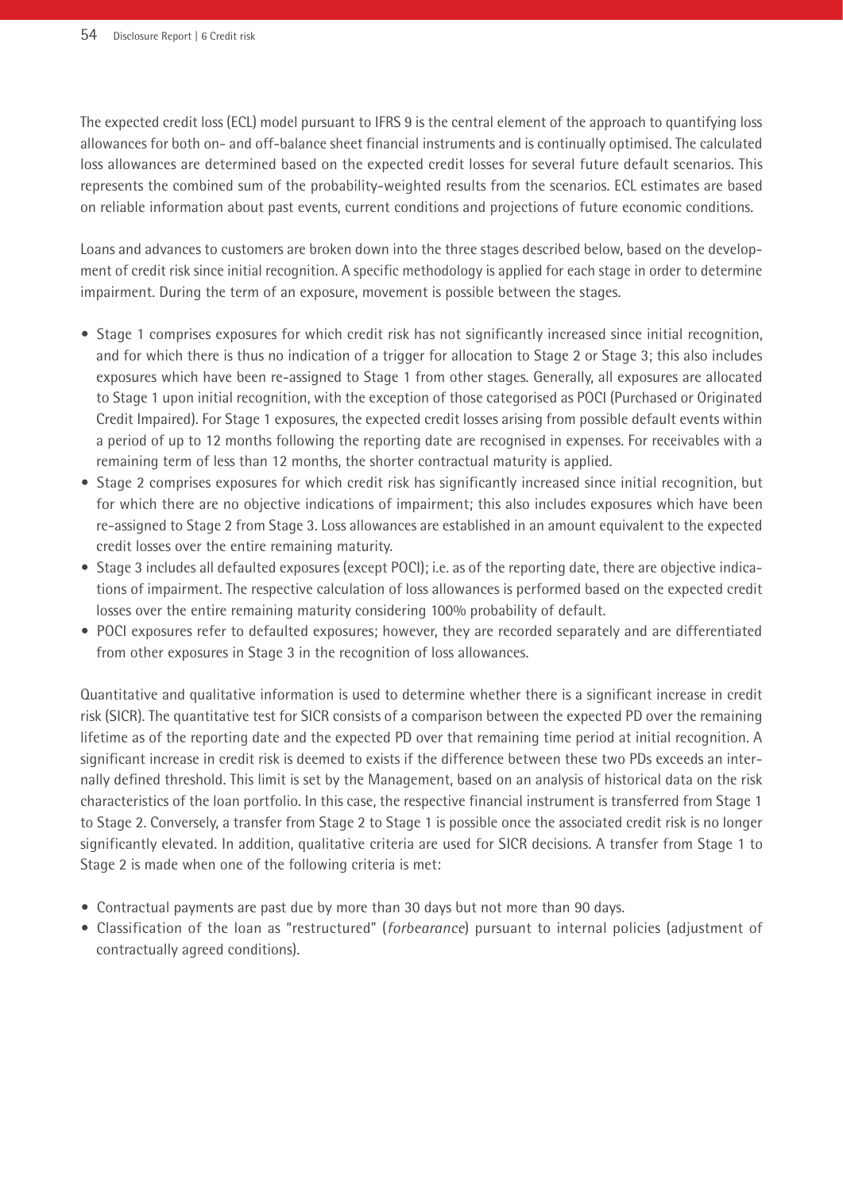The expected credit loss (ECL) model pursuant to IFRS 9 is the central element of the approach to quantifying loss allowances for both on- and off-balance sheet financial instruments and is continually optimised. The calculated loss allowances are determined based on the expected credit losses for several future default scenarios. This represents the combined sum of the probability-weighted results from the scenarios. ECL estimates are based on reliable information about past events, current conditions and projections of future economic conditions.

Loans and advances to customers are broken down into the three stages described below, based on the development of credit risk since initial recognition. A specific methodology is applied for each stage in order to determine impairment. During the term of an exposure, movement is possible between the stages.

- Stage 1 comprises exposures for which credit risk has not significantly increased since initial recognition, and for which there is thus no indication of a trigger for allocation to Stage 2 or Stage 3; this also includes exposures which have been re-assigned to Stage 1 from other stages. Generally, all exposures are allocated to Stage 1 upon initial recognition, with the exception of those categorised as POCI (Purchased or Originated Credit Impaired). For Stage 1 exposures, the expected credit losses arising from possible default events within a period of up to 12 months following the reporting date are recognised in expenses. For receivables with a remaining term of less than 12 months, the shorter contractual maturity is applied.
- Stage 2 comprises exposures for which credit risk has significantly increased since initial recognition, but for which there are no objective indications of impairment; this also includes exposures which have been re-assigned to Stage 2 from Stage 3. Loss allowances are established in an amount equivalent to the expected credit losses over the entire remaining maturity.
- Stage 3 includes all defaulted exposures (except POCI); i.e. as of the reporting date, there are objective indications of impairment. The respective calculation of loss allowances is performed based on the expected credit losses over the entire remaining maturity considering 100% probability of default.
- POCI exposures refer to defaulted exposures; however, they are recorded separately and are differentiated from other exposures in Stage 3 in the recognition of loss allowances.

Quantitative and qualitative information is used to determine whether there is a significant increase in credit risk (SICR). The quantitative test for SICR consists of a comparison between the expected PD over the remaining lifetime as of the reporting date and the expected PD over that remaining time period at initial recognition. A significant increase in credit risk is deemed to exists if the difference between these two PDs exceeds an internally defined threshold. This limit is set by the Management, based on an analysis of historical data on the risk characteristics of the loan portfolio. In this case, the respective financial instrument is transferred from Stage 1 to Stage 2. Conversely, a transfer from Stage 2 to Stage 1 is possible once the associated credit risk is no longer significantly elevated. In addition, qualitative criteria are used for SICR decisions. A transfer from Stage 1 to Stage 2 is made when one of the following criteria is met:

- Contractual payments are past due by more than 30 days but not more than 90 days.
- Classification of the loan as "restructured" (*forbearance*) pursuant to internal policies (adjustment of contractually agreed conditions).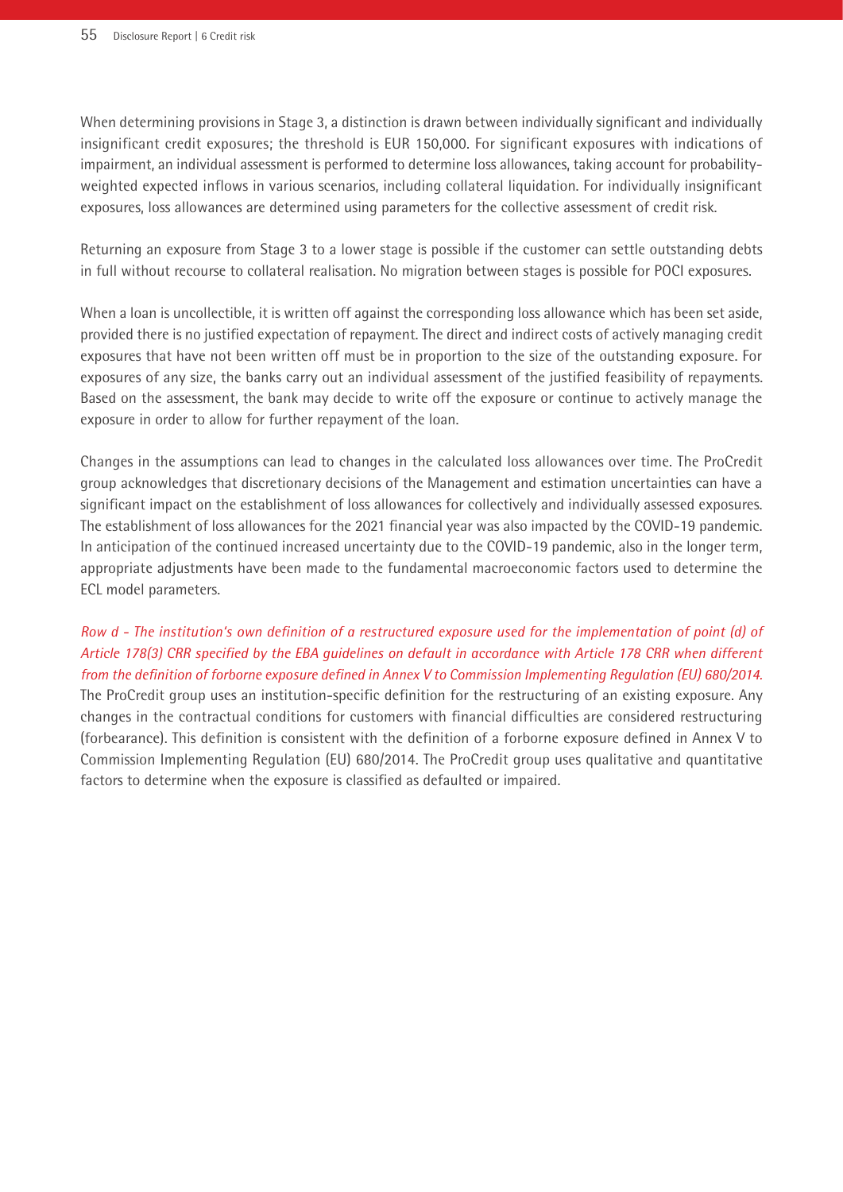When determining provisions in Stage 3, a distinction is drawn between individually significant and individually insignificant credit exposures; the threshold is EUR 150,000. For significant exposures with indications of impairment, an individual assessment is performed to determine loss allowances, taking account for probability-weighted expected inflows in various scenarios, including collateral liquidation. For individually insignificant exposures, loss allowances are determined using parameters for the collective assessment of credit risk.

Returning an exposure from Stage 3 to a lower stage is possible if the customer can settle outstanding debts in full without recourse to collateral realisation. No migration between stages is possible for POCI exposures.

When a loan is uncollectible, it is written off against the corresponding loss allowance which has been set aside, provided there is no justified expectation of repayment. The direct and indirect costs of actively managing credit exposures that have not been written off must be in proportion to the size of the outstanding exposure. For exposures of any size, the banks carry out an individual assessment of the justified feasibility of repayments. Based on the assessment, the bank may decide to write off the exposure or continue to actively manage the exposure in order to allow for further repayment of the loan.

Changes in the assumptions can lead to changes in the calculated loss allowances over time. The ProCredit group acknowledges that discretionary decisions of the Management and estimation uncertainties can have a significant impact on the establishment of loss allowances for collectively and individually assessed exposures. The establishment of loss allowances for the 2021 financial year was also impacted by the COVID-19 pandemic. In anticipation of the continued increased uncertainty due to the COVID-19 pandemic, also in the longer term, appropriate adjustments have been made to the fundamental macroeconomic factors used to determine the ECL model parameters.

*Row d - The institution's own definition of a restructured exposure used for the implementation of point (d) of Article 178(3) CRR specified by the EBA guidelines on default in accordance with Article 178 CRR when different from the definition of forborne exposure defined in Annex V to Commission Implementing Regulation (EU) 680/2014.*
The ProCredit group uses an institution-specific definition for the restructuring of an existing exposure. Any changes in the contractual conditions for customers with financial difficulties are considered restructuring (forbearance). This definition is consistent with the definition of a forborne exposure defined in Annex V to Commission Implementing Regulation (EU) 680/2014. The ProCredit group uses qualitative and quantitative factors to determine when the exposure is classified as defaulted or impaired.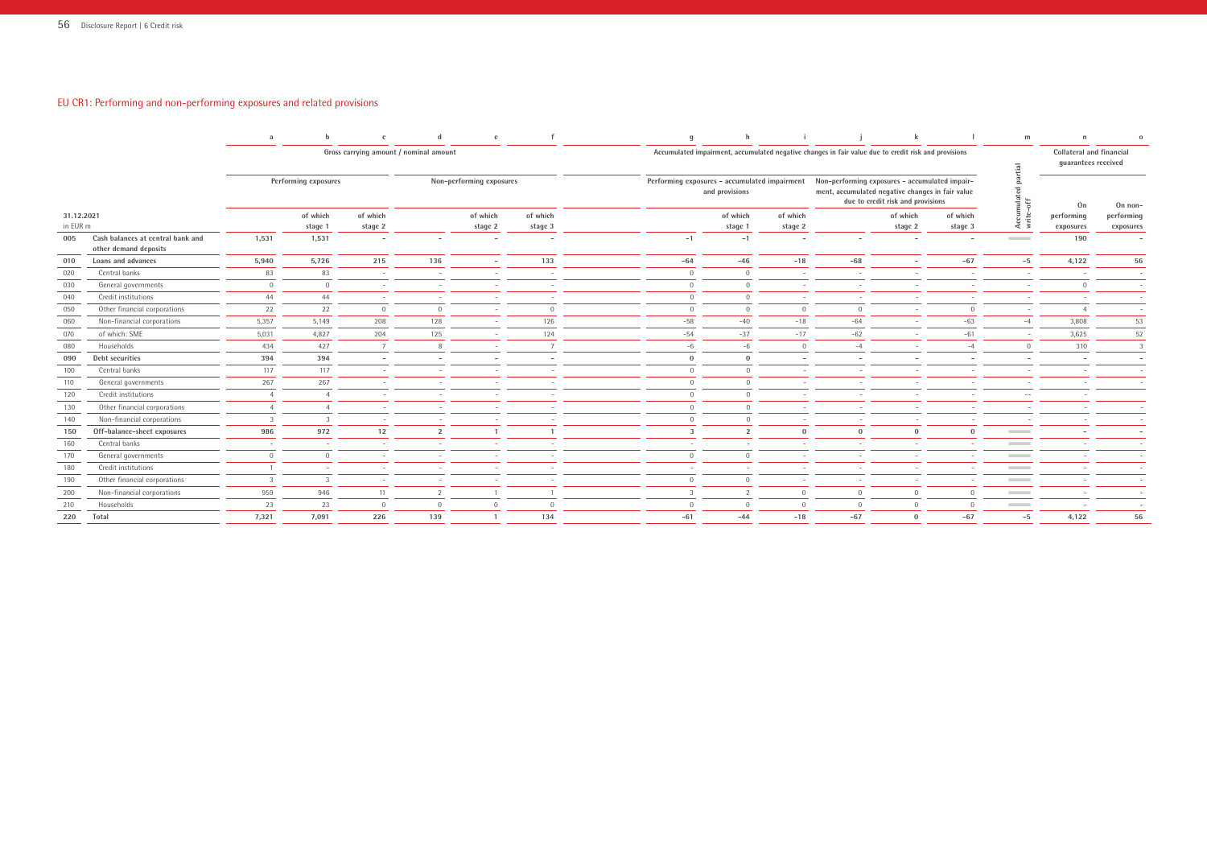## EU CR1: Performing and non-performing exposures and related provisions

| | | a | b | c | d | e | f | g | h | i | j | k | l | m | n | o |
|---|---|---|---|---|---|---|---|---|---|---|---|---|---|---|---|---|
| | | Gross carrying amount / nominal amount | | | | | | Accumulated impairment, accumulated negative changes in fair value due to credit risk and provisions | | | | | | Accumulated partial write-off | Collateral and financial guarantees received | |
| | | Performing exposures | | | Non-performing exposures | | | Performing exposures – accumulated impairment and provisions | | | Non-performing exposures – accumulated impairment, accumulated negative changes in fair value due to credit risk and provisions | | | | | |
| 31.12.2021 in EUR m | | | of which stage 1 | of which stage 2 | | of which stage 2 | of which stage 3 | | of which stage 1 | of which stage 2 | | of which stage 2 | of which stage 3 | | On performing exposures | On non-performing exposures |
| 005 | **Cash balances at central bank and other demand deposits** | **1,531** | **1,531** | **–** | **–** | **–** | **–** | **-1** | **-1** | **–** | **–** | **–** | **–** | | **190** | **–** |
| 010 | **Loans and advances** | **5,940** | **5,726** | **215** | **136** | **–** | **133** | **-64** | **-46** | **-18** | **-68** | **–** | **-67** | **-5** | **4,122** | **56** |
| 020 | Central banks | 83 | 83 | – | – | – | – | 0 | 0 | – | – | – | – | – | – | – |
| 030 | General governments | 0 | 0 | – | – | – | – | 0 | 0 | – | – | – | – | – | 0 | – |
| 040 | Credit institutions | 44 | 44 | – | – | – | – | 0 | 0 | – | – | – | – | – | – | – |
| 050 | Other financial corporations | 22 | 22 | 0 | 0 | – | 0 | 0 | 0 | 0 | 0 | – | 0 | – | 4 | – |
| 060 | Non-financial corporations | 5,357 | 5,149 | 208 | 128 | – | 126 | -58 | -40 | -18 | -64 | – | -63 | -4 | 3,808 | 53 |
| 070 | of which: SME | 5,031 | 4,827 | 204 | 125 | – | 124 | -54 | -37 | -17 | -62 | – | -61 | – | 3,625 | 52 |
| 080 | Households | 434 | 427 | 7 | 8 | – | 7 | -6 | -6 | 0 | -4 | – | -4 | 0 | 310 | 3 |
| 090 | **Debt securities** | **394** | **394** | **–** | **–** | **–** | **–** | **0** | **0** | **–** | **–** | **–** | **–** | **–** | **–** | **–** |
| 100 | Central banks | 117 | 117 | – | – | – | – | 0 | 0 | – | – | – | – | – | – | – |
| 110 | General governments | 267 | 267 | – | – | – | – | 0 | 0 | – | – | – | – | – | – | – |
| 120 | Credit institutions | 4 | 4 | – | – | – | – | 0 | 0 | – | – | – | – | – | – | – |
| 130 | Other financial corporations | 4 | 4 | – | – | – | – | 0 | 0 | – | – | – | – | – | – | – |
| 140 | Non-financial corporations | 3 | 3 | – | – | – | – | 0 | 0 | – | – | – | – | – | – | – |
| 150 | **Off-balance-sheet exposures** | **986** | **972** | **12** | **2** | **1** | **1** | **3** | **2** | **0** | **0** | **0** | **0** | | **–** | **–** |
| 160 | Central banks | – | – | – | – | – | – | – | – | – | – | – | – | | – | – |
| 170 | General governments | 0 | 0 | – | – | – | – | 0 | 0 | – | – | – | – | | – | – |
| 180 | Credit institutions | 1 | – | – | – | – | – | – | – | – | – | – | – | | – | – |
| 190 | Other financial corporations | 3 | 3 | – | – | – | – | 0 | 0 | – | – | – | – | | – | – |
| 200 | Non-financial corporations | 959 | 946 | 11 | 2 | 1 | 1 | 3 | 2 | 0 | 0 | 0 | 0 | | – | – |
| 210 | Households | 23 | 23 | 0 | 0 | 0 | 0 | 0 | 0 | 0 | 0 | 0 | 0 | | – | – |
| 220 | **Total** | **7,321** | **7,091** | **226** | **139** | **1** | **134** | **-61** | **-44** | **-18** | **-67** | **0** | **-67** | **-5** | **4,122** | **56** |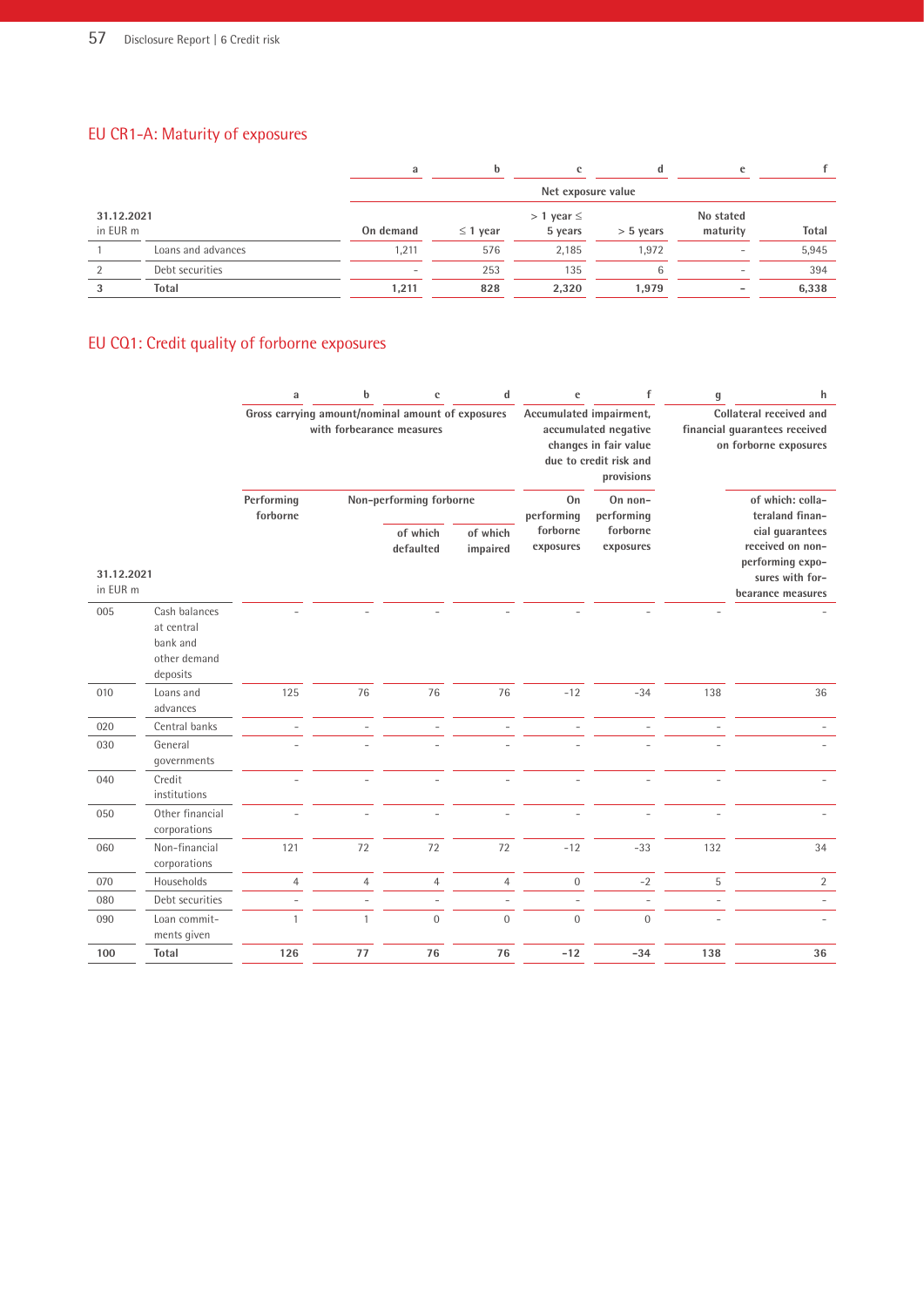## EU CR1-A: Maturity of exposures

| | | a | b | c | d | e | f |
|---|---|---|---|---|---|---|---|
| | | Net exposure value | | | | | |
| 31.12.2021 in EUR m | | On demand | ≤ 1 year | > 1 year ≤ 5 years | > 5 years | No stated maturity | Total |
| 1 | Loans and advances | 1,211 | 576 | 2,185 | 1,972 | – | 5,945 |
| 2 | Debt securities | – | 253 | 135 | 6 | – | 394 |
| **3** | **Total** | **1,211** | **828** | **2,320** | **1,979** | **–** | **6,338** |

## EU CQ1: Credit quality of forborne exposures

| | | a | b | c | d | e | f | g | h |
|---|---|---|---|---|---|---|---|---|---|
| | | Gross carrying amount/nominal amount of exposures with forbearance measures | | | | Accumulated impairment, accumulated negative changes in fair value due to credit risk and provisions | | Collateral received and financial guarantees received on forborne exposures | |
| | | Performing forborne | Non-performing forborne | | | On performing forborne exposures | On non-performing forborne exposures | | of which: collateral and financial guarantees received on non-performing exposures with forbearance measures |
| 31.12.2021 in EUR m | | | | of which defaulted | of which impaired | | | | |
| 005 | Cash balances at central bank and other demand deposits | – | – | – | – | – | – | – | – |
| 010 | Loans and advances | 125 | 76 | 76 | 76 | -12 | -34 | 138 | 36 |
| 020 | Central banks | – | – | – | – | – | – | – | – |
| 030 | General governments | – | – | – | – | – | – | – | – |
| 040 | Credit institutions | – | – | – | – | – | – | – | – |
| 050 | Other financial corporations | – | – | – | – | – | – | – | – |
| 060 | Non-financial corporations | 121 | 72 | 72 | 72 | -12 | -33 | 132 | 34 |
| 070 | Households | 4 | 4 | 4 | 4 | 0 | -2 | 5 | 2 |
| 080 | Debt securities | – | – | – | – | – | – | – | – |
| 090 | Loan commitments given | 1 | 1 | 0 | 0 | 0 | 0 | – | – |
| **100** | **Total** | **126** | **77** | **76** | **76** | **-12** | **-34** | **138** | **36** |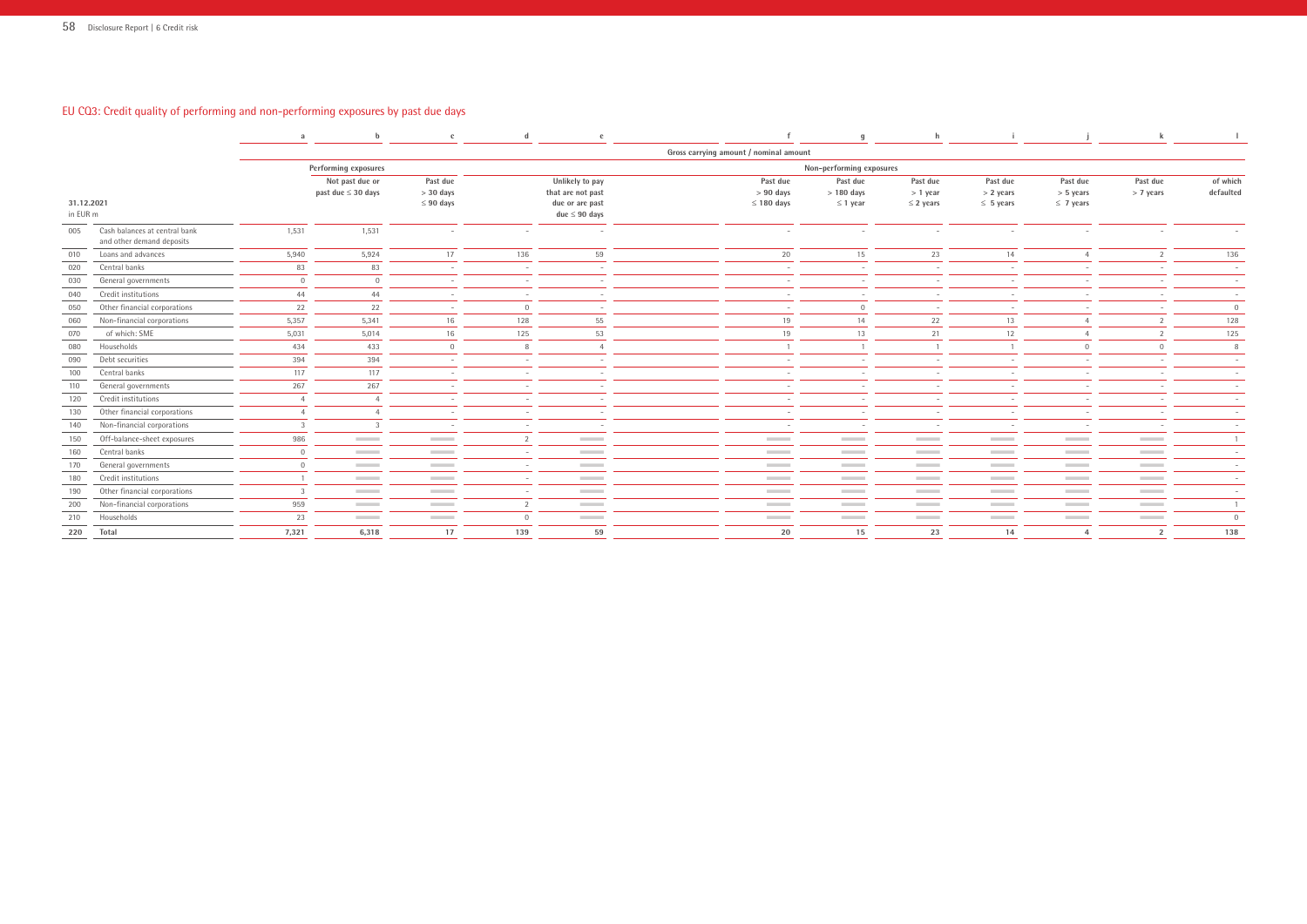## EU CQ3: Credit quality of performing and non-performing exposures by past due days

| | | a | b | c | d | e | f | g | h | i | j | k | l |
|---|---|---|---|---|---|---|---|---|---|---|---|---|---|
| | | Gross carrying amount / nominal amount | | | | | | | | | | | |
| | | Performing exposures | | | Non-performing exposures | | | | | | | | |
| 31.12.2021 in EUR m | | | Not past due or past due ≤ 30 days | Past due > 30 days ≤ 90 days | | Unlikely to pay that are not past due or are past due ≤ 90 days | Past due > 90 days ≤ 180 days | Past due > 180 days ≤ 1 year | Past due > 1 year ≤ 2 years | Past due > 2 years ≤ 5 years | Past due > 5 years ≤ 7 years | Past due > 7 years | of which defaulted |
| 005 | Cash balances at central bank and other demand deposits | 1,531 | 1,531 | - | - | - | - | - | - | - | - | - | - |
| 010 | Loans and advances | 5,940 | 5,924 | 17 | 136 | 59 | 20 | 15 | 23 | 14 | 4 | 2 | 136 |
| 020 | Central banks | 83 | 83 | - | - | - | - | - | - | - | - | - | - |
| 030 | General governments | 0 | 0 | - | - | - | - | - | - | - | - | - | - |
| 040 | Credit institutions | 44 | 44 | - | - | - | - | - | - | - | - | - | - |
| 050 | Other financial corporations | 22 | 22 | - | 0 | - | - | 0 | - | - | - | - | 0 |
| 060 | Non-financial corporations | 5,357 | 5,341 | 16 | 128 | 55 | 19 | 14 | 22 | 13 | 4 | 2 | 128 |
| 070 | of which: SME | 5,031 | 5,014 | 16 | 125 | 53 | 19 | 13 | 21 | 12 | 4 | 2 | 125 |
| 080 | Households | 434 | 433 | 0 | 8 | 4 | 1 | 1 | 1 | 1 | 0 | 0 | 8 |
| 090 | Debt securities | 394 | 394 | - | - | - | - | - | - | - | - | - | - |
| 100 | Central banks | 117 | 117 | - | - | - | - | - | - | - | - | - | - |
| 110 | General governments | 267 | 267 | - | - | - | - | - | - | - | - | - | - |
| 120 | Credit institutions | 4 | 4 | - | - | - | - | - | - | - | - | - | - |
| 130 | Other financial corporations | 4 | 4 | - | - | - | - | - | - | - | - | - | - |
| 140 | Non-financial corporations | 3 | 3 | - | - | - | - | - | - | - | - | - | - |
| 150 | Off-balance-sheet exposures | 986 | | | 2 | | | | | | | | 1 |
| 160 | Central banks | 0 | | | - | | | | | | | | - |
| 170 | General governments | 0 | | | - | | | | | | | | - |
| 180 | Credit institutions | 1 | | | - | | | | | | | | - |
| 190 | Other financial corporations | 3 | | | - | | | | | | | | - |
| 200 | Non-financial corporations | 959 | | | 2 | | | | | | | | 1 |
| 210 | Households | 23 | | | 0 | | | | | | | | 0 |
| **220** | **Total** | **7,321** | **6,318** | **17** | **139** | **59** | **20** | **15** | **23** | **14** | **4** | **2** | **138** |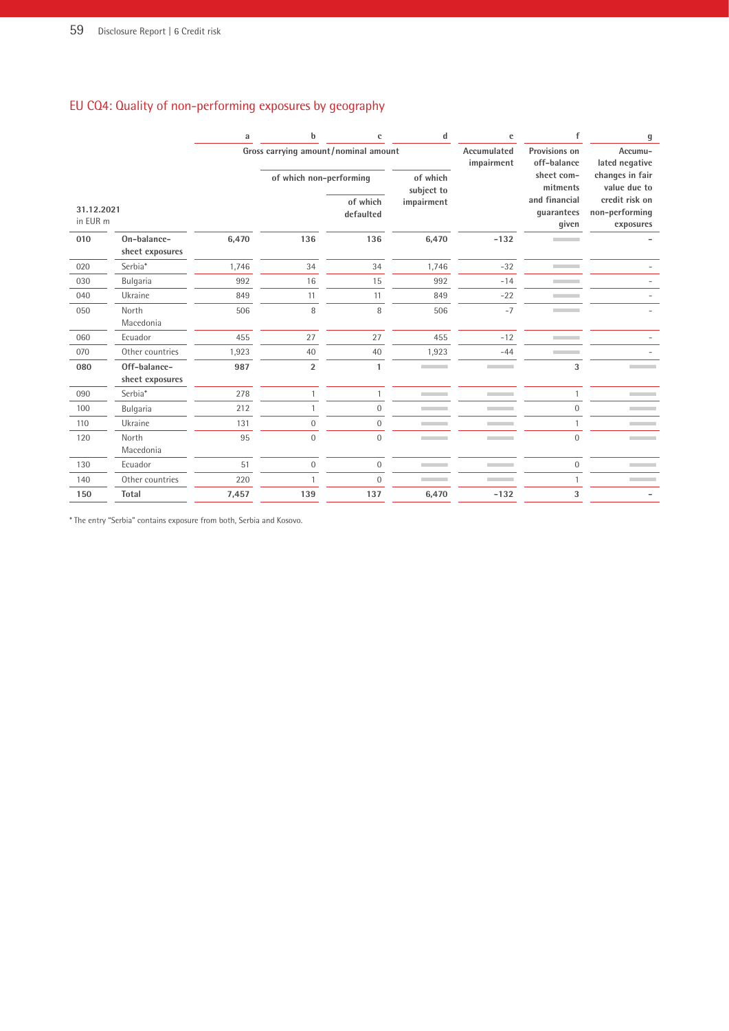## EU CQ4: Quality of non-performing exposures by geography

| 31.12.2021<br>in EUR m | | a | b | c | d | e | f | g |
|---|---|---|---|---|---|---|---|---|
| | | Gross carrying amount/nominal amount | | | | Accumulated impairment | Provisions on off-balance sheet commitments and financial guarantees given | Accumulated negative changes in fair value due to credit risk on non-performing exposures |
| | | | of which non-performing | | of which subject to impairment | | | |
| | | | | of which defaulted | | | | |
| **010** | **On-balance-sheet exposures** | **6,470** | **136** | **136** | **6,470** | **-132** | | **-** |
| 020 | Serbia* | 1,746 | 34 | 34 | 1,746 | -32 | | - |
| 030 | Bulgaria | 992 | 16 | 15 | 992 | -14 | | - |
| 040 | Ukraine | 849 | 11 | 11 | 849 | -22 | | - |
| 050 | North Macedonia | 506 | 8 | 8 | 506 | -7 | | - |
| 060 | Ecuador | 455 | 27 | 27 | 455 | -12 | | - |
| 070 | Other countries | 1,923 | 40 | 40 | 1,923 | -44 | | - |
| **080** | **Off-balance-sheet exposures** | **987** | **2** | **1** | | | **3** | |
| 090 | Serbia* | 278 | 1 | 1 | | | 1 | |
| 100 | Bulgaria | 212 | 1 | 0 | | | 0 | |
| 110 | Ukraine | 131 | 0 | 0 | | | 1 | |
| 120 | North Macedonia | 95 | 0 | 0 | | | 0 | |
| 130 | Ecuador | 51 | 0 | 0 | | | 0 | |
| 140 | Other countries | 220 | 1 | 0 | | | 1 | |
| **150** | **Total** | **7,457** | **139** | **137** | **6,470** | **-132** | **3** | **-** |

* The entry "Serbia" contains exposure from both, Serbia and Kosovo.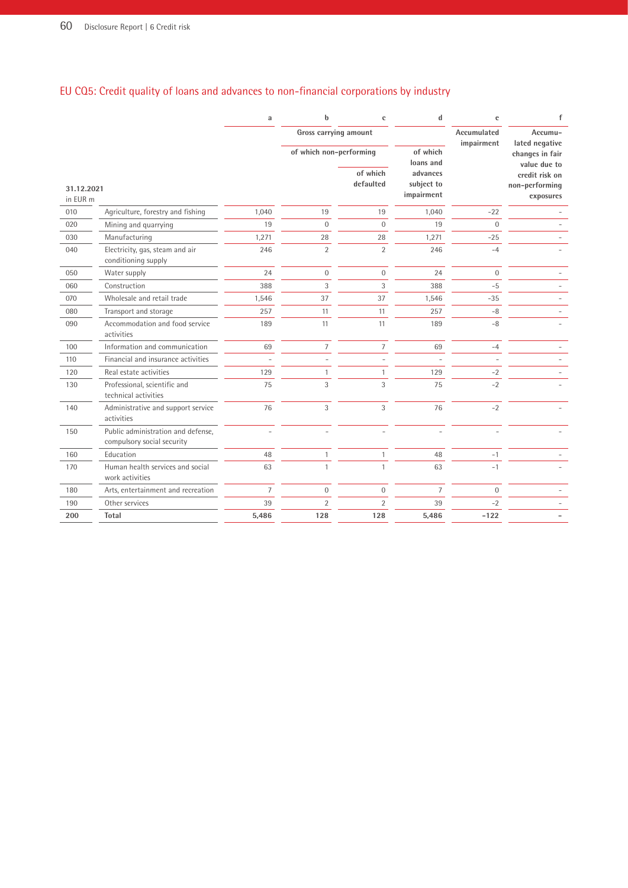## EU CQ5: Credit quality of loans and advances to non-financial corporations by industry

| 31.12.2021 in EUR m | | a | b | c | d | e | f |
|---|---|---|---|---|---|---|---|
| | | Gross carrying amount | | | | Accumulated impairment | Accumulated negative changes in fair value due to credit risk on non-performing exposures |
| | | | of which non-performing | | of which loans and advances subject to impairment | | |
| | | | | of which defaulted | | | |
| 010 | Agriculture, forestry and fishing | 1,040 | 19 | 19 | 1,040 | -22 | - |
| 020 | Mining and quarrying | 19 | 0 | 0 | 19 | 0 | - |
| 030 | Manufacturing | 1,271 | 28 | 28 | 1,271 | -25 | - |
| 040 | Electricity, gas, steam and air conditioning supply | 246 | 2 | 2 | 246 | -4 | - |
| 050 | Water supply | 24 | 0 | 0 | 24 | 0 | - |
| 060 | Construction | 388 | 3 | 3 | 388 | -5 | - |
| 070 | Wholesale and retail trade | 1,546 | 37 | 37 | 1,546 | -35 | - |
| 080 | Transport and storage | 257 | 11 | 11 | 257 | -8 | - |
| 090 | Accommodation and food service activities | 189 | 11 | 11 | 189 | -8 | - |
| 100 | Information and communication | 69 | 7 | 7 | 69 | -4 | - |
| 110 | Financial and insurance activities | - | - | - | - | - | - |
| 120 | Real estate activities | 129 | 1 | 1 | 129 | -2 | - |
| 130 | Professional, scientific and technical activities | 75 | 3 | 3 | 75 | -2 | - |
| 140 | Administrative and support service activities | 76 | 3 | 3 | 76 | -2 | - |
| 150 | Public administration and defense, compulsory social security | - | - | - | - | - | - |
| 160 | Education | 48 | 1 | 1 | 48 | -1 | - |
| 170 | Human health services and social work activities | 63 | 1 | 1 | 63 | -1 | - |
| 180 | Arts, entertainment and recreation | 7 | 0 | 0 | 7 | 0 | - |
| 190 | Other services | 39 | 2 | 2 | 39 | -2 | - |
| **200** | **Total** | **5,486** | **128** | **128** | **5,486** | **-122** | **-** |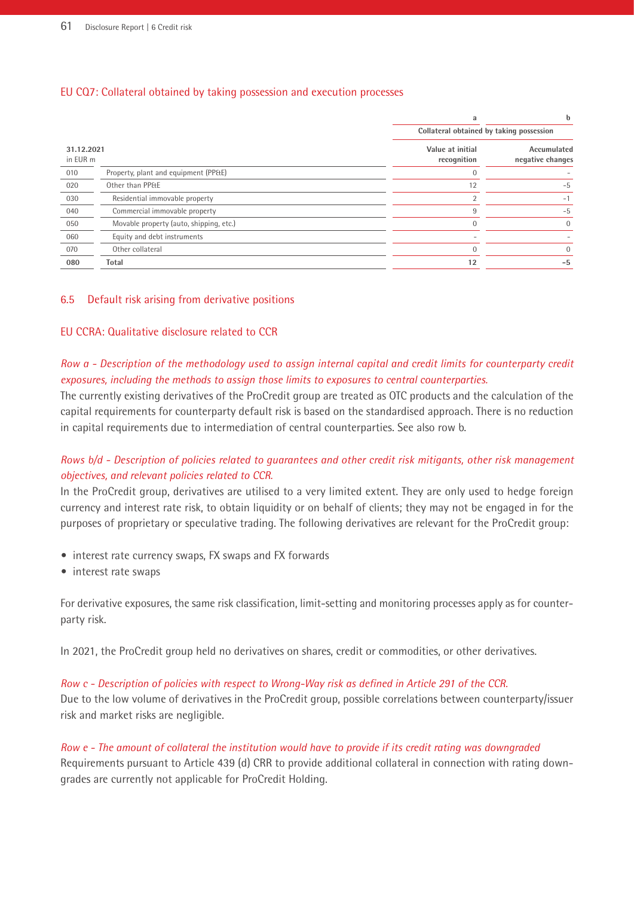## EU CQ7: Collateral obtained by taking possession and execution processes

| 31.12.2021 in EUR m | | a | b |
|---|---|---|---|
| | | Collateral obtained by taking possession | |
| | | Value at initial recognition | Accumulated negative changes |
| 010 | Property, plant and equipment (PP&E) | 0 | - |
| 020 | Other than PP&E | 12 | -5 |
| 030 | Residential immovable property | 2 | -1 |
| 040 | Commercial immovable property | 9 | -5 |
| 050 | Movable property (auto, shipping, etc.) | 0 | 0 |
| 060 | Equity and debt instruments | - | - |
| 070 | Other collateral | 0 | 0 |
| **080** | **Total** | **12** | **-5** |

## 6.5 Default risk arising from derivative positions

### EU CCRA: Qualitative disclosure related to CCR

*Row a - Description of the methodology used to assign internal capital and credit limits for counterparty credit exposures, including the methods to assign those limits to exposures to central counterparties.*

The currently existing derivatives of the ProCredit group are treated as OTC products and the calculation of the capital requirements for counterparty default risk is based on the standardised approach. There is no reduction in capital requirements due to intermediation of central counterparties. See also row b.

*Rows b/d - Description of policies related to guarantees and other credit risk mitigants, other risk management objectives, and relevant policies related to CCR.*

In the ProCredit group, derivatives are utilised to a very limited extent. They are only used to hedge foreign currency and interest rate risk, to obtain liquidity or on behalf of clients; they may not be engaged in for the purposes of proprietary or speculative trading. The following derivatives are relevant for the ProCredit group:

- interest rate currency swaps, FX swaps and FX forwards
- interest rate swaps

For derivative exposures, the same risk classification, limit-setting and monitoring processes apply as for counterparty risk.

In 2021, the ProCredit group held no derivatives on shares, credit or commodities, or other derivatives.

*Row c - Description of policies with respect to Wrong-Way risk as defined in Article 291 of the CCR.*

Due to the low volume of derivatives in the ProCredit group, possible correlations between counterparty/issuer risk and market risks are negligible.

*Row e - The amount of collateral the institution would have to provide if its credit rating was downgraded*

Requirements pursuant to Article 439 (d) CRR to provide additional collateral in connection with rating downgrades are currently not applicable for ProCredit Holding.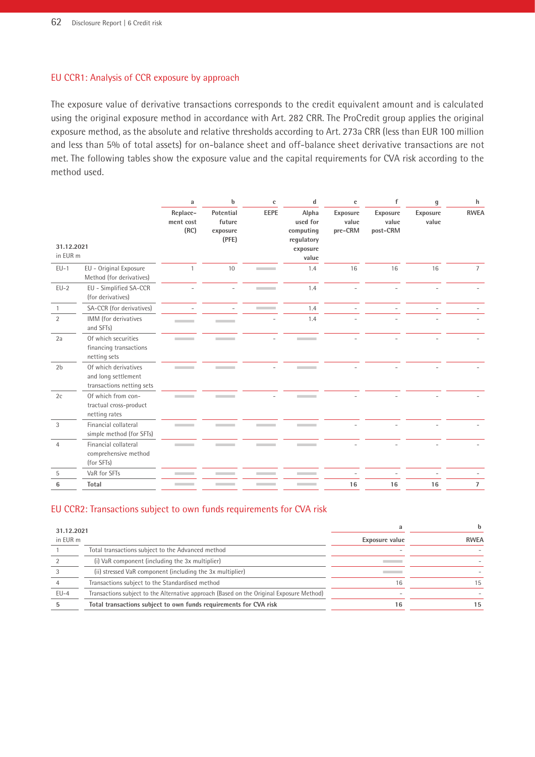## EU CCR1: Analysis of CCR exposure by approach

The exposure value of derivative transactions corresponds to the credit equivalent amount and is calculated using the original exposure method in accordance with Art. 282 CRR. The ProCredit group applies the original exposure method, as the absolute and relative thresholds according to Art. 273a CRR (less than EUR 100 million and less than 5% of total assets) for on-balance sheet and off-balance sheet derivative transactions are not met. The following tables show the exposure value and the capital requirements for CVA risk according to the method used.

| 31.12.2021<br>in EUR m | | a | b | c | d | e | f | g | h |
|---|---|---|---|---|---|---|---|---|---|
| | | Replacement cost (RC) | Potential future exposure (PFE) | EEPE | Alpha used for computing regulatory exposure value | Exposure value pre-CRM | Exposure value post-CRM | Exposure value | RWEA |
| EU-1 | EU - Original Exposure Method (for derivatives) | 1 | 10 | | 1.4 | 16 | 16 | 16 | 7 |
| EU-2 | EU - Simplified SA-CCR (for derivatives) | - | - | | 1.4 | - | - | - | - |
| 1 | SA-CCR (for derivatives) | - | - | | 1.4 | - | - | - | - |
| 2 | IMM (for derivatives and SFTs) | | | - | 1.4 | - | - | - | - |
| 2a | Of which securities financing transactions netting sets | | | - | | - | - | - | - |
| 2b | Of which derivatives and long settlement transactions netting sets | | | - | | - | - | - | - |
| 2c | Of which from contractual cross-product netting rates | | | - | | - | - | - | - |
| 3 | Financial collateral simple method (for SFTs) | | | | | - | - | - | - |
| 4 | Financial collateral comprehensive method (for SFTs) | | | | | - | - | - | - |
| 5 | VaR for SFTs | | | | | - | - | - | - |
| **6** | **Total** | | | | | **16** | **16** | **16** | **7** |

## EU CCR2: Transactions subject to own funds requirements for CVA risk

| 31.12.2021<br>in EUR m | | a | b |
|---|---|---|---|
| | | Exposure value | RWEA |
| 1 | Total transactions subject to the Advanced method | - | - |
| 2 | (i) VaR component (including the 3x multiplier) | | - |
| 3 | (ii) stressed VaR component (including the 3x multiplier) | | - |
| 4 | Transactions subject to the Standardised method | 16 | 15 |
| EU-4 | Transactions subject to the Alternative approach (Based on the Original Exposure Method) | - | - |
| **5** | **Total transactions subject to own funds requirements for CVA risk** | **16** | **15** |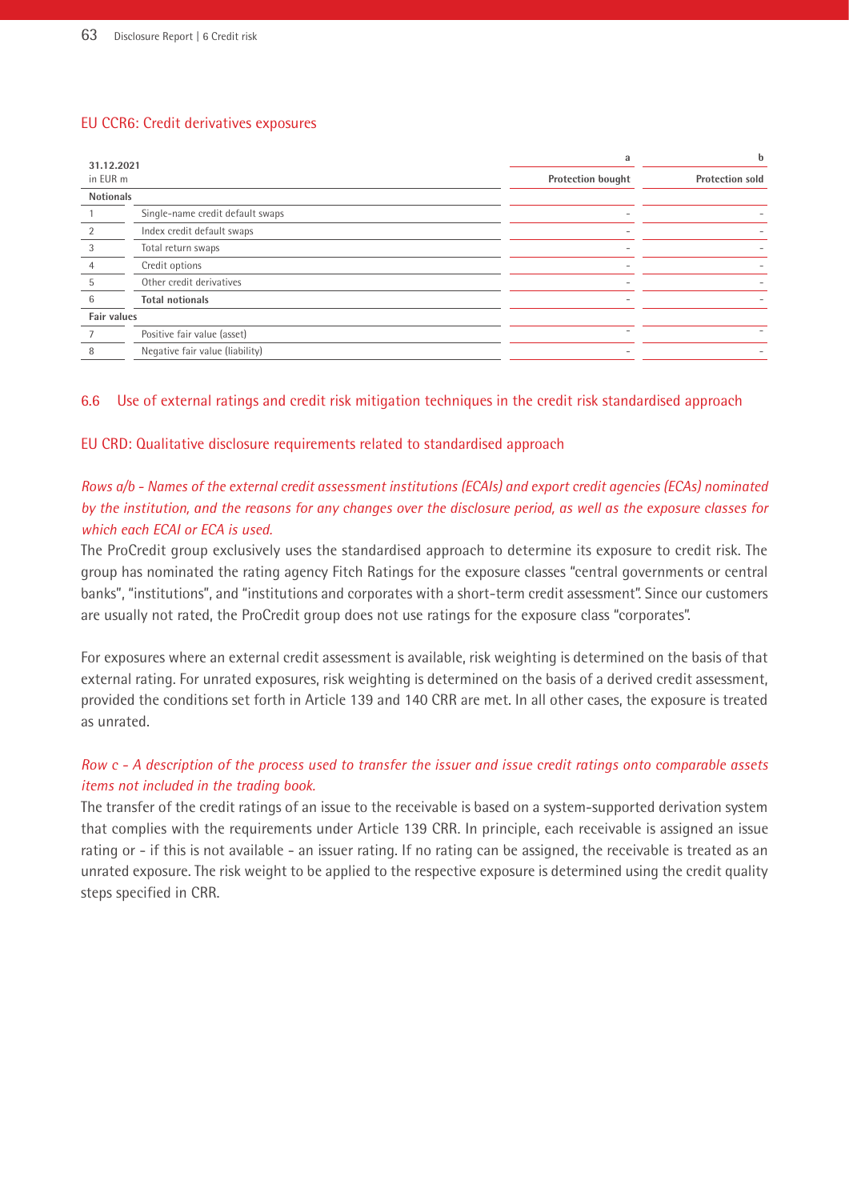## EU CCR6: Credit derivatives exposures

| 31.12.2021<br>in EUR m | | a<br>Protection bought | b<br>Protection sold |
|---|---|---|---|
| **Notionals** | | | |
| 1 | Single-name credit default swaps | - | - |
| 2 | Index credit default swaps | - | - |
| 3 | Total return swaps | - | - |
| 4 | Credit options | - | - |
| 5 | Other credit derivatives | - | - |
| 6 | **Total notionals** | - | - |
| **Fair values** | | | |
| 7 | Positive fair value (asset) | - | - |
| 8 | Negative fair value (liability) | - | - |

## 6.6 Use of external ratings and credit risk mitigation techniques in the credit risk standardised approach

### EU CRD: Qualitative disclosure requirements related to standardised approach

*Rows a/b - Names of the external credit assessment institutions (ECAIs) and export credit agencies (ECAs) nominated by the institution, and the reasons for any changes over the disclosure period, as well as the exposure classes for which each ECAI or ECA is used.*

The ProCredit group exclusively uses the standardised approach to determine its exposure to credit risk. The group has nominated the rating agency Fitch Ratings for the exposure classes "central governments or central banks", "institutions", and "institutions and corporates with a short-term credit assessment". Since our customers are usually not rated, the ProCredit group does not use ratings for the exposure class "corporates".

For exposures where an external credit assessment is available, risk weighting is determined on the basis of that external rating. For unrated exposures, risk weighting is determined on the basis of a derived credit assessment, provided the conditions set forth in Article 139 and 140 CRR are met. In all other cases, the exposure is treated as unrated.

*Row c - A description of the process used to transfer the issuer and issue credit ratings onto comparable assets items not included in the trading book.*

The transfer of the credit ratings of an issue to the receivable is based on a system-supported derivation system that complies with the requirements under Article 139 CRR. In principle, each receivable is assigned an issue rating or - if this is not available - an issuer rating. If no rating can be assigned, the receivable is treated as an unrated exposure. The risk weight to be applied to the respective exposure is determined using the credit quality steps specified in CRR.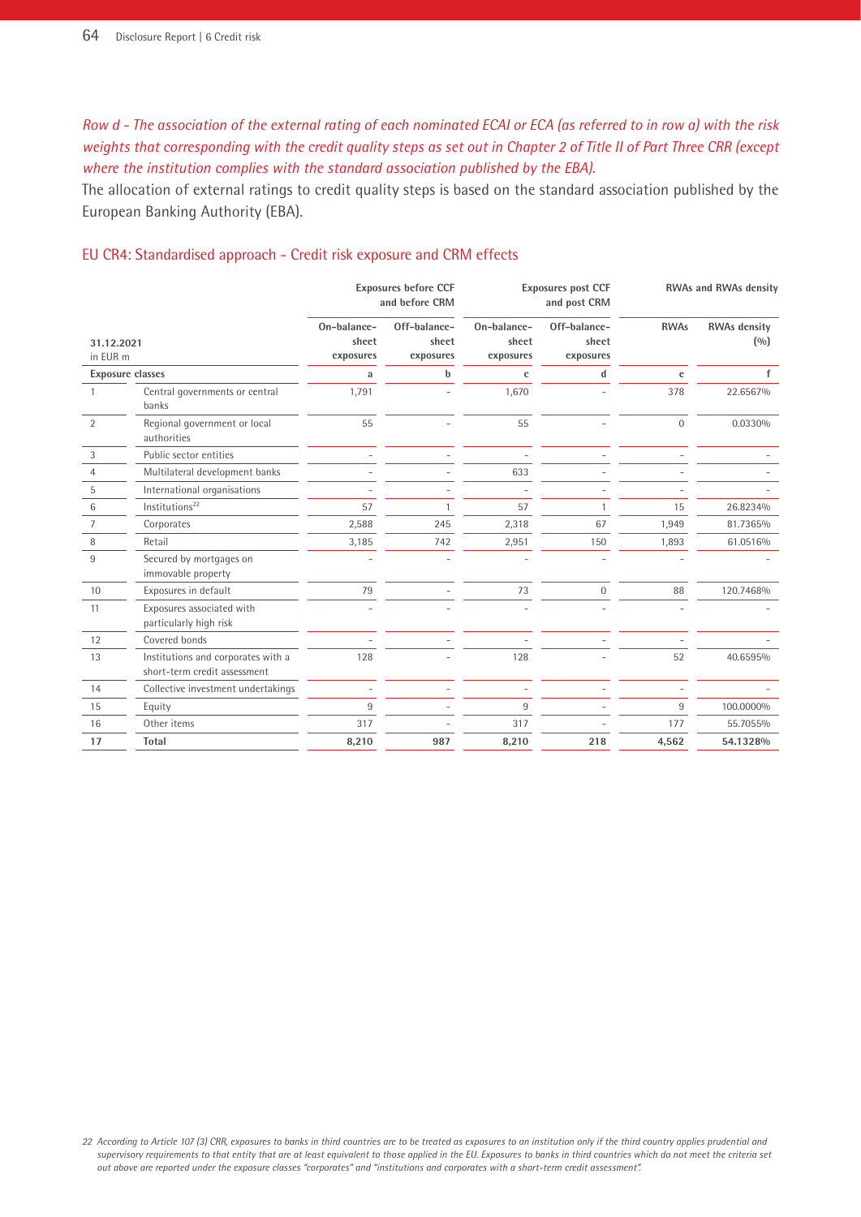*Row d - The association of the external rating of each nominated ECAI or ECA (as referred to in row a) with the risk weights that corresponding with the credit quality steps as set out in Chapter 2 of Title II of Part Three CRR (except where the institution complies with the standard association published by the EBA).*

The allocation of external ratings to credit quality steps is based on the standard association published by the European Banking Authority (EBA).

## EU CR4: Standardised approach - Credit risk exposure and CRM effects

| 31.12.2021 in EUR m | | Exposures before CCF and before CRM | | Exposures post CCF and post CRM | | RWAs and RWAs density | |
|---|---|---|---|---|---|---|---|
| | | On-balance-sheet exposures | Off-balance-sheet exposures | On-balance-sheet exposures | Off-balance-sheet exposures | RWAs | RWAs density (%) |
| Exposure classes | | a | b | c | d | e | f |
| 1 | Central governments or central banks | 1,791 | - | 1,670 | - | 378 | 22.6567% |
| 2 | Regional government or local authorities | 55 | - | 55 | - | 0 | 0.0330% |
| 3 | Public sector entities | - | - | - | - | - | - |
| 4 | Multilateral development banks | - | - | 633 | - | - | - |
| 5 | International organisations | - | - | - | - | - | - |
| 6 | Institutions[22] | 57 | 1 | 57 | 1 | 15 | 26.8234% |
| 7 | Corporates | 2,588 | 245 | 2,318 | 67 | 1,949 | 81.7365% |
| 8 | Retail | 3,185 | 742 | 2,951 | 150 | 1,893 | 61.0516% |
| 9 | Secured by mortgages on immovable property | - | - | - | - | - | - |
| 10 | Exposures in default | 79 | - | 73 | 0 | 88 | 120.7468% |
| 11 | Exposures associated with particularly high risk | - | - | - | - | - | - |
| 12 | Covered bonds | - | - | - | - | - | - |
| 13 | Institutions and corporates with a short-term credit assessment | 128 | - | 128 | - | 52 | 40.6595% |
| 14 | Collective investment undertakings | - | - | - | - | - | - |
| 15 | Equity | 9 | - | 9 | - | 9 | 100.0000% |
| 16 | Other items | 317 | - | 317 | - | 177 | 55.7055% |
| **17** | **Total** | **8,210** | **987** | **8,210** | **218** | **4,562** | **54.1328%** |

22 According to Article 107 (3) CRR, exposures to banks in third countries are to be treated as exposures to an institution only if the third country applies prudential and supervisory requirements to that entity that are at least equivalent to those applied in the EU. Exposures to banks in third countries which do not meet the criteria set out above are reported under the exposure classes "corporates" and "institutions and corporates with a short-term credit assessment".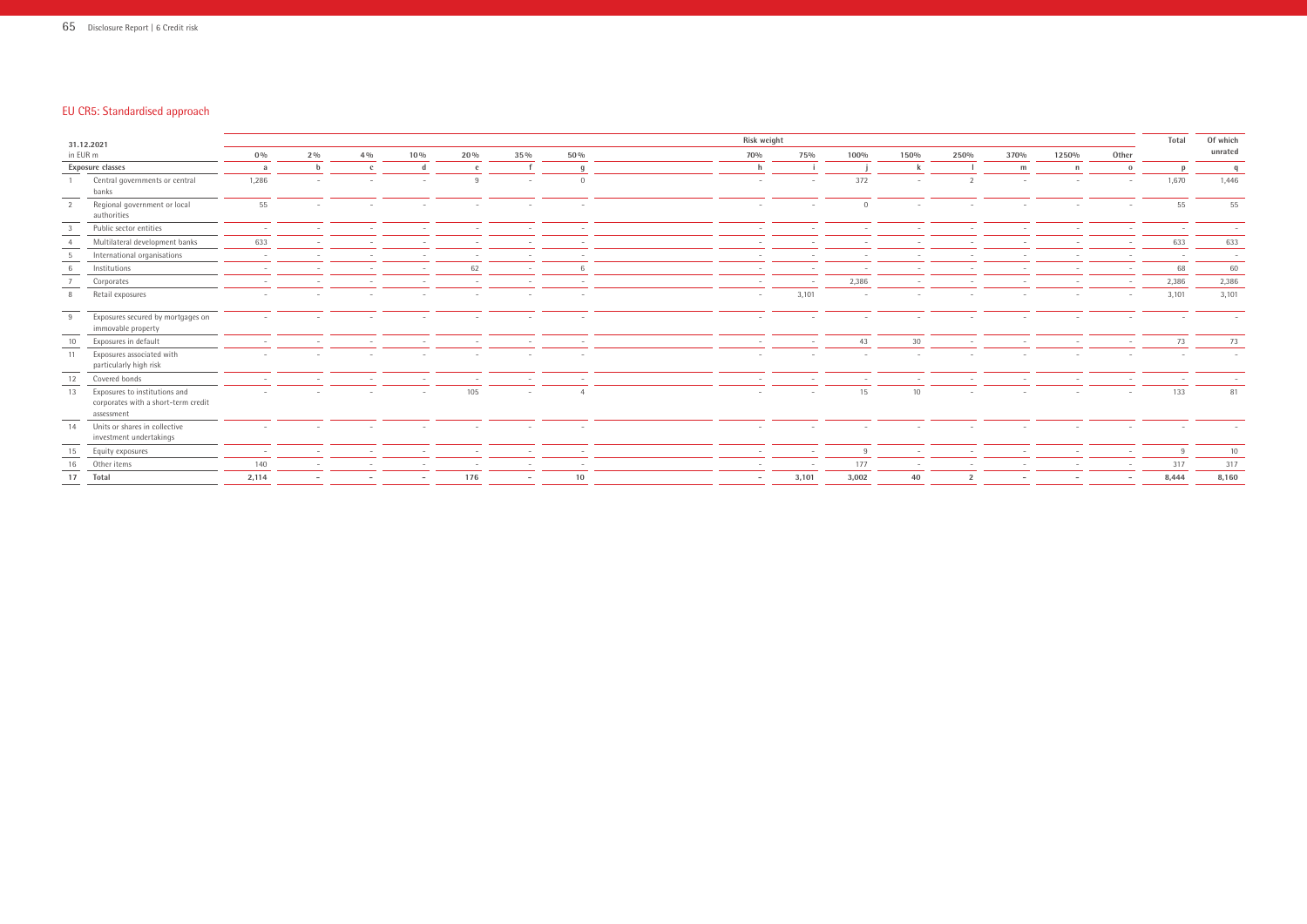## EU CR5: Standardised approach

| 31.12.2021 in EUR m | | Risk weight | | | | | | | | | | | | | | | | Total | Of which unrated |
|---|---|---|---|---|---|---|---|---|---|---|---|---|---|---|---|---|---|---|---|
| | | 0% | 2% | 4% | 10% | 20% | 35% | 50% | 70% | 75% | 100% | 150% | 250% | 370% | 1250% | Other | | | |
| Exposure classes | | a | b | c | d | e | f | g | h | i | j | k | l | m | n | o | | p | q |
| 1 | Central governments or central banks | 1,286 | – | – | – | 9 | – | 0 | – | – | 372 | – | 2 | – | – | – | | 1,670 | 1,446 |
| 2 | Regional government or local authorities | 55 | – | – | – | – | – | – | – | – | 0 | – | – | – | – | – | | 55 | 55 |
| 3 | Public sector entities | – | – | – | – | – | – | – | – | – | – | – | – | – | – | – | | – | – |
| 4 | Multilateral development banks | 633 | – | – | – | – | – | – | – | – | – | – | – | – | – | – | | 633 | 633 |
| 5 | International organisations | – | – | – | – | – | – | – | – | – | – | – | – | – | – | – | | – | – |
| 6 | Institutions | – | – | – | – | 62 | – | 6 | – | – | – | – | – | – | – | – | | 68 | 60 |
| 7 | Corporates | – | – | – | – | – | – | – | – | – | 2,386 | – | – | – | – | – | | 2,386 | 2,386 |
| 8 | Retail exposures | – | – | – | – | – | – | – | – | 3,101 | – | – | – | – | – | – | | 3,101 | 3,101 |
| 9 | Exposures secured by mortgages on immovable property | – | – | – | – | – | – | – | – | – | – | – | – | – | – | – | | – | – |
| 10 | Exposures in default | – | – | – | – | – | – | – | – | – | 43 | 30 | – | – | – | – | | 73 | 73 |
| 11 | Exposures associated with particularly high risk | – | – | – | – | – | – | – | – | – | – | – | – | – | – | – | | – | – |
| 12 | Covered bonds | – | – | – | – | – | – | – | – | – | – | – | – | – | – | – | | – | – |
| 13 | Exposures to institutions and corporates with a short-term credit assessment | – | – | – | – | 105 | – | 4 | – | – | 15 | 10 | – | – | – | – | | 133 | 81 |
| 14 | Units or shares in collective investment undertakings | – | – | – | – | – | – | – | – | – | – | – | – | – | – | – | | – | – |
| 15 | Equity exposures | – | – | – | – | – | – | – | – | – | 9 | – | – | – | – | – | | 9 | 10 |
| 16 | Other items | 140 | – | – | – | – | – | – | – | – | 177 | – | – | – | – | – | | 317 | 317 |
| 17 | **Total** | **2,114** | **–** | **–** | **–** | **176** | **–** | **10** | **–** | **3,101** | **3,002** | **40** | **2** | **–** | **–** | **–** | | **8,444** | **8,160** |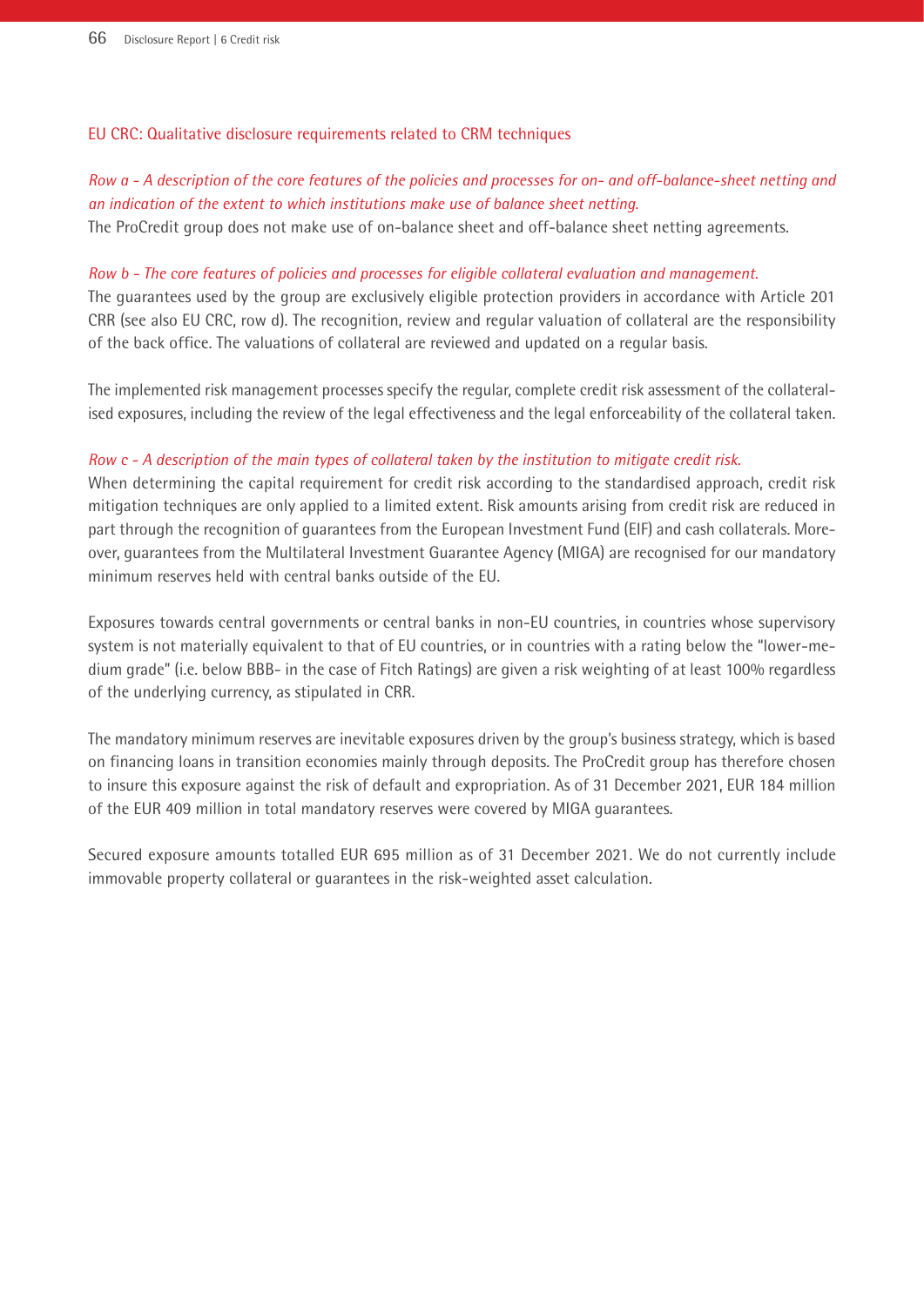## EU CRC: Qualitative disclosure requirements related to CRM techniques

*Row a - A description of the core features of the policies and processes for on- and off-balance-sheet netting and an indication of the extent to which institutions make use of balance sheet netting.*

The ProCredit group does not make use of on-balance sheet and off-balance sheet netting agreements.

*Row b - The core features of policies and processes for eligible collateral evaluation and management.*

The guarantees used by the group are exclusively eligible protection providers in accordance with Article 201 CRR (see also EU CRC, row d). The recognition, review and regular valuation of collateral are the responsibility of the back office. The valuations of collateral are reviewed and updated on a regular basis.

The implemented risk management processes specify the regular, complete credit risk assessment of the collateralised exposures, including the review of the legal effectiveness and the legal enforceability of the collateral taken.

*Row c - A description of the main types of collateral taken by the institution to mitigate credit risk.*

When determining the capital requirement for credit risk according to the standardised approach, credit risk mitigation techniques are only applied to a limited extent. Risk amounts arising from credit risk are reduced in part through the recognition of guarantees from the European Investment Fund (EIF) and cash collaterals. Moreover, guarantees from the Multilateral Investment Guarantee Agency (MIGA) are recognised for our mandatory minimum reserves held with central banks outside of the EU.

Exposures towards central governments or central banks in non-EU countries, in countries whose supervisory system is not materially equivalent to that of EU countries, or in countries with a rating below the "lower-medium grade" (i.e. below BBB- in the case of Fitch Ratings) are given a risk weighting of at least 100% regardless of the underlying currency, as stipulated in CRR.

The mandatory minimum reserves are inevitable exposures driven by the group's business strategy, which is based on financing loans in transition economies mainly through deposits. The ProCredit group has therefore chosen to insure this exposure against the risk of default and expropriation. As of 31 December 2021, EUR 184 million of the EUR 409 million in total mandatory reserves were covered by MIGA guarantees.

Secured exposure amounts totalled EUR 695 million as of 31 December 2021. We do not currently include immovable property collateral or guarantees in the risk-weighted asset calculation.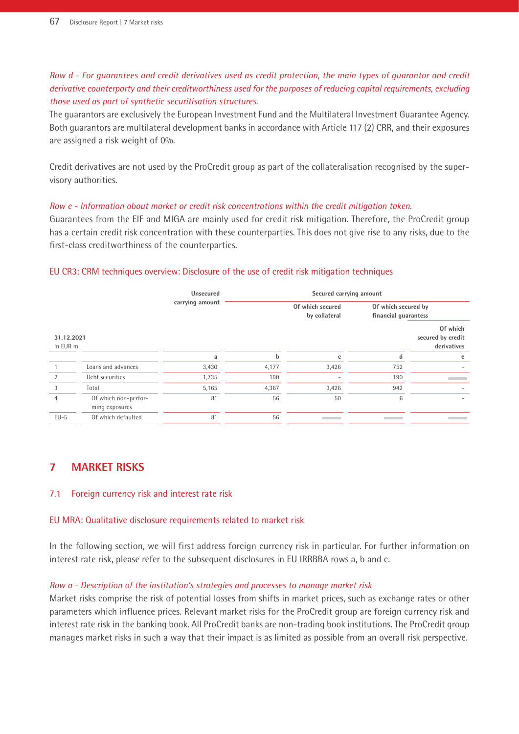*Row d - For guarantees and credit derivatives used as credit protection, the main types of guarantor and credit derivative counterparty and their creditworthiness used for the purposes of reducing capital requirements, excluding those used as part of synthetic securitisation structures.*

The guarantors are exclusively the European Investment Fund and the Multilateral Investment Guarantee Agency. Both guarantors are multilateral development banks in accordance with Article 117 (2) CRR, and their exposures are assigned a risk weight of 0%.

Credit derivatives are not used by the ProCredit group as part of the collateralisation recognised by the supervisory authorities.

*Row e - Information about market or credit risk concentrations within the credit mitigation taken.*

Guarantees from the EIF and MIGA are mainly used for credit risk mitigation. Therefore, the ProCredit group has a certain credit risk concentration with these counterparties. This does not give rise to any risks, due to the first-class creditworthiness of the counterparties.

### EU CR3: CRM techniques overview: Disclosure of the use of credit risk mitigation techniques

| 31.12.2021 in EUR m | | Unsecured carrying amount | Secured carrying amount | Of which secured by collateral | Of which secured by financial guarantess | Of which secured by credit derivatives |
|---|---|---|---|---|---|---|
| | | a | b | c | d | e |
| 1 | Loans and advances | 3,430 | 4,177 | 3,426 | 752 | - |
| 2 | Debt securities | 1,735 | 190 | - | 190 | |
| 3 | Total | 5,165 | 4,367 | 3,426 | 942 | - |
| 4 | Of which non-performing exposures | 81 | 56 | 50 | 6 | - |
| EU-5 | Of which defaulted | 81 | 56 | | | |

# 7 MARKET RISKS

## 7.1 Foreign currency risk and interest rate risk

### EU MRA: Qualitative disclosure requirements related to market risk

In the following section, we will first address foreign currency risk in particular. For further information on interest rate risk, please refer to the subsequent disclosures in EU IRRBBA rows a, b and c.

*Row a - Description of the institution's strategies and processes to manage market risk*

Market risks comprise the risk of potential losses from shifts in market prices, such as exchange rates or other parameters which influence prices. Relevant market risks for the ProCredit group are foreign currency risk and interest rate risk in the banking book. All ProCredit banks are non-trading book institutions. The ProCredit group manages market risks in such a way that their impact is as limited as possible from an overall risk perspective.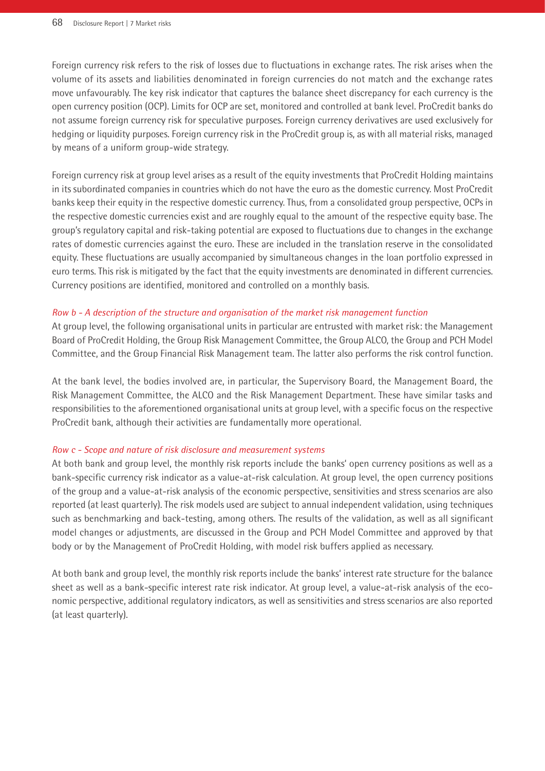Foreign currency risk refers to the risk of losses due to fluctuations in exchange rates. The risk arises when the volume of its assets and liabilities denominated in foreign currencies do not match and the exchange rates move unfavourably. The key risk indicator that captures the balance sheet discrepancy for each currency is the open currency position (OCP). Limits for OCP are set, monitored and controlled at bank level. ProCredit banks do not assume foreign currency risk for speculative purposes. Foreign currency derivatives are used exclusively for hedging or liquidity purposes. Foreign currency risk in the ProCredit group is, as with all material risks, managed by means of a uniform group-wide strategy.

Foreign currency risk at group level arises as a result of the equity investments that ProCredit Holding maintains in its subordinated companies in countries which do not have the euro as the domestic currency. Most ProCredit banks keep their equity in the respective domestic currency. Thus, from a consolidated group perspective, OCPs in the respective domestic currencies exist and are roughly equal to the amount of the respective equity base. The group's regulatory capital and risk-taking potential are exposed to fluctuations due to changes in the exchange rates of domestic currencies against the euro. These are included in the translation reserve in the consolidated equity. These fluctuations are usually accompanied by simultaneous changes in the loan portfolio expressed in euro terms. This risk is mitigated by the fact that the equity investments are denominated in different currencies. Currency positions are identified, monitored and controlled on a monthly basis.

*Row b - A description of the structure and organisation of the market risk management function*

At group level, the following organisational units in particular are entrusted with market risk: the Management Board of ProCredit Holding, the Group Risk Management Committee, the Group ALCO, the Group and PCH Model Committee, and the Group Financial Risk Management team. The latter also performs the risk control function.

At the bank level, the bodies involved are, in particular, the Supervisory Board, the Management Board, the Risk Management Committee, the ALCO and the Risk Management Department. These have similar tasks and responsibilities to the aforementioned organisational units at group level, with a specific focus on the respective ProCredit bank, although their activities are fundamentally more operational.

*Row c - Scope and nature of risk disclosure and measurement systems*

At both bank and group level, the monthly risk reports include the banks' open currency positions as well as a bank-specific currency risk indicator as a value-at-risk calculation. At group level, the open currency positions of the group and a value-at-risk analysis of the economic perspective, sensitivities and stress scenarios are also reported (at least quarterly). The risk models used are subject to annual independent validation, using techniques such as benchmarking and back-testing, among others. The results of the validation, as well as all significant model changes or adjustments, are discussed in the Group and PCH Model Committee and approved by that body or by the Management of ProCredit Holding, with model risk buffers applied as necessary.

At both bank and group level, the monthly risk reports include the banks' interest rate structure for the balance sheet as well as a bank-specific interest rate risk indicator. At group level, a value-at-risk analysis of the economic perspective, additional regulatory indicators, as well as sensitivities and stress scenarios are also reported (at least quarterly).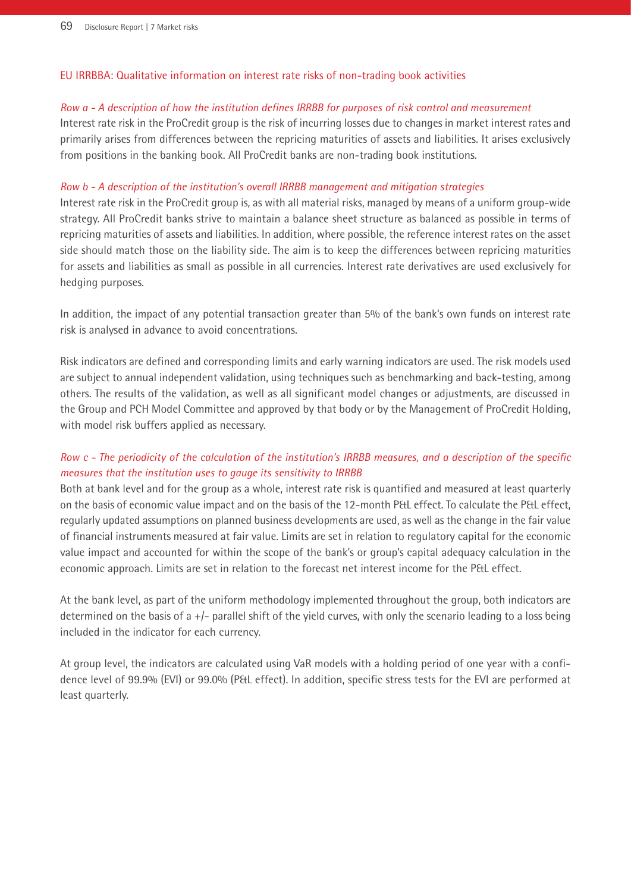## EU IRRBBA: Qualitative information on interest rate risks of non-trading book activities

*Row a - A description of how the institution defines IRRBB for purposes of risk control and measurement*

Interest rate risk in the ProCredit group is the risk of incurring losses due to changes in market interest rates and primarily arises from differences between the repricing maturities of assets and liabilities. It arises exclusively from positions in the banking book. All ProCredit banks are non-trading book institutions.

*Row b - A description of the institution's overall IRRBB management and mitigation strategies*

Interest rate risk in the ProCredit group is, as with all material risks, managed by means of a uniform group-wide strategy. All ProCredit banks strive to maintain a balance sheet structure as balanced as possible in terms of repricing maturities of assets and liabilities. In addition, where possible, the reference interest rates on the asset side should match those on the liability side. The aim is to keep the differences between repricing maturities for assets and liabilities as small as possible in all currencies. Interest rate derivatives are used exclusively for hedging purposes.

In addition, the impact of any potential transaction greater than 5% of the bank's own funds on interest rate risk is analysed in advance to avoid concentrations.

Risk indicators are defined and corresponding limits and early warning indicators are used. The risk models used are subject to annual independent validation, using techniques such as benchmarking and back-testing, among others. The results of the validation, as well as all significant model changes or adjustments, are discussed in the Group and PCH Model Committee and approved by that body or by the Management of ProCredit Holding, with model risk buffers applied as necessary.

*Row c - The periodicity of the calculation of the institution's IRRBB measures, and a description of the specific measures that the institution uses to gauge its sensitivity to IRRBB*

Both at bank level and for the group as a whole, interest rate risk is quantified and measured at least quarterly on the basis of economic value impact and on the basis of the 12-month P&L effect. To calculate the P&L effect, regularly updated assumptions on planned business developments are used, as well as the change in the fair value of financial instruments measured at fair value. Limits are set in relation to regulatory capital for the economic value impact and accounted for within the scope of the bank's or group's capital adequacy calculation in the economic approach. Limits are set in relation to the forecast net interest income for the P&L effect.

At the bank level, as part of the uniform methodology implemented throughout the group, both indicators are determined on the basis of a +/- parallel shift of the yield curves, with only the scenario leading to a loss being included in the indicator for each currency.

At group level, the indicators are calculated using VaR models with a holding period of one year with a confidence level of 99.9% (EVI) or 99.0% (P&L effect). In addition, specific stress tests for the EVI are performed at least quarterly.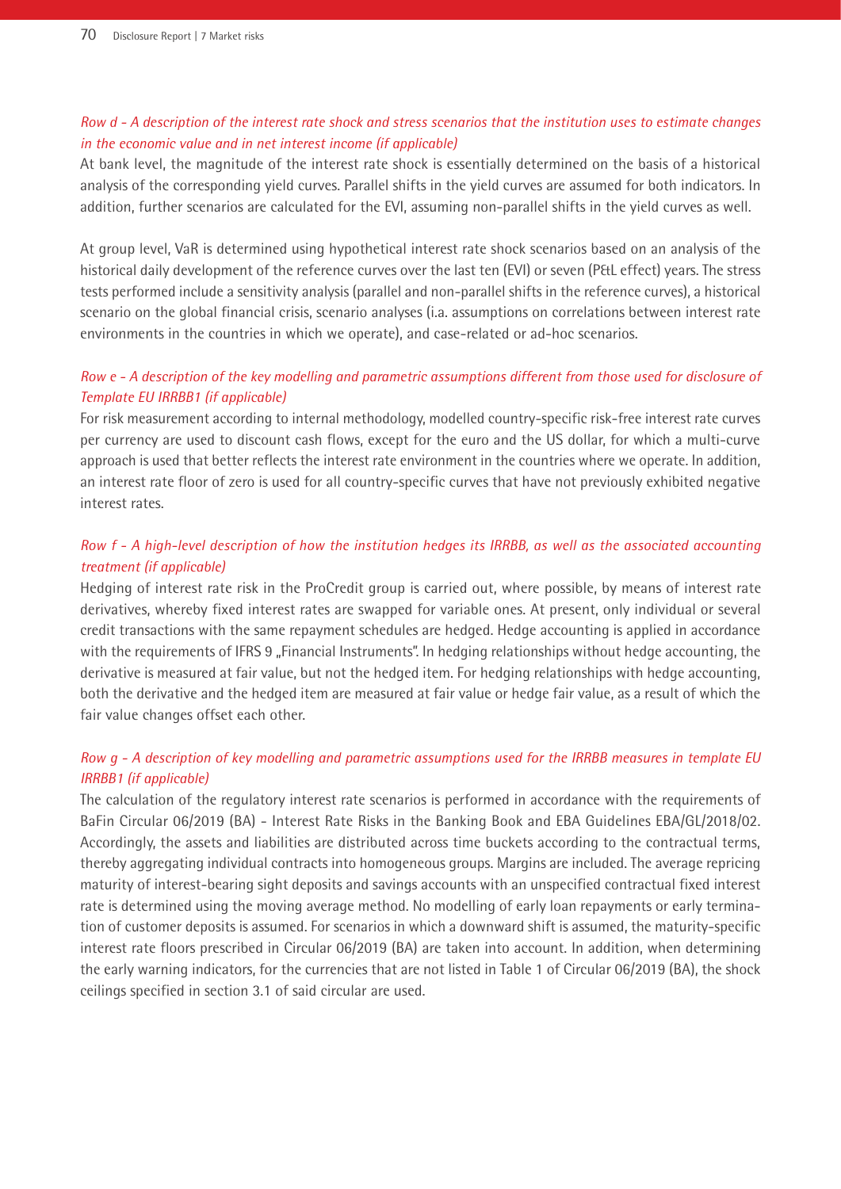*Row d - A description of the interest rate shock and stress scenarios that the institution uses to estimate changes in the economic value and in net interest income (if applicable)*

At bank level, the magnitude of the interest rate shock is essentially determined on the basis of a historical analysis of the corresponding yield curves. Parallel shifts in the yield curves are assumed for both indicators. In addition, further scenarios are calculated for the EVI, assuming non-parallel shifts in the yield curves as well.

At group level, VaR is determined using hypothetical interest rate shock scenarios based on an analysis of the historical daily development of the reference curves over the last ten (EVI) or seven (P&L effect) years. The stress tests performed include a sensitivity analysis (parallel and non-parallel shifts in the reference curves), a historical scenario on the global financial crisis, scenario analyses (i.a. assumptions on correlations between interest rate environments in the countries in which we operate), and case-related or ad-hoc scenarios.

*Row e - A description of the key modelling and parametric assumptions different from those used for disclosure of Template EU IRRBB1 (if applicable)*

For risk measurement according to internal methodology, modelled country-specific risk-free interest rate curves per currency are used to discount cash flows, except for the euro and the US dollar, for which a multi-curve approach is used that better reflects the interest rate environment in the countries where we operate. In addition, an interest rate floor of zero is used for all country-specific curves that have not previously exhibited negative interest rates.

*Row f - A high-level description of how the institution hedges its IRRBB, as well as the associated accounting treatment (if applicable)*

Hedging of interest rate risk in the ProCredit group is carried out, where possible, by means of interest rate derivatives, whereby fixed interest rates are swapped for variable ones. At present, only individual or several credit transactions with the same repayment schedules are hedged. Hedge accounting is applied in accordance with the requirements of IFRS 9 „Financial Instruments". In hedging relationships without hedge accounting, the derivative is measured at fair value, but not the hedged item. For hedging relationships with hedge accounting, both the derivative and the hedged item are measured at fair value or hedge fair value, as a result of which the fair value changes offset each other.

*Row g - A description of key modelling and parametric assumptions used for the IRRBB measures in template EU IRRBB1 (if applicable)*

The calculation of the regulatory interest rate scenarios is performed in accordance with the requirements of BaFin Circular 06/2019 (BA) - Interest Rate Risks in the Banking Book and EBA Guidelines EBA/GL/2018/02. Accordingly, the assets and liabilities are distributed across time buckets according to the contractual terms, thereby aggregating individual contracts into homogeneous groups. Margins are included. The average repricing maturity of interest-bearing sight deposits and savings accounts with an unspecified contractual fixed interest rate is determined using the moving average method. No modelling of early loan repayments or early termination of customer deposits is assumed. For scenarios in which a downward shift is assumed, the maturity-specific interest rate floors prescribed in Circular 06/2019 (BA) are taken into account. In addition, when determining the early warning indicators, for the currencies that are not listed in Table 1 of Circular 06/2019 (BA), the shock ceilings specified in section 3.1 of said circular are used.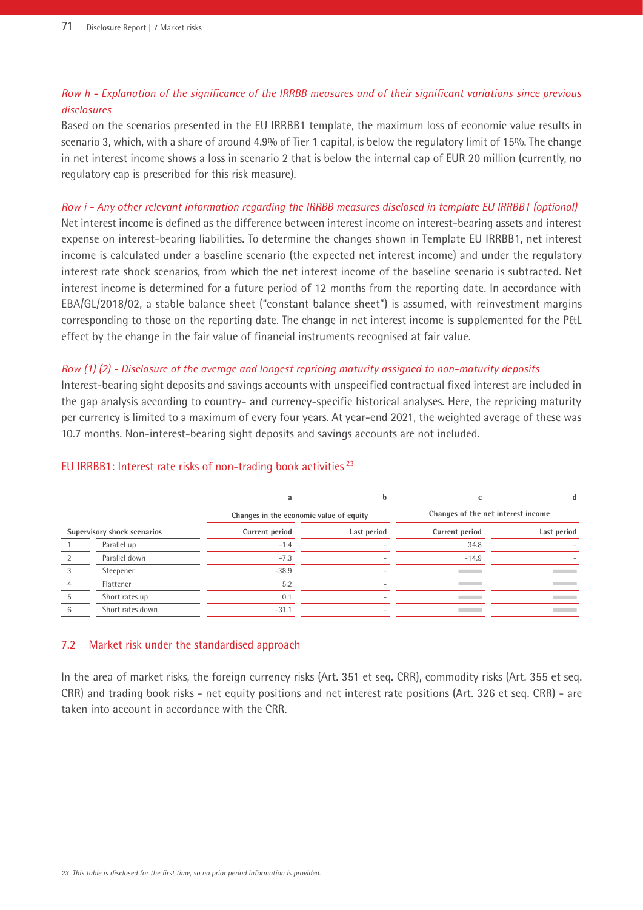*Row h - Explanation of the significance of the IRRBB measures and of their significant variations since previous disclosures*

Based on the scenarios presented in the EU IRRBB1 template, the maximum loss of economic value results in scenario 3, which, with a share of around 4.9% of Tier 1 capital, is below the regulatory limit of 15%. The change in net interest income shows a loss in scenario 2 that is below the internal cap of EUR 20 million (currently, no regulatory cap is prescribed for this risk measure).

*Row i - Any other relevant information regarding the IRRBB measures disclosed in template EU IRRBB1 (optional)*

Net interest income is defined as the difference between interest income on interest-bearing assets and interest expense on interest-bearing liabilities. To determine the changes shown in Template EU IRRBB1, net interest income is calculated under a baseline scenario (the expected net interest income) and under the regulatory interest rate shock scenarios, from which the net interest income of the baseline scenario is subtracted. Net interest income is determined for a future period of 12 months from the reporting date. In accordance with EBA/GL/2018/02, a stable balance sheet ("constant balance sheet") is assumed, with reinvestment margins corresponding to those on the reporting date. The change in net interest income is supplemented for the P&L effect by the change in the fair value of financial instruments recognised at fair value.

*Row (1) (2) - Disclosure of the average and longest repricing maturity assigned to non-maturity deposits*

Interest-bearing sight deposits and savings accounts with unspecified contractual fixed interest are included in the gap analysis according to country- and currency-specific historical analyses. Here, the repricing maturity per currency is limited to a maximum of every four years. At year-end 2021, the weighted average of these was 10.7 months. Non-interest-bearing sight deposits and savings accounts are not included.

## EU IRRBB1: Interest rate risks of non-trading book activities[23]

| | | a | b | c | d |
|---|---|---|---|---|---|
| | | Changes in the economic value of equity | | Changes of the net interest income | |
| Supervisory shock scenarios | | Current period | Last period | Current period | Last period |
| 1 | Parallel up | -1.4 | - | 34.8 | - |
| 2 | Parallel down | -7.3 | - | -14.9 | - |
| 3 | Steepener | -38.9 | - | | |
| 4 | Flattener | 5.2 | - | | |
| 5 | Short rates up | 0.1 | - | | |
| 6 | Short rates down | -31.1 | - | | |

## 7.2 Market risk under the standardised approach

In the area of market risks, the foreign currency risks (Art. 351 et seq. CRR), commodity risks (Art. 355 et seq. CRR) and trading book risks - net equity positions and net interest rate positions (Art. 326 et seq. CRR) - are taken into account in accordance with the CRR.

*23 This table is disclosed for the first time, so no prior period information is provided.*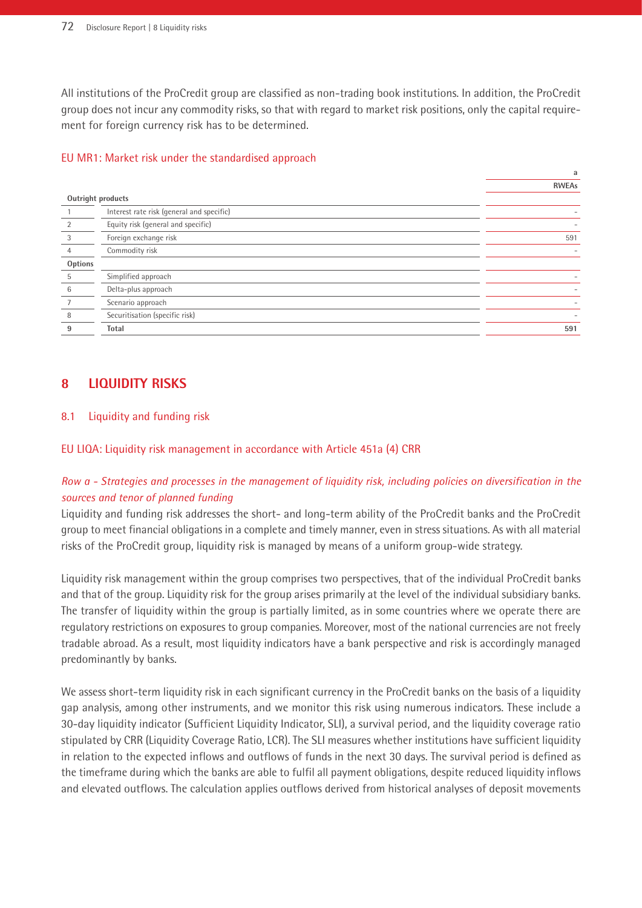All institutions of the ProCredit group are classified as non-trading book institutions. In addition, the ProCredit group does not incur any commodity risks, so that with regard to market risk positions, only the capital requirement for foreign currency risk has to be determined.

EU MR1: Market risk under the standardised approach

| | | a |
|---|---|---|
| | | RWEAs |
| **Outright products** | | |
| 1 | Interest rate risk (general and specific) | - |
| 2 | Equity risk (general and specific) | - |
| 3 | Foreign exchange risk | 591 |
| 4 | Commodity risk | - |
| **Options** | | |
| 5 | Simplified approach | - |
| 6 | Delta-plus approach | - |
| 7 | Scenario approach | - |
| 8 | Securitisation (specific risk) | - |
| **9** | **Total** | **591** |

# 8 LIQUIDITY RISKS

## 8.1 Liquidity and funding risk

### EU LIQA: Liquidity risk management in accordance with Article 451a (4) CRR

*Row a - Strategies and processes in the management of liquidity risk, including policies on diversification in the sources and tenor of planned funding*

Liquidity and funding risk addresses the short- and long-term ability of the ProCredit banks and the ProCredit group to meet financial obligations in a complete and timely manner, even in stress situations. As with all material risks of the ProCredit group, liquidity risk is managed by means of a uniform group-wide strategy.

Liquidity risk management within the group comprises two perspectives, that of the individual ProCredit banks and that of the group. Liquidity risk for the group arises primarily at the level of the individual subsidiary banks. The transfer of liquidity within the group is partially limited, as in some countries where we operate there are regulatory restrictions on exposures to group companies. Moreover, most of the national currencies are not freely tradable abroad. As a result, most liquidity indicators have a bank perspective and risk is accordingly managed predominantly by banks.

We assess short-term liquidity risk in each significant currency in the ProCredit banks on the basis of a liquidity gap analysis, among other instruments, and we monitor this risk using numerous indicators. These include a 30-day liquidity indicator (Sufficient Liquidity Indicator, SLI), a survival period, and the liquidity coverage ratio stipulated by CRR (Liquidity Coverage Ratio, LCR). The SLI measures whether institutions have sufficient liquidity in relation to the expected inflows and outflows of funds in the next 30 days. The survival period is defined as the timeframe during which the banks are able to fulfil all payment obligations, despite reduced liquidity inflows and elevated outflows. The calculation applies outflows derived from historical analyses of deposit movements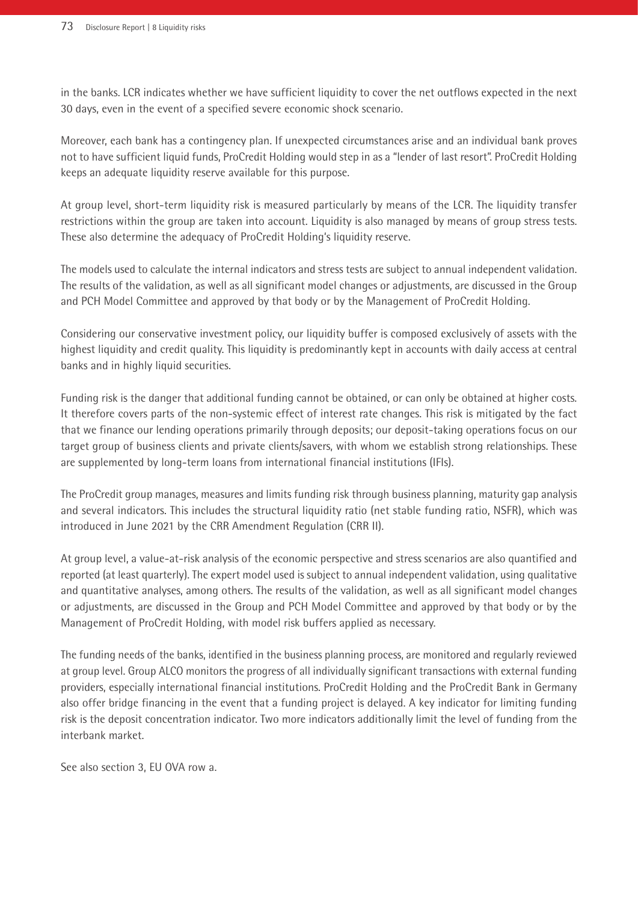in the banks. LCR indicates whether we have sufficient liquidity to cover the net outflows expected in the next 30 days, even in the event of a specified severe economic shock scenario.

Moreover, each bank has a contingency plan. If unexpected circumstances arise and an individual bank proves not to have sufficient liquid funds, ProCredit Holding would step in as a "lender of last resort". ProCredit Holding keeps an adequate liquidity reserve available for this purpose.

At group level, short-term liquidity risk is measured particularly by means of the LCR. The liquidity transfer restrictions within the group are taken into account. Liquidity is also managed by means of group stress tests. These also determine the adequacy of ProCredit Holding's liquidity reserve.

The models used to calculate the internal indicators and stress tests are subject to annual independent validation. The results of the validation, as well as all significant model changes or adjustments, are discussed in the Group and PCH Model Committee and approved by that body or by the Management of ProCredit Holding.

Considering our conservative investment policy, our liquidity buffer is composed exclusively of assets with the highest liquidity and credit quality. This liquidity is predominantly kept in accounts with daily access at central banks and in highly liquid securities.

Funding risk is the danger that additional funding cannot be obtained, or can only be obtained at higher costs. It therefore covers parts of the non-systemic effect of interest rate changes. This risk is mitigated by the fact that we finance our lending operations primarily through deposits; our deposit-taking operations focus on our target group of business clients and private clients/savers, with whom we establish strong relationships. These are supplemented by long-term loans from international financial institutions (IFIs).

The ProCredit group manages, measures and limits funding risk through business planning, maturity gap analysis and several indicators. This includes the structural liquidity ratio (net stable funding ratio, NSFR), which was introduced in June 2021 by the CRR Amendment Regulation (CRR II).

At group level, a value-at-risk analysis of the economic perspective and stress scenarios are also quantified and reported (at least quarterly). The expert model used is subject to annual independent validation, using qualitative and quantitative analyses, among others. The results of the validation, as well as all significant model changes or adjustments, are discussed in the Group and PCH Model Committee and approved by that body or by the Management of ProCredit Holding, with model risk buffers applied as necessary.

The funding needs of the banks, identified in the business planning process, are monitored and regularly reviewed at group level. Group ALCO monitors the progress of all individually significant transactions with external funding providers, especially international financial institutions. ProCredit Holding and the ProCredit Bank in Germany also offer bridge financing in the event that a funding project is delayed. A key indicator for limiting funding risk is the deposit concentration indicator. Two more indicators additionally limit the level of funding from the interbank market.

See also section 3, EU OVA row a.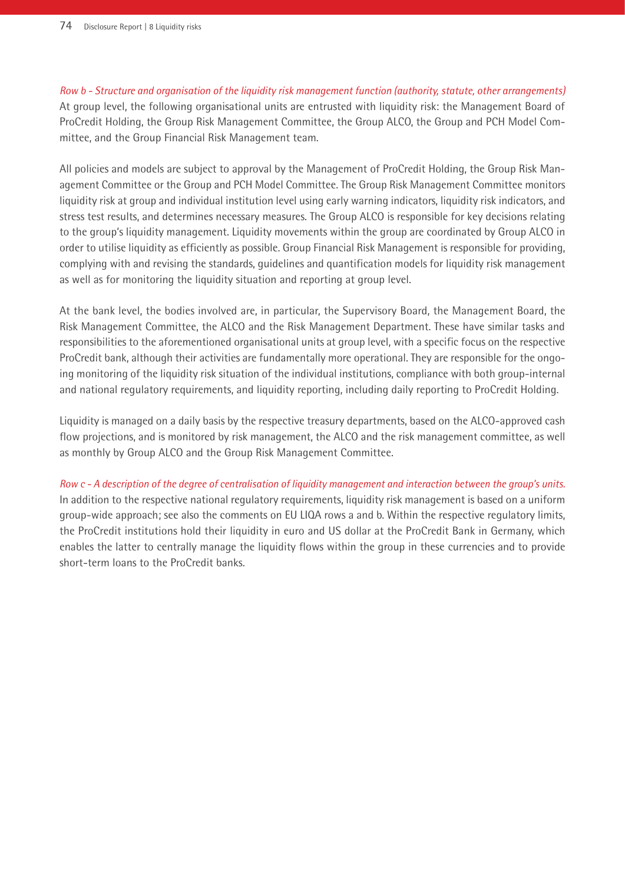*Row b - Structure and organisation of the liquidity risk management function (authority, statute, other arrangements)*
At group level, the following organisational units are entrusted with liquidity risk: the Management Board of ProCredit Holding, the Group Risk Management Committee, the Group ALCO, the Group and PCH Model Committee, and the Group Financial Risk Management team.

All policies and models are subject to approval by the Management of ProCredit Holding, the Group Risk Management Committee or the Group and PCH Model Committee. The Group Risk Management Committee monitors liquidity risk at group and individual institution level using early warning indicators, liquidity risk indicators, and stress test results, and determines necessary measures. The Group ALCO is responsible for key decisions relating to the group's liquidity management. Liquidity movements within the group are coordinated by Group ALCO in order to utilise liquidity as efficiently as possible. Group Financial Risk Management is responsible for providing, complying with and revising the standards, guidelines and quantification models for liquidity risk management as well as for monitoring the liquidity situation and reporting at group level.

At the bank level, the bodies involved are, in particular, the Supervisory Board, the Management Board, the Risk Management Committee, the ALCO and the Risk Management Department. These have similar tasks and responsibilities to the aforementioned organisational units at group level, with a specific focus on the respective ProCredit bank, although their activities are fundamentally more operational. They are responsible for the ongoing monitoring of the liquidity risk situation of the individual institutions, compliance with both group-internal and national regulatory requirements, and liquidity reporting, including daily reporting to ProCredit Holding.

Liquidity is managed on a daily basis by the respective treasury departments, based on the ALCO-approved cash flow projections, and is monitored by risk management, the ALCO and the risk management committee, as well as monthly by Group ALCO and the Group Risk Management Committee.

*Row c - A description of the degree of centralisation of liquidity management and interaction between the group's units.*
In addition to the respective national regulatory requirements, liquidity risk management is based on a uniform group-wide approach; see also the comments on EU LIQA rows a and b. Within the respective regulatory limits, the ProCredit institutions hold their liquidity in euro and US dollar at the ProCredit Bank in Germany, which enables the latter to centrally manage the liquidity flows within the group in these currencies and to provide short-term loans to the ProCredit banks.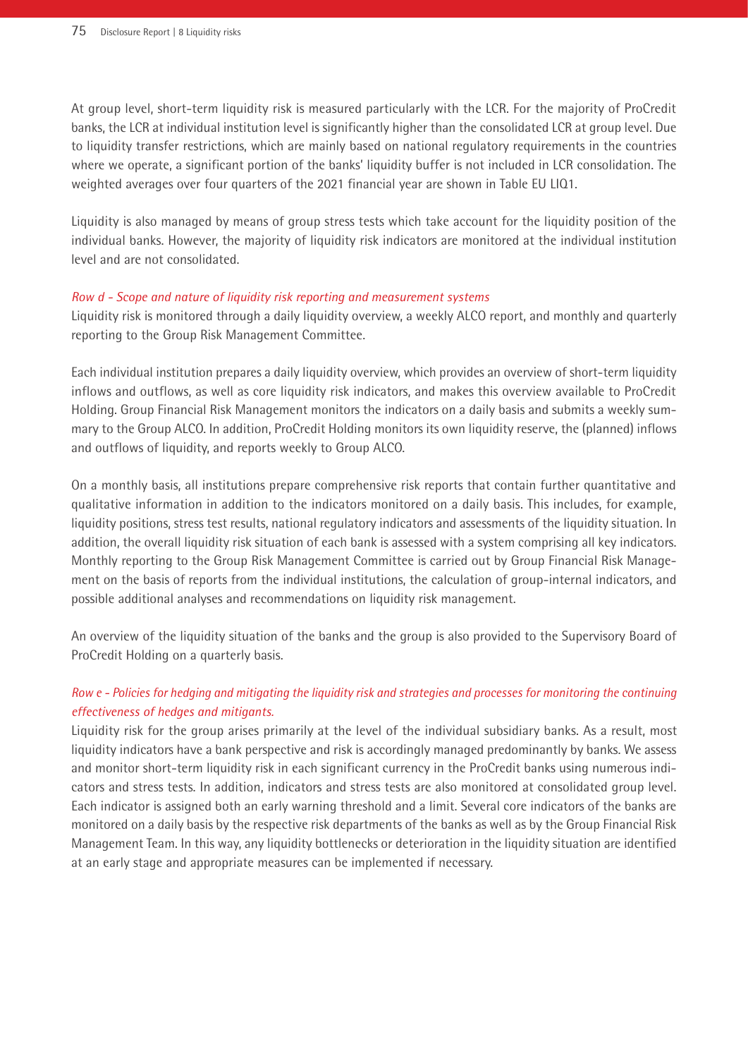At group level, short-term liquidity risk is measured particularly with the LCR. For the majority of ProCredit banks, the LCR at individual institution level is significantly higher than the consolidated LCR at group level. Due to liquidity transfer restrictions, which are mainly based on national regulatory requirements in the countries where we operate, a significant portion of the banks' liquidity buffer is not included in LCR consolidation. The weighted averages over four quarters of the 2021 financial year are shown in Table EU LIQ1.

Liquidity is also managed by means of group stress tests which take account for the liquidity position of the individual banks. However, the majority of liquidity risk indicators are monitored at the individual institution level and are not consolidated.

*Row d - Scope and nature of liquidity risk reporting and measurement systems*

Liquidity risk is monitored through a daily liquidity overview, a weekly ALCO report, and monthly and quarterly reporting to the Group Risk Management Committee.

Each individual institution prepares a daily liquidity overview, which provides an overview of short-term liquidity inflows and outflows, as well as core liquidity risk indicators, and makes this overview available to ProCredit Holding. Group Financial Risk Management monitors the indicators on a daily basis and submits a weekly summary to the Group ALCO. In addition, ProCredit Holding monitors its own liquidity reserve, the (planned) inflows and outflows of liquidity, and reports weekly to Group ALCO.

On a monthly basis, all institutions prepare comprehensive risk reports that contain further quantitative and qualitative information in addition to the indicators monitored on a daily basis. This includes, for example, liquidity positions, stress test results, national regulatory indicators and assessments of the liquidity situation. In addition, the overall liquidity risk situation of each bank is assessed with a system comprising all key indicators. Monthly reporting to the Group Risk Management Committee is carried out by Group Financial Risk Management on the basis of reports from the individual institutions, the calculation of group-internal indicators, and possible additional analyses and recommendations on liquidity risk management.

An overview of the liquidity situation of the banks and the group is also provided to the Supervisory Board of ProCredit Holding on a quarterly basis.

*Row e - Policies for hedging and mitigating the liquidity risk and strategies and processes for monitoring the continuing effectiveness of hedges and mitigants.*

Liquidity risk for the group arises primarily at the level of the individual subsidiary banks. As a result, most liquidity indicators have a bank perspective and risk is accordingly managed predominantly by banks. We assess and monitor short-term liquidity risk in each significant currency in the ProCredit banks using numerous indicators and stress tests. In addition, indicators and stress tests are also monitored at consolidated group level. Each indicator is assigned both an early warning threshold and a limit. Several core indicators of the banks are monitored on a daily basis by the respective risk departments of the banks as well as by the Group Financial Risk Management Team. In this way, any liquidity bottlenecks or deterioration in the liquidity situation are identified at an early stage and appropriate measures can be implemented if necessary.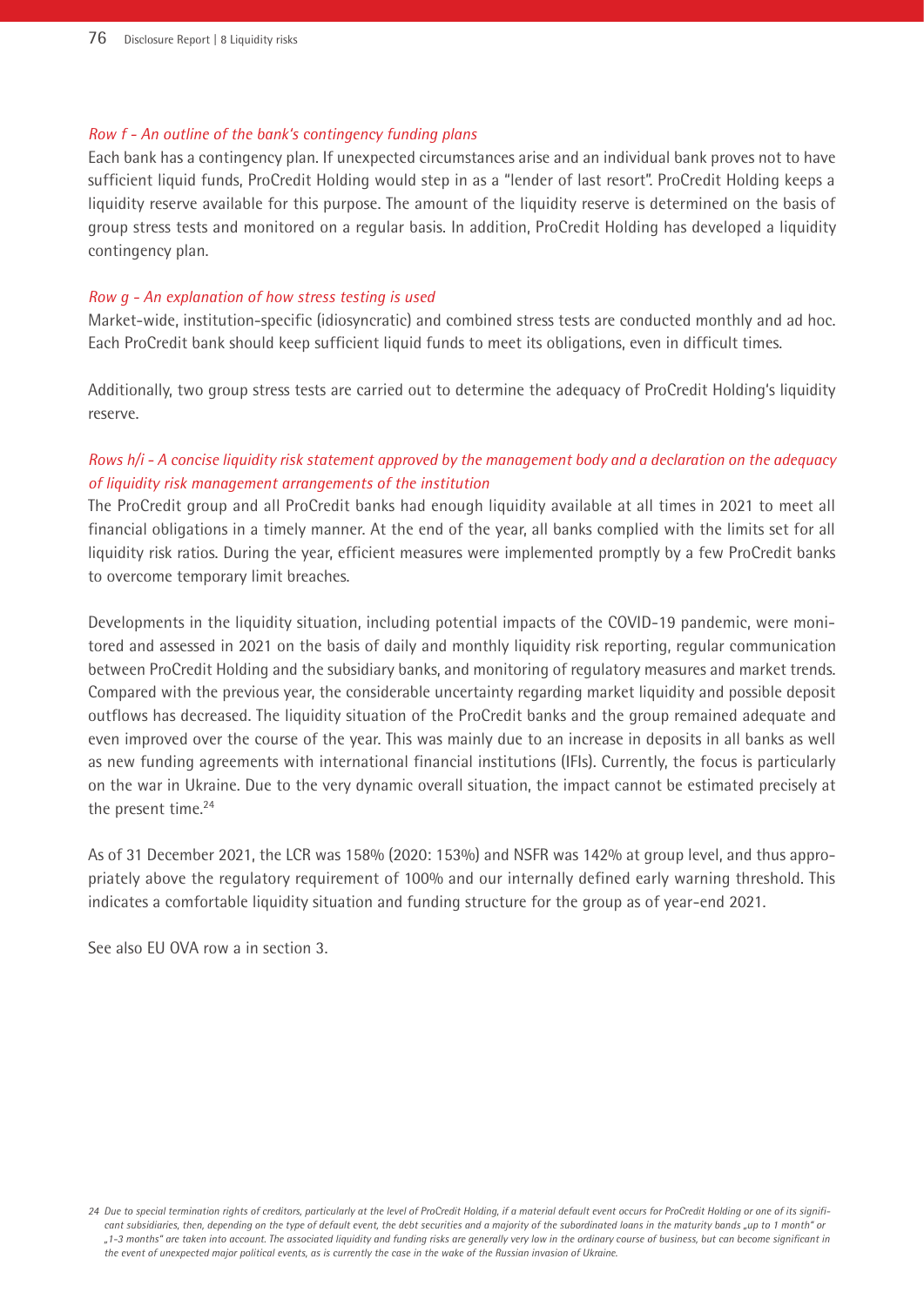*Row f - An outline of the bank's contingency funding plans*

Each bank has a contingency plan. If unexpected circumstances arise and an individual bank proves not to have sufficient liquid funds, ProCredit Holding would step in as a "lender of last resort". ProCredit Holding keeps a liquidity reserve available for this purpose. The amount of the liquidity reserve is determined on the basis of group stress tests and monitored on a regular basis. In addition, ProCredit Holding has developed a liquidity contingency plan.

*Row g - An explanation of how stress testing is used*

Market-wide, institution-specific (idiosyncratic) and combined stress tests are conducted monthly and ad hoc. Each ProCredit bank should keep sufficient liquid funds to meet its obligations, even in difficult times.

Additionally, two group stress tests are carried out to determine the adequacy of ProCredit Holding's liquidity reserve.

*Rows h/i - A concise liquidity risk statement approved by the management body and a declaration on the adequacy of liquidity risk management arrangements of the institution*

The ProCredit group and all ProCredit banks had enough liquidity available at all times in 2021 to meet all financial obligations in a timely manner. At the end of the year, all banks complied with the limits set for all liquidity risk ratios. During the year, efficient measures were implemented promptly by a few ProCredit banks to overcome temporary limit breaches.

Developments in the liquidity situation, including potential impacts of the COVID-19 pandemic, were monitored and assessed in 2021 on the basis of daily and monthly liquidity risk reporting, regular communication between ProCredit Holding and the subsidiary banks, and monitoring of regulatory measures and market trends. Compared with the previous year, the considerable uncertainty regarding market liquidity and possible deposit outflows has decreased. The liquidity situation of the ProCredit banks and the group remained adequate and even improved over the course of the year. This was mainly due to an increase in deposits in all banks as well as new funding agreements with international financial institutions (IFIs). Currently, the focus is particularly on the war in Ukraine. Due to the very dynamic overall situation, the impact cannot be estimated precisely at the present time.[24]

As of 31 December 2021, the LCR was 158% (2020: 153%) and NSFR was 142% at group level, and thus appropriately above the regulatory requirement of 100% and our internally defined early warning threshold. This indicates a comfortable liquidity situation and funding structure for the group as of year-end 2021.

See also EU OVA row a in section 3.

*24 Due to special termination rights of creditors, particularly at the level of ProCredit Holding, if a material default event occurs for ProCredit Holding or one of its significant subsidiaries, then, depending on the type of default event, the debt securities and a majority of the subordinated loans in the maturity bands „up to 1 month" or „1-3 months" are taken into account. The associated liquidity and funding risks are generally very low in the ordinary course of business, but can become significant in the event of unexpected major political events, as is currently the case in the wake of the Russian invasion of Ukraine.*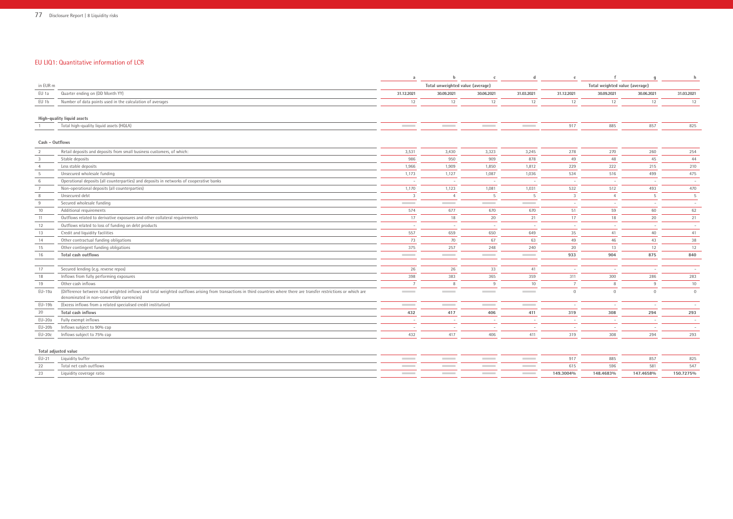## EU LIQ1: Quantitative information of LCR

| in EUR m | | a | b | c | d | e | f | g | h |
|---|---|---|---|---|---|---|---|---|---|
| | | Total unweighted value (average) | | | | Total weighted value (average) | | | |
| EU 1a | Quarter ending on (DD Month YY) | 31.12.2021 | 30.09.2021 | 30.06.2021 | 31.03.2021 | 31.12.2021 | 30.09.2021 | 30.06.2021 | 31.03.2021 |
| EU 1b | Number of data points used in the calculation of averages | 12 | 12 | 12 | 12 | 12 | 12 | 12 | 12 |
| | **High-quality liquid assets** | | | | | | | | |
| 1 | Total high-quality liquid assets (HQLA) | | | | | 917 | 885 | 857 | 825 |
| | **Cash – Outflows** | | | | | | | | |
| 2 | Retail deposits and deposits from small business customers, of which: | 3,531 | 3,430 | 3,323 | 3,245 | 278 | 270 | 260 | 254 |
| 3 | Stable deposits | 986 | 950 | 909 | 878 | 49 | 48 | 45 | 44 |
| 4 | Less stable deposits | 1,966 | 1,909 | 1,850 | 1,812 | 229 | 222 | 215 | 210 |
| 5 | Unsecured wholesale funding | 1,173 | 1,127 | 1,087 | 1,036 | 534 | 516 | 499 | 475 |
| 6 | Operational deposits (all counterparties) and deposits in networks of cooperative banks | - | - | - | - | - | - | - | - |
| 7 | Non-operational deposits (all counterparties) | 1,170 | 1,123 | 1,081 | 1,031 | 532 | 512 | 493 | 470 |
| 8 | Unsecured debt | 3 | 4 | 5 | 5 | 3 | 4 | 5 | 5 |
| 9 | Secured wholesale funding | | | | | - | - | - | - |
| 10 | Additional requirements | 574 | 677 | 670 | 670 | 51 | 59 | 60 | 62 |
| 11 | Outflows related to derivative exposures and other collateral requirements | 17 | 18 | 20 | 21 | 17 | 18 | 20 | 21 |
| 12 | Outflows related to loss of funding on debt products | - | - | - | - | - | - | - | - |
| 13 | Credit and liquidity facilities | 557 | 659 | 650 | 649 | 35 | 41 | 40 | 41 |
| 14 | Other contractual funding obligations | 73 | 70 | 67 | 63 | 49 | 46 | 43 | 38 |
| 15 | Other contingent funding obligations | 375 | 257 | 248 | 240 | 20 | 13 | 12 | 12 |
| 16 | **Total cash outflows** | | | | | **933** | **904** | **875** | **840** |
| 17 | Secured lending (e.g. reverse repos) | 26 | 26 | 33 | 41 | - | - | - | - |
| 18 | Inflows from fully performing exposures | 398 | 383 | 365 | 359 | 311 | 300 | 286 | 283 |
| 19 | Other cash inflows | 7 | 8 | 9 | 10 | 7 | 8 | 9 | 10 |
| EU-19a | (Difference between total weighted inflows and total weighted outflows arising from transactions in third countries where there are transfer restrictions or which are denominated in non-convertible currencies) | | | | | 0 | 0 | 0 | 0 |
| EU-19b | (Excess inflows from a related specialised credit institution) | | | | | - | - | - | - |
| 20 | **Total cash inflows** | **432** | **417** | **406** | **411** | **319** | **308** | **294** | **293** |
| EU-20a | Fully exempt inflows | - | - | - | - | - | - | - | - |
| EU-20b | Inflows subject to 90% cap | - | - | - | - | - | - | - | - |
| EU-20c | Inflows subject to 75% cap | 432 | 417 | 406 | 411 | 319 | 308 | 294 | 293 |
| | **Total adjusted value** | | | | | | | | |
| EU-21 | Liquidity buffer | | | | | 917 | 885 | 857 | 825 |
| 22 | Total net cash outflows | | | | | 615 | 596 | 581 | 547 |
| 23 | Liquidity coverage ratio | | | | | **149.3004%** | **148.4683%** | **147.4658%** | **150.7275%** |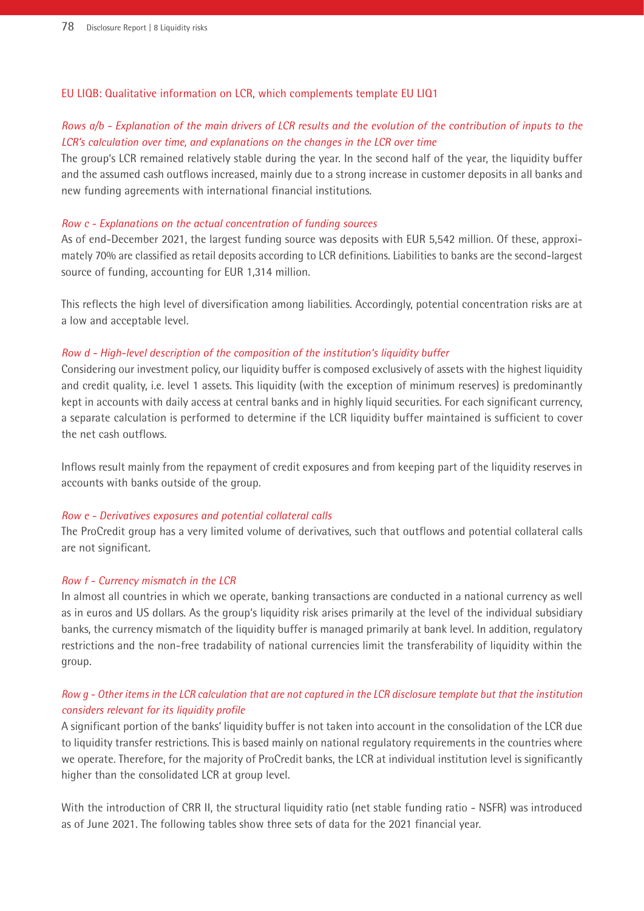## EU LIQB: Qualitative information on LCR, which complements template EU LIQ1

*Rows a/b - Explanation of the main drivers of LCR results and the evolution of the contribution of inputs to the LCR's calculation over time, and explanations on the changes in the LCR over time*

The group's LCR remained relatively stable during the year. In the second half of the year, the liquidity buffer and the assumed cash outflows increased, mainly due to a strong increase in customer deposits in all banks and new funding agreements with international financial institutions.

*Row c - Explanations on the actual concentration of funding sources*

As of end-December 2021, the largest funding source was deposits with EUR 5,542 million. Of these, approximately 70% are classified as retail deposits according to LCR definitions. Liabilities to banks are the second-largest source of funding, accounting for EUR 1,314 million.

This reflects the high level of diversification among liabilities. Accordingly, potential concentration risks are at a low and acceptable level.

*Row d - High-level description of the composition of the institution's liquidity buffer*

Considering our investment policy, our liquidity buffer is composed exclusively of assets with the highest liquidity and credit quality, i.e. level 1 assets. This liquidity (with the exception of minimum reserves) is predominantly kept in accounts with daily access at central banks and in highly liquid securities. For each significant currency, a separate calculation is performed to determine if the LCR liquidity buffer maintained is sufficient to cover the net cash outflows.

Inflows result mainly from the repayment of credit exposures and from keeping part of the liquidity reserves in accounts with banks outside of the group.

*Row e - Derivatives exposures and potential collateral calls*

The ProCredit group has a very limited volume of derivatives, such that outflows and potential collateral calls are not significant.

*Row f - Currency mismatch in the LCR*

In almost all countries in which we operate, banking transactions are conducted in a national currency as well as in euros and US dollars. As the group's liquidity risk arises primarily at the level of the individual subsidiary banks, the currency mismatch of the liquidity buffer is managed primarily at bank level. In addition, regulatory restrictions and the non-free tradability of national currencies limit the transferability of liquidity within the group.

*Row g - Other items in the LCR calculation that are not captured in the LCR disclosure template but that the institution considers relevant for its liquidity profile*

A significant portion of the banks' liquidity buffer is not taken into account in the consolidation of the LCR due to liquidity transfer restrictions. This is based mainly on national regulatory requirements in the countries where we operate. Therefore, for the majority of ProCredit banks, the LCR at individual institution level is significantly higher than the consolidated LCR at group level.

With the introduction of CRR II, the structural liquidity ratio (net stable funding ratio - NSFR) was introduced as of June 2021. The following tables show three sets of data for the 2021 financial year.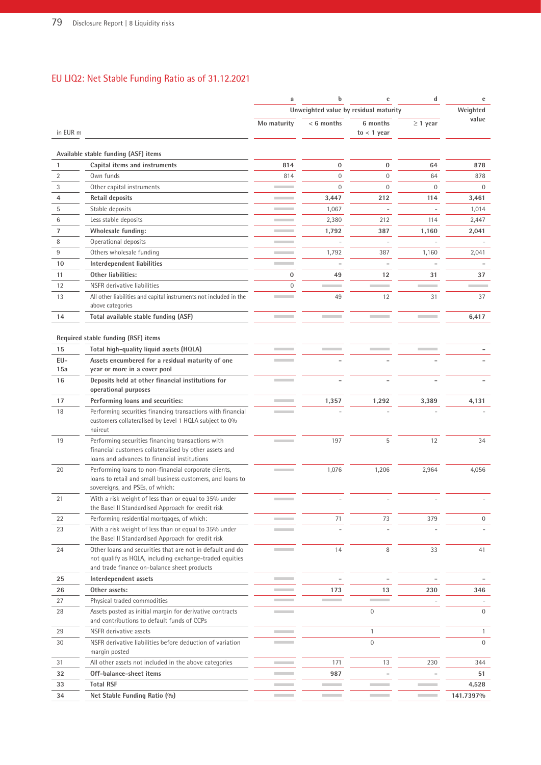## EU LIQ2: Net Stable Funding Ratio as of 31.12.2021

| in EUR m | | a | b | c | d | e |
|---|---|---|---|---|---|---|
| | | Unweighted value by residual maturity | | | | Weighted value |
| | | No maturity | < 6 months | 6 months to < 1 year | ≥ 1 year | |
| **Available stable funding (ASF) items** | | | | | | |
| **1** | **Capital items and instruments** | **814** | **0** | **0** | **64** | **878** |
| 2 | Own funds | 814 | 0 | 0 | 64 | 878 |
| 3 | Other capital instruments | | 0 | 0 | 0 | 0 |
| **4** | **Retail deposits** | | **3,447** | **212** | **114** | **3,461** |
| 5 | Stable deposits | | 1,067 | - | - | 1,014 |
| 6 | Less stable deposits | | 2,380 | 212 | 114 | 2,447 |
| **7** | **Wholesale funding:** | | **1,792** | **387** | **1,160** | **2,041** |
| 8 | Operational deposits | | - | - | - | - |
| 9 | Others wholesale funding | | 1,792 | 387 | 1,160 | 2,041 |
| **10** | **Interdependent liabilities** | | **-** | **-** | **-** | **-** |
| **11** | **Other liabilities:** | **0** | **49** | **12** | **31** | **37** |
| 12 | NSFR derivative liabilities | 0 | | | | |
| 13 | All other liabilities and capital instruments not included in the above categories | | 49 | 12 | 31 | 37 |
| **14** | **Total available stable funding (ASF)** | | | | | **6,417** |
| **Required stable funding (RSF) items** | | | | | | |
| **15** | **Total high-quality liquid assets (HQLA)** | | | | | **-** |
| **EU-15a** | **Assets encumbered for a residual maturity of one year or more in a cover pool** | | **-** | **-** | **-** | **-** |
| **16** | **Deposits held at other financial institutions for operational purposes** | | **-** | **-** | **-** | **-** |
| **17** | **Performing loans and securities:** | | **1,357** | **1,292** | **3,389** | **4,131** |
| 18 | Performing securities financing transactions with financial customers collateralised by Level 1 HQLA subject to 0% haircut | | - | - | - | - |
| 19 | Performing securities financing transactions with financial customers collateralised by other assets and loans and advances to financial institutions | | 197 | 5 | 12 | 34 |
| 20 | Performing loans to non-financial corporate clients, loans to retail and small business customers, and loans to sovereigns, and PSEs, of which: | | 1,076 | 1,206 | 2,964 | 4,056 |
| 21 | With a risk weight of less than or equal to 35% under the Basel II Standardised Approach for credit risk | | - | - | - | - |
| 22 | Performing residential mortgages, of which: | | 71 | 73 | 379 | 0 |
| 23 | With a risk weight of less than or equal to 35% under the Basel II Standardised Approach for credit risk | | - | - | - | - |
| 24 | Other loans and securities that are not in default and do not qualify as HQLA, including exchange-traded equities and trade finance on-balance sheet products | | 14 | 8 | 33 | 41 |
| **25** | **Interdependent assets** | | **-** | **-** | **-** | **-** |
| **26** | **Other assets:** | | **173** | **13** | **230** | **346** |
| 27 | Physical traded commodities | | | | - | - |
| 28 | Assets posted as initial margin for derivative contracts and contributions to default funds of CCPs | | | 0 | | 0 |
| 29 | NSFR derivative assets | | | 1 | | 1 |
| 30 | NSFR derivative liabilities before deduction of variation margin posted | | | 0 | | 0 |
| 31 | All other assets not included in the above categories | | 171 | 13 | 230 | 344 |
| **32** | **Off-balance-sheet items** | | **987** | **-** | **-** | **51** |
| **33** | **Total RSF** | | | | | **4,528** |
| **34** | **Net Stable Funding Ratio (%)** | | | | | **141.7397%** |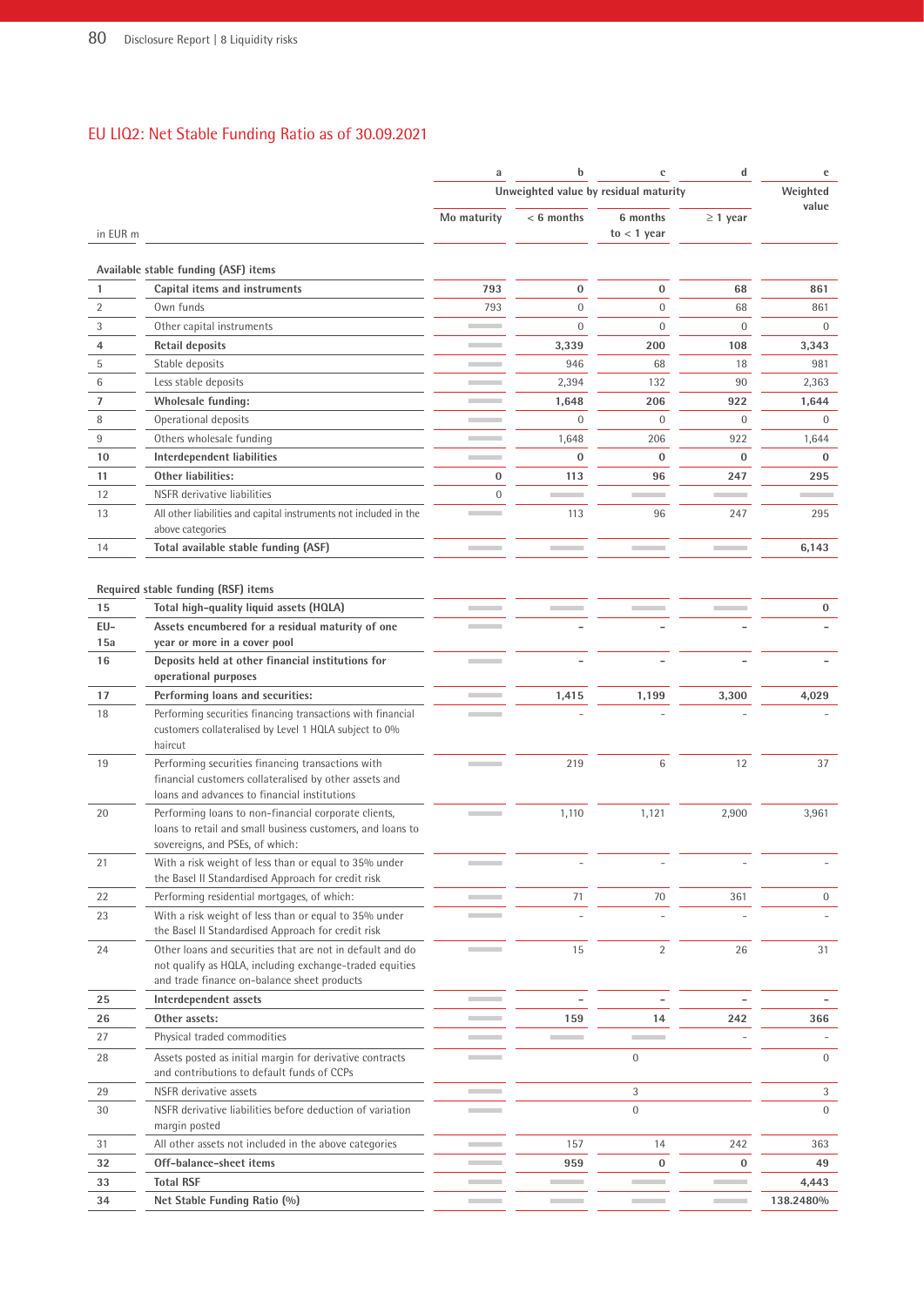## EU LIQ2: Net Stable Funding Ratio as of 30.09.2021

| | | a | b | c | d | e |
|---|---|---|---|---|---|---|
| | | Unweighted value by residual maturity | | | | Weighted value |
| in EUR m | | No maturity | < 6 months | 6 months to < 1 year | ≥ 1 year | |
| **Available stable funding (ASF) items** | | | | | | |
| **1** | **Capital items and instruments** | **793** | **0** | **0** | **68** | **861** |
| 2 | Own funds | 793 | 0 | 0 | 68 | 861 |
| 3 | Other capital instruments | | 0 | 0 | 0 | 0 |
| **4** | **Retail deposits** | | **3,339** | **200** | **108** | **3,343** |
| 5 | Stable deposits | | 946 | 68 | 18 | 981 |
| 6 | Less stable deposits | | 2,394 | 132 | 90 | 2,363 |
| **7** | **Wholesale funding:** | | **1,648** | **206** | **922** | **1,644** |
| 8 | Operational deposits | | 0 | 0 | 0 | 0 |
| 9 | Others wholesale funding | | 1,648 | 206 | 922 | 1,644 |
| **10** | **Interdependent liabilities** | | **0** | **0** | **0** | **0** |
| **11** | **Other liabilities:** | **0** | **113** | **96** | **247** | **295** |
| 12 | NSFR derivative liabilities | 0 | | | | |
| 13 | All other liabilities and capital instruments not included in the above categories | | 113 | 96 | 247 | 295 |
| **14** | **Total available stable funding (ASF)** | | | | | **6,143** |
| **Required stable funding (RSF) items** | | | | | | |
| **15** | **Total high-quality liquid assets (HQLA)** | | | | | **0** |
| **EU-15a** | **Assets encumbered for a residual maturity of one year or more in a cover pool** | | – | – | – | – |
| **16** | **Deposits held at other financial institutions for operational purposes** | | – | – | – | – |
| **17** | **Performing loans and securities:** | | **1,415** | **1,199** | **3,300** | **4,029** |
| 18 | Performing securities financing transactions with financial customers collateralised by Level 1 HQLA subject to 0% haircut | | – | – | – | – |
| 19 | Performing securities financing transactions with financial customers collateralised by other assets and loans and advances to financial institutions | | 219 | 6 | 12 | 37 |
| 20 | Performing loans to non-financial corporate clients, loans to retail and small business customers, and loans to sovereigns, and PSEs, of which: | | 1,110 | 1,121 | 2,900 | 3,961 |
| 21 | With a risk weight of less than or equal to 35% under the Basel II Standardised Approach for credit risk | | – | – | – | – |
| 22 | Performing residential mortgages, of which: | | 71 | 70 | 361 | 0 |
| 23 | With a risk weight of less than or equal to 35% under the Basel II Standardised Approach for credit risk | | – | – | – | – |
| 24 | Other loans and securities that are not in default and do not qualify as HQLA, including exchange-traded equities and trade finance on-balance sheet products | | 15 | 2 | 26 | 31 |
| **25** | **Interdependent assets** | | – | – | – | – |
| **26** | **Other assets:** | | **159** | **14** | **242** | **366** |
| 27 | Physical traded commodities | | | | – | – |
| 28 | Assets posted as initial margin for derivative contracts and contributions to default funds of CCPs | | | 0 | | 0 |
| 29 | NSFR derivative assets | | | 3 | | 3 |
| 30 | NSFR derivative liabilities before deduction of variation margin posted | | | 0 | | 0 |
| 31 | All other assets not included in the above categories | | 157 | 14 | 242 | 363 |
| **32** | **Off-balance-sheet items** | | **959** | **0** | **0** | **49** |
| **33** | **Total RSF** | | | | | **4,443** |
| **34** | **Net Stable Funding Ratio (%)** | | | | | **138.2480%** |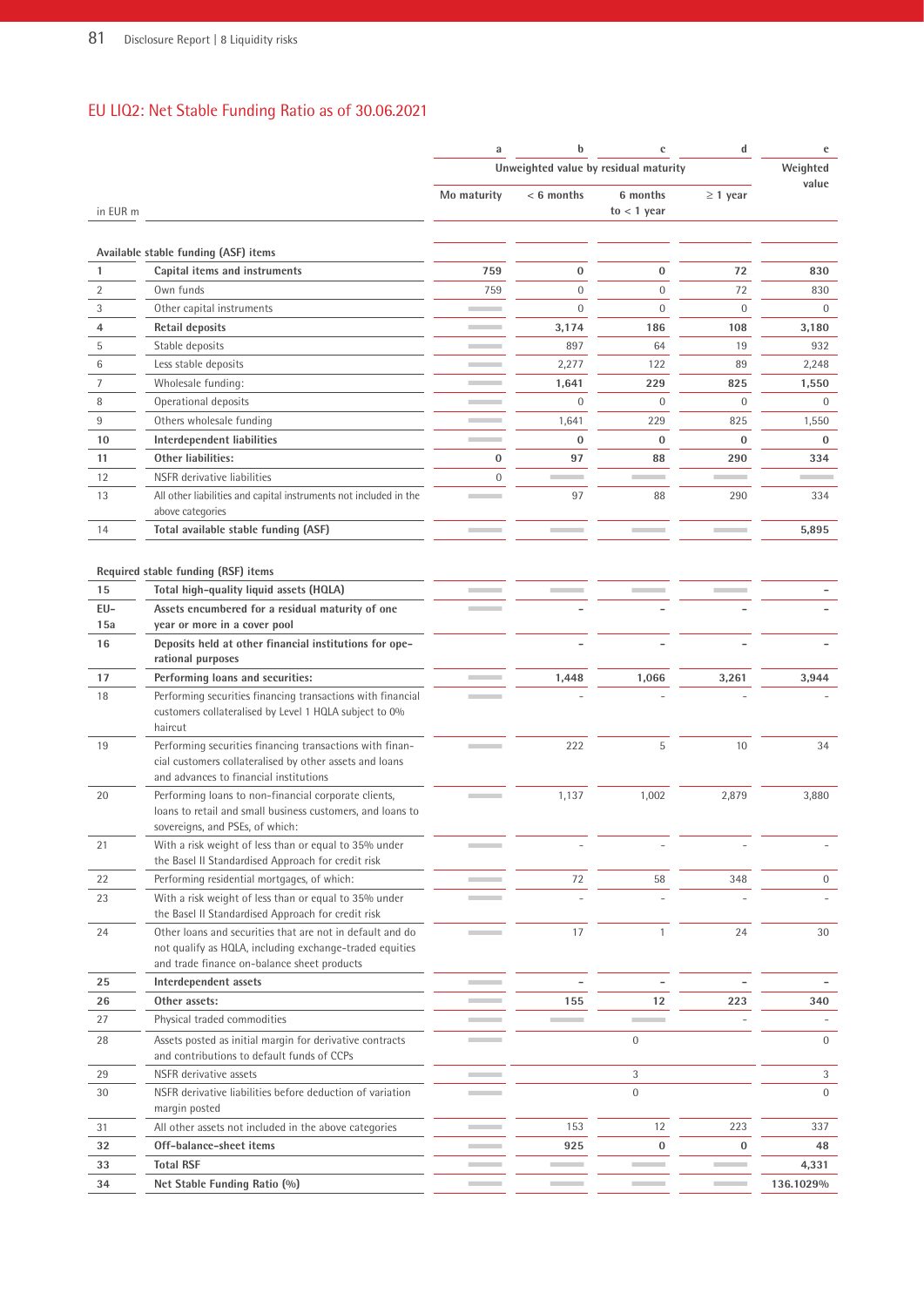## EU LIQ2: Net Stable Funding Ratio as of 30.06.2021

| | | a | b | c | d | e |
|---|---|---|---|---|---|---|
| | | Unweighted value by residual maturity | | | | Weighted value |
| in EUR m | | Mo maturity | < 6 months | 6 months to < 1 year | ≥ 1 year | |
| **Available stable funding (ASF) items** | | | | | | |
| **1** | **Capital items and instruments** | **759** | **0** | **0** | **72** | **830** |
| 2 | Own funds | 759 | 0 | 0 | 72 | 830 |
| 3 | Other capital instruments | | 0 | 0 | 0 | 0 |
| **4** | **Retail deposits** | | **3,174** | **186** | **108** | **3,180** |
| 5 | Stable deposits | | 897 | 64 | 19 | 932 |
| 6 | Less stable deposits | | 2,277 | 122 | 89 | 2,248 |
| 7 | Wholesale funding: | | **1,641** | **229** | **825** | **1,550** |
| 8 | Operational deposits | | 0 | 0 | 0 | 0 |
| 9 | Others wholesale funding | | 1,641 | 229 | 825 | 1,550 |
| **10** | **Interdependent liabilities** | | **0** | **0** | **0** | **0** |
| **11** | **Other liabilities:** | **0** | **97** | **88** | **290** | **334** |
| 12 | NSFR derivative liabilities | 0 | | | | |
| 13 | All other liabilities and capital instruments not included in the above categories | | 97 | 88 | 290 | 334 |
| 14 | **Total available stable funding (ASF)** | | | | | **5,895** |
| **Required stable funding (RSF) items** | | | | | | |
| **15** | **Total high-quality liquid assets (HQLA)** | | | | | **-** |
| **EU-15a** | **Assets encumbered for a residual maturity of one year or more in a cover pool** | | **-** | **-** | **-** | **-** |
| **16** | **Deposits held at other financial institutions for operational purposes** | | **-** | **-** | **-** | **-** |
| **17** | **Performing loans and securities:** | | **1,448** | **1,066** | **3,261** | **3,944** |
| 18 | Performing securities financing transactions with financial customers collateralised by Level 1 HQLA subject to 0% haircut | | - | - | - | - |
| 19 | Performing securities financing transactions with financial customers collateralised by other assets and loans and advances to financial institutions | | 222 | 5 | 10 | 34 |
| 20 | Performing loans to non-financial corporate clients, loans to retail and small business customers, and loans to sovereigns, and PSEs, of which: | | 1,137 | 1,002 | 2,879 | 3,880 |
| 21 | With a risk weight of less than or equal to 35% under the Basel II Standardised Approach for credit risk | | - | - | - | - |
| 22 | Performing residential mortgages, of which: | | 72 | 58 | 348 | 0 |
| 23 | With a risk weight of less than or equal to 35% under the Basel II Standardised Approach for credit risk | | - | - | - | - |
| 24 | Other loans and securities that are not in default and do not qualify as HQLA, including exchange-traded equities and trade finance on-balance sheet products | | 17 | 1 | 24 | 30 |
| **25** | **Interdependent assets** | | **-** | **-** | **-** | **-** |
| **26** | **Other assets:** | | **155** | **12** | **223** | **340** |
| 27 | Physical traded commodities | | | | - | - |
| 28 | Assets posted as initial margin for derivative contracts and contributions to default funds of CCPs | | | 0 | | 0 |
| 29 | NSFR derivative assets | | | 3 | | 3 |
| 30 | NSFR derivative liabilities before deduction of variation margin posted | | | 0 | | 0 |
| 31 | All other assets not included in the above categories | | 153 | 12 | 223 | 337 |
| **32** | **Off-balance-sheet items** | | **925** | **0** | **0** | **48** |
| **33** | **Total RSF** | | | | | **4,331** |
| **34** | **Net Stable Funding Ratio (%)** | | | | | **136.1029%** |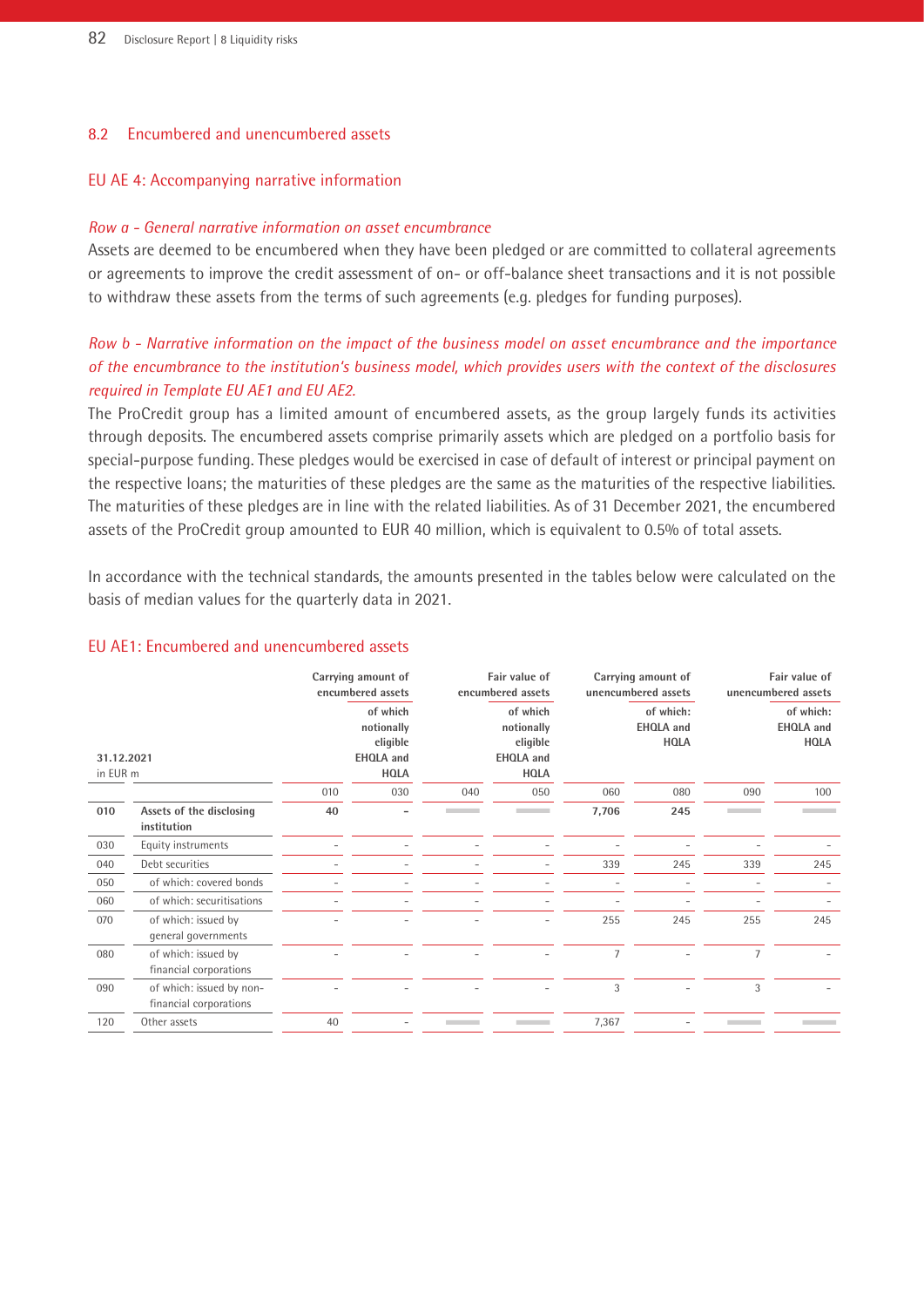## 8.2 Encumbered and unencumbered assets

### EU AE 4: Accompanying narrative information

*Row a - General narrative information on asset encumbrance*

Assets are deemed to be encumbered when they have been pledged or are committed to collateral agreements or agreements to improve the credit assessment of on- or off-balance sheet transactions and it is not possible to withdraw these assets from the terms of such agreements (e.g. pledges for funding purposes).

*Row b - Narrative information on the impact of the business model on asset encumbrance and the importance of the encumbrance to the institution's business model, which provides users with the context of the disclosures required in Template EU AE1 and EU AE2.*

The ProCredit group has a limited amount of encumbered assets, as the group largely funds its activities through deposits. The encumbered assets comprise primarily assets which are pledged on a portfolio basis for special-purpose funding. These pledges would be exercised in case of default of interest or principal payment on the respective loans; the maturities of these pledges are the same as the maturities of the respective liabilities. The maturities of these pledges are in line with the related liabilities. As of 31 December 2021, the encumbered assets of the ProCredit group amounted to EUR 40 million, which is equivalent to 0.5% of total assets.

In accordance with the technical standards, the amounts presented in the tables below were calculated on the basis of median values for the quarterly data in 2021.

### EU AE1: Encumbered and unencumbered assets

| 31.12.2021 in EUR m | | Carrying amount of encumbered assets | | Fair value of encumbered assets | | Carrying amount of unencumbered assets | | Fair value of unencumbered assets | |
|---|---|---|---|---|---|---|---|---|---|
| | | | of which notionally eligible EHQLA and HQLA | | of which notionally eligible EHQLA and HQLA | | of which: EHQLA and HQLA | | of which: EHQLA and HQLA |
| | | 010 | 030 | 040 | 050 | 060 | 080 | 090 | 100 |
| **010** | **Assets of the disclosing institution** | **40** | **-** | | | **7,706** | **245** | | |
| 030 | Equity instruments | - | - | - | - | - | - | - | - |
| 040 | Debt securities | - | - | - | - | 339 | 245 | 339 | 245 |
| 050 | of which: covered bonds | - | - | - | - | - | - | - | - |
| 060 | of which: securitisations | - | - | - | - | - | - | - | - |
| 070 | of which: issued by general governments | - | - | - | - | 255 | 245 | 255 | 245 |
| 080 | of which: issued by financial corporations | - | - | - | - | 7 | - | 7 | - |
| 090 | of which: issued by non-financial corporations | - | - | - | - | 3 | - | 3 | - |
| 120 | Other assets | 40 | - | | | 7,367 | - | | |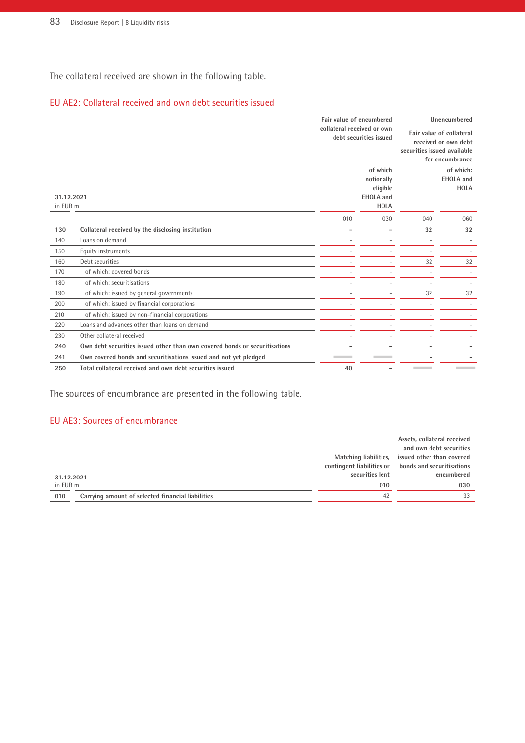The collateral received are shown in the following table.

## EU AE2: Collateral received and own debt securities issued

| 31.12.2021<br>in EUR m | | Fair value of encumbered collateral received or own debt securities issued | | Unencumbered | |
|---|---|---|---|---|---|
| | | | | Fair value of collateral received or own debt securities issued available for encumbrance | |
| | | | of which notionally eligible EHQLA and HQLA | | of which: EHQLA and HQLA |
| | | 010 | 030 | 040 | 060 |
| **130** | **Collateral received by the disclosing institution** | **–** | **–** | **32** | **32** |
| 140 | Loans on demand | – | – | – | – |
| 150 | Equity instruments | – | – | – | – |
| 160 | Debt securities | – | – | 32 | 32 |
| 170 | of which: covered bonds | – | – | – | – |
| 180 | of which: securitisations | – | – | – | – |
| 190 | of which: issued by general governments | – | – | 32 | 32 |
| 200 | of which: issued by financial corporations | – | – | – | – |
| 210 | of which: issued by non-financial corporations | – | – | – | – |
| 220 | Loans and advances other than loans on demand | – | – | – | – |
| 230 | Other collateral received | – | – | – | – |
| **240** | **Own debt securities issued other than own covered bonds or securitisations** | **–** | **–** | **–** | **–** |
| **241** | **Own covered bonds and securitisations issued and not yet pledged** | | | **–** | **–** |
| **250** | **Total collateral received and own debt securities issued** | **40** | **–** | | |

The sources of encumbrance are presented in the following table.

## EU AE3: Sources of encumbrance

| 31.12.2021<br>in EUR m | | Matching liabilities, contingent liabilities or securities lent | Assets, collateral received and own debt securities issued other than covered bonds and securitisations encumbered |
|---|---|---|---|
| | | 010 | 030 |
| **010** | **Carrying amount of selected financial liabilities** | 42 | 33 |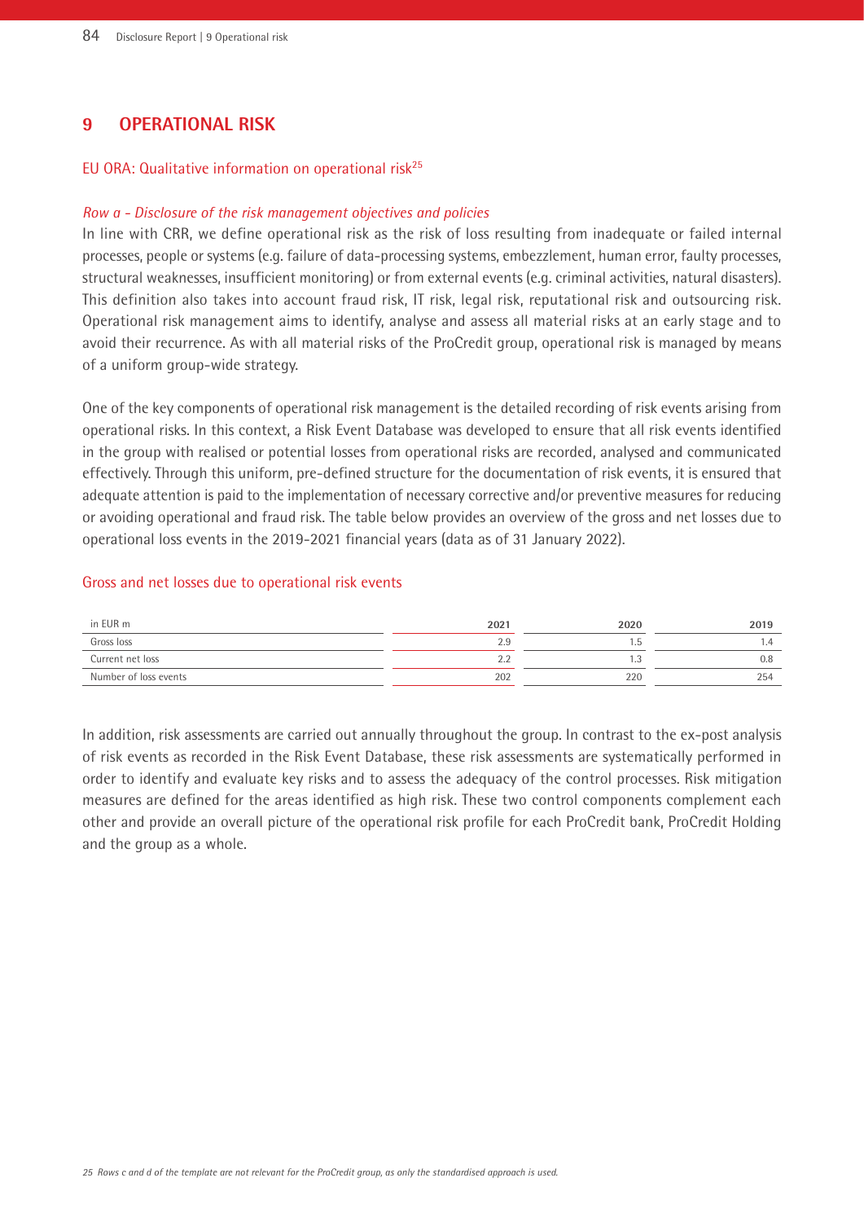# 9 OPERATIONAL RISK

## EU ORA: Qualitative information on operational risk[25]

*Row a - Disclosure of the risk management objectives and policies*

In line with CRR, we define operational risk as the risk of loss resulting from inadequate or failed internal processes, people or systems (e.g. failure of data-processing systems, embezzlement, human error, faulty processes, structural weaknesses, insufficient monitoring) or from external events (e.g. criminal activities, natural disasters). This definition also takes into account fraud risk, IT risk, legal risk, reputational risk and outsourcing risk. Operational risk management aims to identify, analyse and assess all material risks at an early stage and to avoid their recurrence. As with all material risks of the ProCredit group, operational risk is managed by means of a uniform group-wide strategy.

One of the key components of operational risk management is the detailed recording of risk events arising from operational risks. In this context, a Risk Event Database was developed to ensure that all risk events identified in the group with realised or potential losses from operational risks are recorded, analysed and communicated effectively. Through this uniform, pre-defined structure for the documentation of risk events, it is ensured that adequate attention is paid to the implementation of necessary corrective and/or preventive measures for reducing or avoiding operational and fraud risk. The table below provides an overview of the gross and net losses due to operational loss events in the 2019-2021 financial years (data as of 31 January 2022).

### Gross and net losses due to operational risk events

| in EUR m | 2021 | 2020 | 2019 |
|---|---|---|---|
| Gross loss | 2.9 | 1.5 | 1.4 |
| Current net loss | 2.2 | 1.3 | 0.8 |
| Number of loss events | 202 | 220 | 254 |

In addition, risk assessments are carried out annually throughout the group. In contrast to the ex-post analysis of risk events as recorded in the Risk Event Database, these risk assessments are systematically performed in order to identify and evaluate key risks and to assess the adequacy of the control processes. Risk mitigation measures are defined for the areas identified as high risk. These two control components complement each other and provide an overall picture of the operational risk profile for each ProCredit bank, ProCredit Holding and the group as a whole.

*25 Rows c and d of the template are not relevant for the ProCredit group, as only the standardised approach is used.*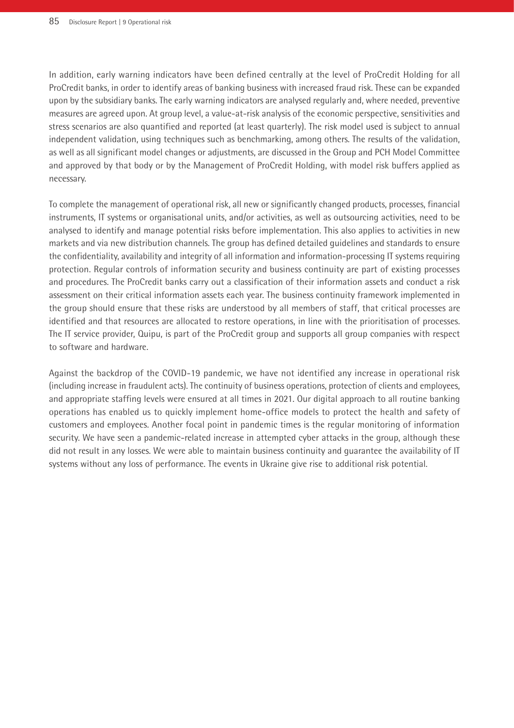In addition, early warning indicators have been defined centrally at the level of ProCredit Holding for all ProCredit banks, in order to identify areas of banking business with increased fraud risk. These can be expanded upon by the subsidiary banks. The early warning indicators are analysed regularly and, where needed, preventive measures are agreed upon. At group level, a value-at-risk analysis of the economic perspective, sensitivities and stress scenarios are also quantified and reported (at least quarterly). The risk model used is subject to annual independent validation, using techniques such as benchmarking, among others. The results of the validation, as well as all significant model changes or adjustments, are discussed in the Group and PCH Model Committee and approved by that body or by the Management of ProCredit Holding, with model risk buffers applied as necessary.

To complete the management of operational risk, all new or significantly changed products, processes, financial instruments, IT systems or organisational units, and/or activities, as well as outsourcing activities, need to be analysed to identify and manage potential risks before implementation. This also applies to activities in new markets and via new distribution channels. The group has defined detailed guidelines and standards to ensure the confidentiality, availability and integrity of all information and information-processing IT systems requiring protection. Regular controls of information security and business continuity are part of existing processes and procedures. The ProCredit banks carry out a classification of their information assets and conduct a risk assessment on their critical information assets each year. The business continuity framework implemented in the group should ensure that these risks are understood by all members of staff, that critical processes are identified and that resources are allocated to restore operations, in line with the prioritisation of processes. The IT service provider, Quipu, is part of the ProCredit group and supports all group companies with respect to software and hardware.

Against the backdrop of the COVID-19 pandemic, we have not identified any increase in operational risk (including increase in fraudulent acts). The continuity of business operations, protection of clients and employees, and appropriate staffing levels were ensured at all times in 2021. Our digital approach to all routine banking operations has enabled us to quickly implement home-office models to protect the health and safety of customers and employees. Another focal point in pandemic times is the regular monitoring of information security. We have seen a pandemic-related increase in attempted cyber attacks in the group, although these did not result in any losses. We were able to maintain business continuity and guarantee the availability of IT systems without any loss of performance. The events in Ukraine give rise to additional risk potential.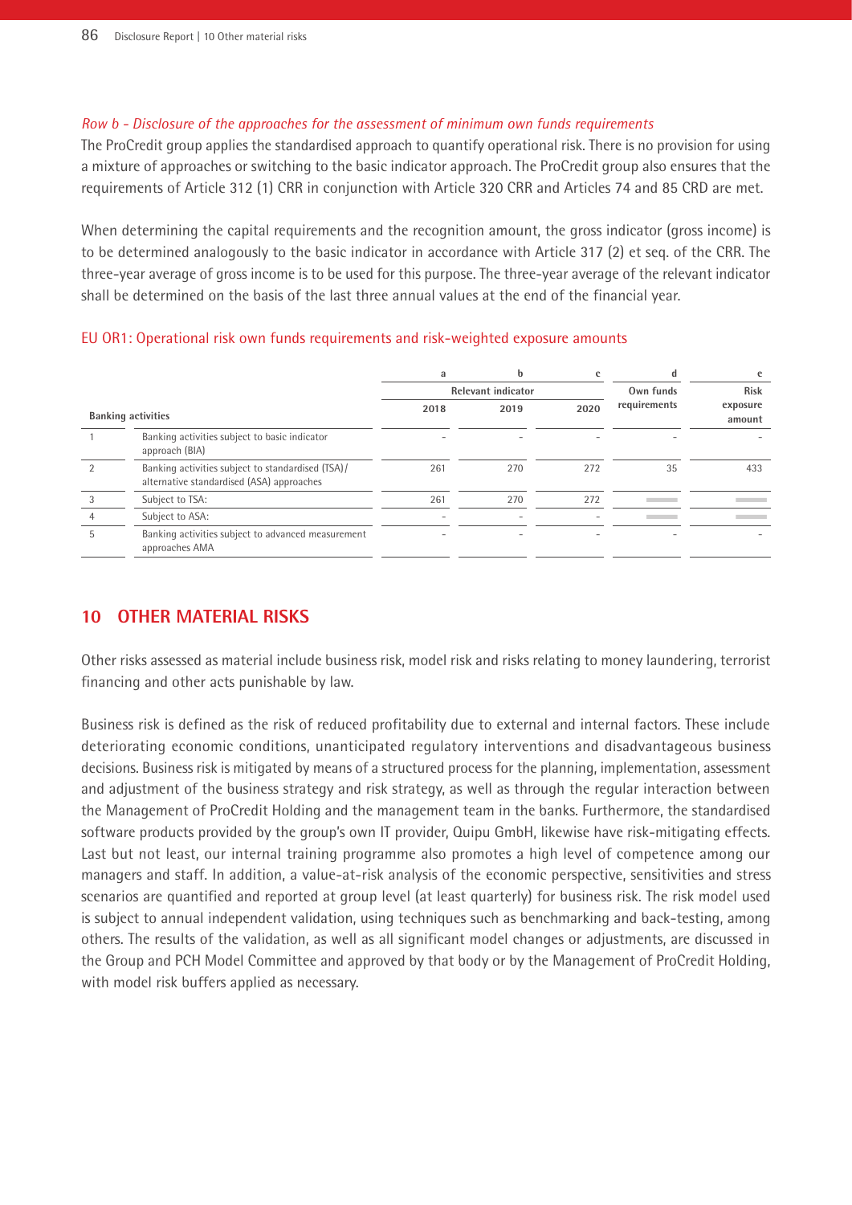*Row b - Disclosure of the approaches for the assessment of minimum own funds requirements*

The ProCredit group applies the standardised approach to quantify operational risk. There is no provision for using a mixture of approaches or switching to the basic indicator approach. The ProCredit group also ensures that the requirements of Article 312 (1) CRR in conjunction with Article 320 CRR and Articles 74 and 85 CRD are met.

When determining the capital requirements and the recognition amount, the gross indicator (gross income) is to be determined analogously to the basic indicator in accordance with Article 317 (2) et seq. of the CRR. The three-year average of gross income is to be used for this purpose. The three-year average of the relevant indicator shall be determined on the basis of the last three annual values at the end of the financial year.

EU OR1: Operational risk own funds requirements and risk-weighted exposure amounts

| | | a | b | c | d | e |
|---|---|---|---|---|---|---|
| | | Relevant indicator | | | Own funds requirements | Risk exposure amount |
| Banking activities | | 2018 | 2019 | 2020 | | |
| 1 | Banking activities subject to basic indicator approach (BIA) | - | - | - | - | - |
| 2 | Banking activities subject to standardised (TSA) / alternative standardised (ASA) approaches | 261 | 270 | 272 | 35 | 433 |
| 3 | Subject to TSA: | 261 | 270 | 272 | | |
| 4 | Subject to ASA: | - | - | - | | |
| 5 | Banking activities subject to advanced measurement approaches AMA | - | - | - | - | - |

## 10 OTHER MATERIAL RISKS

Other risks assessed as material include business risk, model risk and risks relating to money laundering, terrorist financing and other acts punishable by law.

Business risk is defined as the risk of reduced profitability due to external and internal factors. These include deteriorating economic conditions, unanticipated regulatory interventions and disadvantageous business decisions. Business risk is mitigated by means of a structured process for the planning, implementation, assessment and adjustment of the business strategy and risk strategy, as well as through the regular interaction between the Management of ProCredit Holding and the management team in the banks. Furthermore, the standardised software products provided by the group's own IT provider, Quipu GmbH, likewise have risk-mitigating effects. Last but not least, our internal training programme also promotes a high level of competence among our managers and staff. In addition, a value-at-risk analysis of the economic perspective, sensitivities and stress scenarios are quantified and reported at group level (at least quarterly) for business risk. The risk model used is subject to annual independent validation, using techniques such as benchmarking and back-testing, among others. The results of the validation, as well as all significant model changes or adjustments, are discussed in the Group and PCH Model Committee and approved by that body or by the Management of ProCredit Holding, with model risk buffers applied as necessary.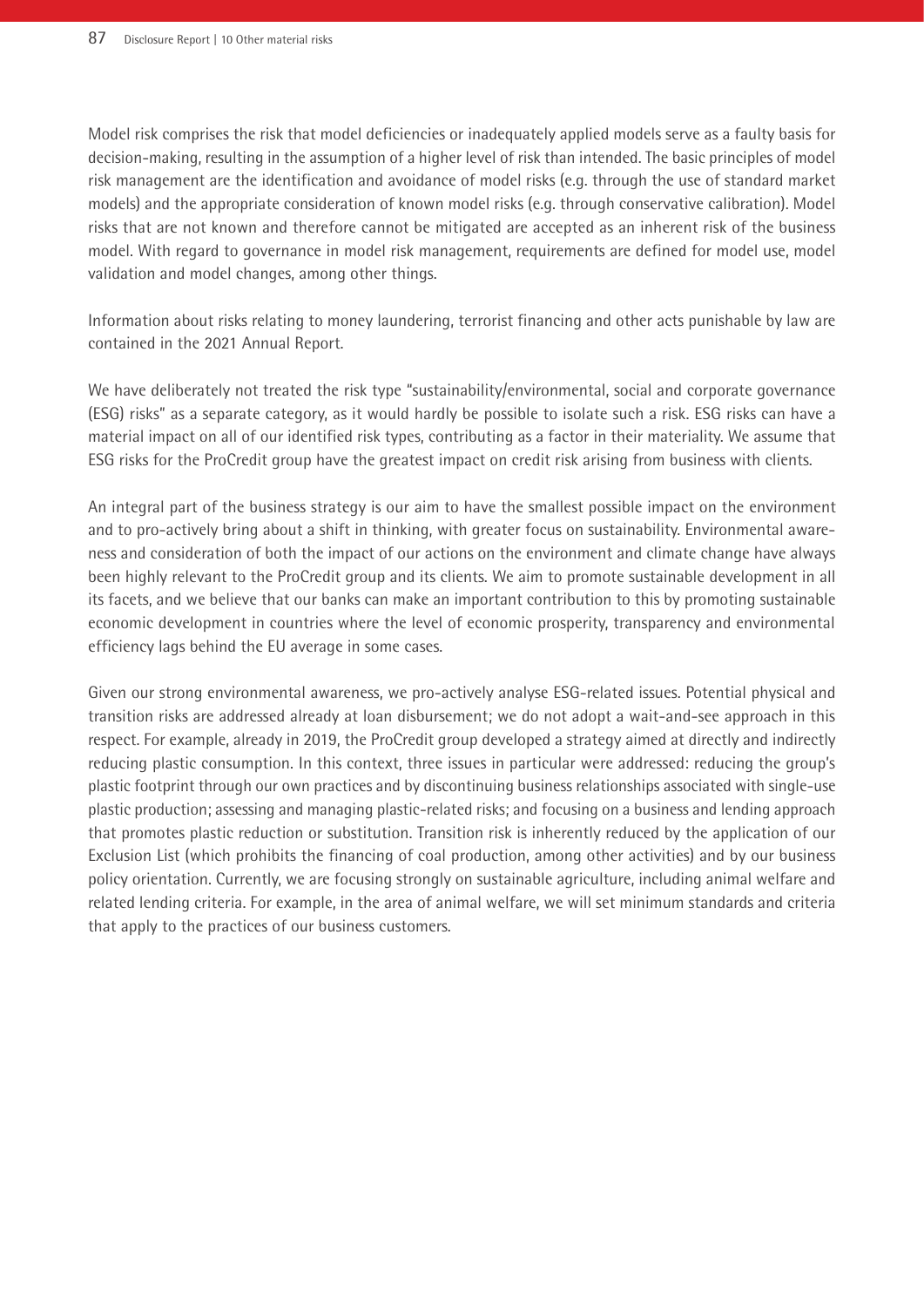Model risk comprises the risk that model deficiencies or inadequately applied models serve as a faulty basis for decision-making, resulting in the assumption of a higher level of risk than intended. The basic principles of model risk management are the identification and avoidance of model risks (e.g. through the use of standard market models) and the appropriate consideration of known model risks (e.g. through conservative calibration). Model risks that are not known and therefore cannot be mitigated are accepted as an inherent risk of the business model. With regard to governance in model risk management, requirements are defined for model use, model validation and model changes, among other things.

Information about risks relating to money laundering, terrorist financing and other acts punishable by law are contained in the 2021 Annual Report.

We have deliberately not treated the risk type "sustainability/environmental, social and corporate governance (ESG) risks" as a separate category, as it would hardly be possible to isolate such a risk. ESG risks can have a material impact on all of our identified risk types, contributing as a factor in their materiality. We assume that ESG risks for the ProCredit group have the greatest impact on credit risk arising from business with clients.

An integral part of the business strategy is our aim to have the smallest possible impact on the environment and to pro-actively bring about a shift in thinking, with greater focus on sustainability. Environmental awareness and consideration of both the impact of our actions on the environment and climate change have always been highly relevant to the ProCredit group and its clients. We aim to promote sustainable development in all its facets, and we believe that our banks can make an important contribution to this by promoting sustainable economic development in countries where the level of economic prosperity, transparency and environmental efficiency lags behind the EU average in some cases.

Given our strong environmental awareness, we pro-actively analyse ESG-related issues. Potential physical and transition risks are addressed already at loan disbursement; we do not adopt a wait-and-see approach in this respect. For example, already in 2019, the ProCredit group developed a strategy aimed at directly and indirectly reducing plastic consumption. In this context, three issues in particular were addressed: reducing the group's plastic footprint through our own practices and by discontinuing business relationships associated with single-use plastic production; assessing and managing plastic-related risks; and focusing on a business and lending approach that promotes plastic reduction or substitution. Transition risk is inherently reduced by the application of our Exclusion List (which prohibits the financing of coal production, among other activities) and by our business policy orientation. Currently, we are focusing strongly on sustainable agriculture, including animal welfare and related lending criteria. For example, in the area of animal welfare, we will set minimum standards and criteria that apply to the practices of our business customers.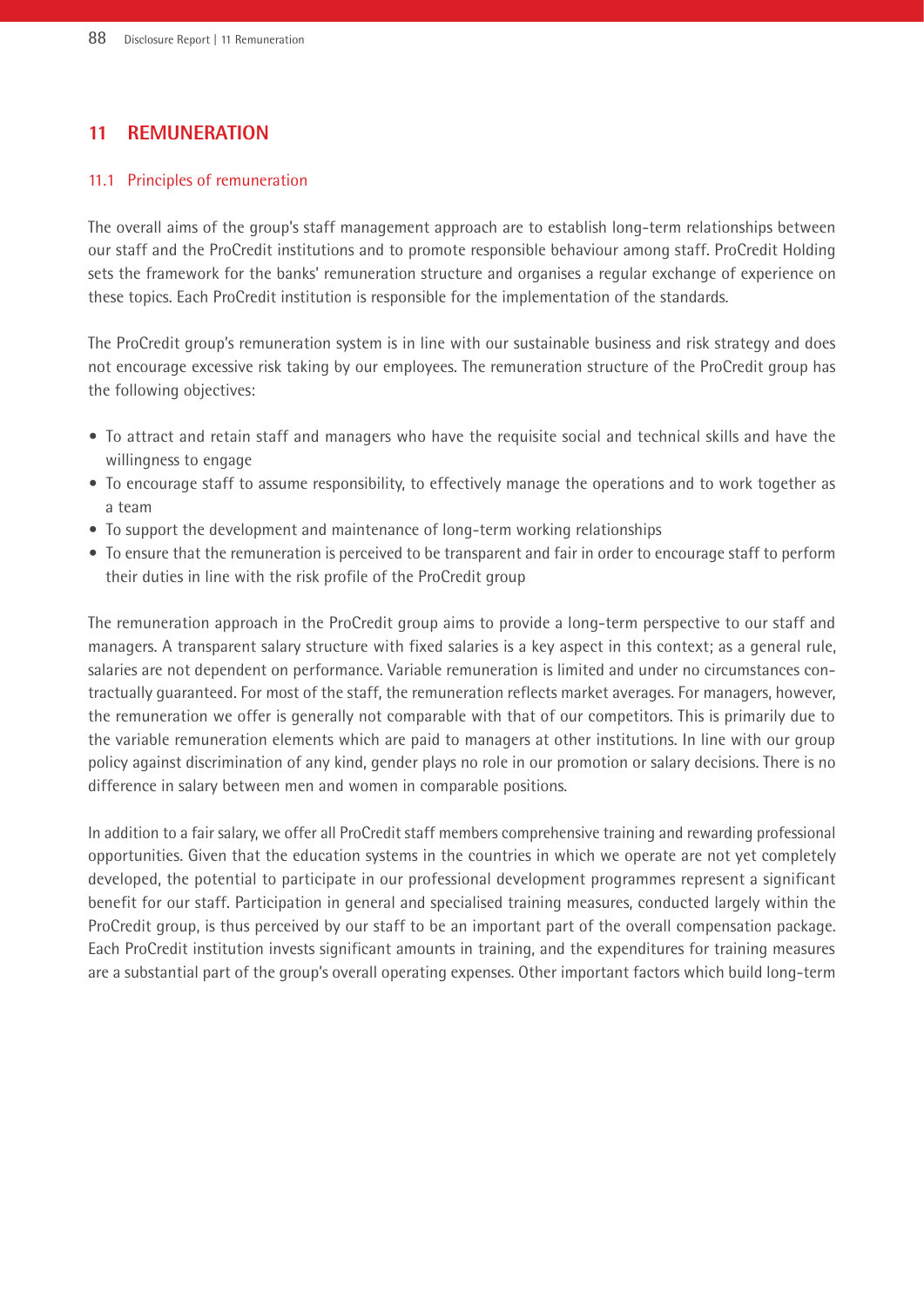## 11 REMUNERATION

### 11.1 Principles of remuneration

The overall aims of the group's staff management approach are to establish long-term relationships between our staff and the ProCredit institutions and to promote responsible behaviour among staff. ProCredit Holding sets the framework for the banks' remuneration structure and organises a regular exchange of experience on these topics. Each ProCredit institution is responsible for the implementation of the standards.

The ProCredit group's remuneration system is in line with our sustainable business and risk strategy and does not encourage excessive risk taking by our employees. The remuneration structure of the ProCredit group has the following objectives:

- To attract and retain staff and managers who have the requisite social and technical skills and have the willingness to engage
- To encourage staff to assume responsibility, to effectively manage the operations and to work together as a team
- To support the development and maintenance of long-term working relationships
- To ensure that the remuneration is perceived to be transparent and fair in order to encourage staff to perform their duties in line with the risk profile of the ProCredit group

The remuneration approach in the ProCredit group aims to provide a long-term perspective to our staff and managers. A transparent salary structure with fixed salaries is a key aspect in this context; as a general rule, salaries are not dependent on performance. Variable remuneration is limited and under no circumstances contractually guaranteed. For most of the staff, the remuneration reflects market averages. For managers, however, the remuneration we offer is generally not comparable with that of our competitors. This is primarily due to the variable remuneration elements which are paid to managers at other institutions. In line with our group policy against discrimination of any kind, gender plays no role in our promotion or salary decisions. There is no difference in salary between men and women in comparable positions.

In addition to a fair salary, we offer all ProCredit staff members comprehensive training and rewarding professional opportunities. Given that the education systems in the countries in which we operate are not yet completely developed, the potential to participate in our professional development programmes represent a significant benefit for our staff. Participation in general and specialised training measures, conducted largely within the ProCredit group, is thus perceived by our staff to be an important part of the overall compensation package. Each ProCredit institution invests significant amounts in training, and the expenditures for training measures are a substantial part of the group's overall operating expenses. Other important factors which build long-term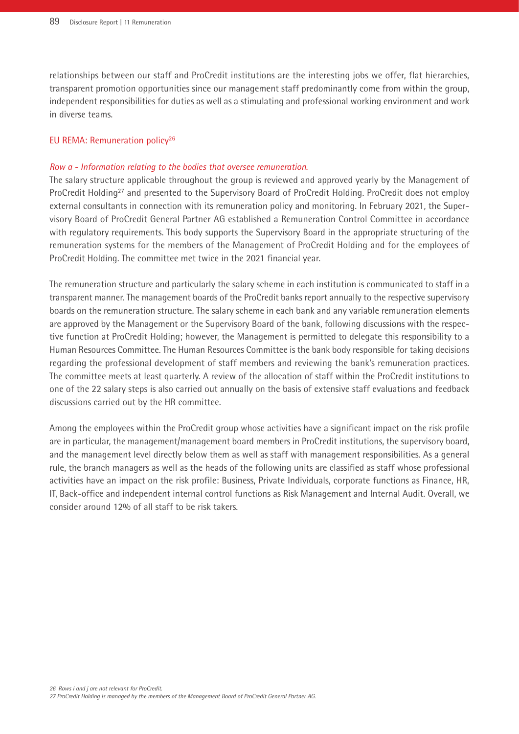relationships between our staff and ProCredit institutions are the interesting jobs we offer, flat hierarchies, transparent promotion opportunities since our management staff predominantly come from within the group, independent responsibilities for duties as well as a stimulating and professional working environment and work in diverse teams.

## EU REMA: Remuneration policy[26]

*Row a - Information relating to the bodies that oversee remuneration.*

The salary structure applicable throughout the group is reviewed and approved yearly by the Management of ProCredit Holding[27] and presented to the Supervisory Board of ProCredit Holding. ProCredit does not employ external consultants in connection with its remuneration policy and monitoring. In February 2021, the Supervisory Board of ProCredit General Partner AG established a Remuneration Control Committee in accordance with regulatory requirements. This body supports the Supervisory Board in the appropriate structuring of the remuneration systems for the members of the Management of ProCredit Holding and for the employees of ProCredit Holding. The committee met twice in the 2021 financial year.

The remuneration structure and particularly the salary scheme in each institution is communicated to staff in a transparent manner. The management boards of the ProCredit banks report annually to the respective supervisory boards on the remuneration structure. The salary scheme in each bank and any variable remuneration elements are approved by the Management or the Supervisory Board of the bank, following discussions with the respective function at ProCredit Holding; however, the Management is permitted to delegate this responsibility to a Human Resources Committee. The Human Resources Committee is the bank body responsible for taking decisions regarding the professional development of staff members and reviewing the bank's remuneration practices. The committee meets at least quarterly. A review of the allocation of staff within the ProCredit institutions to one of the 22 salary steps is also carried out annually on the basis of extensive staff evaluations and feedback discussions carried out by the HR committee.

Among the employees within the ProCredit group whose activities have a significant impact on the risk profile are in particular, the management/management board members in ProCredit institutions, the supervisory board, and the management level directly below them as well as staff with management responsibilities. As a general rule, the branch managers as well as the heads of the following units are classified as staff whose professional activities have an impact on the risk profile: Business, Private Individuals, corporate functions as Finance, HR, IT, Back-office and independent internal control functions as Risk Management and Internal Audit. Overall, we consider around 12% of all staff to be risk takers.

*26 Rows i and j are not relevant for ProCredit.*

*27 ProCredit Holding is managed by the members of the Management Board of ProCredit General Partner AG.*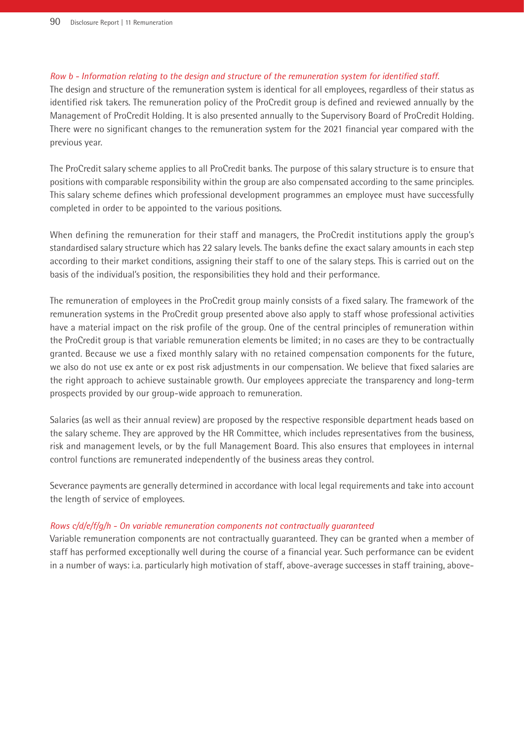*Row b - Information relating to the design and structure of the remuneration system for identified staff.*

The design and structure of the remuneration system is identical for all employees, regardless of their status as identified risk takers. The remuneration policy of the ProCredit group is defined and reviewed annually by the Management of ProCredit Holding. It is also presented annually to the Supervisory Board of ProCredit Holding. There were no significant changes to the remuneration system for the 2021 financial year compared with the previous year.

The ProCredit salary scheme applies to all ProCredit banks. The purpose of this salary structure is to ensure that positions with comparable responsibility within the group are also compensated according to the same principles. This salary scheme defines which professional development programmes an employee must have successfully completed in order to be appointed to the various positions.

When defining the remuneration for their staff and managers, the ProCredit institutions apply the group's standardised salary structure which has 22 salary levels. The banks define the exact salary amounts in each step according to their market conditions, assigning their staff to one of the salary steps. This is carried out on the basis of the individual's position, the responsibilities they hold and their performance.

The remuneration of employees in the ProCredit group mainly consists of a fixed salary. The framework of the remuneration systems in the ProCredit group presented above also apply to staff whose professional activities have a material impact on the risk profile of the group. One of the central principles of remuneration within the ProCredit group is that variable remuneration elements be limited; in no cases are they to be contractually granted. Because we use a fixed monthly salary with no retained compensation components for the future, we also do not use ex ante or ex post risk adjustments in our compensation. We believe that fixed salaries are the right approach to achieve sustainable growth. Our employees appreciate the transparency and long-term prospects provided by our group-wide approach to remuneration.

Salaries (as well as their annual review) are proposed by the respective responsible department heads based on the salary scheme. They are approved by the HR Committee, which includes representatives from the business, risk and management levels, or by the full Management Board. This also ensures that employees in internal control functions are remunerated independently of the business areas they control.

Severance payments are generally determined in accordance with local legal requirements and take into account the length of service of employees.

*Rows c/d/e/f/g/h - On variable remuneration components not contractually guaranteed*

Variable remuneration components are not contractually guaranteed. They can be granted when a member of staff has performed exceptionally well during the course of a financial year. Such performance can be evident in a number of ways: i.a. particularly high motivation of staff, above-average successes in staff training, above-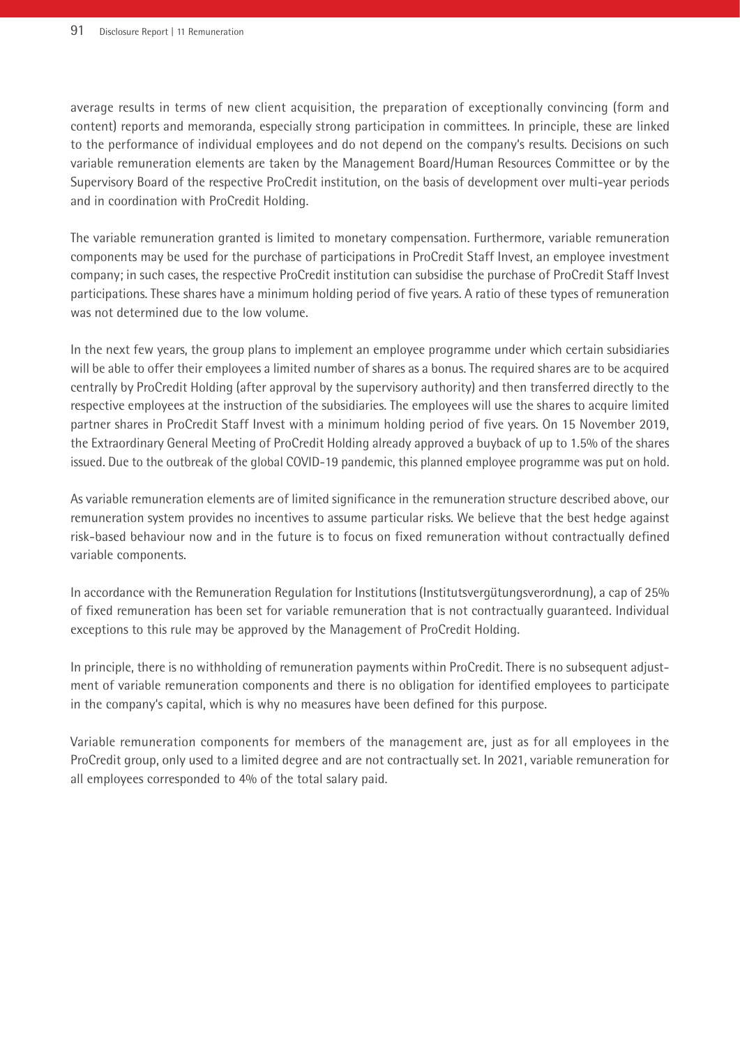average results in terms of new client acquisition, the preparation of exceptionally convincing (form and content) reports and memoranda, especially strong participation in committees. In principle, these are linked to the performance of individual employees and do not depend on the company's results. Decisions on such variable remuneration elements are taken by the Management Board/Human Resources Committee or by the Supervisory Board of the respective ProCredit institution, on the basis of development over multi-year periods and in coordination with ProCredit Holding.

The variable remuneration granted is limited to monetary compensation. Furthermore, variable remuneration components may be used for the purchase of participations in ProCredit Staff Invest, an employee investment company; in such cases, the respective ProCredit institution can subsidise the purchase of ProCredit Staff Invest participations. These shares have a minimum holding period of five years. A ratio of these types of remuneration was not determined due to the low volume.

In the next few years, the group plans to implement an employee programme under which certain subsidiaries will be able to offer their employees a limited number of shares as a bonus. The required shares are to be acquired centrally by ProCredit Holding (after approval by the supervisory authority) and then transferred directly to the respective employees at the instruction of the subsidiaries. The employees will use the shares to acquire limited partner shares in ProCredit Staff Invest with a minimum holding period of five years. On 15 November 2019, the Extraordinary General Meeting of ProCredit Holding already approved a buyback of up to 1.5% of the shares issued. Due to the outbreak of the global COVID-19 pandemic, this planned employee programme was put on hold.

As variable remuneration elements are of limited significance in the remuneration structure described above, our remuneration system provides no incentives to assume particular risks. We believe that the best hedge against risk-based behaviour now and in the future is to focus on fixed remuneration without contractually defined variable components.

In accordance with the Remuneration Regulation for Institutions (Institutsvergütungsverordnung), a cap of 25% of fixed remuneration has been set for variable remuneration that is not contractually guaranteed. Individual exceptions to this rule may be approved by the Management of ProCredit Holding.

In principle, there is no withholding of remuneration payments within ProCredit. There is no subsequent adjustment of variable remuneration components and there is no obligation for identified employees to participate in the company's capital, which is why no measures have been defined for this purpose.

Variable remuneration components for members of the management are, just as for all employees in the ProCredit group, only used to a limited degree and are not contractually set. In 2021, variable remuneration for all employees corresponded to 4% of the total salary paid.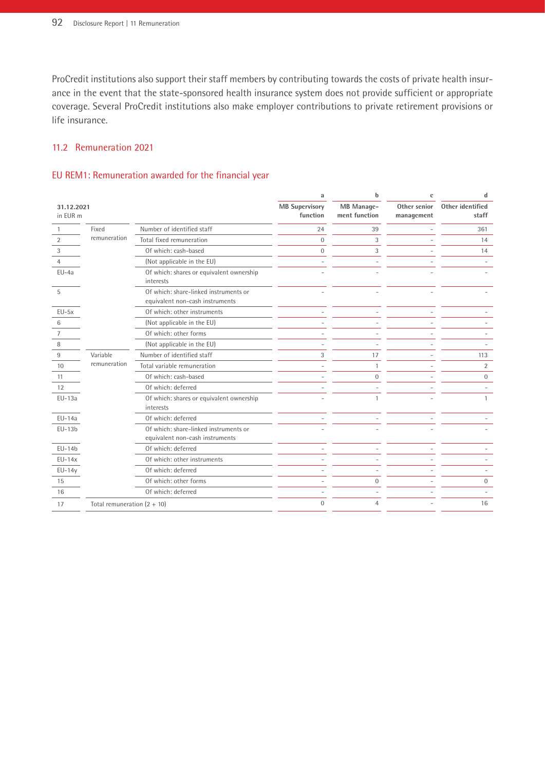ProCredit institutions also support their staff members by contributing towards the costs of private health insurance in the event that the state-sponsored health insurance system does not provide sufficient or appropriate coverage. Several ProCredit institutions also make employer contributions to private retirement provisions or life insurance.

## 11.2 Remuneration 2021

### EU REM1: Remuneration awarded for the financial year

| 31.12.2021 in EUR m | | | a MB Supervisory function | b MB Management function | c Other senior management | d Other identified staff |
|---|---|---|---|---|---|---|
| 1 | Fixed remuneration | Number of identified staff | 24 | 39 | - | 361 |
| 2 | | Total fixed remuneration | 0 | 3 | - | 14 |
| 3 | | Of which: cash-based | 0 | 3 | - | 14 |
| 4 | | (Not applicable in the EU) | - | - | - | - |
| EU-4a | | Of which: shares or equivalent ownership interests | - | - | - | - |
| 5 | | Of which: share-linked instruments or equivalent non-cash instruments | - | - | - | - |
| EU-5x | | Of which: other instruments | - | - | - | - |
| 6 | | (Not applicable in the EU) | - | - | - | - |
| 7 | | Of which: other forms | - | - | - | - |
| 8 | | (Not applicable in the EU) | - | - | - | - |
| 9 | Variable remuneration | Number of identified staff | 3 | 17 | - | 113 |
| 10 | | Total variable remuneration | - | 1 | - | 2 |
| 11 | | Of which: cash-based | - | 0 | - | 0 |
| 12 | | Of which: deferred | - | - | - | - |
| EU-13a | | Of which: shares or equivalent ownership interests | - | 1 | - | 1 |
| EU-14a | | Of which: deferred | - | - | - | - |
| EU-13b | | Of which: share-linked instruments or equivalent non-cash instruments | - | - | - | - |
| EU-14b | | Of which: deferred | - | - | - | - |
| EU-14x | | Of which: other instruments | - | - | - | - |
| EU-14y | | Of which: deferred | - | - | - | - |
| 15 | | Of which: other forms | - | 0 | - | 0 |
| 16 | | Of which: deferred | - | - | - | - |
| 17 | Total remuneration (2 + 10) | | 0 | 4 | - | 16 |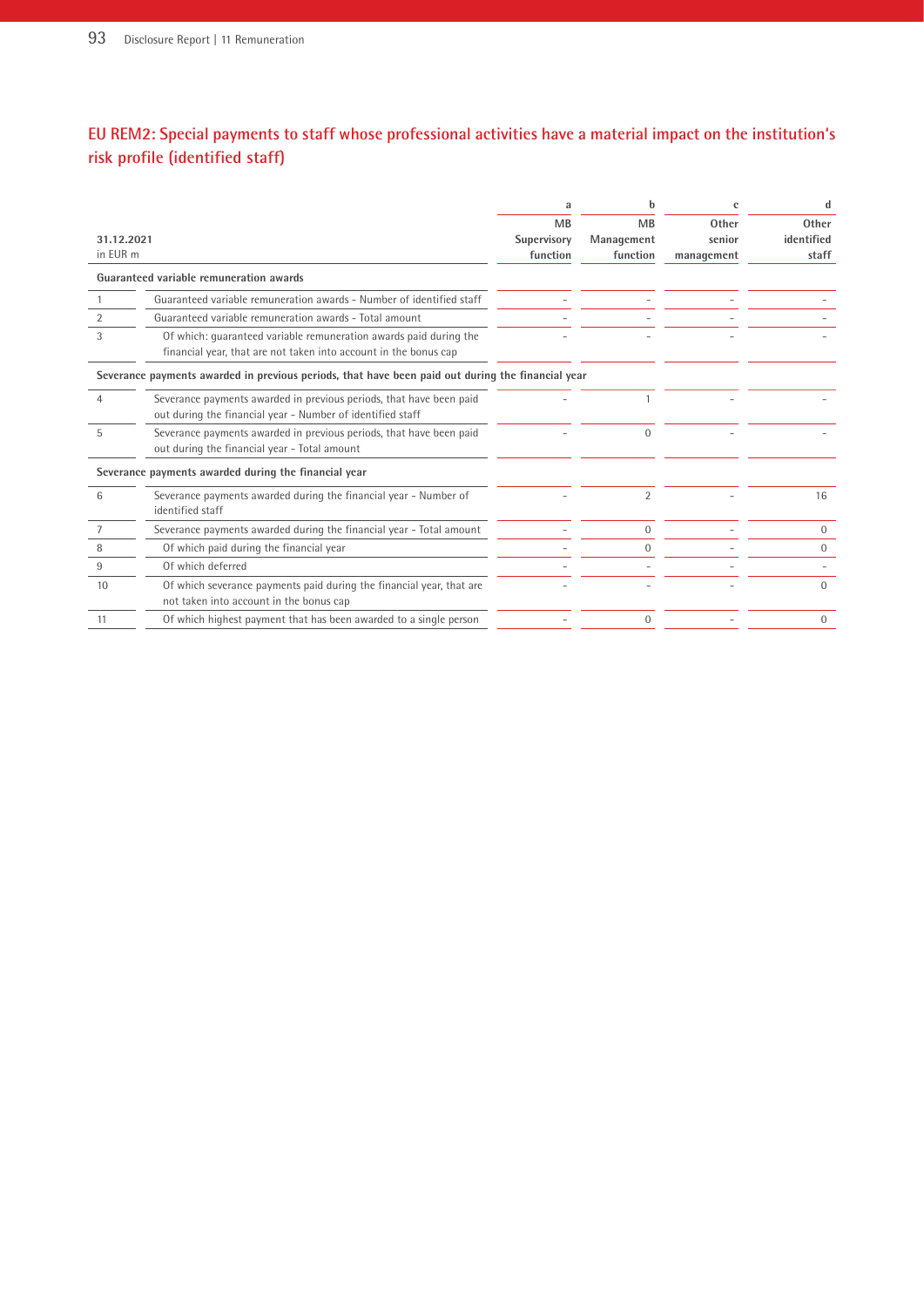## EU REM2: Special payments to staff whose professional activities have a material impact on the institution's risk profile (identified staff)

| 31.12.2021<br>in EUR m | | a<br>MB Supervisory function | b<br>MB Management function | c<br>Other senior management | d<br>Other identified staff |
|---|---|---|---|---|---|
| **Guaranteed variable remuneration awards** | | | | | |
| 1 | Guaranteed variable remuneration awards - Number of identified staff | - | - | - | - |
| 2 | Guaranteed variable remuneration awards - Total amount | - | - | - | - |
| 3 | Of which: guaranteed variable remuneration awards paid during the financial year, that are not taken into account in the bonus cap | - | - | - | - |
| **Severance payments awarded in previous periods, that have been paid out during the financial year** | | | | | |
| 4 | Severance payments awarded in previous periods, that have been paid out during the financial year - Number of identified staff | - | 1 | - | - |
| 5 | Severance payments awarded in previous periods, that have been paid out during the financial year - Total amount | - | 0 | - | - |
| **Severance payments awarded during the financial year** | | | | | |
| 6 | Severance payments awarded during the financial year - Number of identified staff | - | 2 | - | 16 |
| 7 | Severance payments awarded during the financial year - Total amount | - | 0 | - | 0 |
| 8 | Of which paid during the financial year | - | 0 | - | 0 |
| 9 | Of which deferred | - | - | - | - |
| 10 | Of which severance payments paid during the financial year, that are not taken into account in the bonus cap | - | - | - | 0 |
| 11 | Of which highest payment that has been awarded to a single person | - | 0 | - | 0 |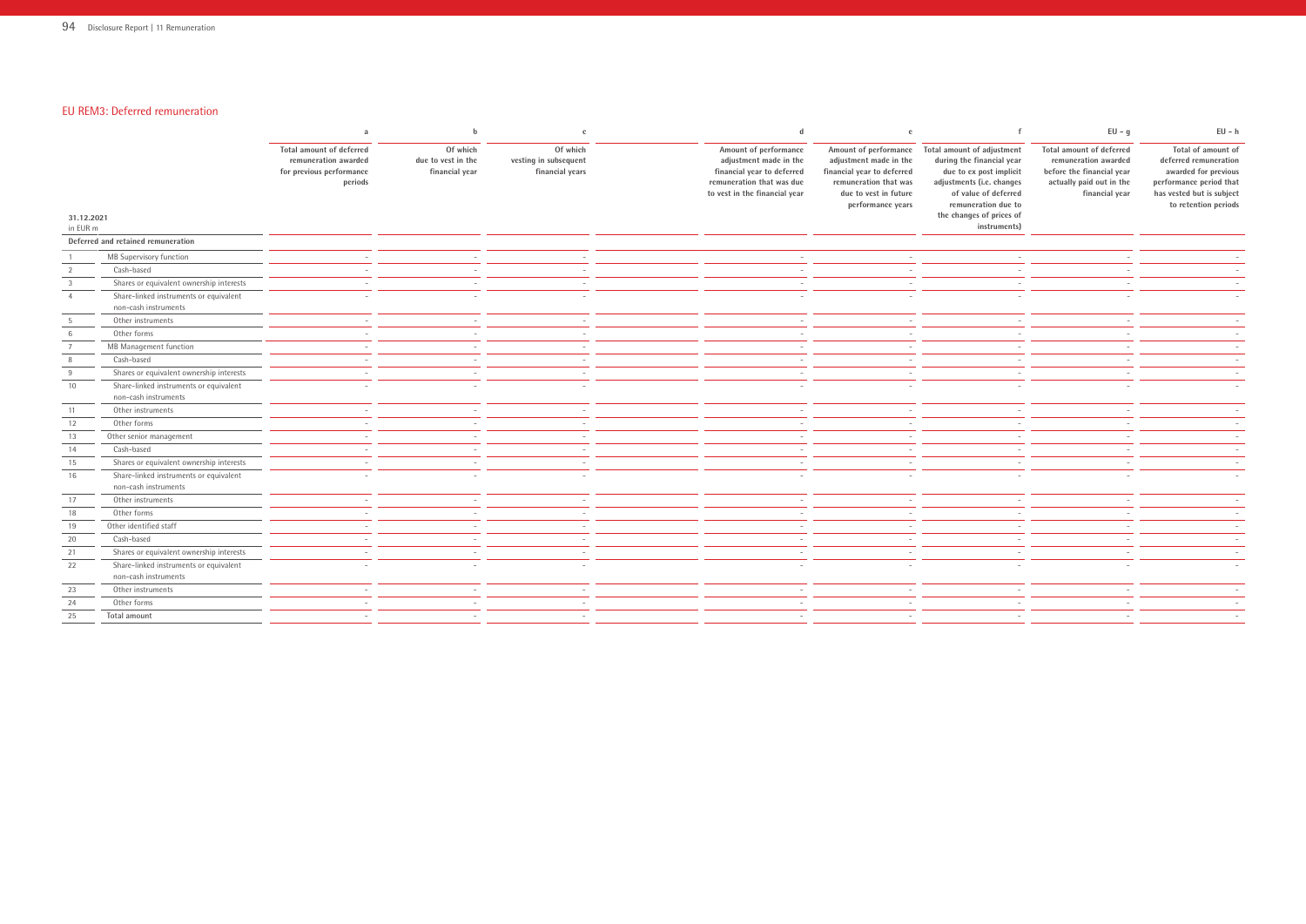## EU REM3: Deferred remuneration

| 31.12.2021<br>in EUR m | | a | b | c | d | e | f | EU - g | EU - h |
|---|---|---|---|---|---|---|---|---|---|
| | | Total amount of deferred remuneration awarded for previous performance periods | Of which due to vest in the financial year | Of which vesting in subsequent financial years | Amount of performance adjustment made in the financial year to deferred remuneration that was due to vest in the financial year | Amount of performance adjustment made in the financial year to deferred remuneration that was due to vest in future performance years | Total amount of adjustment during the financial year due to ex post implicit adjustments (i.e. changes of value of deferred remuneration due to the changes of prices of instruments) | Total amount of deferred remuneration awarded before the financial year actually paid out in the financial year | Total of amount of deferred remuneration awarded for previous performance period that has vested but is subject to retention periods |
| **Deferred and retained remuneration** | | | | | | | | | |
| 1 | MB Supervisory function | - | - | - | - | - | - | - | - |
| 2 | Cash-based | - | - | - | - | - | - | - | - |
| 3 | Shares or equivalent ownership interests | - | - | - | - | - | - | - | - |
| 4 | Share-linked instruments or equivalent non-cash instruments | - | - | - | - | - | - | - | - |
| 5 | Other instruments | - | - | - | - | - | - | - | - |
| 6 | Other forms | - | - | - | - | - | - | - | - |
| 7 | MB Management function | - | - | - | - | - | - | - | - |
| 8 | Cash-based | - | - | - | - | - | - | - | - |
| 9 | Shares or equivalent ownership interests | - | - | - | - | - | - | - | - |
| 10 | Share-linked instruments or equivalent non-cash instruments | - | - | - | - | - | - | - | - |
| 11 | Other instruments | - | - | - | - | - | - | - | - |
| 12 | Other forms | - | - | - | - | - | - | - | - |
| 13 | Other senior management | - | - | - | - | - | - | - | - |
| 14 | Cash-based | - | - | - | - | - | - | - | - |
| 15 | Shares or equivalent ownership interests | - | - | - | - | - | - | - | - |
| 16 | Share-linked instruments or equivalent non-cash instruments | - | - | - | - | - | - | - | - |
| 17 | Other instruments | - | - | - | - | - | - | - | - |
| 18 | Other forms | - | - | - | - | - | - | - | - |
| 19 | Other identified staff | - | - | - | - | - | - | - | - |
| 20 | Cash-based | - | - | - | - | - | - | - | - |
| 21 | Shares or equivalent ownership interests | - | - | - | - | - | - | - | - |
| 22 | Share-linked instruments or equivalent non-cash instruments | - | - | - | - | - | - | - | - |
| 23 | Other instruments | - | - | - | - | - | - | - | - |
| 24 | Other forms | - | - | - | - | - | - | - | - |
| 25 | **Total amount** | - | - | - | - | - | - | - | - |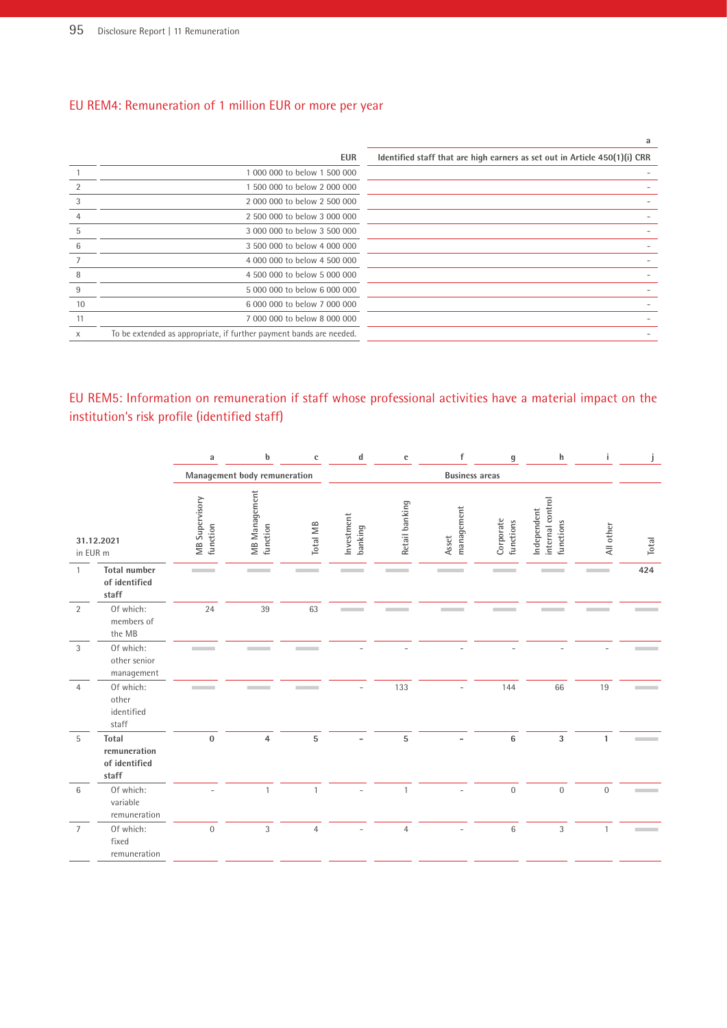## EU REM4: Remuneration of 1 million EUR or more per year

| | EUR | a |
|---|---|---|
| | | Identified staff that are high earners as set out in Article 450(1)(i) CRR |
| 1 | 1 000 000 to below 1 500 000 | – |
| 2 | 1 500 000 to below 2 000 000 | – |
| 3 | 2 000 000 to below 2 500 000 | – |
| 4 | 2 500 000 to below 3 000 000 | – |
| 5 | 3 000 000 to below 3 500 000 | – |
| 6 | 3 500 000 to below 4 000 000 | – |
| 7 | 4 000 000 to below 4 500 000 | – |
| 8 | 4 500 000 to below 5 000 000 | – |
| 9 | 5 000 000 to below 6 000 000 | – |
| 10 | 6 000 000 to below 7 000 000 | – |
| 11 | 7 000 000 to below 8 000 000 | – |
| x | To be extended as appropriate, if further payment bands are needed. | – |

## EU REM5: Information on remuneration if staff whose professional activities have a material impact on the institution's risk profile (identified staff)

| | | a | b | c | d | e | f | g | h | i | j |
|---|---|---|---|---|---|---|---|---|---|---|---|
| | | Management body remuneration | | | Business areas | | | | | | |
| 31.12.2021<br>in EUR m | | MB Supervisory function | MB Management function | Total MB | Investment banking | Retail banking | Asset management | Corporate functions | Independent internal control functions | All other | Total |
| 1 | **Total number of identified staff** | | | | | | | | | | 424 |
| 2 | Of which: members of the MB | 24 | 39 | 63 | | | | | | | |
| 3 | Of which: other senior management | | | | – | – | – | – | – | – | |
| 4 | Of which: other identified staff | | | | – | 133 | – | 144 | 66 | 19 | |
| 5 | **Total remuneration of identified staff** | 0 | 4 | 5 | – | 5 | – | 6 | 3 | 1 | |
| 6 | Of which: variable remuneration | – | 1 | 1 | – | 1 | – | 0 | 0 | 0 | |
| 7 | Of which: fixed remuneration | 0 | 3 | 4 | – | 4 | – | 6 | 3 | 1 | |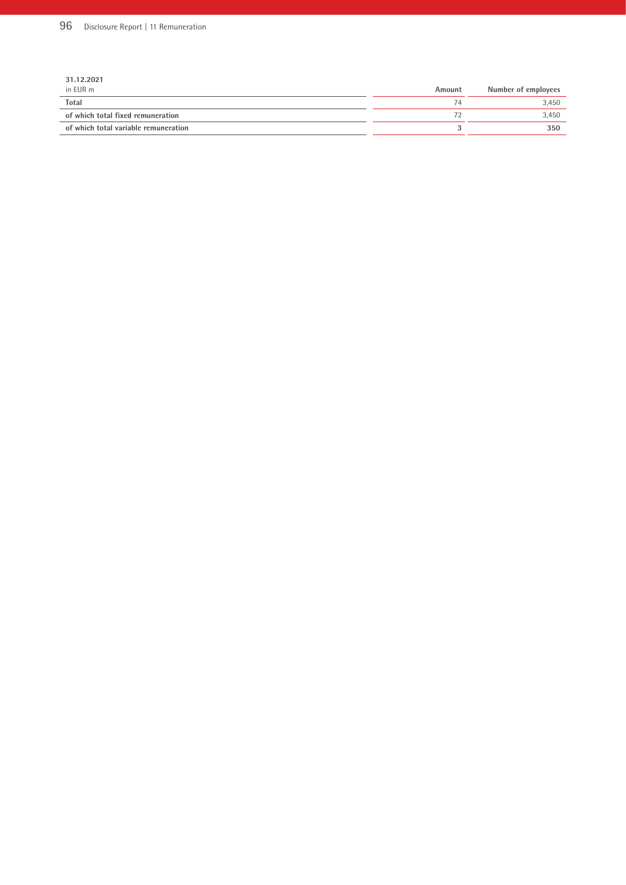| 31.12.2021<br>in EUR m | Amount | Number of employees |
|---|---|---|
| **Total** | 74 | 3,450 |
| **of which total fixed remuneration** | 72 | 3,450 |
| **of which total variable remuneration** | **3** | **350** |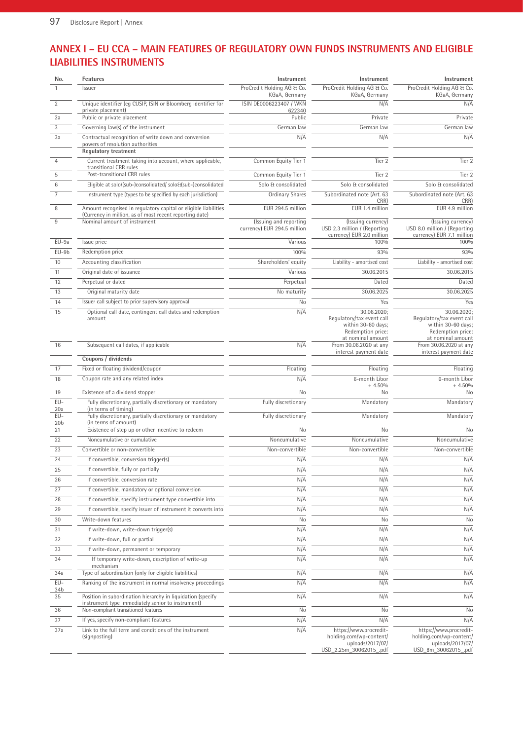## ANNEX I – EU CCA – MAIN FEATURES OF REGULATORY OWN FUNDS INSTRUMENTS AND ELIGIBLE LIABILITIES INSTRUMENTS

| No. | Features | Instrument | Instrument | Instrument |
|---|---|---|---|---|
| 1 | Issuer | ProCredit Holding AG & Co. KGaA, Germany | ProCredit Holding AG & Co. KGaA, Germany | ProCredit Holding AG & Co. KGaA, Germany |
| 2 | Unique identifier (eg CUSIP, ISIN or Bloomberg identifier for private placement) | ISIN DE0006223407 / WKN 622340 | N/A | N/A |
| 2a | Public or private placement | Public | Private | Private |
| 3 | Governing law(s) of the instrument | German law | German law | German law |
| 3a | Contractual recognition of write down and conversion powers of resolution authorities | N/A | N/A | N/A |
| | **Regulatory treatment** | | | |
| 4 | Current treatment taking into account, where applicable, transitional CRR rules | Common Equity Tier 1 | Tier 2 | Tier 2 |
| 5 | Post-transitional CRR rules | Common Equity Tier 1 | Tier 2 | Tier 2 |
| 6 | Eligible at solo/(sub-)consolidated/ solo&(sub-)consolidated | Solo & consolidated | Solo & consolidated | Solo & consolidated |
| 7 | Instrument type (types to be specified by each jurisdiction) | Ordinary Shares | Subordinated note (Art. 63 CRR) | Subordinated note (Art. 63 CRR) |
| 8 | Amount recognised in regulatory capital or eligible liabilities (Currency in million, as of most recent reporting date) | EUR 294.5 million | EUR 1.4 million | EUR 4.9 million |
| 9 | Nominal amount of instrument | (Issuing and reporting currency) EUR 294.5 million | (Issuing currency) USD 2.3 million / (Reporting currency) EUR 2.0 million | (Issuing currency) USD 8.0 million / (Reporting currency) EUR 7.1 million |
| EU-9a | Issue price | Various | 100% | 100% |
| EU-9b | Redemption price | 100% | 93% | 93% |
| 10 | Accounting classification | Shareholders' equity | Liability - amortised cost | Liability - amortised cost |
| 11 | Original date of issuance | Various | 30.06.2015 | 30.06.2015 |
| 12 | Perpetual or dated | Perpetual | Dated | Dated |
| 13 | Original maturity date | No maturity | 30.06.2025 | 30.06.2025 |
| 14 | Issuer call subject to prior supervisory approval | No | Yes | Yes |
| 15 | Optional call date, contingent call dates and redemption amount | N/A | 30.06.2020; Regulatory/tax event call within 30-60 days; Redemption price: at nominal amount | 30.06.2020; Regulatory/tax event call within 30-60 days; Redemption price: at nominal amount |
| 16 | Subsequent call dates, if applicable | N/A | From 30.06.2020 at any interest payment date | From 30.06.2020 at any interest payment date |
| | **Coupons / dividends** | | | |
| 17 | Fixed or floating dividend/coupon | Floating | Floating | Floating |
| 18 | Coupon rate and any related index | N/A | 6-month Libor + 4.50% | 6-month Libor + 4.50% |
| 19 | Existence of a dividend stopper | No | No | No |
| EU-20a | Fully discretionary, partially discretionary or mandatory (in terms of timing) | Fully discretionary | Mandatory | Mandatory |
| EU-20b | Fully discretionary, partially discretionary or mandatory (in terms of amount) | Fully discretionary | Mandatory | Mandatory |
| 21 | Existence of step up or other incentive to redeem | No | No | No |
| 22 | Noncumulative or cumulative | Noncumulative | Noncumulative | Noncumulative |
| 23 | Convertible or non-convertible | Non-convertible | Non-convertible | Non-convertible |
| 24 | If convertible, conversion trigger(s) | N/A | N/A | N/A |
| 25 | If convertible, fully or partially | N/A | N/A | N/A |
| 26 | If convertible, conversion rate | N/A | N/A | N/A |
| 27 | If convertible, mandatory or optional conversion | N/A | N/A | N/A |
| 28 | If convertible, specify instrument type convertible into | N/A | N/A | N/A |
| 29 | If convertible, specify issuer of instrument it converts into | N/A | N/A | N/A |
| 30 | Write-down features | No | No | No |
| 31 | If write-down, write-down trigger(s) | N/A | N/A | N/A |
| 32 | If write-down, full or partial | N/A | N/A | N/A |
| 33 | If write-down, permanent or temporary | N/A | N/A | N/A |
| 34 | If temporary write-down, description of write-up mechanism | N/A | N/A | N/A |
| 34a | Type of subordination (only for eligible liabilities) | N/A | N/A | N/A |
| EU-34b | Ranking of the instrument in normal insolvency proceedings | N/A | N/A | N/A |
| 35 | Position in subordination hierarchy in liquidation (specify instrument type immediately senior to instrument) | N/A | N/A | N/A |
| 36 | Non-compliant transitioned features | No | No | No |
| 37 | If yes, specify non-compliant features | N/A | N/A | N/A |
| 37a | Link to the full term and conditions of the instrument (signposting) | N/A | https://www.procredit-holding.com/wp-content/uploads/2017/07/USD_2.25m_30062015_.pdf | https://www.procredit-holding.com/wp-content/uploads/2017/07/USD_8m_30062015_.pdf |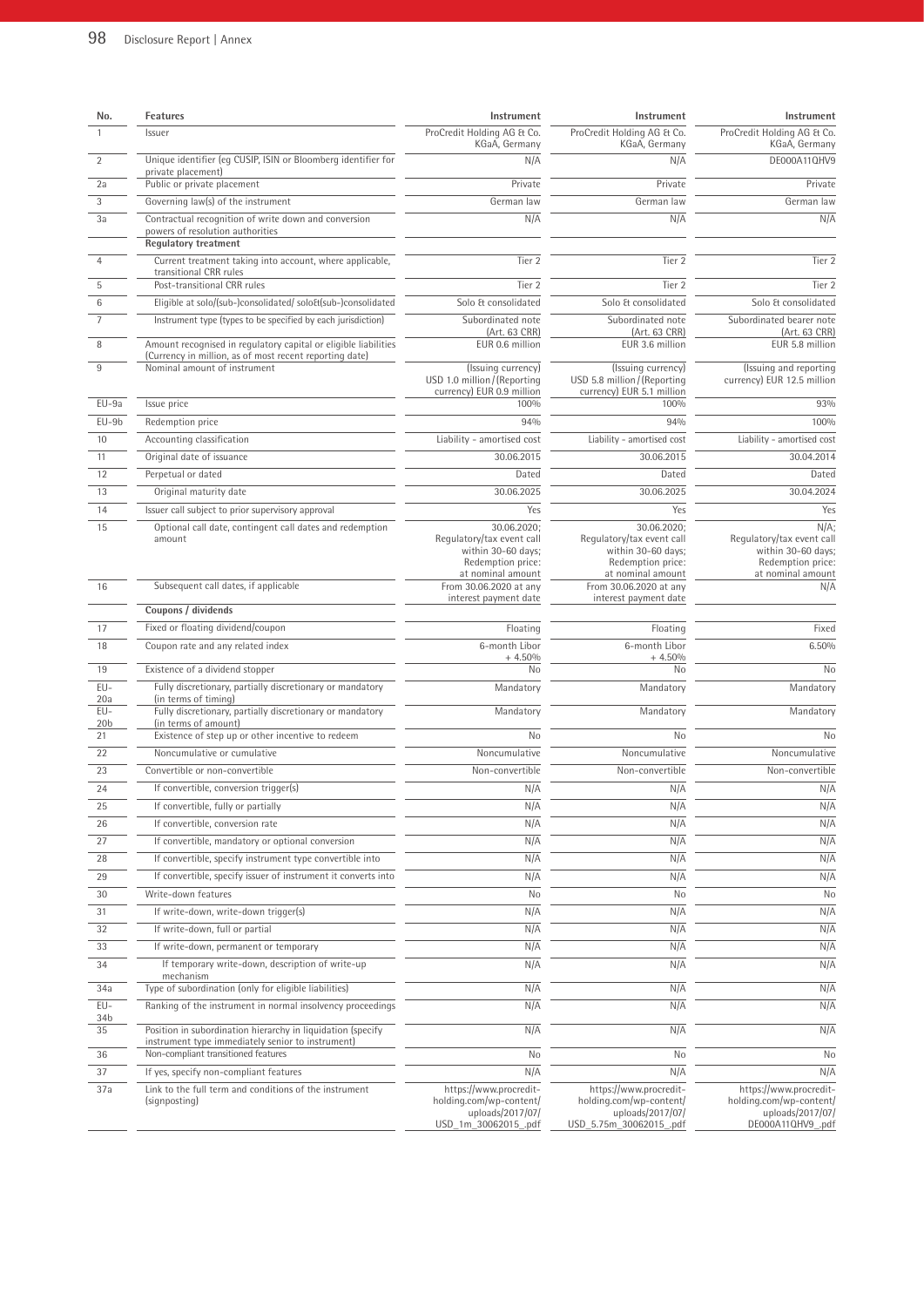| No. | Features | Instrument | Instrument | Instrument |
|---|---|---|---|---|
| 1 | Issuer | ProCredit Holding AG & Co. KGaA, Germany | ProCredit Holding AG & Co. KGaA, Germany | ProCredit Holding AG & Co. KGaA, Germany |
| 2 | Unique identifier (eg CUSIP, ISIN or Bloomberg identifier for private placement) | N/A | N/A | DE000A11QHV9 |
| 2a | Public or private placement | Private | Private | Private |
| 3 | Governing law(s) of the instrument | German law | German law | German law |
| 3a | Contractual recognition of write down and conversion powers of resolution authorities | N/A | N/A | N/A |
| | **Regulatory treatment** | | | |
| 4 | Current treatment taking into account, where applicable, transitional CRR rules | Tier 2 | Tier 2 | Tier 2 |
| 5 | Post-transitional CRR rules | Tier 2 | Tier 2 | Tier 2 |
| 6 | Eligible at solo/(sub-)consolidated/ solo&(sub-)consolidated | Solo & consolidated | Solo & consolidated | Solo & consolidated |
| 7 | Instrument type (types to be specified by each jurisdiction) | Subordinated note (Art. 63 CRR) | Subordinated note (Art. 63 CRR) | Subordinated bearer note (Art. 63 CRR) |
| 8 | Amount recognised in regulatory capital or eligible liabilities (Currency in million, as of most recent reporting date) | EUR 0.6 million | EUR 3.6 million | EUR 5.8 million |
| 9 | Nominal amount of instrument | (Issuing currency) USD 1.0 million / (Reporting currency) EUR 0.9 million | (Issuing currency) USD 5.8 million / (Reporting currency) EUR 5.1 million | (Issuing and reporting currency) EUR 12.5 million |
| EU-9a | Issue price | 100% | 100% | 93% |
| EU-9b | Redemption price | 94% | 94% | 100% |
| 10 | Accounting classification | Liability - amortised cost | Liability - amortised cost | Liability - amortised cost |
| 11 | Original date of issuance | 30.06.2015 | 30.06.2015 | 30.04.2014 |
| 12 | Perpetual or dated | Dated | Dated | Dated |
| 13 | Original maturity date | 30.06.2025 | 30.06.2025 | 30.04.2024 |
| 14 | Issuer call subject to prior supervisory approval | Yes | Yes | Yes |
| 15 | Optional call date, contingent call dates and redemption amount | 30.06.2020; Regulatory/tax event call within 30-60 days; Redemption price: at nominal amount | 30.06.2020; Regulatory/tax event call within 30-60 days; Redemption price: at nominal amount | N/A; Regulatory/tax event call within 30-60 days; Redemption price: at nominal amount |
| 16 | Subsequent call dates, if applicable | From 30.06.2020 at any interest payment date | From 30.06.2020 at any interest payment date | N/A |
| | **Coupons / dividends** | | | |
| 17 | Fixed or floating dividend/coupon | Floating | Floating | Fixed |
| 18 | Coupon rate and any related index | 6-month Libor + 4.50% | 6-month Libor + 4.50% | 6.50% |
| 19 | Existence of a dividend stopper | No | No | No |
| EU-20a | Fully discretionary, partially discretionary or mandatory (in terms of timing) | Mandatory | Mandatory | Mandatory |
| EU-20b | Fully discretionary, partially discretionary or mandatory (in terms of amount) | Mandatory | Mandatory | Mandatory |
| 21 | Existence of step up or other incentive to redeem | No | No | No |
| 22 | Noncumulative or cumulative | Noncumulative | Noncumulative | Noncumulative |
| 23 | Convertible or non-convertible | Non-convertible | Non-convertible | Non-convertible |
| 24 | If convertible, conversion trigger(s) | N/A | N/A | N/A |
| 25 | If convertible, fully or partially | N/A | N/A | N/A |
| 26 | If convertible, conversion rate | N/A | N/A | N/A |
| 27 | If convertible, mandatory or optional conversion | N/A | N/A | N/A |
| 28 | If convertible, specify instrument type convertible into | N/A | N/A | N/A |
| 29 | If convertible, specify issuer of instrument it converts into | N/A | N/A | N/A |
| 30 | Write-down features | No | No | No |
| 31 | If write-down, write-down trigger(s) | N/A | N/A | N/A |
| 32 | If write-down, full or partial | N/A | N/A | N/A |
| 33 | If write-down, permanent or temporary | N/A | N/A | N/A |
| 34 | If temporary write-down, description of write-up mechanism | N/A | N/A | N/A |
| 34a | Type of subordination (only for eligible liabilities) | N/A | N/A | N/A |
| EU-34b | Ranking of the instrument in normal insolvency proceedings | N/A | N/A | N/A |
| 35 | Position in subordination hierarchy in liquidation (specify instrument type immediately senior to instrument) | N/A | N/A | N/A |
| 36 | Non-compliant transitioned features | No | No | No |
| 37 | If yes, specify non-compliant features | N/A | N/A | N/A |
| 37a | Link to the full term and conditions of the instrument (signposting) | https://www.procredit-holding.com/wp-content/uploads/2017/07/USD_1m_30062015_.pdf | https://www.procredit-holding.com/wp-content/uploads/2017/07/USD_5.75m_30062015_.pdf | https://www.procredit-holding.com/wp-content/uploads/2017/07/DE000A11QHV9_.pdf |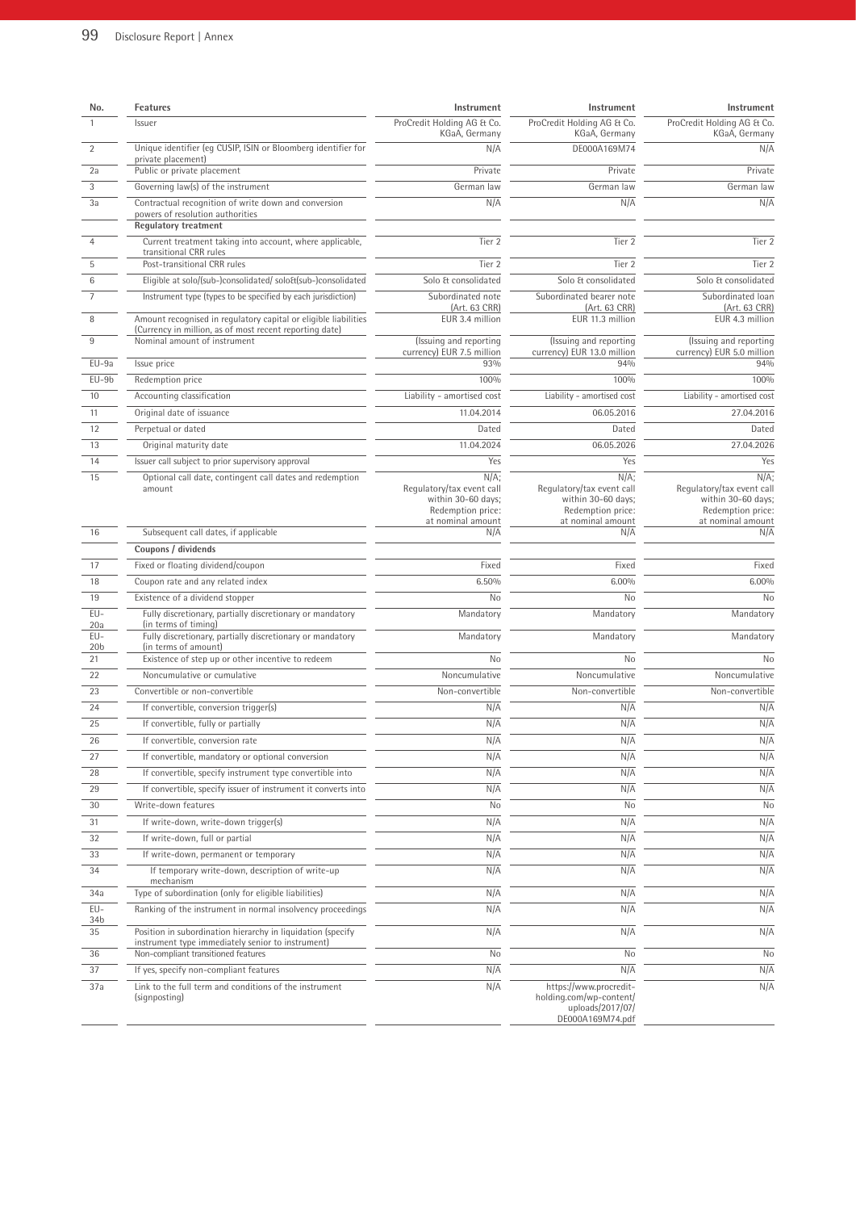| No. | Features | Instrument | Instrument | Instrument |
|---|---|---|---|---|
| 1 | Issuer | ProCredit Holding AG & Co. KGaA, Germany | ProCredit Holding AG & Co. KGaA, Germany | ProCredit Holding AG & Co. KGaA, Germany |
| 2 | Unique identifier (eg CUSIP, ISIN or Bloomberg identifier for private placement) | N/A | DE000A169M74 | N/A |
| 2a | Public or private placement | Private | Private | Private |
| 3 | Governing law(s) of the instrument | German law | German law | German law |
| 3a | Contractual recognition of write down and conversion powers of resolution authorities | N/A | N/A | N/A |
| | **Regulatory treatment** | | | |
| 4 | Current treatment taking into account, where applicable, transitional CRR rules | Tier 2 | Tier 2 | Tier 2 |
| 5 | Post-transitional CRR rules | Tier 2 | Tier 2 | Tier 2 |
| 6 | Eligible at solo/(sub-)consolidated/ solo&(sub-)consolidated | Solo & consolidated | Solo & consolidated | Solo & consolidated |
| 7 | Instrument type (types to be specified by each jurisdiction) | Subordinated note (Art. 63 CRR) | Subordinated bearer note (Art. 63 CRR) | Subordinated loan (Art. 63 CRR) |
| 8 | Amount recognised in regulatory capital or eligible liabilities (Currency in million, as of most recent reporting date) | EUR 3.4 million | EUR 11.3 million | EUR 4.3 million |
| 9 | Nominal amount of instrument | (Issuing and reporting currency) EUR 7.5 million | (Issuing and reporting currency) EUR 13.0 million | (Issuing and reporting currency) EUR 5.0 million |
| EU-9a | Issue price | 93% | 94% | 94% |
| EU-9b | Redemption price | 100% | 100% | 100% |
| 10 | Accounting classification | Liability - amortised cost | Liability - amortised cost | Liability - amortised cost |
| 11 | Original date of issuance | 11.04.2014 | 06.05.2016 | 27.04.2016 |
| 12 | Perpetual or dated | Dated | Dated | Dated |
| 13 | Original maturity date | 11.04.2024 | 06.05.2026 | 27.04.2026 |
| 14 | Issuer call subject to prior supervisory approval | Yes | Yes | Yes |
| 15 | Optional call date, contingent call dates and redemption amount | N/A; Regulatory/tax event call within 30-60 days; Redemption price: at nominal amount | N/A; Regulatory/tax event call within 30-60 days; Redemption price: at nominal amount | N/A; Regulatory/tax event call within 30-60 days; Redemption price: at nominal amount |
| 16 | Subsequent call dates, if applicable | N/A | N/A | N/A |
| | **Coupons / dividends** | | | |
| 17 | Fixed or floating dividend/coupon | Fixed | Fixed | Fixed |
| 18 | Coupon rate and any related index | 6.50% | 6.00% | 6.00% |
| 19 | Existence of a dividend stopper | No | No | No |
| EU-20a | Fully discretionary, partially discretionary or mandatory (in terms of timing) | Mandatory | Mandatory | Mandatory |
| EU-20b | Fully discretionary, partially discretionary or mandatory (in terms of amount) | Mandatory | Mandatory | Mandatory |
| 21 | Existence of step up or other incentive to redeem | No | No | No |
| 22 | Noncumulative or cumulative | Noncumulative | Noncumulative | Noncumulative |
| 23 | Convertible or non-convertible | Non-convertible | Non-convertible | Non-convertible |
| 24 | If convertible, conversion trigger(s) | N/A | N/A | N/A |
| 25 | If convertible, fully or partially | N/A | N/A | N/A |
| 26 | If convertible, conversion rate | N/A | N/A | N/A |
| 27 | If convertible, mandatory or optional conversion | N/A | N/A | N/A |
| 28 | If convertible, specify instrument type convertible into | N/A | N/A | N/A |
| 29 | If convertible, specify issuer of instrument it converts into | N/A | N/A | N/A |
| 30 | Write-down features | No | No | No |
| 31 | If write-down, write-down trigger(s) | N/A | N/A | N/A |
| 32 | If write-down, full or partial | N/A | N/A | N/A |
| 33 | If write-down, permanent or temporary | N/A | N/A | N/A |
| 34 | If temporary write-down, description of write-up mechanism | N/A | N/A | N/A |
| 34a | Type of subordination (only for eligible liabilities) | N/A | N/A | N/A |
| EU-34b | Ranking of the instrument in normal insolvency proceedings | N/A | N/A | N/A |
| 35 | Position in subordination hierarchy in liquidation (specify instrument type immediately senior to instrument) | N/A | N/A | N/A |
| 36 | Non-compliant transitioned features | No | No | No |
| 37 | If yes, specify non-compliant features | N/A | N/A | N/A |
| 37a | Link to the full term and conditions of the instrument (signposting) | N/A | https://www.procredit-holding.com/wp-content/uploads/2017/07/DE000A169M74.pdf | N/A |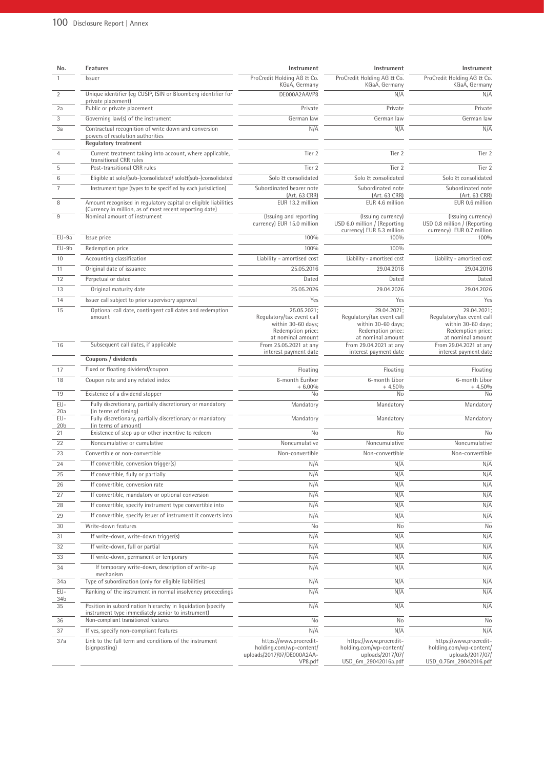| No. | Features | Instrument | Instrument | Instrument |
|---|---|---|---|---|
| 1 | Issuer | ProCredit Holding AG & Co. KGaA, Germany | ProCredit Holding AG & Co. KGaA, Germany | ProCredit Holding AG & Co. KGaA, Germany |
| 2 | Unique identifier (eg CUSIP, ISIN or Bloomberg identifier for private placement) | DE000A2AAVP8 | N/A | N/A |
| 2a | Public or private placement | Private | Private | Private |
| 3 | Governing law(s) of the instrument | German law | German law | German law |
| 3a | Contractual recognition of write down and conversion powers of resolution authorities | N/A | N/A | N/A |
| | **Regulatory treatment** | | | |
| 4 | Current treatment taking into account, where applicable, transitional CRR rules | Tier 2 | Tier 2 | Tier 2 |
| 5 | Post-transitional CRR rules | Tier 2 | Tier 2 | Tier 2 |
| 6 | Eligible at solo/(sub-)consolidated/ solo&(sub-)consolidated | Solo & consolidated | Solo & consolidated | Solo & consolidated |
| 7 | Instrument type (types to be specified by each jurisdiction) | Subordinated bearer note (Art. 63 CRR) | Subordinated note (Art. 63 CRR) | Subordinated note (Art. 63 CRR) |
| 8 | Amount recognised in regulatory capital or eligible liabilities (Currency in million, as of most recent reporting date) | EUR 13.2 million | EUR 4.6 million | EUR 0.6 million |
| 9 | Nominal amount of instrument | (Issuing and reporting currency) EUR 15.0 million | (Issuing currency) USD 6.0 million / (Reporting currency) EUR 5.3 million | (Issuing currency) USD 0.8 million / (Reporting currency) EUR 0.7 million |
| EU-9a | Issue price | 100% | 100% | 100% |
| EU-9b | Redemption price | 100% | 100% | |
| 10 | Accounting classification | Liability - amortised cost | Liability - amortised cost | Liability - amortised cost |
| 11 | Original date of issuance | 25.05.2016 | 29.04.2016 | 29.04.2016 |
| 12 | Perpetual or dated | Dated | Dated | Dated |
| 13 | Original maturity date | 25.05.2026 | 29.04.2026 | 29.04.2026 |
| 14 | Issuer call subject to prior supervisory approval | Yes | Yes | Yes |
| 15 | Optional call date, contingent call dates and redemption amount | 25.05.2021; Regulatory/tax event call within 30-60 days; Redemption price: at nominal amount | 29.04.2021; Regulatory/tax event call within 30-60 days; Redemption price: at nominal amount | 29.04.2021; Regulatory/tax event call within 30-60 days; Redemption price: at nominal amount |
| 16 | Subsequent call dates, if applicable | From 25.05.2021 at any interest payment date | From 29.04.2021 at any interest payment date | From 29.04.2021 at any interest payment date |
| | **Coupons / dividends** | | | |
| 17 | Fixed or floating dividend/coupon | Floating | Floating | Floating |
| 18 | Coupon rate and any related index | 6-month Euribor + 6.00% | 6-month Libor + 4.50% | 6-month Libor + 4.50% |
| 19 | Existence of a dividend stopper | No | No | No |
| EU-20a | Fully discretionary, partially discretionary or mandatory (in terms of timing) | Mandatory | Mandatory | Mandatory |
| EU-20b | Fully discretionary, partially discretionary or mandatory (in terms of amount) | Mandatory | Mandatory | Mandatory |
| 21 | Existence of step up or other incentive to redeem | No | No | No |
| 22 | Noncumulative or cumulative | Noncumulative | Noncumulative | Noncumulative |
| 23 | Convertible or non-convertible | Non-convertible | Non-convertible | Non-convertible |
| 24 | If convertible, conversion trigger(s) | N/A | N/A | N/A |
| 25 | If convertible, fully or partially | N/A | N/A | N/A |
| 26 | If convertible, conversion rate | N/A | N/A | N/A |
| 27 | If convertible, mandatory or optional conversion | N/A | N/A | N/A |
| 28 | If convertible, specify instrument type convertible into | N/A | N/A | N/A |
| 29 | If convertible, specify issuer of instrument it converts into | N/A | N/A | N/A |
| 30 | Write-down features | No | No | No |
| 31 | If write-down, write-down trigger(s) | N/A | N/A | N/A |
| 32 | If write-down, full or partial | N/A | N/A | N/A |
| 33 | If write-down, permanent or temporary | N/A | N/A | N/A |
| 34 | If temporary write-down, description of write-up mechanism | N/A | N/A | N/A |
| 34a | Type of subordination (only for eligible liabilities) | N/A | N/A | N/A |
| EU-34b | Ranking of the instrument in normal insolvency proceedings | N/A | N/A | N/A |
| 35 | Position in subordination hierarchy in liquidation (specify instrument type immediately senior to instrument) | N/A | N/A | N/A |
| 36 | Non-compliant transitioned features | No | No | No |
| 37 | If yes, specify non-compliant features | N/A | N/A | N/A |
| 37a | Link to the full term and conditions of the instrument (signposting) | https://www.procredit-holding.com/wp-content/uploads/2017/07/DE000A2AA-VP8.pdf | https://www.procredit-holding.com/wp-content/uploads/2017/07/USD_6m_29042016a.pdf | https://www.procredit-holding.com/wp-content/uploads/2017/07/USD_0.75m_29042016.pdf |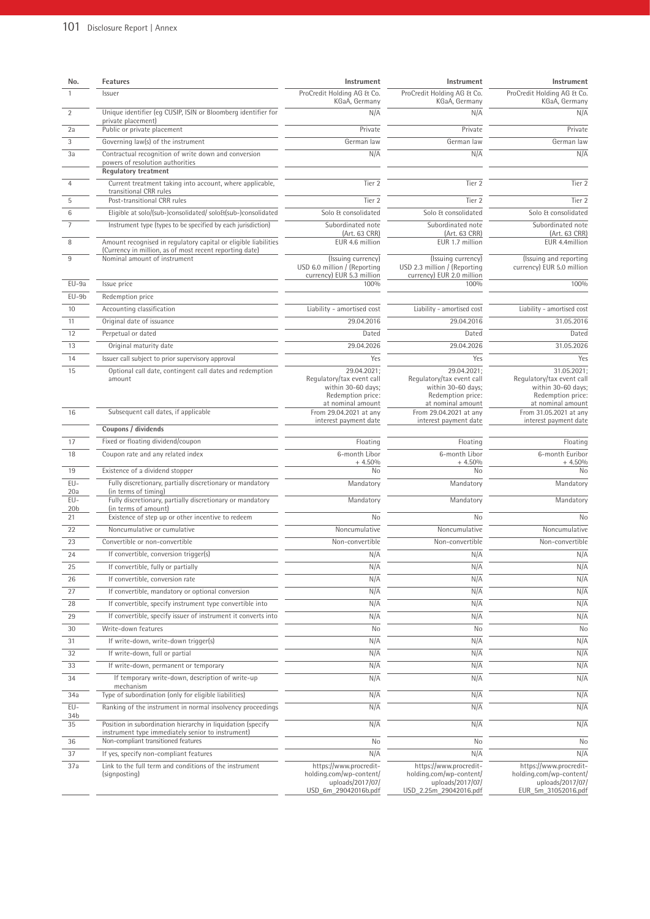| No. | Features | Instrument | Instrument | Instrument |
|---|---|---|---|---|
| 1 | Issuer | ProCredit Holding AG & Co. KGaA, Germany | ProCredit Holding AG & Co. KGaA, Germany | ProCredit Holding AG & Co. KGaA, Germany |
| 2 | Unique identifier (eg CUSIP, ISIN or Bloomberg identifier for private placement) | N/A | N/A | N/A |
| 2a | Public or private placement | Private | Private | Private |
| 3 | Governing law(s) of the instrument | German law | German law | German law |
| 3a | Contractual recognition of write down and conversion powers of resolution authorities | N/A | N/A | N/A |
| | **Regulatory treatment** | | | |
| 4 | Current treatment taking into account, where applicable, transitional CRR rules | Tier 2 | Tier 2 | Tier 2 |
| 5 | Post-transitional CRR rules | Tier 2 | Tier 2 | Tier 2 |
| 6 | Eligible at solo/(sub-)consolidated/ solo&(sub-)consolidated | Solo & consolidated | Solo & consolidated | Solo & consolidated |
| 7 | Instrument type (types to be specified by each jurisdiction) | Subordinated note (Art. 63 CRR) | Subordinated note (Art. 63 CRR) | Subordinated note (Art. 63 CRR) |
| 8 | Amount recognised in regulatory capital or eligible liabilities (Currency in million, as of most recent reporting date) | EUR 4.6 million | EUR 1.7 million | EUR 4.4million |
| 9 | Nominal amount of instrument | (Issuing currency) USD 6.0 million / (Reporting currency) EUR 5.3 million | (Issuing currency) USD 2.3 million / (Reporting currency) EUR 2.0 million | (Issuing and reporting currency) EUR 5.0 million |
| EU-9a | Issue price | 100% | 100% | 100% |
| EU-9b | Redemption price | | | |
| 10 | Accounting classification | Liability - amortised cost | Liability - amortised cost | Liability - amortised cost |
| 11 | Original date of issuance | 29.04.2016 | 29.04.2016 | 31.05.2016 |
| 12 | Perpetual or dated | Dated | Dated | Dated |
| 13 | Original maturity date | 29.04.2026 | 29.04.2026 | 31.05.2026 |
| 14 | Issuer call subject to prior supervisory approval | Yes | Yes | Yes |
| 15 | Optional call date, contingent call dates and redemption amount | 29.04.2021; Regulatory/tax event call within 30-60 days; Redemption price: at nominal amount | 29.04.2021; Regulatory/tax event call within 30-60 days; Redemption price: at nominal amount | 31.05.2021; Regulatory/tax event call within 30-60 days; Redemption price: at nominal amount |
| 16 | Subsequent call dates, if applicable | From 29.04.2021 at any interest payment date | From 29.04.2021 at any interest payment date | From 31.05.2021 at any interest payment date |
| | **Coupons / dividends** | | | |
| 17 | Fixed or floating dividend/coupon | Floating | Floating | Floating |
| 18 | Coupon rate and any related index | 6-month Libor + 4.50% | 6-month Libor + 4.50% | 6-month Euribor + 4.50% |
| 19 | Existence of a dividend stopper | No | No | No |
| EU-20a | Fully discretionary, partially discretionary or mandatory (in terms of timing) | Mandatory | Mandatory | Mandatory |
| EU-20b | Fully discretionary, partially discretionary or mandatory (in terms of amount) | Mandatory | Mandatory | Mandatory |
| 21 | Existence of step up or other incentive to redeem | No | No | No |
| 22 | Noncumulative or cumulative | Noncumulative | Noncumulative | Noncumulative |
| 23 | Convertible or non-convertible | Non-convertible | Non-convertible | Non-convertible |
| 24 | If convertible, conversion trigger(s) | N/A | N/A | N/A |
| 25 | If convertible, fully or partially | N/A | N/A | N/A |
| 26 | If convertible, conversion rate | N/A | N/A | N/A |
| 27 | If convertible, mandatory or optional conversion | N/A | N/A | N/A |
| 28 | If convertible, specify instrument type convertible into | N/A | N/A | N/A |
| 29 | If convertible, specify issuer of instrument it converts into | N/A | N/A | N/A |
| 30 | Write-down features | No | No | No |
| 31 | If write-down, write-down trigger(s) | N/A | N/A | N/A |
| 32 | If write-down, full or partial | N/A | N/A | N/A |
| 33 | If write-down, permanent or temporary | N/A | N/A | N/A |
| 34 | If temporary write-down, description of write-up mechanism | N/A | N/A | N/A |
| 34a | Type of subordination (only for eligible liabilities) | N/A | N/A | N/A |
| EU-34b | Ranking of the instrument in normal insolvency proceedings | N/A | N/A | N/A |
| 35 | Position in subordination hierarchy in liquidation (specify instrument type immediately senior to instrument) | N/A | N/A | N/A |
| 36 | Non-compliant transitioned features | No | No | No |
| 37 | If yes, specify non-compliant features | N/A | N/A | N/A |
| 37a | Link to the full term and conditions of the instrument (signposting) | https://www.procredit-holding.com/wp-content/uploads/2017/07/USD_6m_29042016b.pdf | https://www.procredit-holding.com/wp-content/uploads/2017/07/USD_2.25m_29042016.pdf | https://www.procredit-holding.com/wp-content/uploads/2017/07/EUR_5m_31052016.pdf |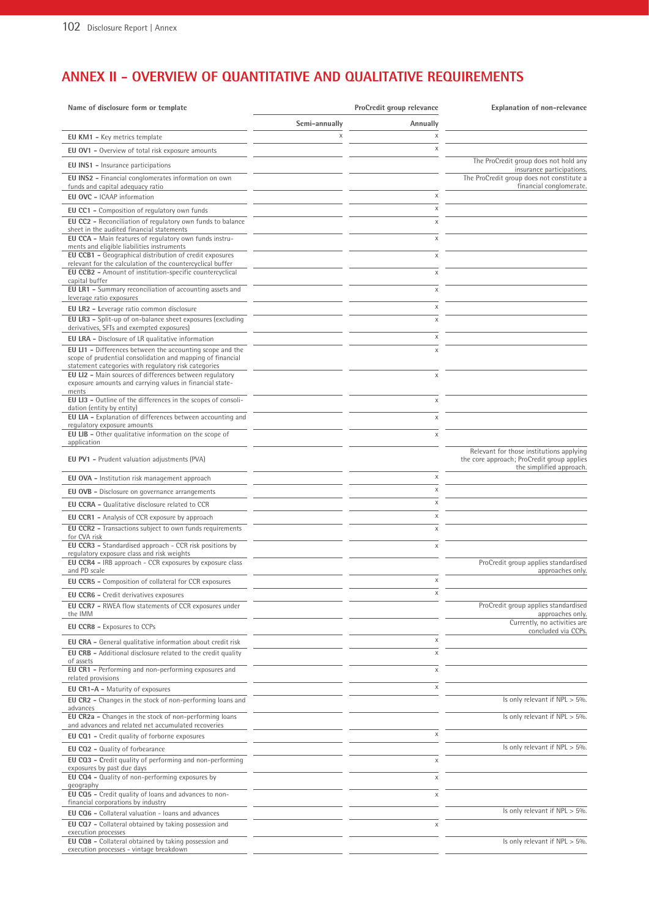## ANNEX II – OVERVIEW OF QUANTITATIVE AND QUALITATIVE REQUIREMENTS

| Name of disclosure form or template | ProCredit group relevance | | Explanation of non-relevance |
|---|---|---|---|
| | Semi-annually | Annually | |
| **EU KM1** – Key metrics template | x | x | |
| **EU OV1** – Overview of total risk exposure amounts | | x | |
| **EU INS1** – Insurance participations | | | The ProCredit group does not hold any insurance participations. |
| **EU INS2** – Financial conglomerates information on own funds and capital adequacy ratio | | | The ProCredit group does not constitute a financial conglomerate. |
| **EU OVC** – ICAAP information | | x | |
| **EU CC1** – Composition of regulatory own funds | | x | |
| **EU CC2** – Reconciliation of regulatory own funds to balance sheet in the audited financial statements | | x | |
| **EU CCA** – Main features of regulatory own funds instruments and eligible liabilities instruments | | x | |
| **EU CCB1** – Geographical distribution of credit exposures relevant for the calculation of the countercyclical buffer | | x | |
| **EU CCB2** – Amount of institution-specific countercyclical capital buffer | | x | |
| **EU LR1** – Summary reconciliation of accounting assets and leverage ratio exposures | | x | |
| **EU LR2** – Leverage ratio common disclosure | | x | |
| **EU LR3** – Split-up of on-balance sheet exposures (excluding derivatives, SFTs and exempted exposures) | | x | |
| **EU LRA** – Disclosure of LR qualitative information | | x | |
| **EU LI1** – Differences between the accounting scope and the scope of prudential consolidation and mapping of financial statement categories with regulatory risk categories | | x | |
| **EU LI2** – Main sources of differences between regulatory exposure amounts and carrying values in financial statements | | x | |
| **EU LI3** – Outline of the differences in the scopes of consolidation (entity by entity) | | x | |
| **EU LIA** – Explanation of differences between accounting and regulatory exposure amounts | | x | |
| **EU LIB** – Other qualitative information on the scope of application | | x | |
| **EU PV1** – Prudent valuation adjustments (PVA) | | | Relevant for those institutions applying the core approach; ProCredit group applies the simplified approach. |
| **EU OVA** – Institution risk management approach | | x | |
| **EU OVB** – Disclosure on governance arrangements | | x | |
| **EU CCRA** – Qualitative disclosure related to CCR | | x | |
| **EU CCR1** – Analysis of CCR exposure by approach | | x | |
| **EU CCR2** – Transactions subject to own funds requirements for CVA risk | | x | |
| **EU CCR3** – Standardised approach – CCR risk positions by regulatory exposure class and risk weights | | x | |
| **EU CCR4** – IRB approach – CCR exposures by exposure class and PD scale | | | ProCredit group applies standardised approaches only. |
| **EU CCR5** – Composition of collateral for CCR exposures | | x | |
| **EU CCR6** – Credit derivatives exposures | | x | |
| **EU CCR7** – RWEA flow statements of CCR exposures under the IMM | | | ProCredit group applies standardised approaches only. |
| **EU CCR8** – Exposures to CCPs | | | Currently, no activities are concluded via CCPs. |
| **EU CRA** – General qualitative information about credit risk | | x | |
| **EU CRB** – Additional disclosure related to the credit quality of assets | | x | |
| **EU CR1** – Performing and non-performing exposures and related provisions | | x | |
| **EU CR1-A** – Maturity of exposures | | x | |
| **EU CR2** – Changes in the stock of non-performing loans and advances | | | Is only relevant if NPL > 5%. |
| **EU CR2a** – Changes in the stock of non-performing loans and advances and related net accumulated recoveries | | | Is only relevant if NPL > 5%. |
| **EU CQ1** – Credit quality of forborne exposures | | x | |
| **EU CQ2** – Quality of forbearance | | | Is only relevant if NPL > 5%. |
| **EU CQ3** – Credit quality of performing and non-performing exposures by past due days | | x | |
| **EU CQ4** – Quality of non-performing exposures by geography | | x | |
| **EU CQ5** – Credit quality of loans and advances to non-financial corporations by industry | | x | |
| **EU CQ6** – Collateral valuation – loans and advances | | | Is only relevant if NPL > 5%. |
| **EU CQ7** – Collateral obtained by taking possession and execution processes | | x | |
| **EU CQ8** – Collateral obtained by taking possession and execution processes – vintage breakdown | | | Is only relevant if NPL > 5%. |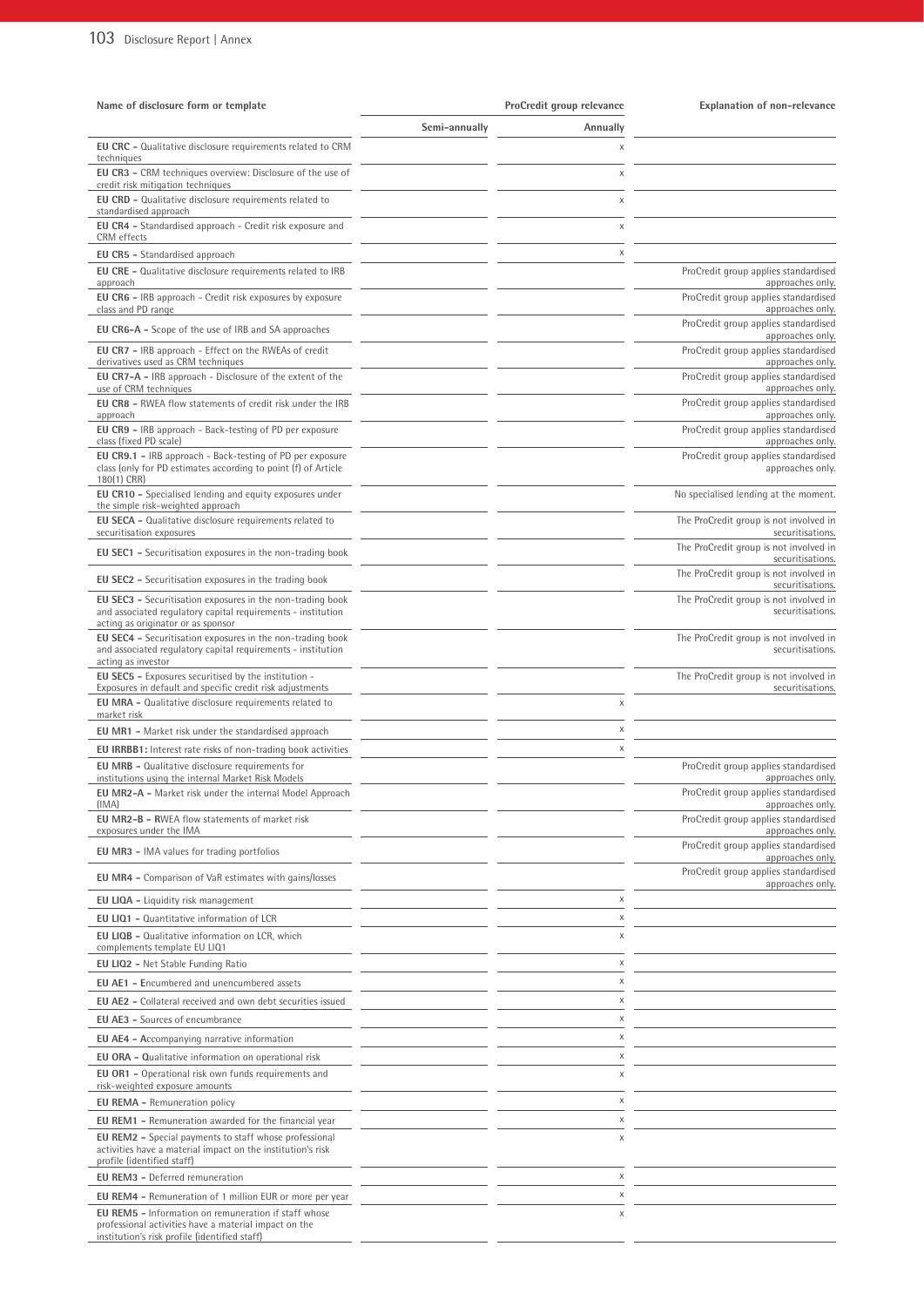| Name of disclosure form or template | ProCredit group relevance | | Explanation of non-relevance |
|---|---|---|---|
| | Semi-annually | Annually | |
| **EU CRC –** Qualitative disclosure requirements related to CRM techniques | | x | |
| **EU CR3 –** CRM techniques overview: Disclosure of the use of credit risk mitigation techniques | | x | |
| **EU CRD –** Qualitative disclosure requirements related to standardised approach | | x | |
| **EU CR4 –** Standardised approach - Credit risk exposure and CRM effects | | x | |
| **EU CR5 –** Standardised approach | | x | |
| **EU CRE –** Qualitative disclosure requirements related to IRB approach | | | ProCredit group applies standardised approaches only. |
| **EU CR6 –** IRB approach - Credit risk exposures by exposure class and PD range | | | ProCredit group applies standardised approaches only. |
| **EU CR6-A –** Scope of the use of IRB and SA approaches | | | ProCredit group applies standardised approaches only. |
| **EU CR7 –** IRB approach - Effect on the RWEAs of credit derivatives used as CRM techniques | | | ProCredit group applies standardised approaches only. |
| **EU CR7-A –** IRB approach - Disclosure of the extent of the use of CRM techniques | | | ProCredit group applies standardised approaches only. |
| **EU CR8 –** RWEA flow statements of credit risk under the IRB approach | | | ProCredit group applies standardised approaches only. |
| **EU CR9 –** IRB approach - Back-testing of PD per exposure class (fixed PD scale) | | | ProCredit group applies standardised approaches only. |
| **EU CR9.1 –** IRB approach - Back-testing of PD per exposure class (only for PD estimates according to point (f) of Article 180(1) CRR) | | | ProCredit group applies standardised approaches only. |
| **EU CR10 –** Specialised lending and equity exposures under the simple risk-weighted approach | | | No specialised lending at the moment. |
| **EU SECA –** Qualitative disclosure requirements related to securitisation exposures | | | The ProCredit group is not involved in securitisations. |
| **EU SEC1 –** Securitisation exposures in the non-trading book | | | The ProCredit group is not involved in securitisations. |
| **EU SEC2 –** Securitisation exposures in the trading book | | | The ProCredit group is not involved in securitisations. |
| **EU SEC3 –** Securitisation exposures in the non-trading book and associated regulatory capital requirements - institution acting as originator or as sponsor | | | The ProCredit group is not involved in securitisations. |
| **EU SEC4 –** Securitisation exposures in the non-trading book and associated regulatory capital requirements - institution acting as investor | | | The ProCredit group is not involved in securitisations. |
| **EU SEC5 –** Exposures securitised by the institution - Exposures in default and specific credit risk adjustments | | | The ProCredit group is not involved in securitisations. |
| **EU MRA –** Qualitative disclosure requirements related to market risk | | x | |
| **EU MR1 –** Market risk under the standardised approach | | x | |
| **EU IRRBB1:** Interest rate risks of non-trading book activities | | x | |
| **EU MRB –** Qualitative disclosure requirements for institutions using the internal Market Risk Models | | | ProCredit group applies standardised approaches only. |
| **EU MR2-A –** Market risk under the internal Model Approach (IMA) | | | ProCredit group applies standardised approaches only. |
| **EU MR2-B – R**WEA flow statements of market risk exposures under the IMA | | | ProCredit group applies standardised approaches only. |
| **EU MR3 –** IMA values for trading portfolios | | | ProCredit group applies standardised approaches only. |
| **EU MR4 –** Comparison of VaR estimates with gains/losses | | | ProCredit group applies standardised approaches only. |
| **EU LIQA –** Liquidity risk management | | x | |
| **EU LIQ1 –** Quantitative information of LCR | | x | |
| **EU LIQB –** Qualitative information on LCR, which complements template EU LIQ1 | | x | |
| **EU LIQ2 –** Net Stable Funding Ratio | | x | |
| **EU AE1 – E**ncumbered and unencumbered assets | | x | |
| **EU AE2 –** Collateral received and own debt securities issued | | x | |
| **EU AE3 –** Sources of encumbrance | | x | |
| **EU AE4 – A**ccompanying narrative information | | x | |
| **EU ORA – Q**ualitative information on operational risk | | x | |
| **EU OR1 –** Operational risk own funds requirements and risk-weighted exposure amounts | | x | |
| **EU REMA –** Remuneration policy | | x | |
| **EU REM1 –** Remuneration awarded for the financial year | | x | |
| **EU REM2 –** Special payments to staff whose professional activities have a material impact on the institution's risk profile (identified staff) | | x | |
| **EU REM3 –** Deferred remuneration | | x | |
| **EU REM4 –** Remuneration of 1 million EUR or more per year | | x | |
| **EU REM5 –** Information on remuneration if staff whose professional activities have a material impact on the institution's risk profile (identified staff) | | x | |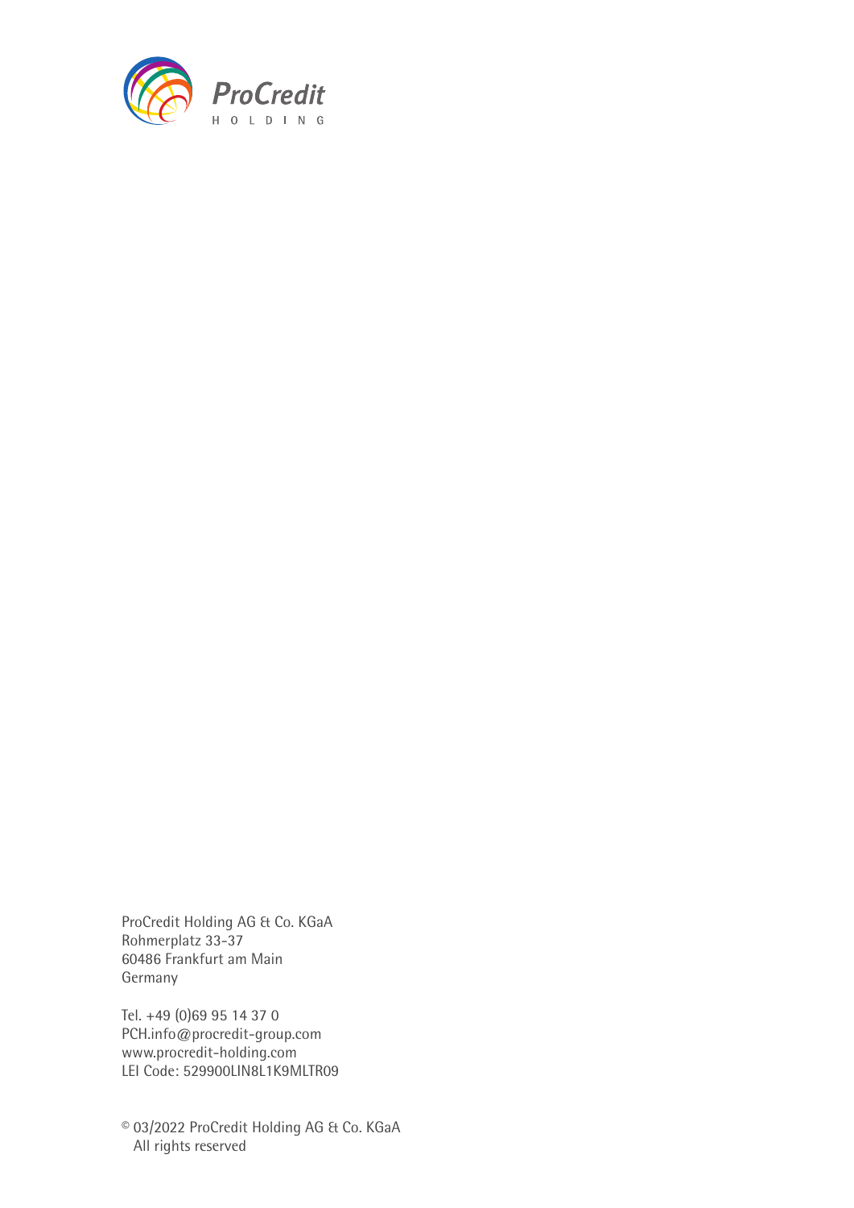ProCredit

HOLDING

ProCredit Holding AG & Co. KGaA
Rohmerplatz 33-37
60486 Frankfurt am Main
Germany

Tel. +49 (0)69 95 14 37 0
PCH.info@procredit-group.com
www.procredit-holding.com
LEI Code: 529900LIN8L1K9MLTR09

© 03/2022 ProCredit Holding AG & Co. KGaA
All rights reserved